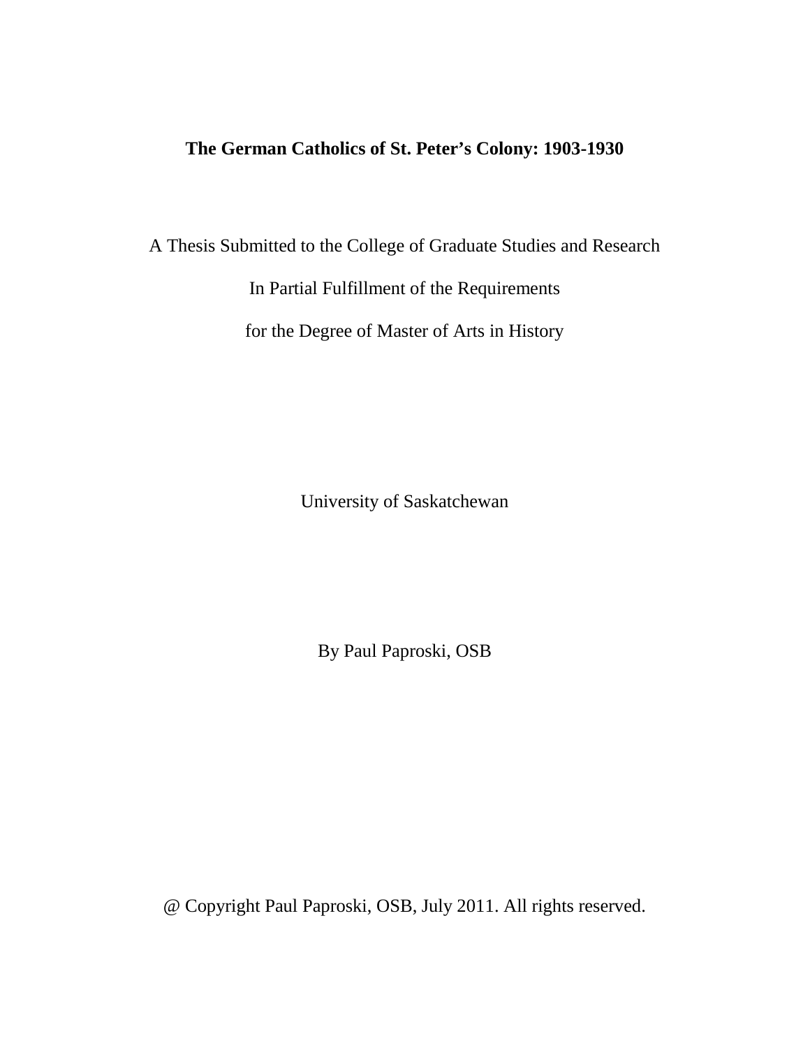# The German Catholics of St. Peter's Colony: 1903-1930

A Thesis Submitted to the College of Graduate Studies and Research

In Partial Fulfillment of the Requirements

for the Degree of Master of Arts in History

University of Saskatchewan

By Paul Paproski, OSB

@ Copyright Paul Paproski, OSB, July 2011. All rights reserved.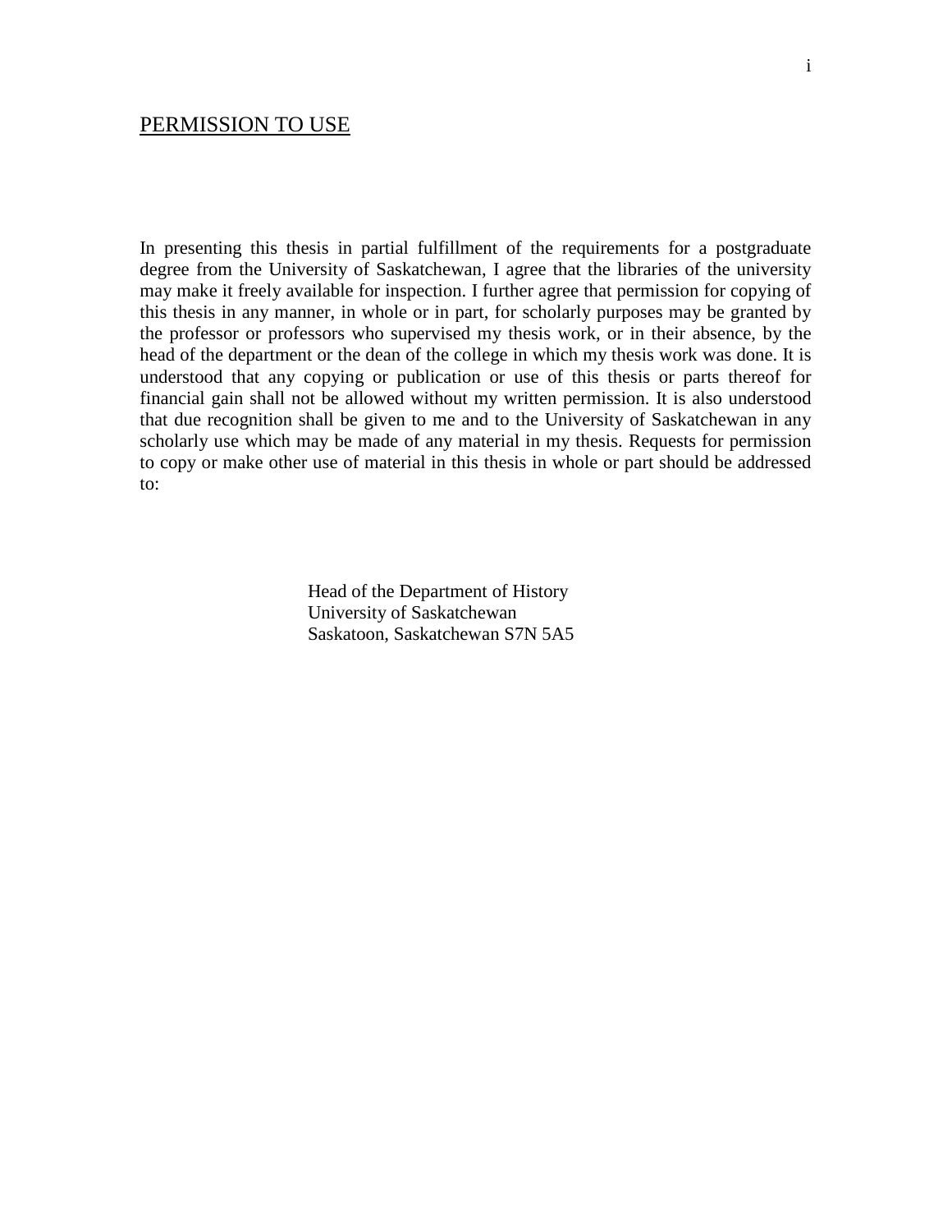## PERMISSION TO USE

In presenting this thesis in partial fulfillment of the requirements for a postgraduate degree from the University of Saskatchewan, I agree that the libraries of the university may make it freely available for inspection. I further agree that permission for copying of this thesis in any manner, in whole or in part, for scholarly purposes may be granted by the professor or professors who supervised my thesis work, or in their absence, by the head of the department or the dean of the college in which my thesis work was done. It is understood that any copying or publication or use of this thesis or parts thereof for financial gain shall not be allowed without my written permission. It is also understood that due recognition shall be given to me and to the University of Saskatchewan in any scholarly use which may be made of any material in my thesis. Requests for permission to copy or make other use of material in this thesis in whole or part should be addressed to:

Head of the Department of History
University of Saskatchewan
Saskatoon, Saskatchewan S7N 5A5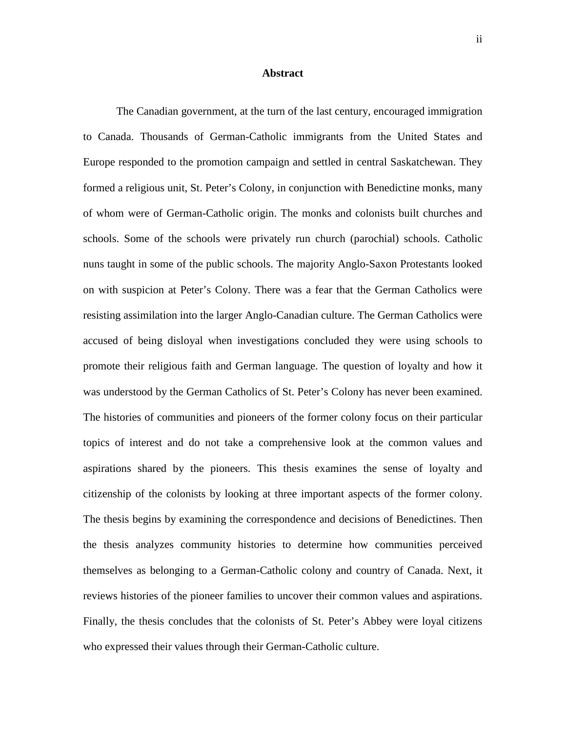# Abstract

The Canadian government, at the turn of the last century, encouraged immigration to Canada. Thousands of German-Catholic immigrants from the United States and Europe responded to the promotion campaign and settled in central Saskatchewan. They formed a religious unit, St. Peter's Colony, in conjunction with Benedictine monks, many of whom were of German-Catholic origin. The monks and colonists built churches and schools. Some of the schools were privately run church (parochial) schools. Catholic nuns taught in some of the public schools. The majority Anglo-Saxon Protestants looked on with suspicion at Peter's Colony. There was a fear that the German Catholics were resisting assimilation into the larger Anglo-Canadian culture. The German Catholics were accused of being disloyal when investigations concluded they were using schools to promote their religious faith and German language. The question of loyalty and how it was understood by the German Catholics of St. Peter's Colony has never been examined. The histories of communities and pioneers of the former colony focus on their particular topics of interest and do not take a comprehensive look at the common values and aspirations shared by the pioneers. This thesis examines the sense of loyalty and citizenship of the colonists by looking at three important aspects of the former colony. The thesis begins by examining the correspondence and decisions of Benedictines. Then the thesis analyzes community histories to determine how communities perceived themselves as belonging to a German-Catholic colony and country of Canada. Next, it reviews histories of the pioneer families to uncover their common values and aspirations. Finally, the thesis concludes that the colonists of St. Peter's Abbey were loyal citizens who expressed their values through their German-Catholic culture.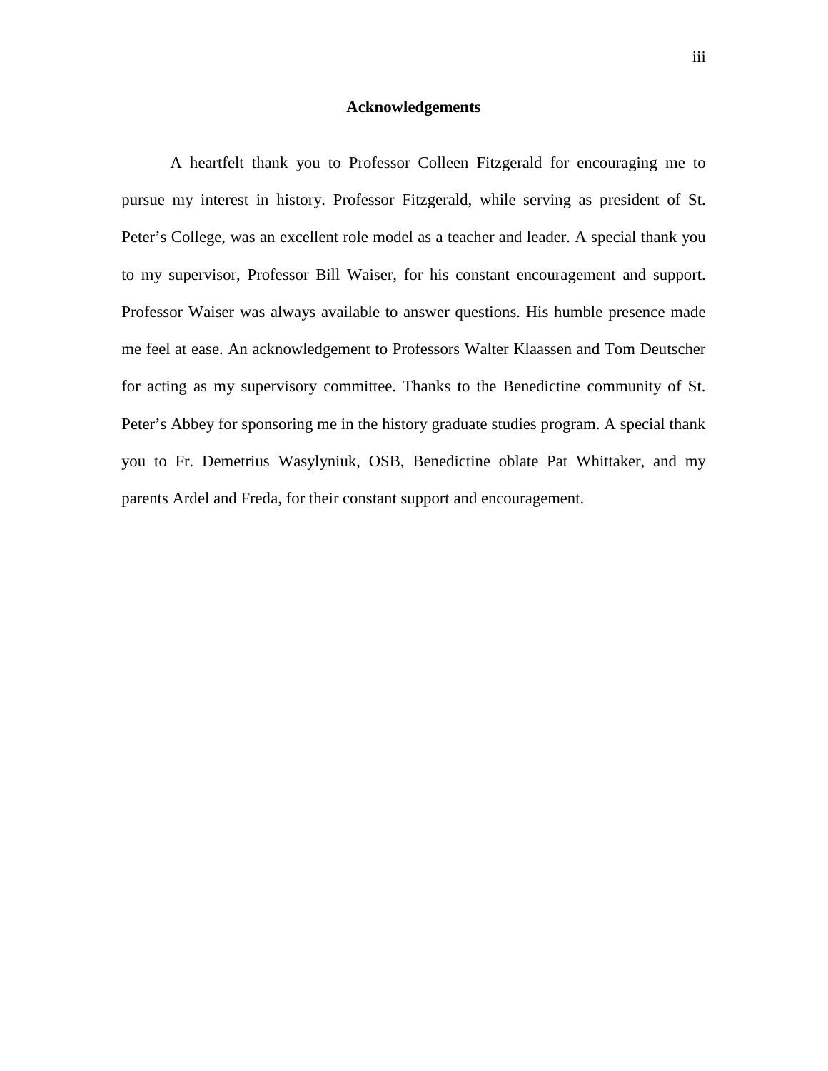# Acknowledgements

A heartfelt thank you to Professor Colleen Fitzgerald for encouraging me to pursue my interest in history. Professor Fitzgerald, while serving as president of St. Peter's College, was an excellent role model as a teacher and leader. A special thank you to my supervisor, Professor Bill Waiser, for his constant encouragement and support. Professor Waiser was always available to answer questions. His humble presence made me feel at ease. An acknowledgement to Professors Walter Klaassen and Tom Deutscher for acting as my supervisory committee. Thanks to the Benedictine community of St. Peter's Abbey for sponsoring me in the history graduate studies program. A special thank you to Fr. Demetrius Wasylyniuk, OSB, Benedictine oblate Pat Whittaker, and my parents Ardel and Freda, for their constant support and encouragement.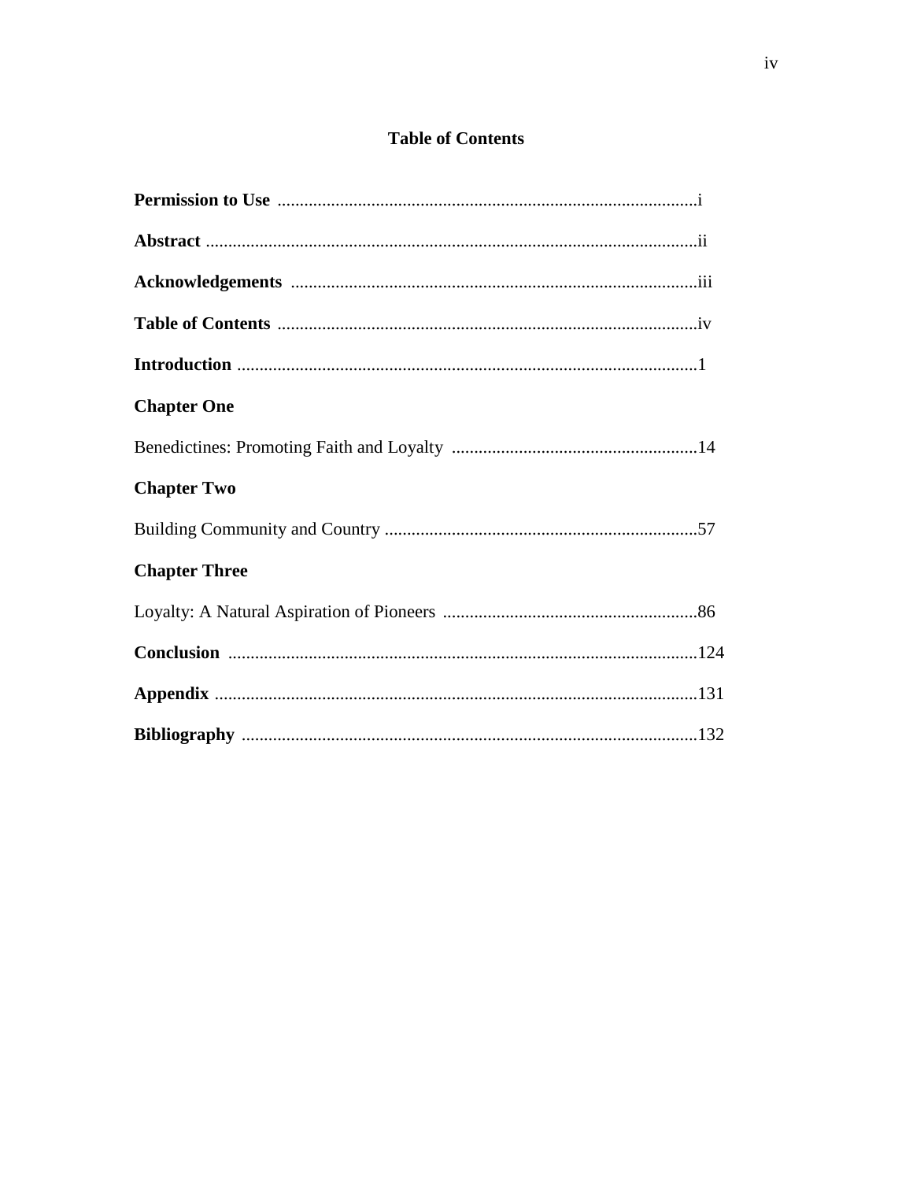## Table of Contents

**Permission to Use** .............................................................................................i

**Abstract** .............................................................................................................ii

**Acknowledgements** ...........................................................................................iii

**Table of Contents** ..............................................................................................iv

**Introduction** .......................................................................................................1

**Chapter One**

Benedictines: Promoting Faith and Loyalty .......................................................14

**Chapter Two**

Building Community and Country ......................................................................57

**Chapter Three**

Loyalty: A Natural Aspiration of Pioneers .........................................................86

**Conclusion** .........................................................................................................124

**Appendix** ............................................................................................................131

**Bibliography** ......................................................................................................132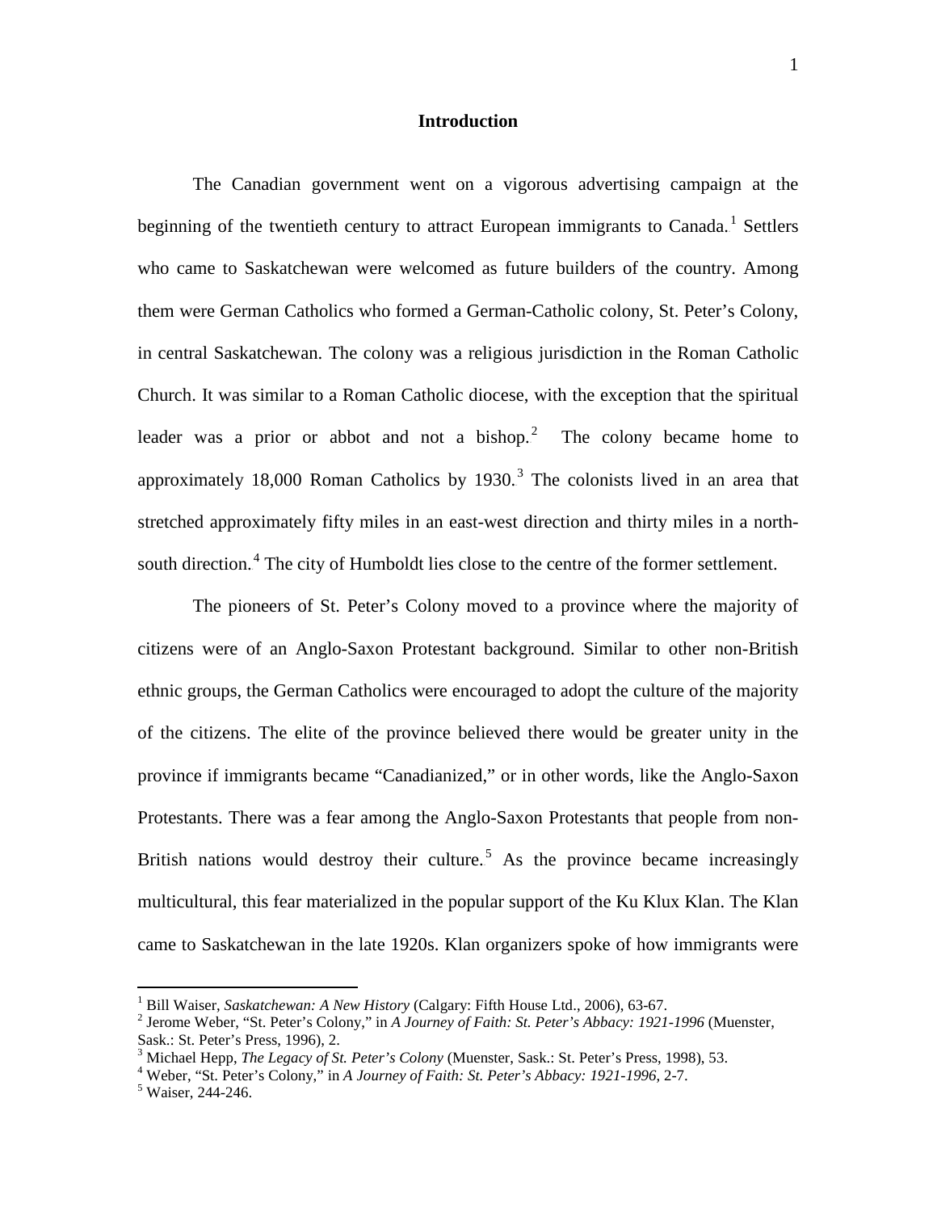## Introduction

The Canadian government went on a vigorous advertising campaign at the beginning of the twentieth century to attract European immigrants to Canada.[1] Settlers who came to Saskatchewan were welcomed as future builders of the country. Among them were German Catholics who formed a German-Catholic colony, St. Peter's Colony, in central Saskatchewan. The colony was a religious jurisdiction in the Roman Catholic Church. It was similar to a Roman Catholic diocese, with the exception that the spiritual leader was a prior or abbot and not a bishop.[2] The colony became home to approximately 18,000 Roman Catholics by 1930.[3] The colonists lived in an area that stretched approximately fifty miles in an east-west direction and thirty miles in a north-south direction.[4] The city of Humboldt lies close to the centre of the former settlement.

The pioneers of St. Peter's Colony moved to a province where the majority of citizens were of an Anglo-Saxon Protestant background. Similar to other non-British ethnic groups, the German Catholics were encouraged to adopt the culture of the majority of the citizens. The elite of the province believed there would be greater unity in the province if immigrants became "Canadianized," or in other words, like the Anglo-Saxon Protestants. There was a fear among the Anglo-Saxon Protestants that people from non-British nations would destroy their culture.[5] As the province became increasingly multicultural, this fear materialized in the popular support of the Ku Klux Klan. The Klan came to Saskatchewan in the late 1920s. Klan organizers spoke of how immigrants were

---

[1] Bill Waiser, *Saskatchewan: A New History* (Calgary: Fifth House Ltd., 2006), 63-67.

[2] Jerome Weber, "St. Peter's Colony," in *A Journey of Faith: St. Peter's Abbacy: 1921-1996* (Muenster, Sask.: St. Peter's Press, 1996), 2.

[3] Michael Hepp, *The Legacy of St. Peter's Colony* (Muenster, Sask.: St. Peter's Press, 1998), 53.

[4] Weber, "St. Peter's Colony," in *A Journey of Faith: St. Peter's Abbacy: 1921-1996*, 2-7.

[5] Waiser, 244-246.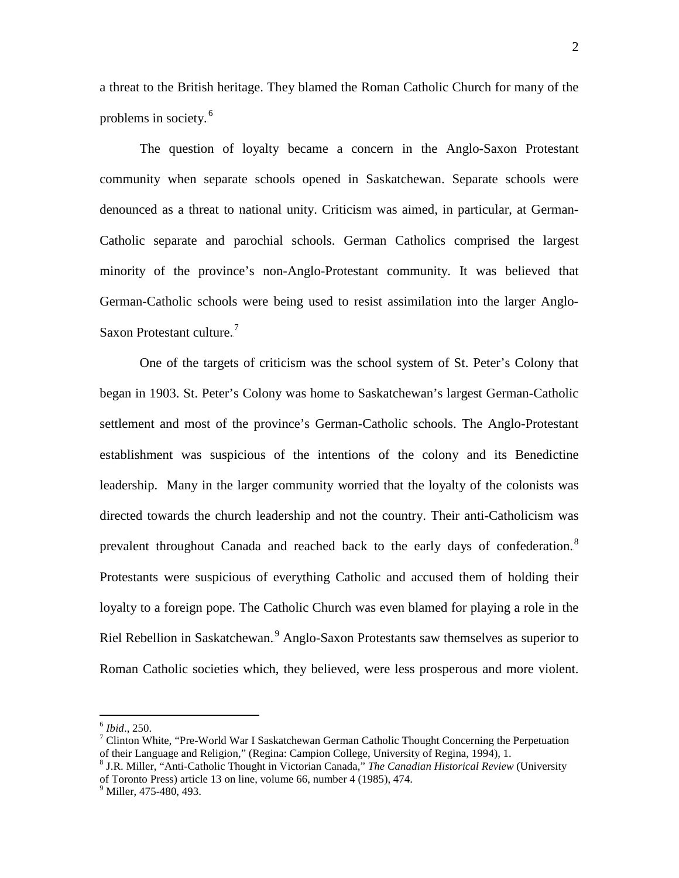a threat to the British heritage. They blamed the Roman Catholic Church for many of the problems in society.[6]

The question of loyalty became a concern in the Anglo-Saxon Protestant community when separate schools opened in Saskatchewan. Separate schools were denounced as a threat to national unity. Criticism was aimed, in particular, at German-Catholic separate and parochial schools. German Catholics comprised the largest minority of the province's non-Anglo-Protestant community. It was believed that German-Catholic schools were being used to resist assimilation into the larger Anglo-Saxon Protestant culture.[7]

One of the targets of criticism was the school system of St. Peter's Colony that began in 1903. St. Peter's Colony was home to Saskatchewan's largest German-Catholic settlement and most of the province's German-Catholic schools. The Anglo-Protestant establishment was suspicious of the intentions of the colony and its Benedictine leadership. Many in the larger community worried that the loyalty of the colonists was directed towards the church leadership and not the country. Their anti-Catholicism was prevalent throughout Canada and reached back to the early days of confederation.[8] Protestants were suspicious of everything Catholic and accused them of holding their loyalty to a foreign pope. The Catholic Church was even blamed for playing a role in the Riel Rebellion in Saskatchewan.[9] Anglo-Saxon Protestants saw themselves as superior to Roman Catholic societies which, they believed, were less prosperous and more violent.

---

[6] *Ibid*., 250.

[7] Clinton White, "Pre-World War I Saskatchewan German Catholic Thought Concerning the Perpetuation of their Language and Religion," (Regina: Campion College, University of Regina, 1994), 1.

[8] J.R. Miller, "Anti-Catholic Thought in Victorian Canada," *The Canadian Historical Review* (University of Toronto Press) article 13 on line, volume 66, number 4 (1985), 474.

[9] Miller, 475-480, 493.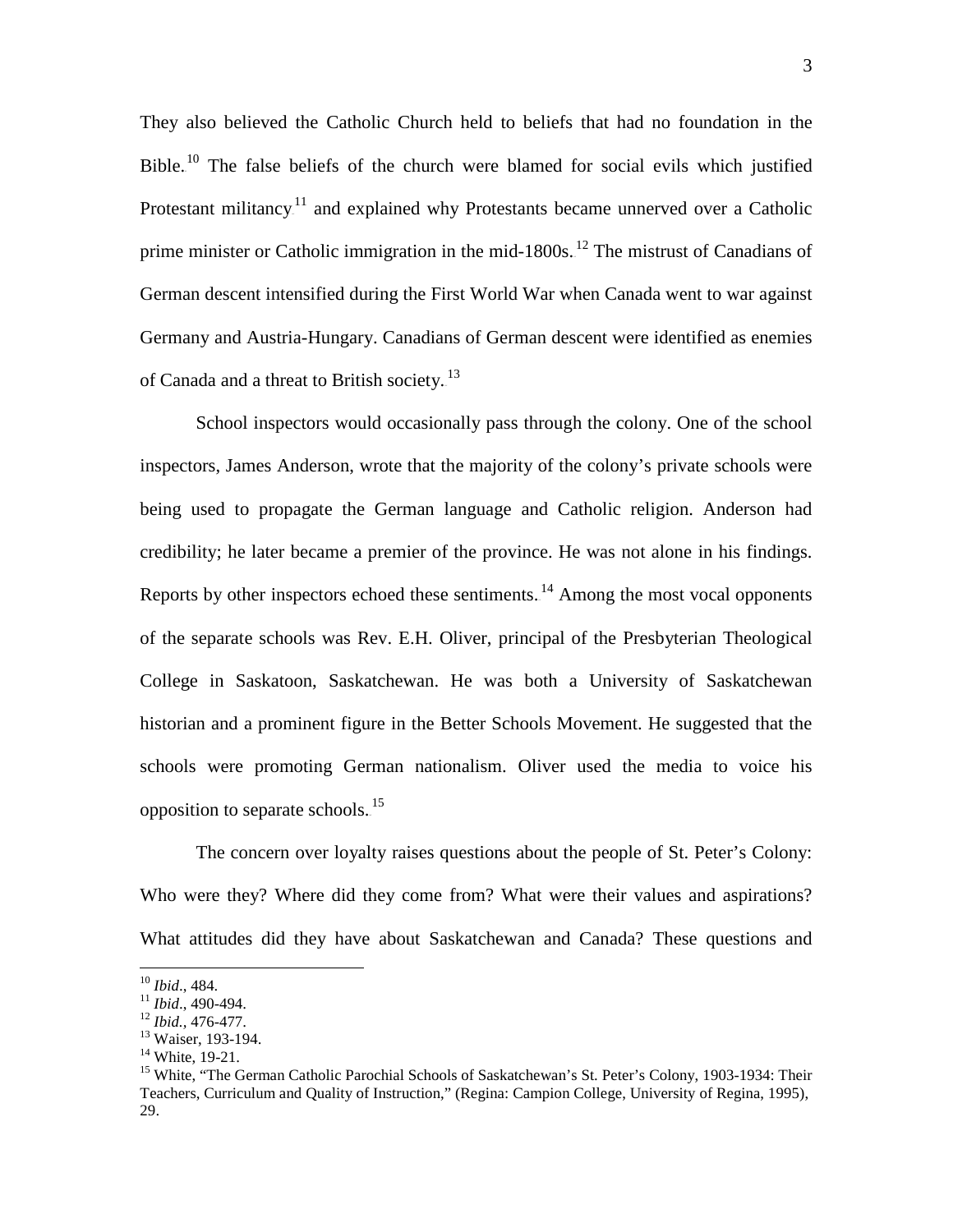They also believed the Catholic Church held to beliefs that had no foundation in the Bible.[10] The false beliefs of the church were blamed for social evils which justified Protestant militancy[11] and explained why Protestants became unnerved over a Catholic prime minister or Catholic immigration in the mid-1800s.[12] The mistrust of Canadians of German descent intensified during the First World War when Canada went to war against Germany and Austria-Hungary. Canadians of German descent were identified as enemies of Canada and a threat to British society.[13]

School inspectors would occasionally pass through the colony. One of the school inspectors, James Anderson, wrote that the majority of the colony's private schools were being used to propagate the German language and Catholic religion. Anderson had credibility; he later became a premier of the province. He was not alone in his findings. Reports by other inspectors echoed these sentiments.[14] Among the most vocal opponents of the separate schools was Rev. E.H. Oliver, principal of the Presbyterian Theological College in Saskatoon, Saskatchewan. He was both a University of Saskatchewan historian and a prominent figure in the Better Schools Movement. He suggested that the schools were promoting German nationalism. Oliver used the media to voice his opposition to separate schools.[15]

The concern over loyalty raises questions about the people of St. Peter's Colony: Who were they? Where did they come from? What were their values and aspirations? What attitudes did they have about Saskatchewan and Canada? These questions and

---

[10] *Ibid*., 484.
[11] *Ibid*., 490-494.
[12] *Ibid.*, 476-477.
[13] Waiser, 193-194.
[14] White, 19-21.
[15] White, "The German Catholic Parochial Schools of Saskatchewan's St. Peter's Colony, 1903-1934: Their Teachers, Curriculum and Quality of Instruction," (Regina: Campion College, University of Regina, 1995), 29.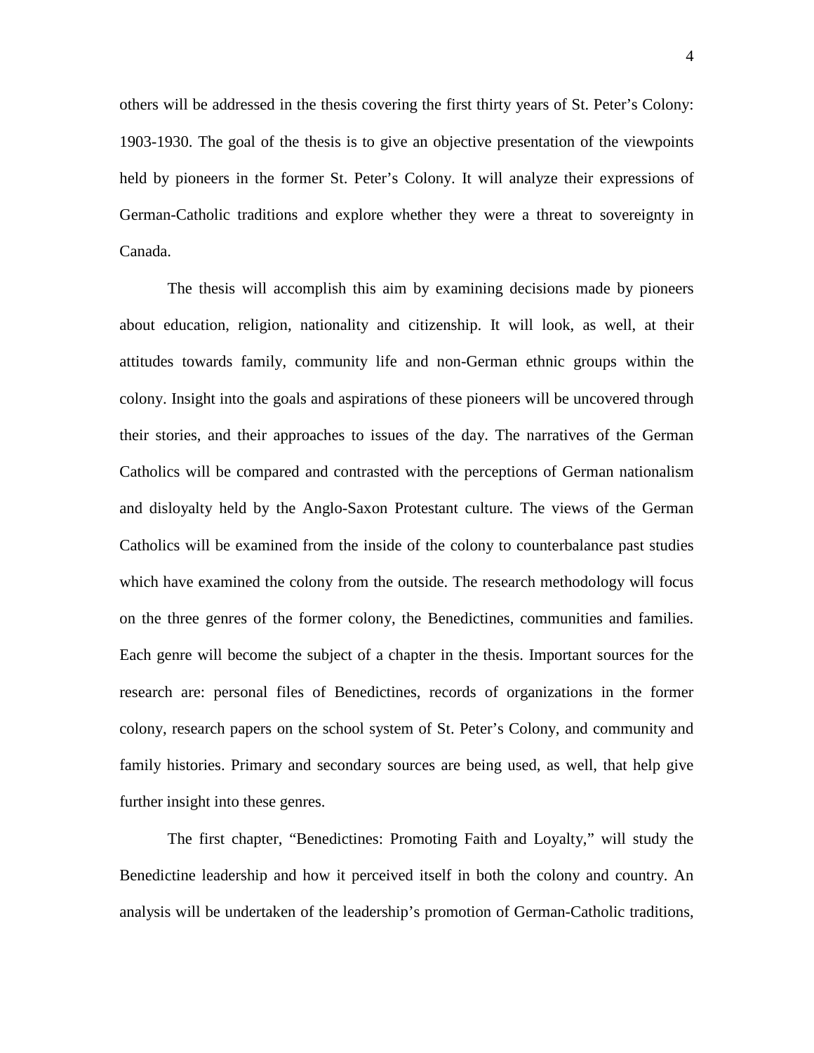others will be addressed in the thesis covering the first thirty years of St. Peter's Colony: 1903-1930. The goal of the thesis is to give an objective presentation of the viewpoints held by pioneers in the former St. Peter's Colony. It will analyze their expressions of German-Catholic traditions and explore whether they were a threat to sovereignty in Canada.

The thesis will accomplish this aim by examining decisions made by pioneers about education, religion, nationality and citizenship. It will look, as well, at their attitudes towards family, community life and non-German ethnic groups within the colony. Insight into the goals and aspirations of these pioneers will be uncovered through their stories, and their approaches to issues of the day. The narratives of the German Catholics will be compared and contrasted with the perceptions of German nationalism and disloyalty held by the Anglo-Saxon Protestant culture. The views of the German Catholics will be examined from the inside of the colony to counterbalance past studies which have examined the colony from the outside. The research methodology will focus on the three genres of the former colony, the Benedictines, communities and families. Each genre will become the subject of a chapter in the thesis. Important sources for the research are: personal files of Benedictines, records of organizations in the former colony, research papers on the school system of St. Peter's Colony, and community and family histories. Primary and secondary sources are being used, as well, that help give further insight into these genres.

The first chapter, "Benedictines: Promoting Faith and Loyalty," will study the Benedictine leadership and how it perceived itself in both the colony and country. An analysis will be undertaken of the leadership's promotion of German-Catholic traditions,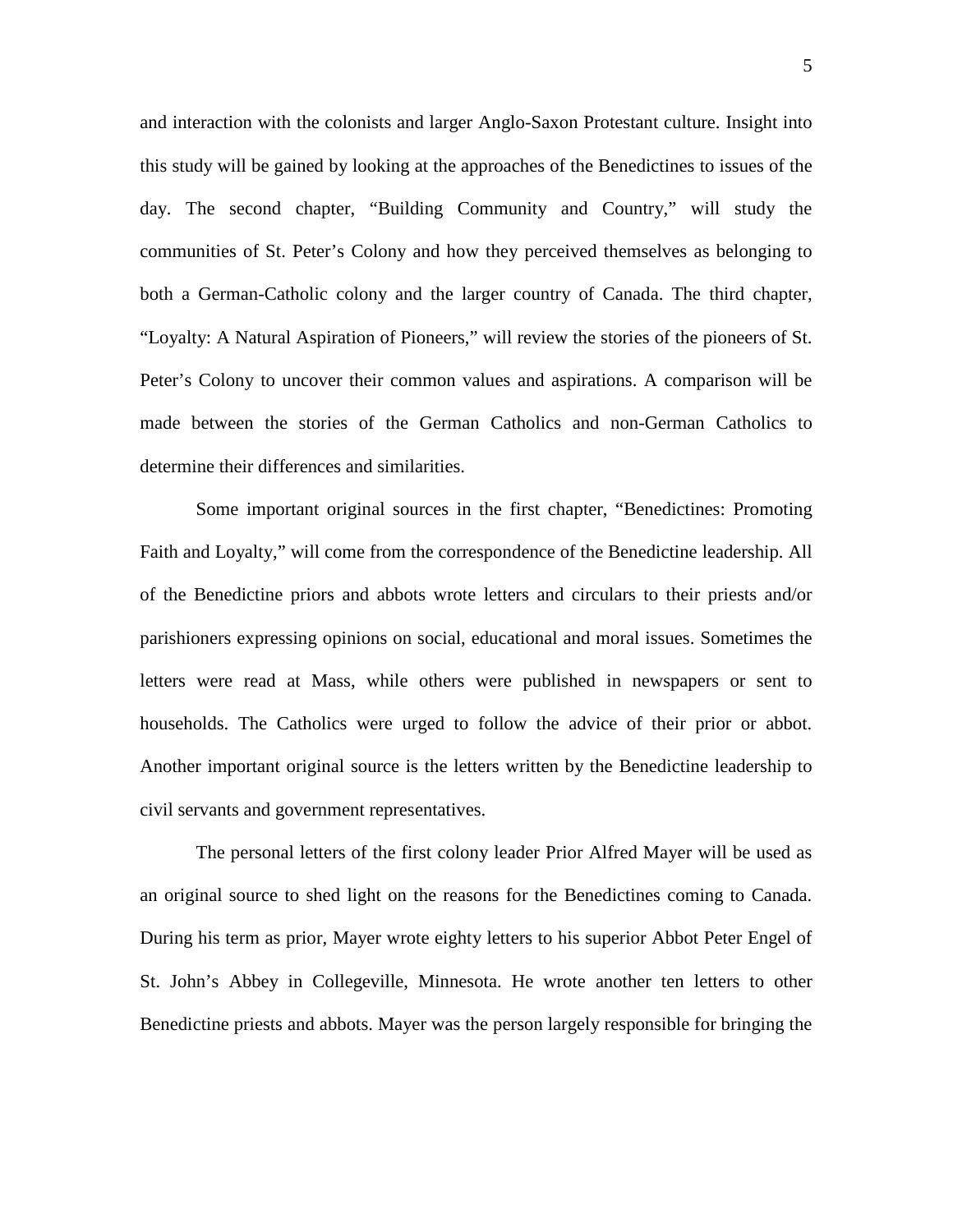and interaction with the colonists and larger Anglo-Saxon Protestant culture. Insight into this study will be gained by looking at the approaches of the Benedictines to issues of the day. The second chapter, "Building Community and Country," will study the communities of St. Peter's Colony and how they perceived themselves as belonging to both a German-Catholic colony and the larger country of Canada. The third chapter, "Loyalty: A Natural Aspiration of Pioneers," will review the stories of the pioneers of St. Peter's Colony to uncover their common values and aspirations. A comparison will be made between the stories of the German Catholics and non-German Catholics to determine their differences and similarities.

Some important original sources in the first chapter, "Benedictines: Promoting Faith and Loyalty," will come from the correspondence of the Benedictine leadership. All of the Benedictine priors and abbots wrote letters and circulars to their priests and/or parishioners expressing opinions on social, educational and moral issues. Sometimes the letters were read at Mass, while others were published in newspapers or sent to households. The Catholics were urged to follow the advice of their prior or abbot. Another important original source is the letters written by the Benedictine leadership to civil servants and government representatives.

The personal letters of the first colony leader Prior Alfred Mayer will be used as an original source to shed light on the reasons for the Benedictines coming to Canada. During his term as prior, Mayer wrote eighty letters to his superior Abbot Peter Engel of St. John's Abbey in Collegeville, Minnesota. He wrote another ten letters to other Benedictine priests and abbots. Mayer was the person largely responsible for bringing the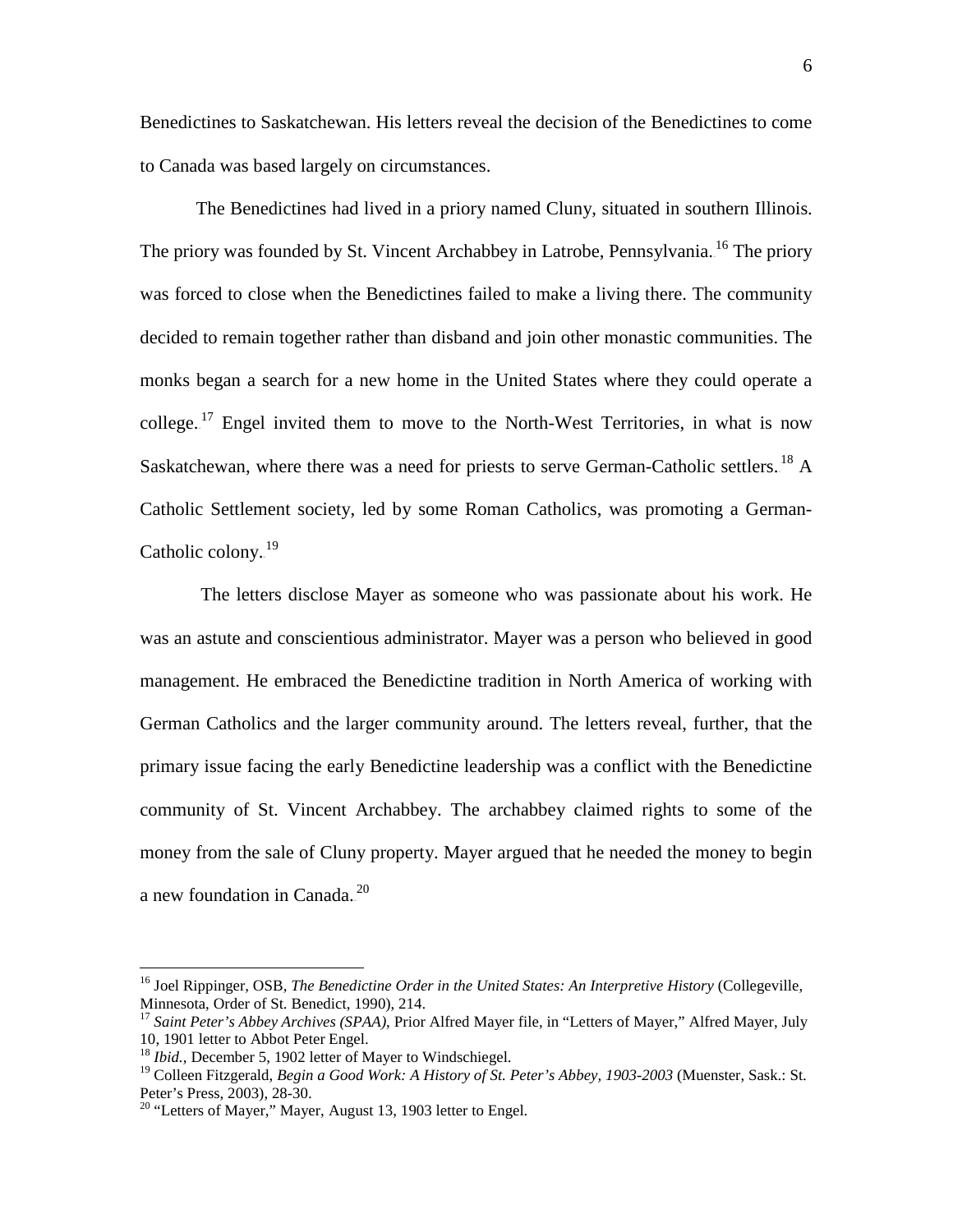Benedictines to Saskatchewan. His letters reveal the decision of the Benedictines to come to Canada was based largely on circumstances.

The Benedictines had lived in a priory named Cluny, situated in southern Illinois. The priory was founded by St. Vincent Archabbey in Latrobe, Pennsylvania.[16] The priory was forced to close when the Benedictines failed to make a living there. The community decided to remain together rather than disband and join other monastic communities. The monks began a search for a new home in the United States where they could operate a college.[17] Engel invited them to move to the North-West Territories, in what is now Saskatchewan, where there was a need for priests to serve German-Catholic settlers.[18] A Catholic Settlement society, led by some Roman Catholics, was promoting a German-Catholic colony.[19]

The letters disclose Mayer as someone who was passionate about his work. He was an astute and conscientious administrator. Mayer was a person who believed in good management. He embraced the Benedictine tradition in North America of working with German Catholics and the larger community around. The letters reveal, further, that the primary issue facing the early Benedictine leadership was a conflict with the Benedictine community of St. Vincent Archabbey. The archabbey claimed rights to some of the money from the sale of Cluny property. Mayer argued that he needed the money to begin a new foundation in Canada.[20]

---

[16] Joel Rippinger, OSB, *The Benedictine Order in the United States: An Interpretive History* (Collegeville, Minnesota, Order of St. Benedict, 1990), 214.

[17] *Saint Peter's Abbey Archives (SPAA)*, Prior Alfred Mayer file, in "Letters of Mayer," Alfred Mayer, July 10, 1901 letter to Abbot Peter Engel.

[18] *Ibid.*, December 5, 1902 letter of Mayer to Windschiegel.

[19] Colleen Fitzgerald, *Begin a Good Work: A History of St. Peter's Abbey, 1903-2003* (Muenster, Sask.: St. Peter's Press, 2003), 28-30.

[20] "Letters of Mayer," Mayer, August 13, 1903 letter to Engel.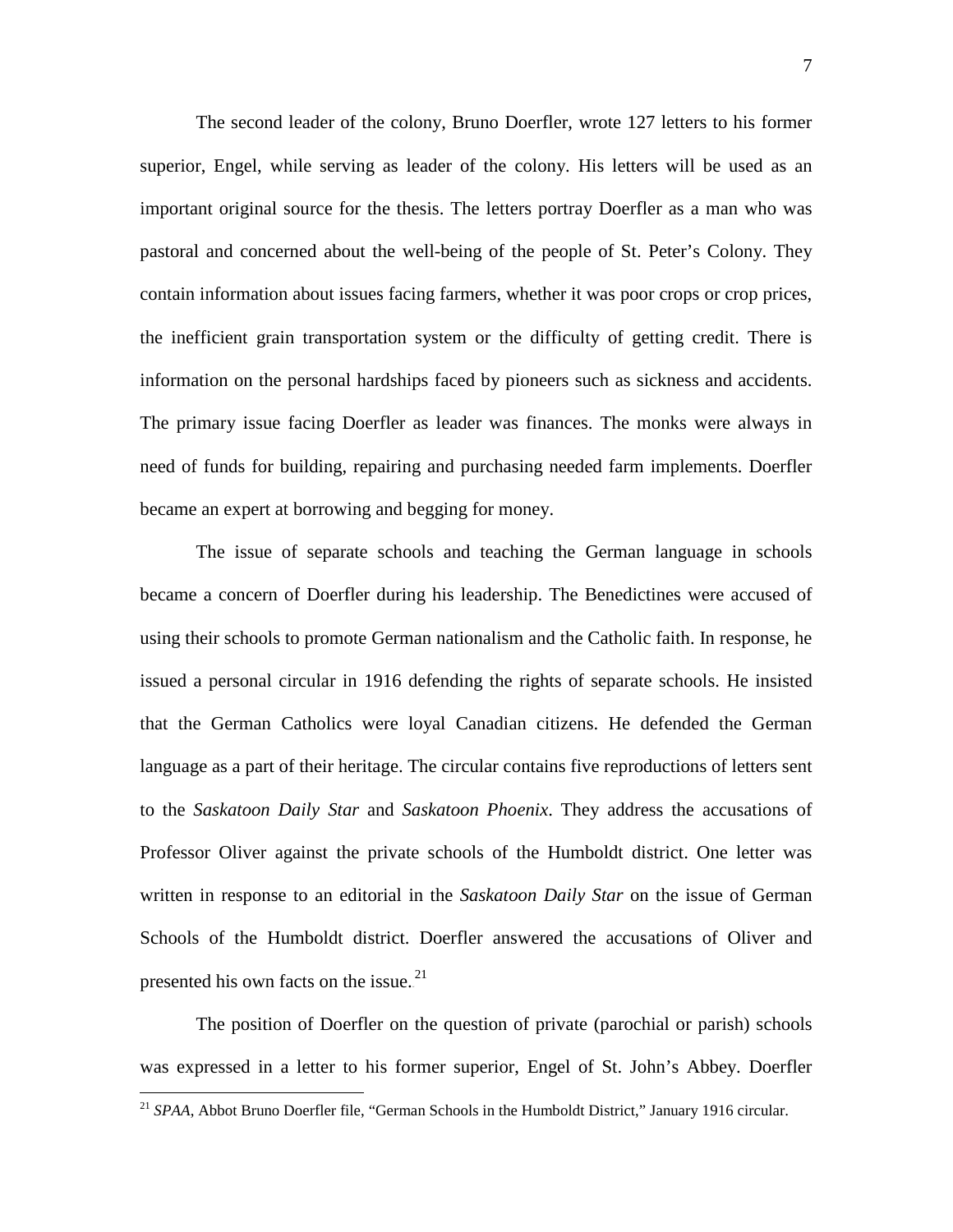The second leader of the colony, Bruno Doerfler, wrote 127 letters to his former superior, Engel, while serving as leader of the colony. His letters will be used as an important original source for the thesis. The letters portray Doerfler as a man who was pastoral and concerned about the well-being of the people of St. Peter's Colony. They contain information about issues facing farmers, whether it was poor crops or crop prices, the inefficient grain transportation system or the difficulty of getting credit. There is information on the personal hardships faced by pioneers such as sickness and accidents. The primary issue facing Doerfler as leader was finances. The monks were always in need of funds for building, repairing and purchasing needed farm implements. Doerfler became an expert at borrowing and begging for money.

The issue of separate schools and teaching the German language in schools became a concern of Doerfler during his leadership. The Benedictines were accused of using their schools to promote German nationalism and the Catholic faith. In response, he issued a personal circular in 1916 defending the rights of separate schools. He insisted that the German Catholics were loyal Canadian citizens. He defended the German language as a part of their heritage. The circular contains five reproductions of letters sent to the *Saskatoon Daily Star* and *Saskatoon Phoenix*. They address the accusations of Professor Oliver against the private schools of the Humboldt district. One letter was written in response to an editorial in the *Saskatoon Daily Star* on the issue of German Schools of the Humboldt district. Doerfler answered the accusations of Oliver and presented his own facts on the issue.[21]

The position of Doerfler on the question of private (parochial or parish) schools was expressed in a letter to his former superior, Engel of St. John's Abbey. Doerfler

[21] *SPAA*, Abbot Bruno Doerfler file, "German Schools in the Humboldt District," January 1916 circular.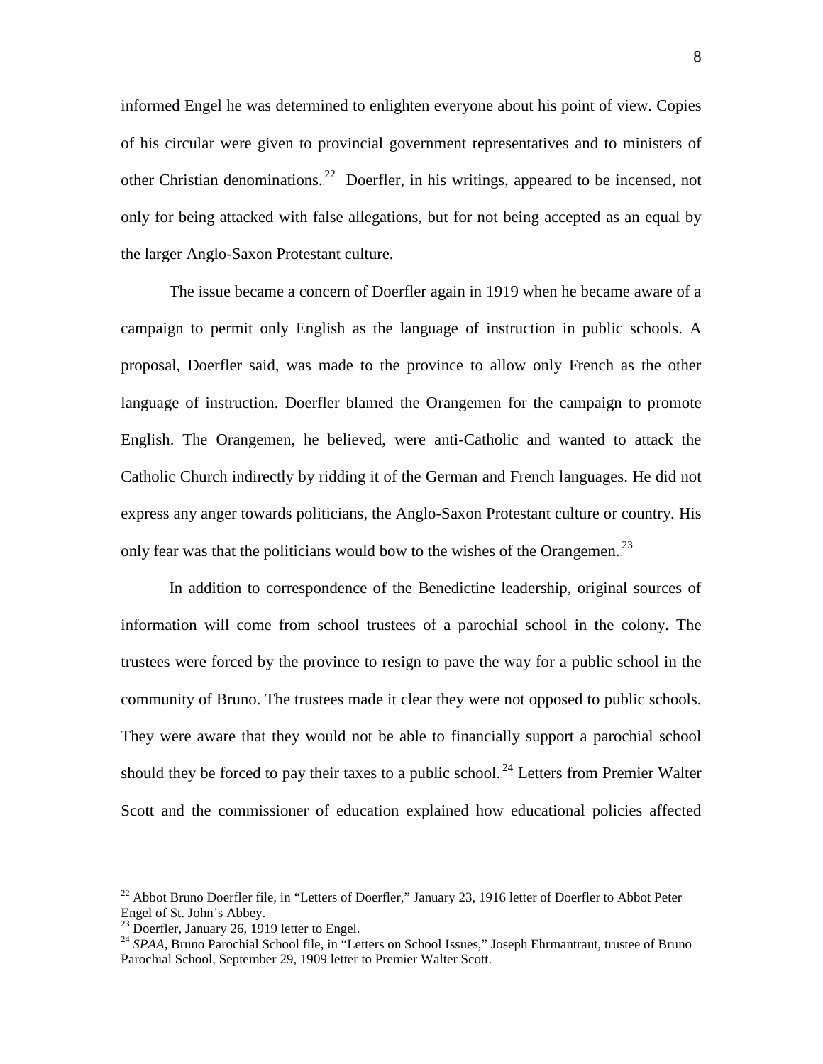informed Engel he was determined to enlighten everyone about his point of view. Copies of his circular were given to provincial government representatives and to ministers of other Christian denominations.[22] Doerfler, in his writings, appeared to be incensed, not only for being attacked with false allegations, but for not being accepted as an equal by the larger Anglo-Saxon Protestant culture.

The issue became a concern of Doerfler again in 1919 when he became aware of a campaign to permit only English as the language of instruction in public schools. A proposal, Doerfler said, was made to the province to allow only French as the other language of instruction. Doerfler blamed the Orangemen for the campaign to promote English. The Orangemen, he believed, were anti-Catholic and wanted to attack the Catholic Church indirectly by ridding it of the German and French languages. He did not express any anger towards politicians, the Anglo-Saxon Protestant culture or country. His only fear was that the politicians would bow to the wishes of the Orangemen.[23]

In addition to correspondence of the Benedictine leadership, original sources of information will come from school trustees of a parochial school in the colony. The trustees were forced by the province to resign to pave the way for a public school in the community of Bruno. The trustees made it clear they were not opposed to public schools. They were aware that they would not be able to financially support a parochial school should they be forced to pay their taxes to a public school.[24] Letters from Premier Walter Scott and the commissioner of education explained how educational policies affected

---

[22] Abbot Bruno Doerfler file, in "Letters of Doerfler," January 23, 1916 letter of Doerfler to Abbot Peter Engel of St. John's Abbey.

[23] Doerfler, January 26, 1919 letter to Engel.

[24] *SPAA*, Bruno Parochial School file, in "Letters on School Issues," Joseph Ehrmantraut, trustee of Bruno Parochial School, September 29, 1909 letter to Premier Walter Scott.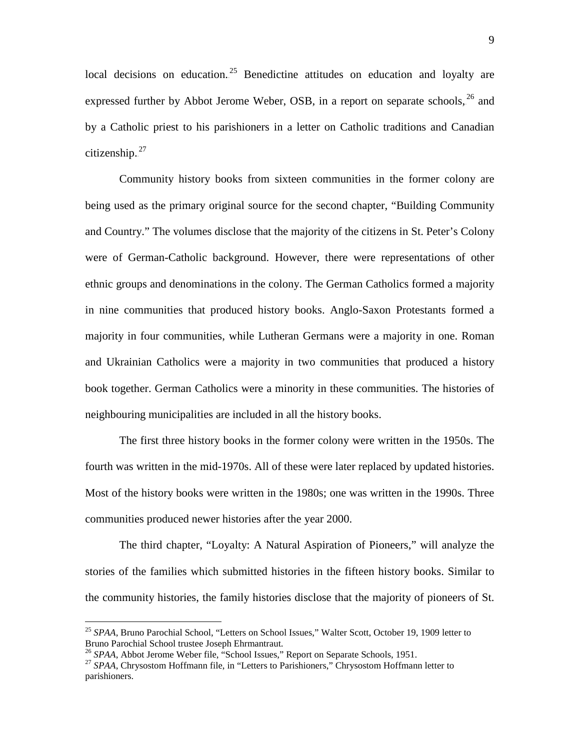local decisions on education.[25] Benedictine attitudes on education and loyalty are expressed further by Abbot Jerome Weber, OSB, in a report on separate schools,[26] and by a Catholic priest to his parishioners in a letter on Catholic traditions and Canadian citizenship.[27]

Community history books from sixteen communities in the former colony are being used as the primary original source for the second chapter, "Building Community and Country." The volumes disclose that the majority of the citizens in St. Peter's Colony were of German-Catholic background. However, there were representations of other ethnic groups and denominations in the colony. The German Catholics formed a majority in nine communities that produced history books. Anglo-Saxon Protestants formed a majority in four communities, while Lutheran Germans were a majority in one. Roman and Ukrainian Catholics were a majority in two communities that produced a history book together. German Catholics were a minority in these communities. The histories of neighbouring municipalities are included in all the history books.

The first three history books in the former colony were written in the 1950s. The fourth was written in the mid-1970s. All of these were later replaced by updated histories. Most of the history books were written in the 1980s; one was written in the 1990s. Three communities produced newer histories after the year 2000.

The third chapter, "Loyalty: A Natural Aspiration of Pioneers," will analyze the stories of the families which submitted histories in the fifteen history books. Similar to the community histories, the family histories disclose that the majority of pioneers of St.

---

[25] *SPAA*, Bruno Parochial School, "Letters on School Issues," Walter Scott, October 19, 1909 letter to Bruno Parochial School trustee Joseph Ehrmantraut.

[26] *SPAA*, Abbot Jerome Weber file, "School Issues," Report on Separate Schools, 1951.

[27] *SPAA*, Chrysostom Hoffmann file, in "Letters to Parishioners," Chrysostom Hoffmann letter to parishioners.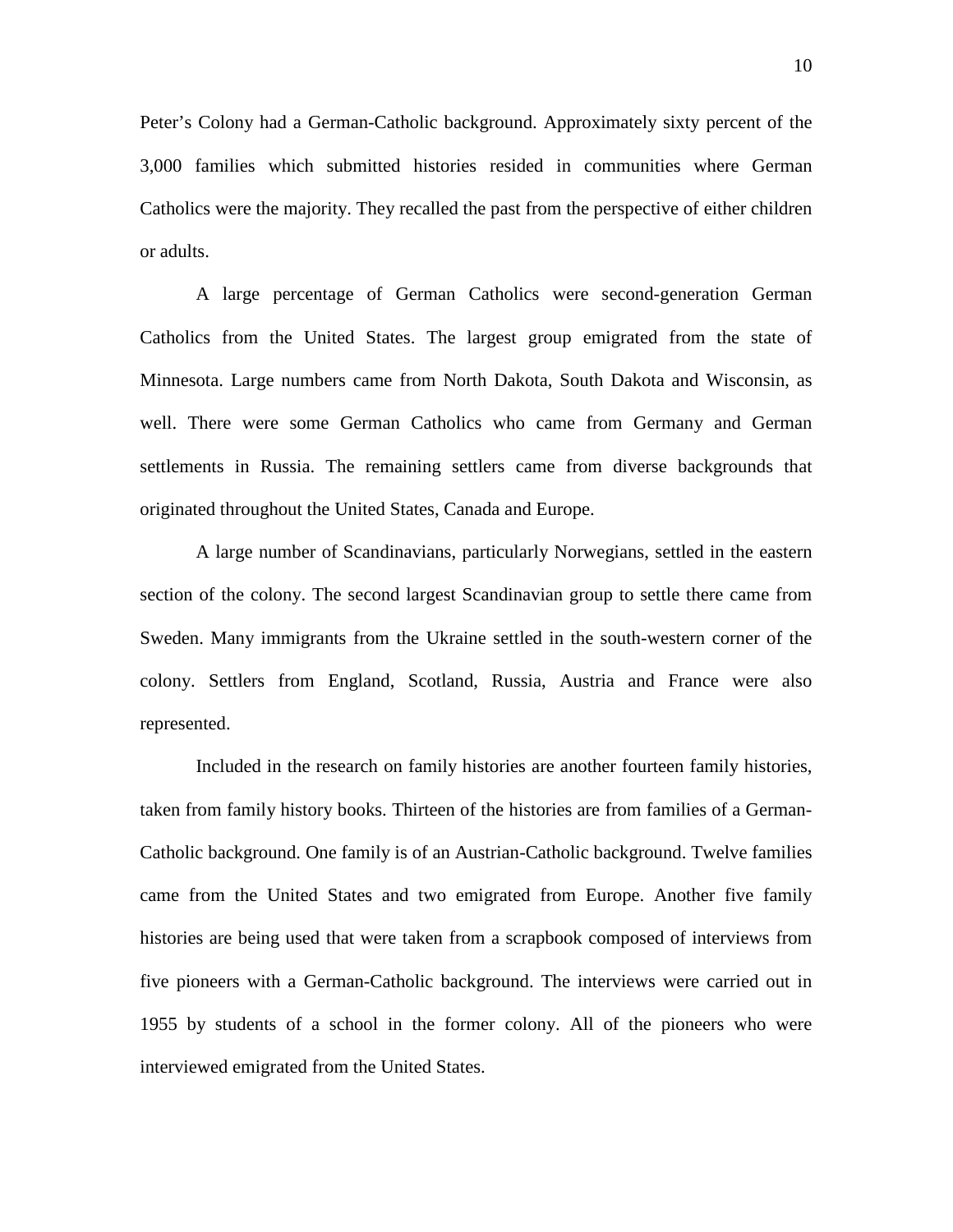Peter's Colony had a German-Catholic background. Approximately sixty percent of the 3,000 families which submitted histories resided in communities where German Catholics were the majority. They recalled the past from the perspective of either children or adults.

A large percentage of German Catholics were second-generation German Catholics from the United States. The largest group emigrated from the state of Minnesota. Large numbers came from North Dakota, South Dakota and Wisconsin, as well. There were some German Catholics who came from Germany and German settlements in Russia. The remaining settlers came from diverse backgrounds that originated throughout the United States, Canada and Europe.

A large number of Scandinavians, particularly Norwegians, settled in the eastern section of the colony. The second largest Scandinavian group to settle there came from Sweden. Many immigrants from the Ukraine settled in the south-western corner of the colony. Settlers from England, Scotland, Russia, Austria and France were also represented.

Included in the research on family histories are another fourteen family histories, taken from family history books. Thirteen of the histories are from families of a German-Catholic background. One family is of an Austrian-Catholic background. Twelve families came from the United States and two emigrated from Europe. Another five family histories are being used that were taken from a scrapbook composed of interviews from five pioneers with a German-Catholic background. The interviews were carried out in 1955 by students of a school in the former colony. All of the pioneers who were interviewed emigrated from the United States.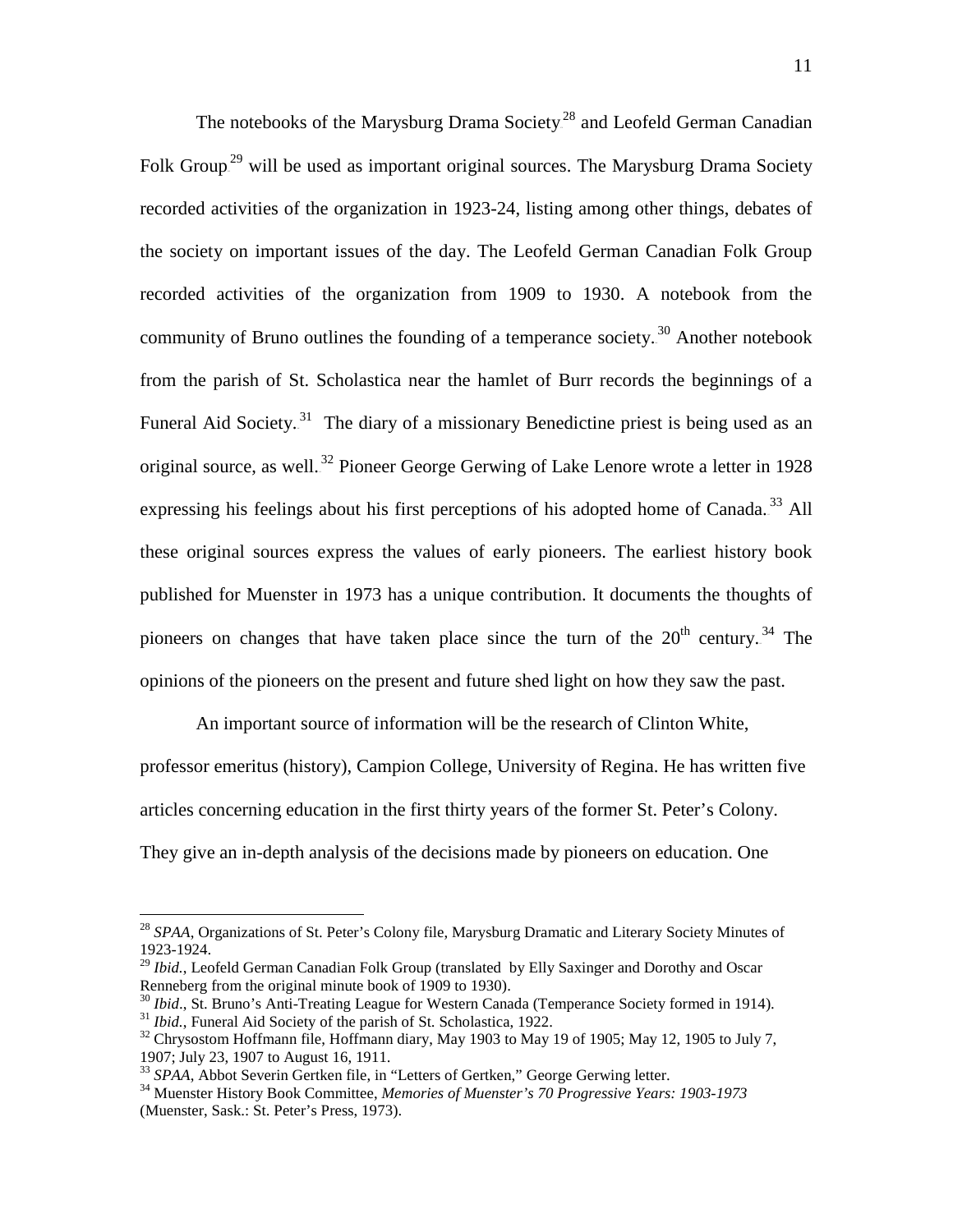The notebooks of the Marysburg Drama Society[28] and Leofeld German Canadian Folk Group[29] will be used as important original sources. The Marysburg Drama Society recorded activities of the organization in 1923-24, listing among other things, debates of the society on important issues of the day. The Leofeld German Canadian Folk Group recorded activities of the organization from 1909 to 1930. A notebook from the community of Bruno outlines the founding of a temperance society.[30] Another notebook from the parish of St. Scholastica near the hamlet of Burr records the beginnings of a Funeral Aid Society.[31] The diary of a missionary Benedictine priest is being used as an original source, as well.[32] Pioneer George Gerwing of Lake Lenore wrote a letter in 1928 expressing his feelings about his first perceptions of his adopted home of Canada.[33] All these original sources express the values of early pioneers. The earliest history book published for Muenster in 1973 has a unique contribution. It documents the thoughts of pioneers on changes that have taken place since the turn of the 20th century.[34] The opinions of the pioneers on the present and future shed light on how they saw the past.

An important source of information will be the research of Clinton White, professor emeritus (history), Campion College, University of Regina. He has written five articles concerning education in the first thirty years of the former St. Peter's Colony. They give an in-depth analysis of the decisions made by pioneers on education. One

---

[28] *SPAA*, Organizations of St. Peter's Colony file, Marysburg Dramatic and Literary Society Minutes of 1923-1924.

[29] *Ibid.*, Leofeld German Canadian Folk Group (translated by Elly Saxinger and Dorothy and Oscar Renneberg from the original minute book of 1909 to 1930).

[30] *Ibid*., St. Bruno's Anti-Treating League for Western Canada (Temperance Society formed in 1914).

[31] *Ibid.*, Funeral Aid Society of the parish of St. Scholastica, 1922.

[32] Chrysostom Hoffmann file, Hoffmann diary, May 1903 to May 19 of 1905; May 12, 1905 to July 7, 1907; July 23, 1907 to August 16, 1911.

[33] *SPAA*, Abbot Severin Gertken file, in "Letters of Gertken," George Gerwing letter.

[34] Muenster History Book Committee, *Memories of Muenster's 70 Progressive Years: 1903-1973* (Muenster, Sask.: St. Peter's Press, 1973).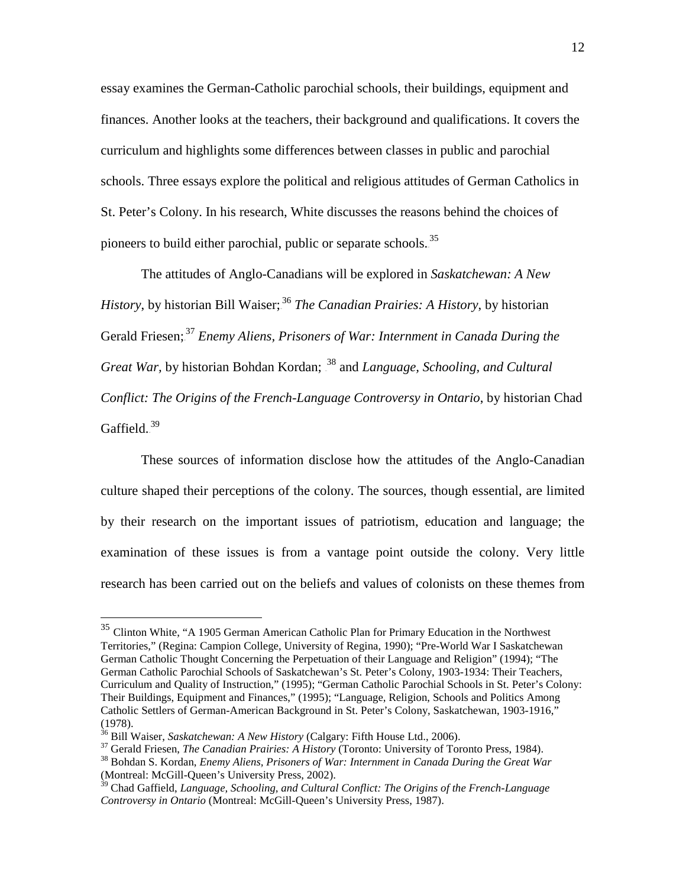essay examines the German-Catholic parochial schools, their buildings, equipment and finances. Another looks at the teachers, their background and qualifications. It covers the curriculum and highlights some differences between classes in public and parochial schools. Three essays explore the political and religious attitudes of German Catholics in St. Peter's Colony. In his research, White discusses the reasons behind the choices of pioneers to build either parochial, public or separate schools.[35]

The attitudes of Anglo-Canadians will be explored in *Saskatchewan: A New History*, by historian Bill Waiser;[36] *The Canadian Prairies: A History*, by historian Gerald Friesen;[37] *Enemy Aliens, Prisoners of War: Internment in Canada During the Great War*, by historian Bohdan Kordan; [38] and *Language, Schooling, and Cultural Conflict: The Origins of the French-Language Controversy in Ontario*, by historian Chad Gaffield.[39]

These sources of information disclose how the attitudes of the Anglo-Canadian culture shaped their perceptions of the colony. The sources, though essential, are limited by their research on the important issues of patriotism, education and language; the examination of these issues is from a vantage point outside the colony. Very little research has been carried out on the beliefs and values of colonists on these themes from

---

[35] Clinton White, "A 1905 German American Catholic Plan for Primary Education in the Northwest Territories," (Regina: Campion College, University of Regina, 1990); "Pre-World War I Saskatchewan German Catholic Thought Concerning the Perpetuation of their Language and Religion" (1994); "The German Catholic Parochial Schools of Saskatchewan's St. Peter's Colony, 1903-1934: Their Teachers, Curriculum and Quality of Instruction," (1995); "German Catholic Parochial Schools in St. Peter's Colony: Their Buildings, Equipment and Finances," (1995); "Language, Religion, Schools and Politics Among Catholic Settlers of German-American Background in St. Peter's Colony, Saskatchewan, 1903-1916," (1978).

[36] Bill Waiser, *Saskatchewan: A New History* (Calgary: Fifth House Ltd., 2006).

[37] Gerald Friesen, *The Canadian Prairies: A History* (Toronto: University of Toronto Press, 1984).

[38] Bohdan S. Kordan, *Enemy Aliens, Prisoners of War: Internment in Canada During the Great War* (Montreal: McGill-Queen's University Press, 2002).

[39] Chad Gaffield, *Language, Schooling, and Cultural Conflict: The Origins of the French-Language Controversy in Ontario* (Montreal: McGill-Queen's University Press, 1987).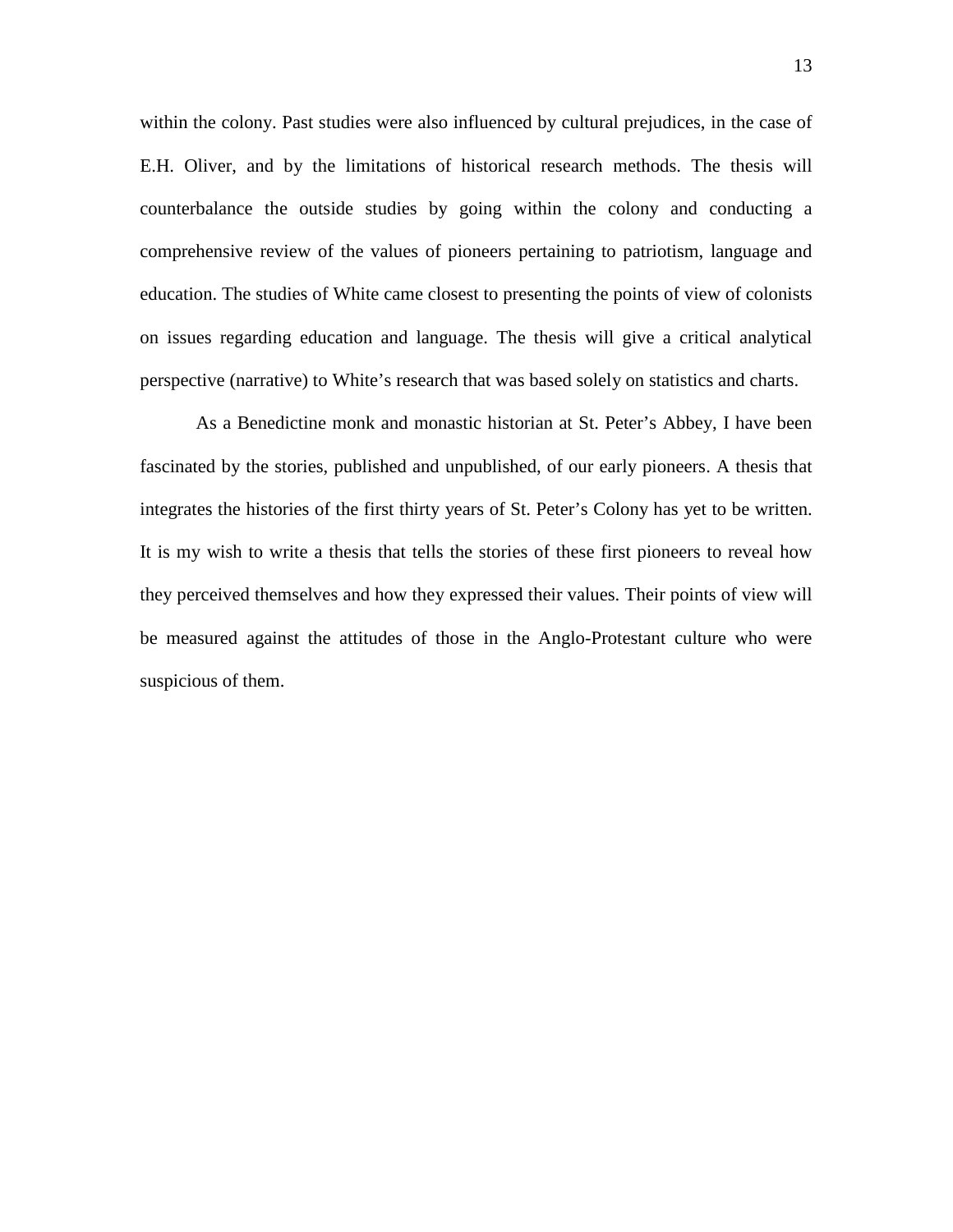within the colony. Past studies were also influenced by cultural prejudices, in the case of E.H. Oliver, and by the limitations of historical research methods. The thesis will counterbalance the outside studies by going within the colony and conducting a comprehensive review of the values of pioneers pertaining to patriotism, language and education. The studies of White came closest to presenting the points of view of colonists on issues regarding education and language. The thesis will give a critical analytical perspective (narrative) to White's research that was based solely on statistics and charts.

As a Benedictine monk and monastic historian at St. Peter's Abbey, I have been fascinated by the stories, published and unpublished, of our early pioneers. A thesis that integrates the histories of the first thirty years of St. Peter's Colony has yet to be written. It is my wish to write a thesis that tells the stories of these first pioneers to reveal how they perceived themselves and how they expressed their values. Their points of view will be measured against the attitudes of those in the Anglo-Protestant culture who were suspicious of them.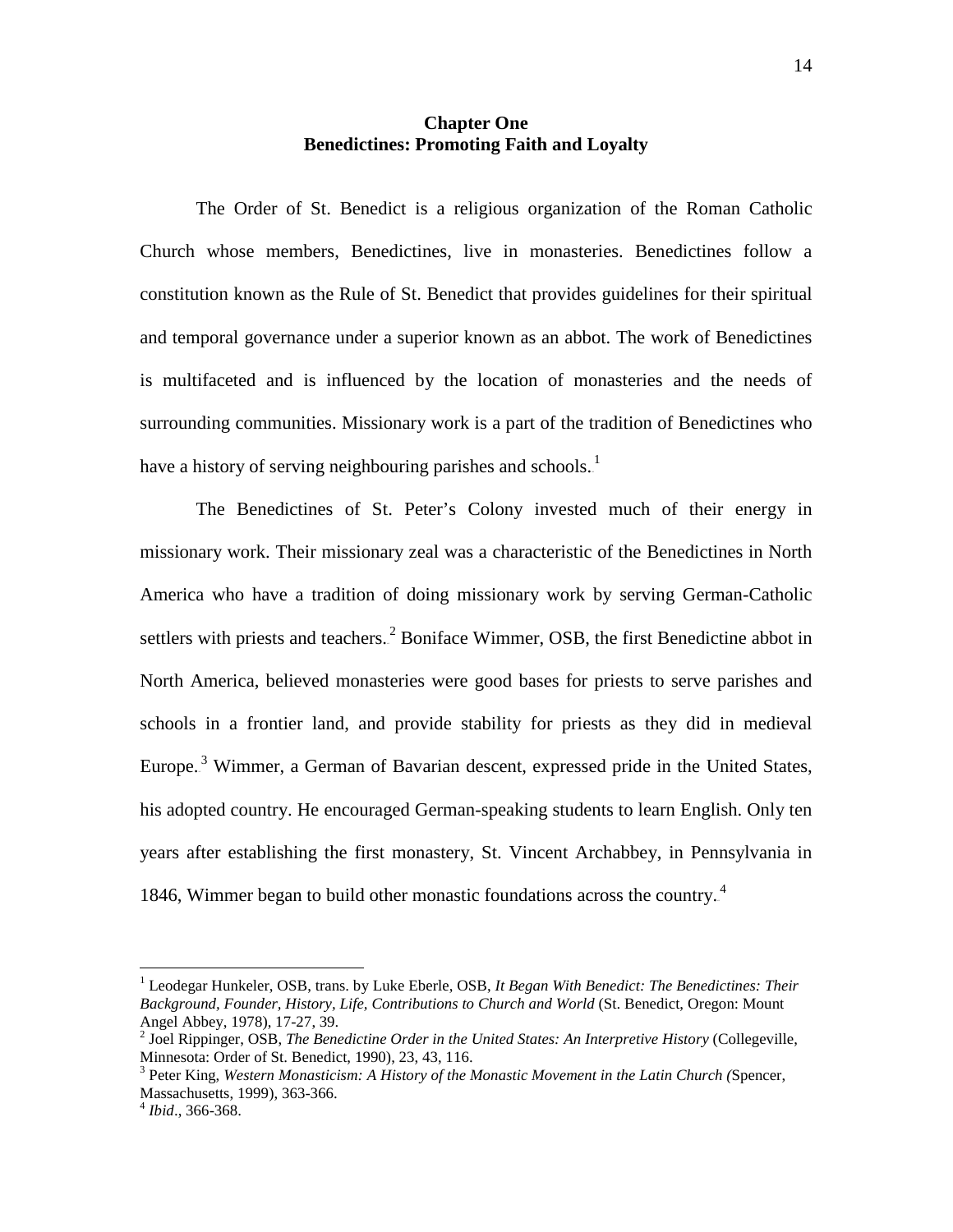# Chapter One
## Benedictines: Promoting Faith and Loyalty

The Order of St. Benedict is a religious organization of the Roman Catholic Church whose members, Benedictines, live in monasteries. Benedictines follow a constitution known as the Rule of St. Benedict that provides guidelines for their spiritual and temporal governance under a superior known as an abbot. The work of Benedictines is multifaceted and is influenced by the location of monasteries and the needs of surrounding communities. Missionary work is a part of the tradition of Benedictines who have a history of serving neighbouring parishes and schools.[1]

The Benedictines of St. Peter's Colony invested much of their energy in missionary work. Their missionary zeal was a characteristic of the Benedictines in North America who have a tradition of doing missionary work by serving German-Catholic settlers with priests and teachers.[2] Boniface Wimmer, OSB, the first Benedictine abbot in North America, believed monasteries were good bases for priests to serve parishes and schools in a frontier land, and provide stability for priests as they did in medieval Europe.[3] Wimmer, a German of Bavarian descent, expressed pride in the United States, his adopted country. He encouraged German-speaking students to learn English. Only ten years after establishing the first monastery, St. Vincent Archabbey, in Pennsylvania in 1846, Wimmer began to build other monastic foundations across the country.[4]

---

[1] Leodegar Hunkeler, OSB, trans. by Luke Eberle, OSB, *It Began With Benedict: The Benedictines: Their Background, Founder, History, Life, Contributions to Church and World* (St. Benedict, Oregon: Mount Angel Abbey, 1978), 17-27, 39.

[2] Joel Rippinger, OSB, *The Benedictine Order in the United States: An Interpretive History* (Collegeville, Minnesota: Order of St. Benedict, 1990), 23, 43, 116.

[3] Peter King, *Western Monasticism: A History of the Monastic Movement in the Latin Church (*Spencer, Massachusetts, 1999), 363-366.

[4] *Ibid*., 366-368.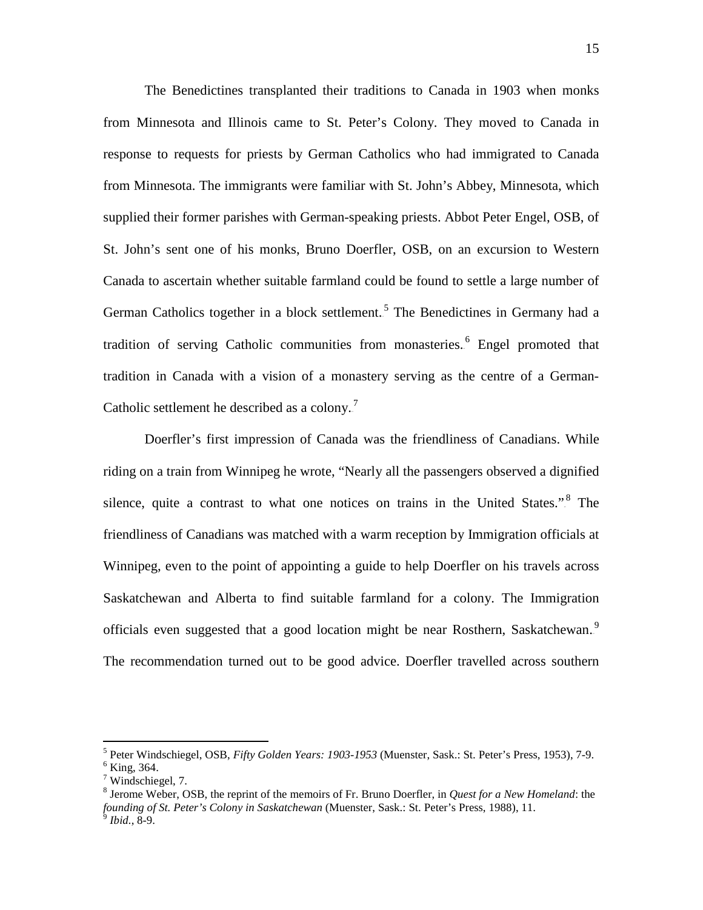The Benedictines transplanted their traditions to Canada in 1903 when monks from Minnesota and Illinois came to St. Peter's Colony. They moved to Canada in response to requests for priests by German Catholics who had immigrated to Canada from Minnesota. The immigrants were familiar with St. John's Abbey, Minnesota, which supplied their former parishes with German-speaking priests. Abbot Peter Engel, OSB, of St. John's sent one of his monks, Bruno Doerfler, OSB, on an excursion to Western Canada to ascertain whether suitable farmland could be found to settle a large number of German Catholics together in a block settlement.[5] The Benedictines in Germany had a tradition of serving Catholic communities from monasteries.[6] Engel promoted that tradition in Canada with a vision of a monastery serving as the centre of a German-Catholic settlement he described as a colony.[7]

Doerfler's first impression of Canada was the friendliness of Canadians. While riding on a train from Winnipeg he wrote, "Nearly all the passengers observed a dignified silence, quite a contrast to what one notices on trains in the United States."[8] The friendliness of Canadians was matched with a warm reception by Immigration officials at Winnipeg, even to the point of appointing a guide to help Doerfler on his travels across Saskatchewan and Alberta to find suitable farmland for a colony. The Immigration officials even suggested that a good location might be near Rosthern, Saskatchewan.[9] The recommendation turned out to be good advice. Doerfler travelled across southern

---

[5] Peter Windschiegel, OSB, *Fifty Golden Years: 1903-1953* (Muenster, Sask.: St. Peter's Press, 1953), 7-9.

[6] King, 364.

[7] Windschiegel, 7.

[8] Jerome Weber, OSB, the reprint of the memoirs of Fr. Bruno Doerfler, in *Quest for a New Homeland*: the *founding of St. Peter's Colony in Saskatchewan* (Muenster, Sask.: St. Peter's Press, 1988), 11.

[9] *Ibid.*, 8-9.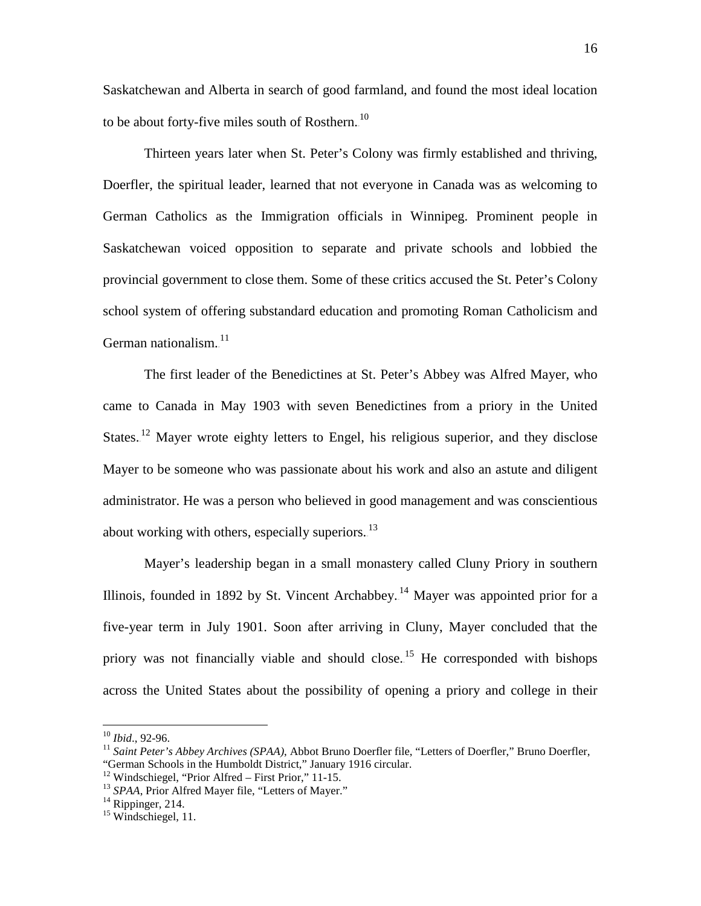Saskatchewan and Alberta in search of good farmland, and found the most ideal location to be about forty-five miles south of Rosthern.[10]

Thirteen years later when St. Peter's Colony was firmly established and thriving, Doerfler, the spiritual leader, learned that not everyone in Canada was as welcoming to German Catholics as the Immigration officials in Winnipeg. Prominent people in Saskatchewan voiced opposition to separate and private schools and lobbied the provincial government to close them. Some of these critics accused the St. Peter's Colony school system of offering substandard education and promoting Roman Catholicism and German nationalism.[11]

The first leader of the Benedictines at St. Peter's Abbey was Alfred Mayer, who came to Canada in May 1903 with seven Benedictines from a priory in the United States.[12] Mayer wrote eighty letters to Engel, his religious superior, and they disclose Mayer to be someone who was passionate about his work and also an astute and diligent administrator. He was a person who believed in good management and was conscientious about working with others, especially superiors.[13]

Mayer's leadership began in a small monastery called Cluny Priory in southern Illinois, founded in 1892 by St. Vincent Archabbey.[14] Mayer was appointed prior for a five-year term in July 1901. Soon after arriving in Cluny, Mayer concluded that the priory was not financially viable and should close.[15] He corresponded with bishops across the United States about the possibility of opening a priory and college in their

---

[10] *Ibid*., 92-96.
[11] *Saint Peter's Abbey Archives (SPAA)*, Abbot Bruno Doerfler file, "Letters of Doerfler," Bruno Doerfler, "German Schools in the Humboldt District," January 1916 circular.
[12] Windschiegel, "Prior Alfred – First Prior," 11-15.
[13] *SPAA*, Prior Alfred Mayer file, "Letters of Mayer."
[14] Rippinger, 214.
[15] Windschiegel, 11.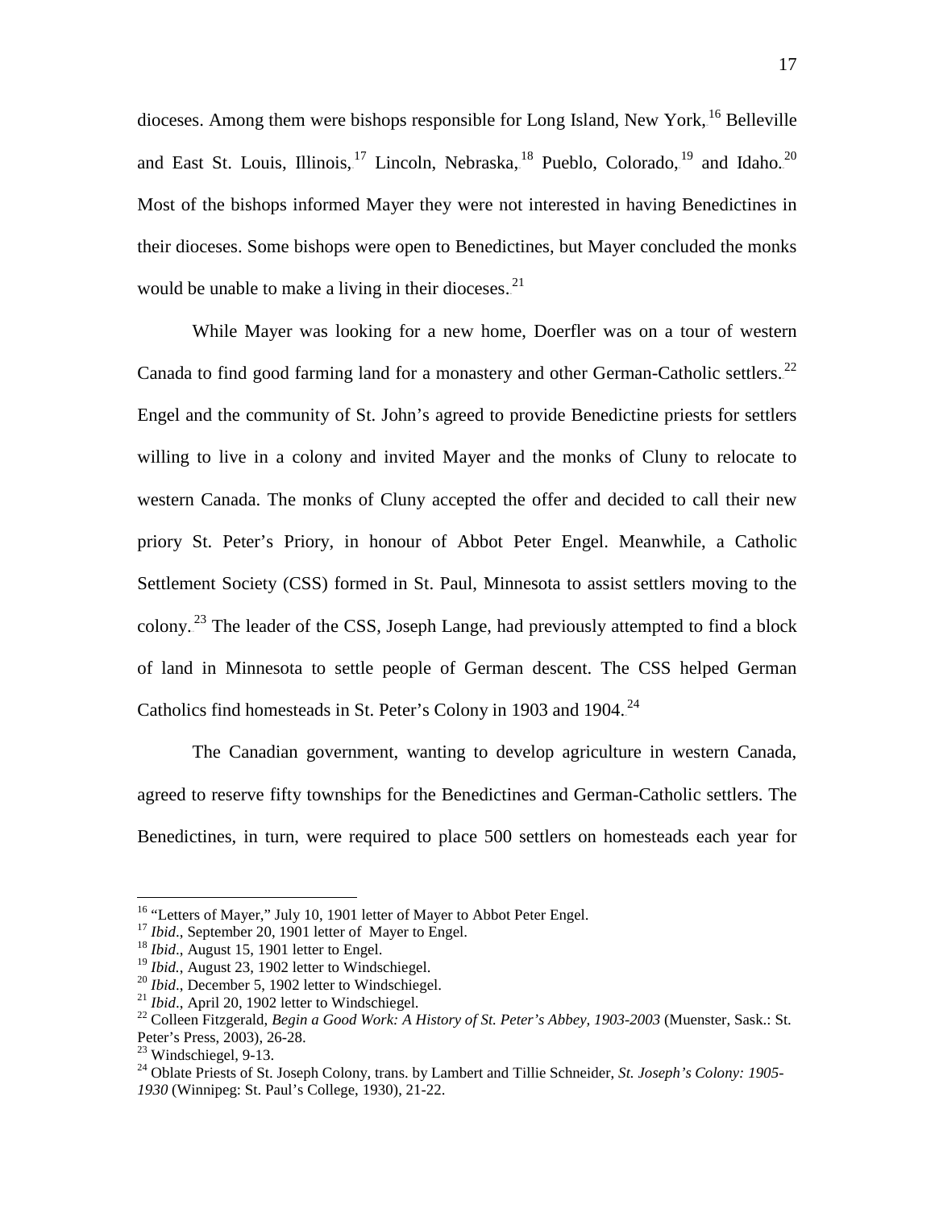dioceses. Among them were bishops responsible for Long Island, New York,[16] Belleville and East St. Louis, Illinois,[17] Lincoln, Nebraska,[18] Pueblo, Colorado,[19] and Idaho.[20] Most of the bishops informed Mayer they were not interested in having Benedictines in their dioceses. Some bishops were open to Benedictines, but Mayer concluded the monks would be unable to make a living in their dioceses.[21]

While Mayer was looking for a new home, Doerfler was on a tour of western Canada to find good farming land for a monastery and other German-Catholic settlers.[22] Engel and the community of St. John's agreed to provide Benedictine priests for settlers willing to live in a colony and invited Mayer and the monks of Cluny to relocate to western Canada. The monks of Cluny accepted the offer and decided to call their new priory St. Peter's Priory, in honour of Abbot Peter Engel. Meanwhile, a Catholic Settlement Society (CSS) formed in St. Paul, Minnesota to assist settlers moving to the colony.[23] The leader of the CSS, Joseph Lange, had previously attempted to find a block of land in Minnesota to settle people of German descent. The CSS helped German Catholics find homesteads in St. Peter's Colony in 1903 and 1904.[24]

The Canadian government, wanting to develop agriculture in western Canada, agreed to reserve fifty townships for the Benedictines and German-Catholic settlers. The Benedictines, in turn, were required to place 500 settlers on homesteads each year for

---

[16] "Letters of Mayer," July 10, 1901 letter of Mayer to Abbot Peter Engel.
[17] *Ibid*., September 20, 1901 letter of Mayer to Engel.
[18] *Ibid*., August 15, 1901 letter to Engel.
[19] *Ibid.*, August 23, 1902 letter to Windschiegel.
[20] *Ibid*., December 5, 1902 letter to Windschiegel.
[21] *Ibid*., April 20, 1902 letter to Windschiegel.
[22] Colleen Fitzgerald, *Begin a Good Work: A History of St. Peter's Abbey, 1903-2003* (Muenster, Sask.: St. Peter's Press, 2003), 26-28.
[23] Windschiegel, 9-13.
[24] Oblate Priests of St. Joseph Colony, trans. by Lambert and Tillie Schneider, *St. Joseph's Colony: 1905-1930* (Winnipeg: St. Paul's College, 1930), 21-22.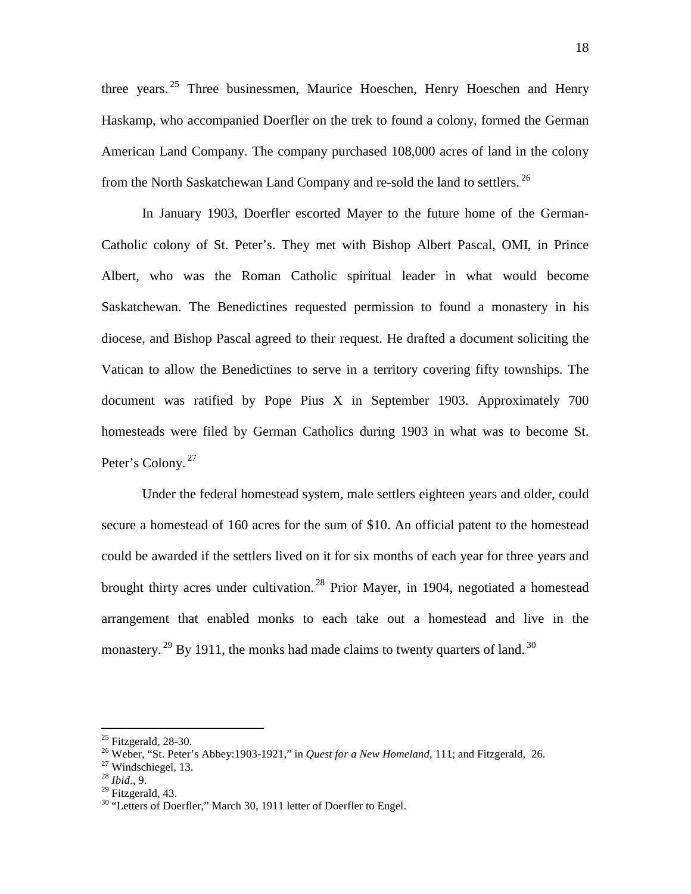three years.[25] Three businessmen, Maurice Hoeschen, Henry Hoeschen and Henry Haskamp, who accompanied Doerfler on the trek to found a colony, formed the German American Land Company. The company purchased 108,000 acres of land in the colony from the North Saskatchewan Land Company and re-sold the land to settlers.[26]

In January 1903, Doerfler escorted Mayer to the future home of the German-Catholic colony of St. Peter's. They met with Bishop Albert Pascal, OMI, in Prince Albert, who was the Roman Catholic spiritual leader in what would become Saskatchewan. The Benedictines requested permission to found a monastery in his diocese, and Bishop Pascal agreed to their request. He drafted a document soliciting the Vatican to allow the Benedictines to serve in a territory covering fifty townships. The document was ratified by Pope Pius X in September 1903. Approximately 700 homesteads were filed by German Catholics during 1903 in what was to become St. Peter's Colony.[27]

Under the federal homestead system, male settlers eighteen years and older, could secure a homestead of 160 acres for the sum of $10. An official patent to the homestead could be awarded if the settlers lived on it for six months of each year for three years and brought thirty acres under cultivation.[28] Prior Mayer, in 1904, negotiated a homestead arrangement that enabled monks to each take out a homestead and live in the monastery.[29] By 1911, the monks had made claims to twenty quarters of land.[30]

---

[25] Fitzgerald, 28-30.
[26] Weber, "St. Peter's Abbey:1903-1921," in *Quest for a New Homeland*, 111; and Fitzgerald, 26.
[27] Windschiegel, 13.
[28] *Ibid*., 9.
[29] Fitzgerald, 43.
[30] "Letters of Doerfler," March 30, 1911 letter of Doerfler to Engel.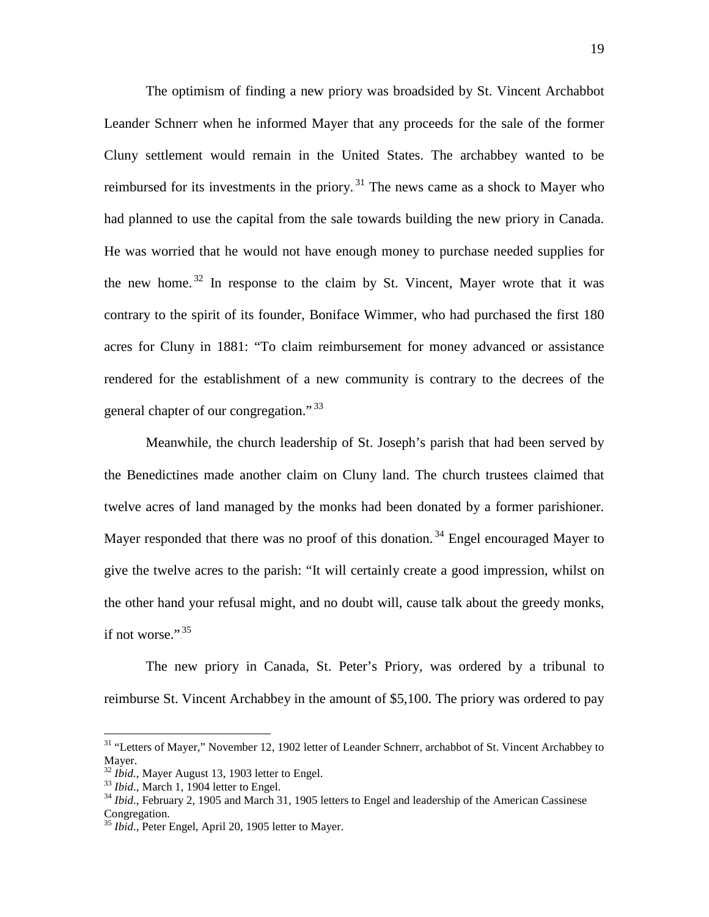The optimism of finding a new priory was broadsided by St. Vincent Archabbot Leander Schnerr when he informed Mayer that any proceeds for the sale of the former Cluny settlement would remain in the United States. The archabbey wanted to be reimbursed for its investments in the priory.[31] The news came as a shock to Mayer who had planned to use the capital from the sale towards building the new priory in Canada. He was worried that he would not have enough money to purchase needed supplies for the new home.[32] In response to the claim by St. Vincent, Mayer wrote that it was contrary to the spirit of its founder, Boniface Wimmer, who had purchased the first 180 acres for Cluny in 1881: "To claim reimbursement for money advanced or assistance rendered for the establishment of a new community is contrary to the decrees of the general chapter of our congregation."[33]

Meanwhile, the church leadership of St. Joseph's parish that had been served by the Benedictines made another claim on Cluny land. The church trustees claimed that twelve acres of land managed by the monks had been donated by a former parishioner. Mayer responded that there was no proof of this donation.[34] Engel encouraged Mayer to give the twelve acres to the parish: "It will certainly create a good impression, whilst on the other hand your refusal might, and no doubt will, cause talk about the greedy monks, if not worse."[35]

The new priory in Canada, St. Peter's Priory, was ordered by a tribunal to reimburse St. Vincent Archabbey in the amount of $5,100. The priory was ordered to pay

---

[31] "Letters of Mayer," November 12, 1902 letter of Leander Schnerr, archabbot of St. Vincent Archabbey to Mayer.

[32] *Ibid.*, Mayer August 13, 1903 letter to Engel.

[33] *Ibid*., March 1, 1904 letter to Engel.

[34] *Ibid*., February 2, 1905 and March 31, 1905 letters to Engel and leadership of the American Cassinese Congregation.

[35] *Ibid*., Peter Engel, April 20, 1905 letter to Mayer.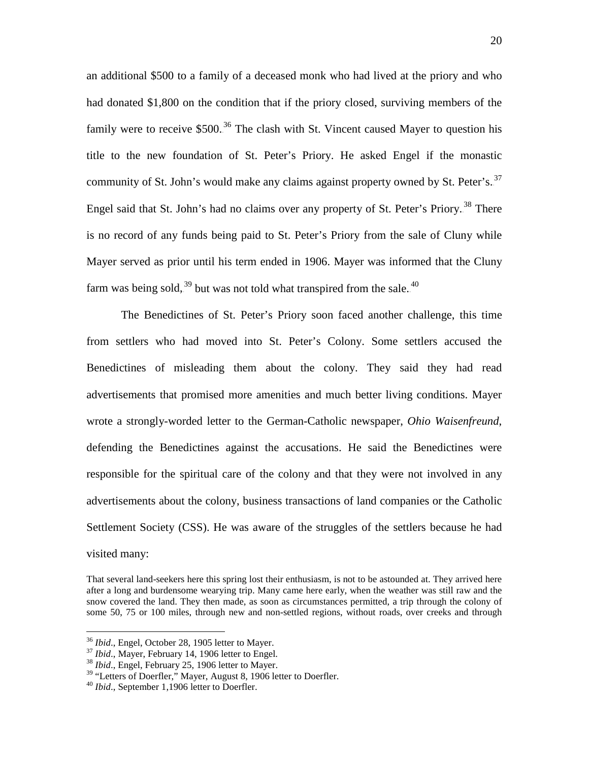an additional $500 to a family of a deceased monk who had lived at the priory and who had donated $1,800 on the condition that if the priory closed, surviving members of the family were to receive $500.[36] The clash with St. Vincent caused Mayer to question his title to the new foundation of St. Peter's Priory. He asked Engel if the monastic community of St. John's would make any claims against property owned by St. Peter's.[37] Engel said that St. John's had no claims over any property of St. Peter's Priory.[38] There is no record of any funds being paid to St. Peter's Priory from the sale of Cluny while Mayer served as prior until his term ended in 1906. Mayer was informed that the Cluny farm was being sold,[39] but was not told what transpired from the sale.[40]

The Benedictines of St. Peter's Priory soon faced another challenge, this time from settlers who had moved into St. Peter's Colony. Some settlers accused the Benedictines of misleading them about the colony. They said they had read advertisements that promised more amenities and much better living conditions. Mayer wrote a strongly-worded letter to the German-Catholic newspaper, *Ohio Waisenfreund*, defending the Benedictines against the accusations. He said the Benedictines were responsible for the spiritual care of the colony and that they were not involved in any advertisements about the colony, business transactions of land companies or the Catholic Settlement Society (CSS). He was aware of the struggles of the settlers because he had visited many:

> That several land-seekers here this spring lost their enthusiasm, is not to be astounded at. They arrived here after a long and burdensome wearying trip. Many came here early, when the weather was still raw and the snow covered the land. They then made, as soon as circumstances permitted, a trip through the colony of some 50, 75 or 100 miles, through new and non-settled regions, without roads, over creeks and through

---

[36] *Ibid*., Engel, October 28, 1905 letter to Mayer.

[37] *Ibid*., Mayer, February 14, 1906 letter to Engel.

[38] *Ibid*., Engel, February 25, 1906 letter to Mayer.

[39] "Letters of Doerfler," Mayer, August 8, 1906 letter to Doerfler.

[40] *Ibid*., September 1,1906 letter to Doerfler.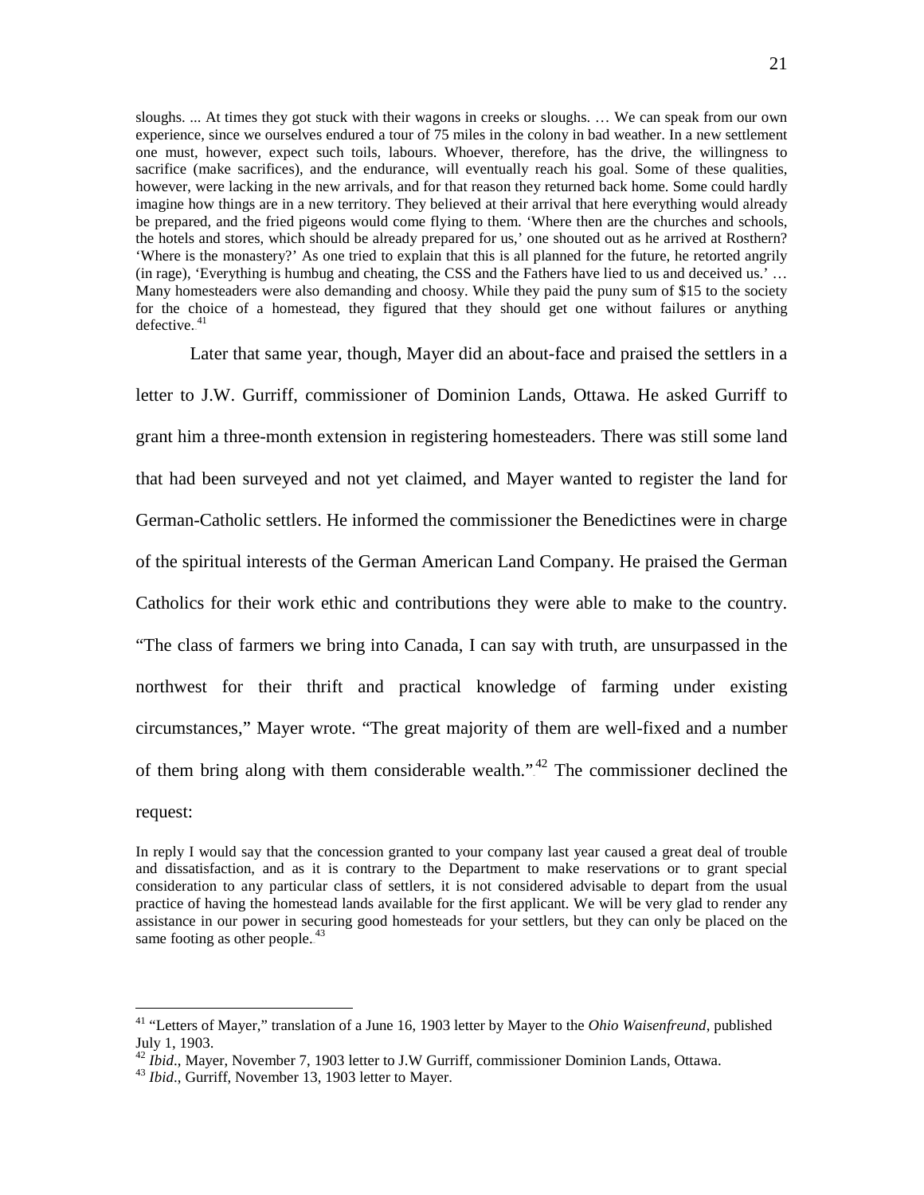sloughs. ... At times they got stuck with their wagons in creeks or sloughs. … We can speak from our own experience, since we ourselves endured a tour of 75 miles in the colony in bad weather. In a new settlement one must, however, expect such toils, labours. Whoever, therefore, has the drive, the willingness to sacrifice (make sacrifices), and the endurance, will eventually reach his goal. Some of these qualities, however, were lacking in the new arrivals, and for that reason they returned back home. Some could hardly imagine how things are in a new territory. They believed at their arrival that here everything would already be prepared, and the fried pigeons would come flying to them. 'Where then are the churches and schools, the hotels and stores, which should be already prepared for us,' one shouted out as he arrived at Rosthern? 'Where is the monastery?' As one tried to explain that this is all planned for the future, he retorted angrily (in rage), 'Everything is humbug and cheating, the CSS and the Fathers have lied to us and deceived us.' … Many homesteaders were also demanding and choosy. While they paid the puny sum of $15 to the society for the choice of a homestead, they figured that they should get one without failures or anything defective.[41]

Later that same year, though, Mayer did an about-face and praised the settlers in a letter to J.W. Gurriff, commissioner of Dominion Lands, Ottawa. He asked Gurriff to grant him a three-month extension in registering homesteaders. There was still some land that had been surveyed and not yet claimed, and Mayer wanted to register the land for German-Catholic settlers. He informed the commissioner the Benedictines were in charge of the spiritual interests of the German American Land Company. He praised the German Catholics for their work ethic and contributions they were able to make to the country. "The class of farmers we bring into Canada, I can say with truth, are unsurpassed in the northwest for their thrift and practical knowledge of farming under existing circumstances," Mayer wrote. "The great majority of them are well-fixed and a number of them bring along with them considerable wealth."[42] The commissioner declined the request:

In reply I would say that the concession granted to your company last year caused a great deal of trouble and dissatisfaction, and as it is contrary to the Department to make reservations or to grant special consideration to any particular class of settlers, it is not considered advisable to depart from the usual practice of having the homestead lands available for the first applicant. We will be very glad to render any assistance in our power in securing good homesteads for your settlers, but they can only be placed on the same footing as other people.[43]

---

[41] "Letters of Mayer," translation of a June 16, 1903 letter by Mayer to the *Ohio Waisenfreund*, published July 1, 1903.

[42] *Ibid*., Mayer, November 7, 1903 letter to J.W Gurriff, commissioner Dominion Lands, Ottawa.

[43] *Ibid*., Gurriff, November 13, 1903 letter to Mayer.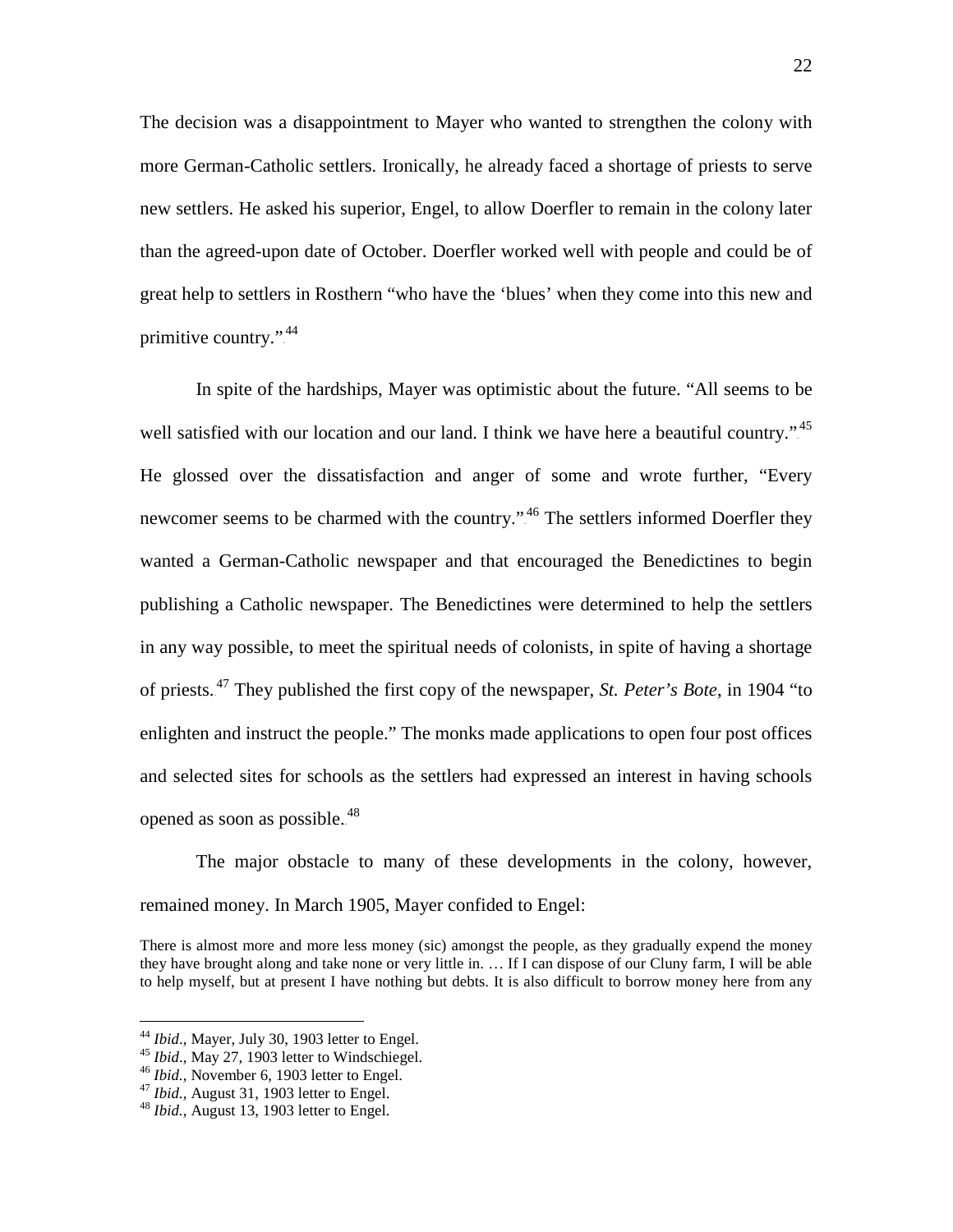The decision was a disappointment to Mayer who wanted to strengthen the colony with more German-Catholic settlers. Ironically, he already faced a shortage of priests to serve new settlers. He asked his superior, Engel, to allow Doerfler to remain in the colony later than the agreed-upon date of October. Doerfler worked well with people and could be of great help to settlers in Rosthern "who have the 'blues' when they come into this new and primitive country."[44]

In spite of the hardships, Mayer was optimistic about the future. "All seems to be well satisfied with our location and our land. I think we have here a beautiful country."[45] He glossed over the dissatisfaction and anger of some and wrote further, "Every newcomer seems to be charmed with the country."[46] The settlers informed Doerfler they wanted a German-Catholic newspaper and that encouraged the Benedictines to begin publishing a Catholic newspaper. The Benedictines were determined to help the settlers in any way possible, to meet the spiritual needs of colonists, in spite of having a shortage of priests.[47] They published the first copy of the newspaper, *St. Peter's Bote*, in 1904 "to enlighten and instruct the people." The monks made applications to open four post offices and selected sites for schools as the settlers had expressed an interest in having schools opened as soon as possible.[48]

The major obstacle to many of these developments in the colony, however, remained money. In March 1905, Mayer confided to Engel:

> There is almost more and more less money (sic) amongst the people, as they gradually expend the money they have brought along and take none or very little in. … If I can dispose of our Cluny farm, I will be able to help myself, but at present I have nothing but debts. It is also difficult to borrow money here from any

---

[44] *Ibid*., Mayer, July 30, 1903 letter to Engel.
[45] *Ibid*., May 27, 1903 letter to Windschiegel.
[46] *Ibid.,* November 6, 1903 letter to Engel.
[47] *Ibid.,* August 31, 1903 letter to Engel.
[48] *Ibid.,* August 13, 1903 letter to Engel.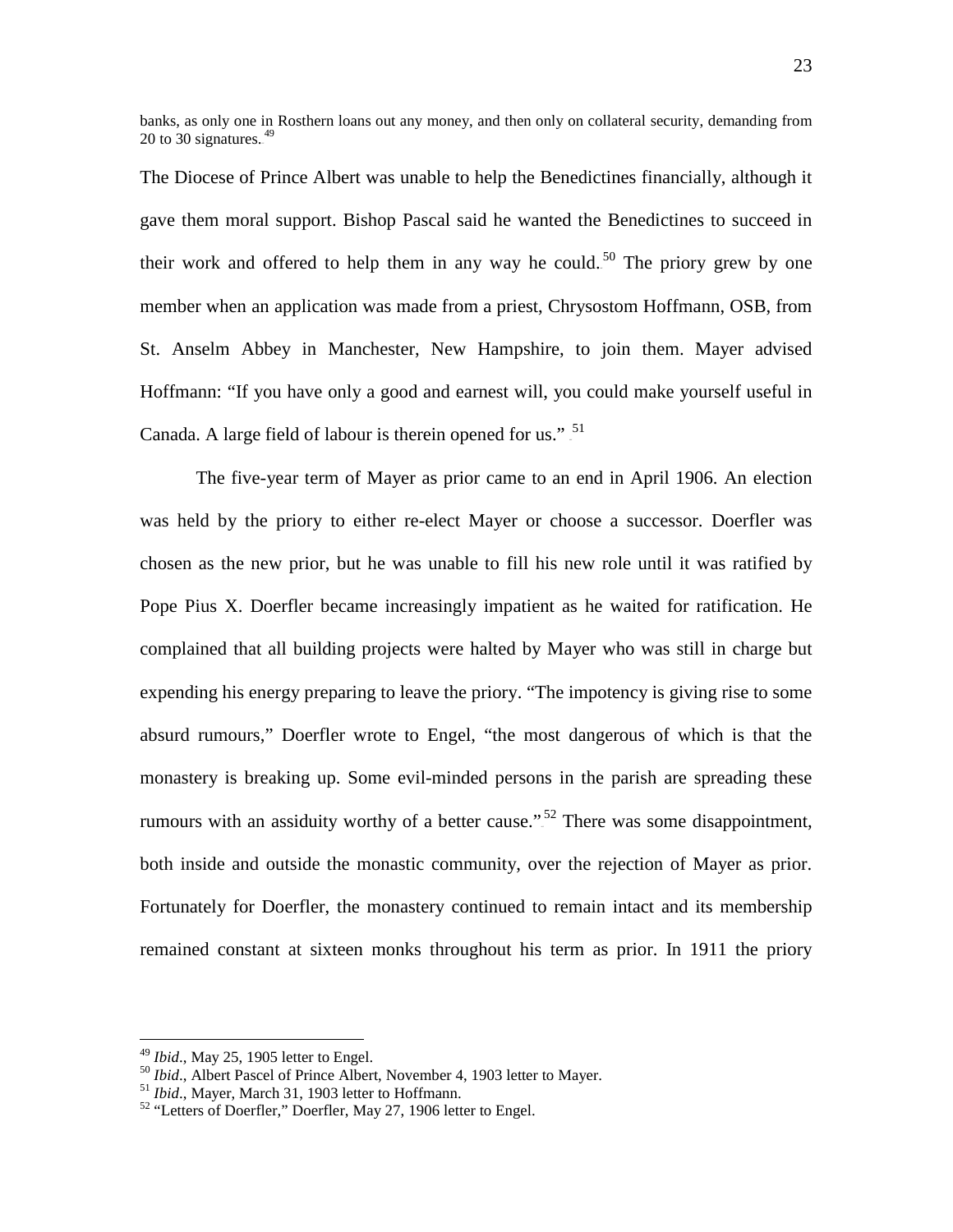banks, as only one in Rosthern loans out any money, and then only on collateral security, demanding from 20 to 30 signatures.[49]

The Diocese of Prince Albert was unable to help the Benedictines financially, although it gave them moral support. Bishop Pascal said he wanted the Benedictines to succeed in their work and offered to help them in any way he could.[50] The priory grew by one member when an application was made from a priest, Chrysostom Hoffmann, OSB, from St. Anselm Abbey in Manchester, New Hampshire, to join them. Mayer advised Hoffmann: "If you have only a good and earnest will, you could make yourself useful in Canada. A large field of labour is therein opened for us."[51]

The five-year term of Mayer as prior came to an end in April 1906. An election was held by the priory to either re-elect Mayer or choose a successor. Doerfler was chosen as the new prior, but he was unable to fill his new role until it was ratified by Pope Pius X. Doerfler became increasingly impatient as he waited for ratification. He complained that all building projects were halted by Mayer who was still in charge but expending his energy preparing to leave the priory. "The impotency is giving rise to some absurd rumours," Doerfler wrote to Engel, "the most dangerous of which is that the monastery is breaking up. Some evil-minded persons in the parish are spreading these rumours with an assiduity worthy of a better cause."[52] There was some disappointment, both inside and outside the monastic community, over the rejection of Mayer as prior. Fortunately for Doerfler, the monastery continued to remain intact and its membership remained constant at sixteen monks throughout his term as prior. In 1911 the priory

---

[49] *Ibid*., May 25, 1905 letter to Engel.

[50] *Ibid*., Albert Pascel of Prince Albert, November 4, 1903 letter to Mayer.

[51] *Ibid*., Mayer, March 31, 1903 letter to Hoffmann.

[52] "Letters of Doerfler," Doerfler, May 27, 1906 letter to Engel.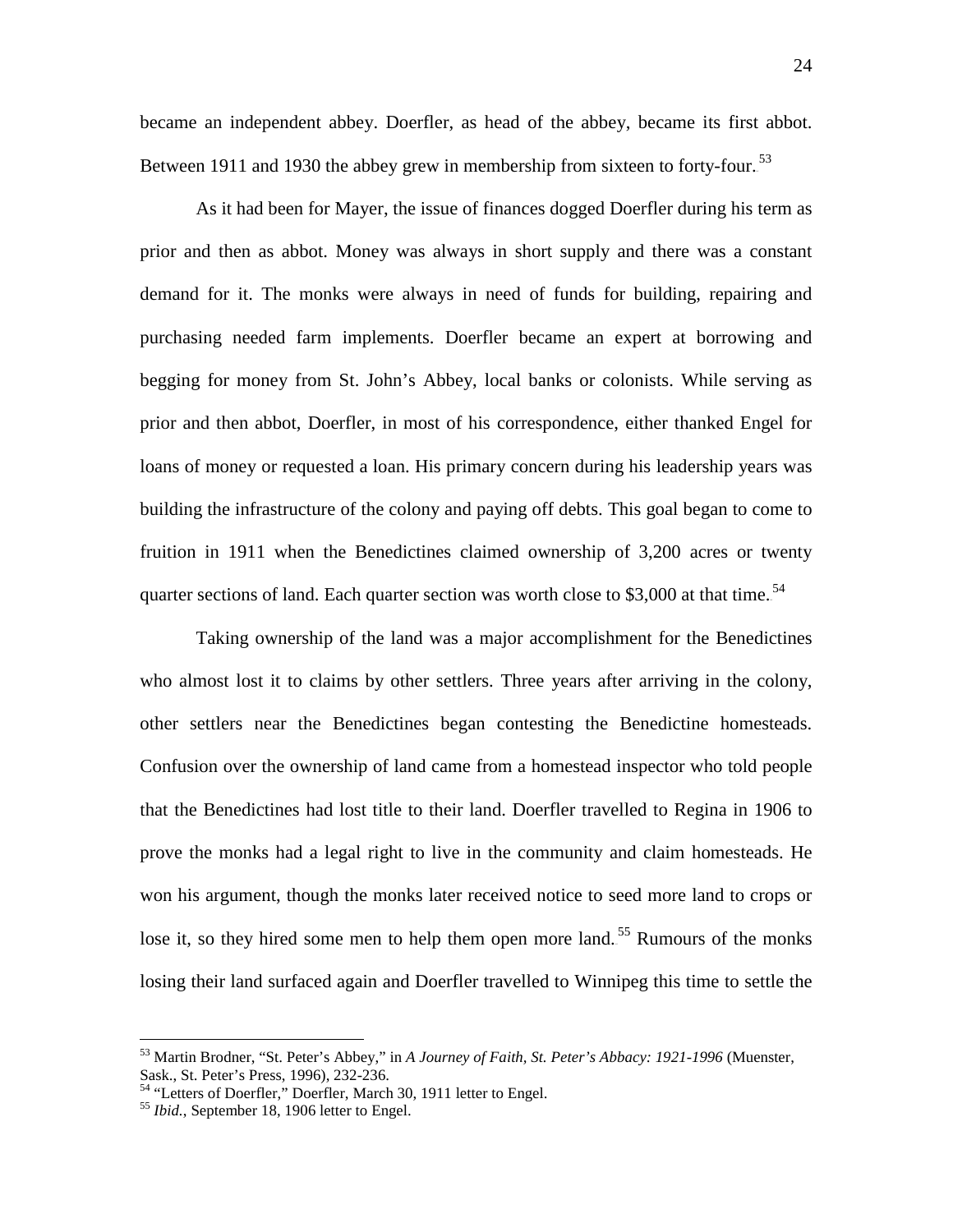became an independent abbey. Doerfler, as head of the abbey, became its first abbot. Between 1911 and 1930 the abbey grew in membership from sixteen to forty-four.[53]

As it had been for Mayer, the issue of finances dogged Doerfler during his term as prior and then as abbot. Money was always in short supply and there was a constant demand for it. The monks were always in need of funds for building, repairing and purchasing needed farm implements. Doerfler became an expert at borrowing and begging for money from St. John's Abbey, local banks or colonists. While serving as prior and then abbot, Doerfler, in most of his correspondence, either thanked Engel for loans of money or requested a loan. His primary concern during his leadership years was building the infrastructure of the colony and paying off debts. This goal began to come to fruition in 1911 when the Benedictines claimed ownership of 3,200 acres or twenty quarter sections of land. Each quarter section was worth close to $3,000 at that time.[54]

Taking ownership of the land was a major accomplishment for the Benedictines who almost lost it to claims by other settlers. Three years after arriving in the colony, other settlers near the Benedictines began contesting the Benedictine homesteads. Confusion over the ownership of land came from a homestead inspector who told people that the Benedictines had lost title to their land. Doerfler travelled to Regina in 1906 to prove the monks had a legal right to live in the community and claim homesteads. He won his argument, though the monks later received notice to seed more land to crops or lose it, so they hired some men to help them open more land.[55] Rumours of the monks losing their land surfaced again and Doerfler travelled to Winnipeg this time to settle the

---

[53] Martin Brodner, "St. Peter's Abbey," in *A Journey of Faith, St. Peter's Abbacy: 1921-1996* (Muenster, Sask., St. Peter's Press, 1996), 232-236.

[54] "Letters of Doerfler," Doerfler, March 30, 1911 letter to Engel.

[55] *Ibid.*, September 18, 1906 letter to Engel.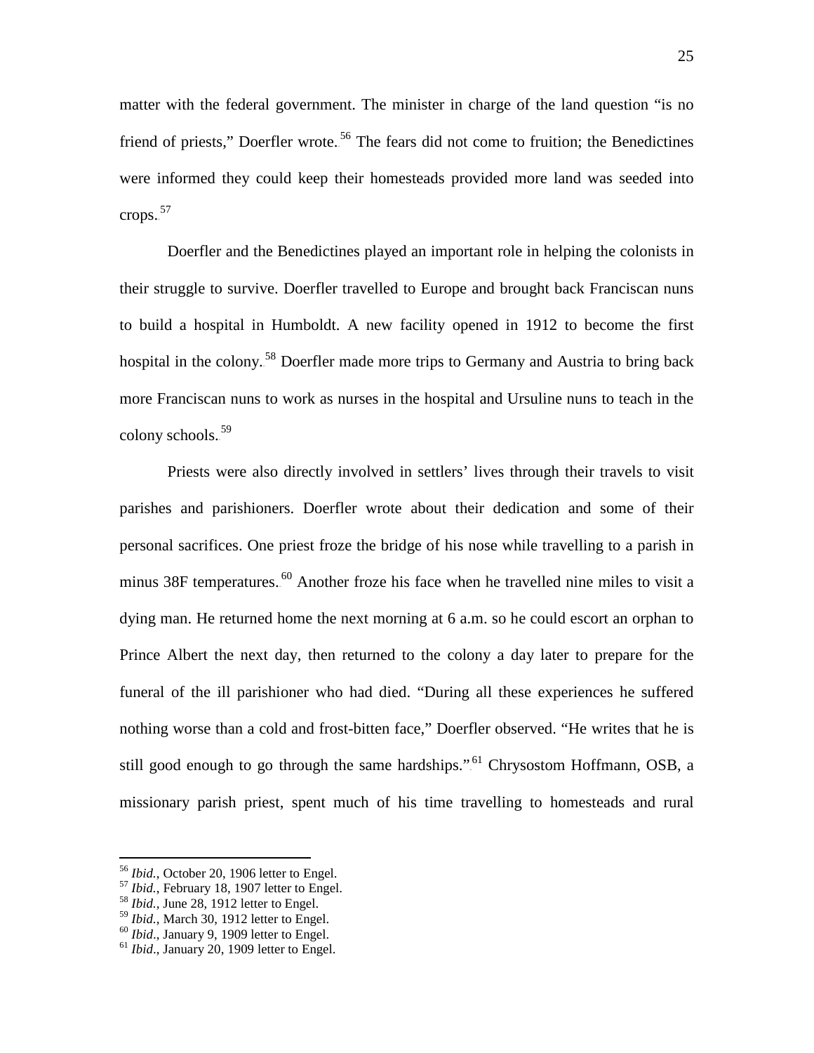matter with the federal government. The minister in charge of the land question "is no friend of priests," Doerfler wrote.[56] The fears did not come to fruition; the Benedictines were informed they could keep their homesteads provided more land was seeded into crops.[57]

Doerfler and the Benedictines played an important role in helping the colonists in their struggle to survive. Doerfler travelled to Europe and brought back Franciscan nuns to build a hospital in Humboldt. A new facility opened in 1912 to become the first hospital in the colony.[58] Doerfler made more trips to Germany and Austria to bring back more Franciscan nuns to work as nurses in the hospital and Ursuline nuns to teach in the colony schools.[59]

Priests were also directly involved in settlers' lives through their travels to visit parishes and parishioners. Doerfler wrote about their dedication and some of their personal sacrifices. One priest froze the bridge of his nose while travelling to a parish in minus 38F temperatures.[60] Another froze his face when he travelled nine miles to visit a dying man. He returned home the next morning at 6 a.m. so he could escort an orphan to Prince Albert the next day, then returned to the colony a day later to prepare for the funeral of the ill parishioner who had died. "During all these experiences he suffered nothing worse than a cold and frost-bitten face," Doerfler observed. "He writes that he is still good enough to go through the same hardships."[61] Chrysostom Hoffmann, OSB, a missionary parish priest, spent much of his time travelling to homesteads and rural

---

[56] *Ibid.*, October 20, 1906 letter to Engel.
[57] *Ibid.*, February 18, 1907 letter to Engel.
[58] *Ibid.*, June 28, 1912 letter to Engel.
[59] *Ibid.*, March 30, 1912 letter to Engel.
[60] *Ibid*., January 9, 1909 letter to Engel.
[61] *Ibid*., January 20, 1909 letter to Engel.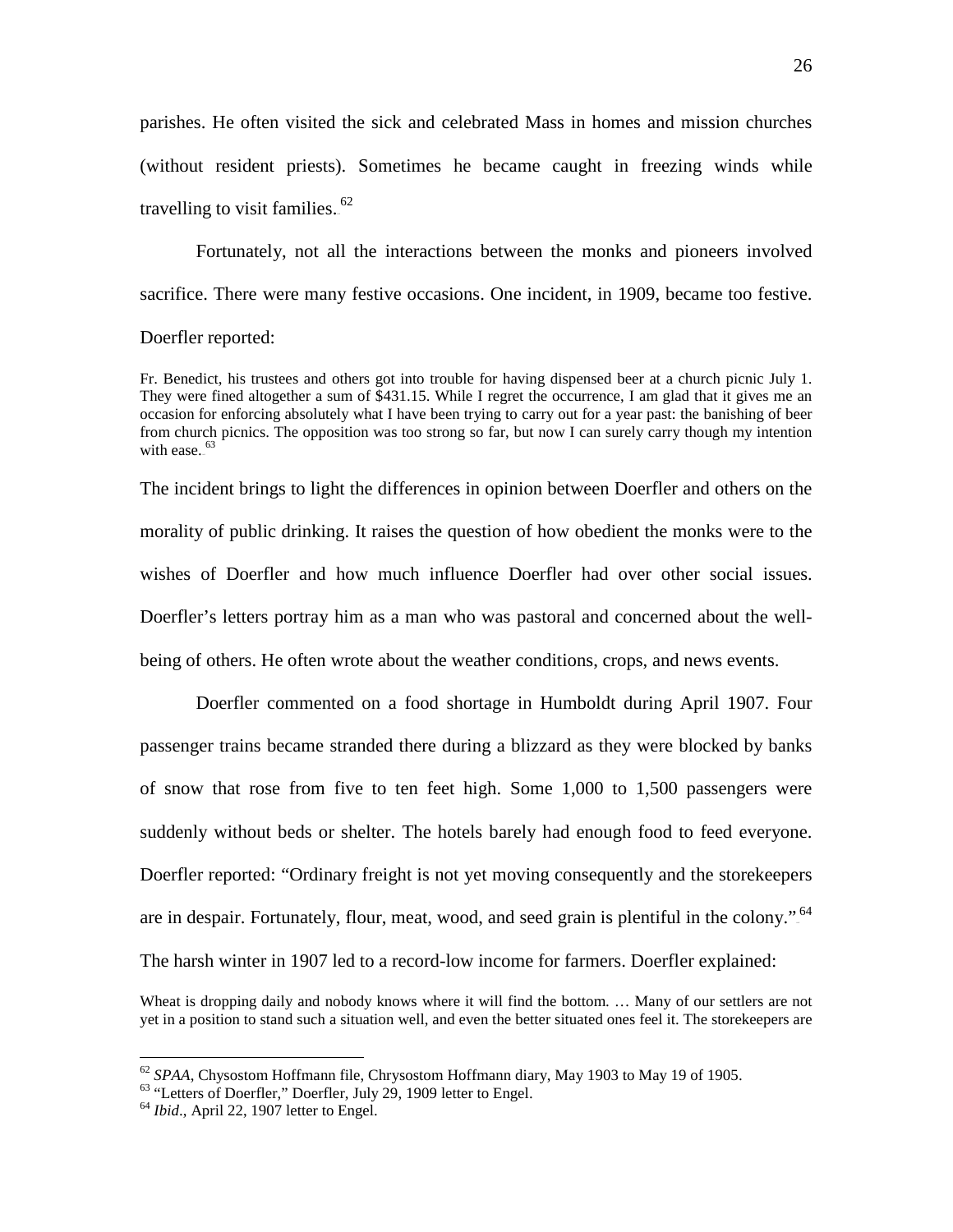parishes. He often visited the sick and celebrated Mass in homes and mission churches (without resident priests). Sometimes he became caught in freezing winds while travelling to visit families.[62]

Fortunately, not all the interactions between the monks and pioneers involved sacrifice. There were many festive occasions. One incident, in 1909, became too festive. Doerfler reported:

> Fr. Benedict, his trustees and others got into trouble for having dispensed beer at a church picnic July 1. They were fined altogether a sum of $431.15. While I regret the occurrence, I am glad that it gives me an occasion for enforcing absolutely what I have been trying to carry out for a year past: the banishing of beer from church picnics. The opposition was too strong so far, but now I can surely carry though my intention with ease.[63]

The incident brings to light the differences in opinion between Doerfler and others on the morality of public drinking. It raises the question of how obedient the monks were to the wishes of Doerfler and how much influence Doerfler had over other social issues. Doerfler's letters portray him as a man who was pastoral and concerned about the well-being of others. He often wrote about the weather conditions, crops, and news events.

Doerfler commented on a food shortage in Humboldt during April 1907. Four passenger trains became stranded there during a blizzard as they were blocked by banks of snow that rose from five to ten feet high. Some 1,000 to 1,500 passengers were suddenly without beds or shelter. The hotels barely had enough food to feed everyone. Doerfler reported: "Ordinary freight is not yet moving consequently and the storekeepers are in despair. Fortunately, flour, meat, wood, and seed grain is plentiful in the colony."[64] The harsh winter in 1907 led to a record-low income for farmers. Doerfler explained:

> Wheat is dropping daily and nobody knows where it will find the bottom. … Many of our settlers are not yet in a position to stand such a situation well, and even the better situated ones feel it. The storekeepers are

---

[62] *SPAA*, Chysostom Hoffmann file, Chrysostom Hoffmann diary, May 1903 to May 19 of 1905.

[63] "Letters of Doerfler," Doerfler, July 29, 1909 letter to Engel.

[64] *Ibid*., April 22, 1907 letter to Engel.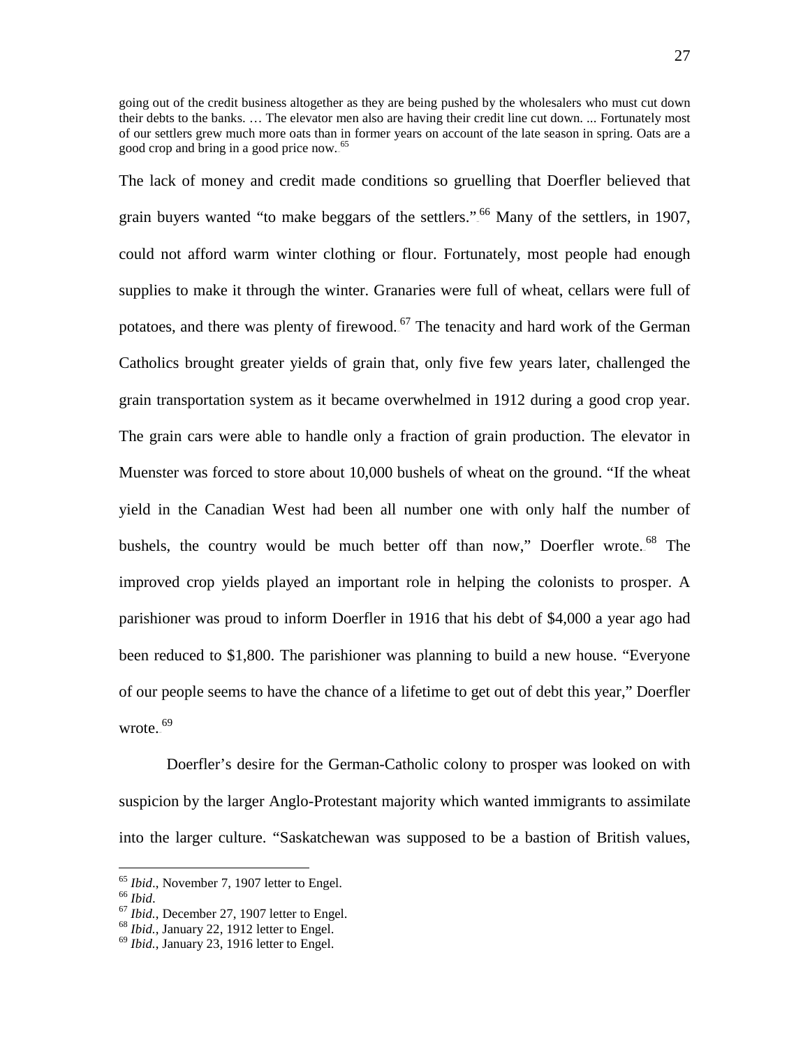going out of the credit business altogether as they are being pushed by the wholesalers who must cut down their debts to the banks. … The elevator men also are having their credit line cut down. ... Fortunately most of our settlers grew much more oats than in former years on account of the late season in spring. Oats are a good crop and bring in a good price now.[65]

The lack of money and credit made conditions so gruelling that Doerfler believed that grain buyers wanted "to make beggars of the settlers."[66] Many of the settlers, in 1907, could not afford warm winter clothing or flour. Fortunately, most people had enough supplies to make it through the winter. Granaries were full of wheat, cellars were full of potatoes, and there was plenty of firewood.[67] The tenacity and hard work of the German Catholics brought greater yields of grain that, only five few years later, challenged the grain transportation system as it became overwhelmed in 1912 during a good crop year. The grain cars were able to handle only a fraction of grain production. The elevator in Muenster was forced to store about 10,000 bushels of wheat on the ground. "If the wheat yield in the Canadian West had been all number one with only half the number of bushels, the country would be much better off than now," Doerfler wrote.[68] The improved crop yields played an important role in helping the colonists to prosper. A parishioner was proud to inform Doerfler in 1916 that his debt of $4,000 a year ago had been reduced to $1,800. The parishioner was planning to build a new house. "Everyone of our people seems to have the chance of a lifetime to get out of debt this year," Doerfler wrote.[69]

Doerfler's desire for the German-Catholic colony to prosper was looked on with suspicion by the larger Anglo-Protestant majority which wanted immigrants to assimilate into the larger culture. "Saskatchewan was supposed to be a bastion of British values,

---

[65] *Ibid*., November 7, 1907 letter to Engel.
[66] *Ibid*.
[67] *Ibid.*, December 27, 1907 letter to Engel.
[68] *Ibid.*, January 22, 1912 letter to Engel.
[69] *Ibid.*, January 23, 1916 letter to Engel.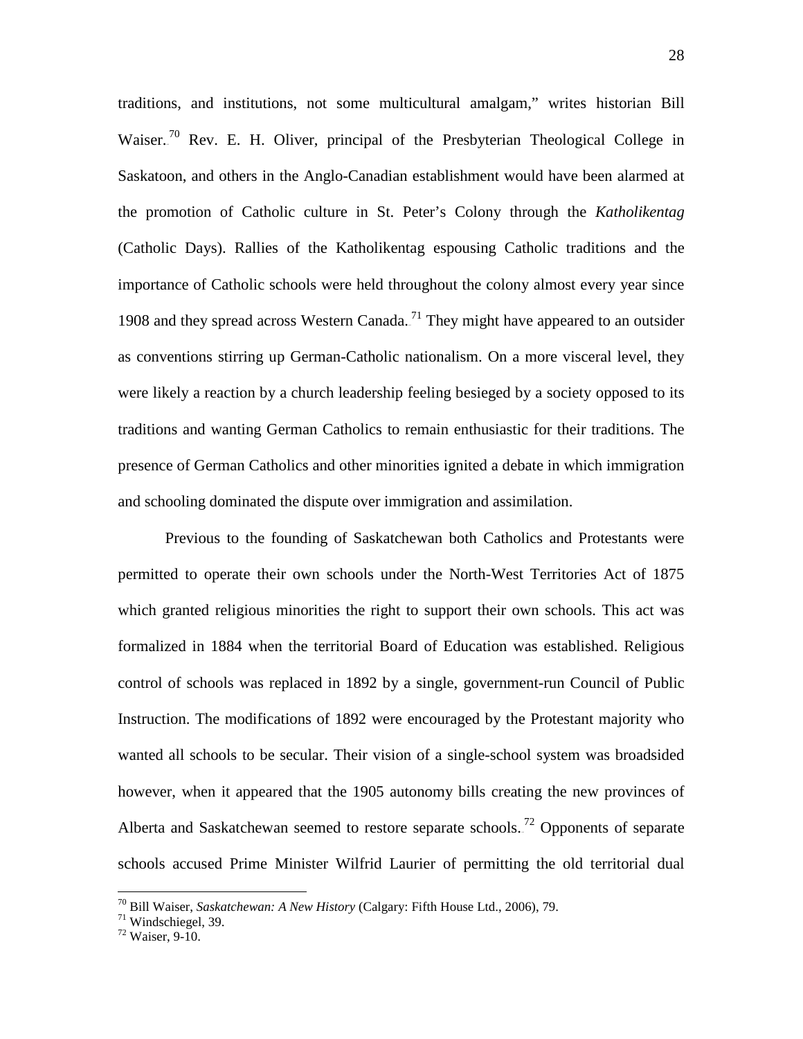traditions, and institutions, not some multicultural amalgam," writes historian Bill Waiser.[70] Rev. E. H. Oliver, principal of the Presbyterian Theological College in Saskatoon, and others in the Anglo-Canadian establishment would have been alarmed at the promotion of Catholic culture in St. Peter's Colony through the *Katholikentag* (Catholic Days). Rallies of the Katholikentag espousing Catholic traditions and the importance of Catholic schools were held throughout the colony almost every year since 1908 and they spread across Western Canada.[71] They might have appeared to an outsider as conventions stirring up German-Catholic nationalism. On a more visceral level, they were likely a reaction by a church leadership feeling besieged by a society opposed to its traditions and wanting German Catholics to remain enthusiastic for their traditions. The presence of German Catholics and other minorities ignited a debate in which immigration and schooling dominated the dispute over immigration and assimilation.

Previous to the founding of Saskatchewan both Catholics and Protestants were permitted to operate their own schools under the North-West Territories Act of 1875 which granted religious minorities the right to support their own schools. This act was formalized in 1884 when the territorial Board of Education was established. Religious control of schools was replaced in 1892 by a single, government-run Council of Public Instruction. The modifications of 1892 were encouraged by the Protestant majority who wanted all schools to be secular. Their vision of a single-school system was broadsided however, when it appeared that the 1905 autonomy bills creating the new provinces of Alberta and Saskatchewan seemed to restore separate schools.[72] Opponents of separate schools accused Prime Minister Wilfrid Laurier of permitting the old territorial dual

---

[70] Bill Waiser, *Saskatchewan: A New History* (Calgary: Fifth House Ltd., 2006), 79.
[71] Windschiegel, 39.
[72] Waiser, 9-10.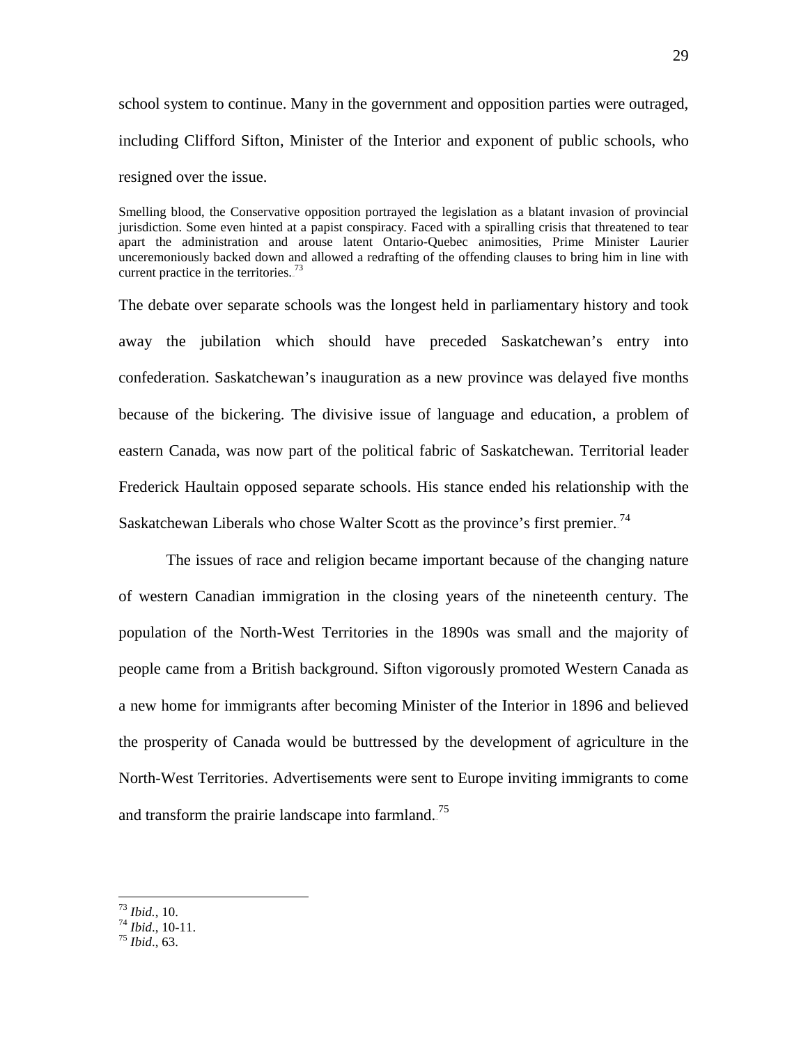school system to continue. Many in the government and opposition parties were outraged, including Clifford Sifton, Minister of the Interior and exponent of public schools, who resigned over the issue.

> Smelling blood, the Conservative opposition portrayed the legislation as a blatant invasion of provincial jurisdiction. Some even hinted at a papist conspiracy. Faced with a spiralling crisis that threatened to tear apart the administration and arouse latent Ontario-Quebec animosities, Prime Minister Laurier unceremoniously backed down and allowed a redrafting of the offending clauses to bring him in line with current practice in the territories.[73]

The debate over separate schools was the longest held in parliamentary history and took away the jubilation which should have preceded Saskatchewan's entry into confederation. Saskatchewan's inauguration as a new province was delayed five months because of the bickering. The divisive issue of language and education, a problem of eastern Canada, was now part of the political fabric of Saskatchewan. Territorial leader Frederick Haultain opposed separate schools. His stance ended his relationship with the Saskatchewan Liberals who chose Walter Scott as the province's first premier.[74]

The issues of race and religion became important because of the changing nature of western Canadian immigration in the closing years of the nineteenth century. The population of the North-West Territories in the 1890s was small and the majority of people came from a British background. Sifton vigorously promoted Western Canada as a new home for immigrants after becoming Minister of the Interior in 1896 and believed the prosperity of Canada would be buttressed by the development of agriculture in the North-West Territories. Advertisements were sent to Europe inviting immigrants to come and transform the prairie landscape into farmland.[75]

---

[73] *Ibid.*, 10.
[74] *Ibid*., 10-11.
[75] *Ibid*., 63.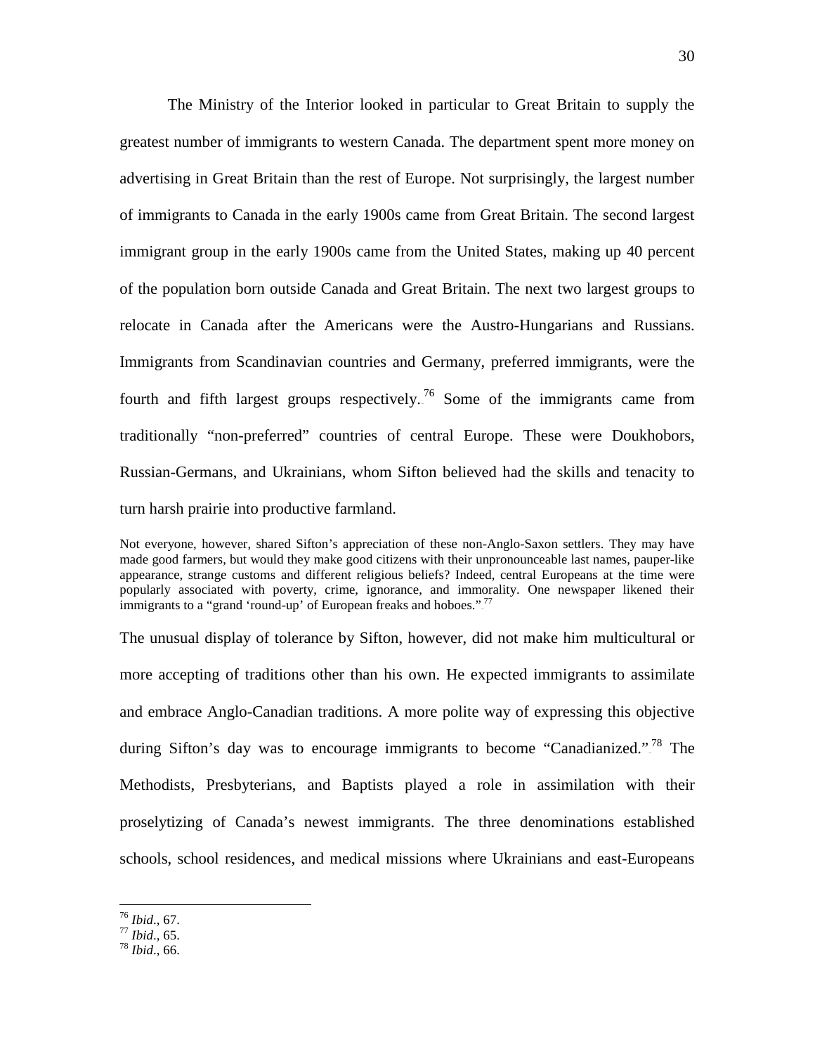The Ministry of the Interior looked in particular to Great Britain to supply the greatest number of immigrants to western Canada. The department spent more money on advertising in Great Britain than the rest of Europe. Not surprisingly, the largest number of immigrants to Canada in the early 1900s came from Great Britain. The second largest immigrant group in the early 1900s came from the United States, making up 40 percent of the population born outside Canada and Great Britain. The next two largest groups to relocate in Canada after the Americans were the Austro-Hungarians and Russians. Immigrants from Scandinavian countries and Germany, preferred immigrants, were the fourth and fifth largest groups respectively.[76] Some of the immigrants came from traditionally "non-preferred" countries of central Europe. These were Doukhobors, Russian-Germans, and Ukrainians, whom Sifton believed had the skills and tenacity to turn harsh prairie into productive farmland.

> Not everyone, however, shared Sifton's appreciation of these non-Anglo-Saxon settlers. They may have made good farmers, but would they make good citizens with their unpronounceable last names, pauper-like appearance, strange customs and different religious beliefs? Indeed, central Europeans at the time were popularly associated with poverty, crime, ignorance, and immorality. One newspaper likened their immigrants to a "grand 'round-up' of European freaks and hoboes."[77]

The unusual display of tolerance by Sifton, however, did not make him multicultural or more accepting of traditions other than his own. He expected immigrants to assimilate and embrace Anglo-Canadian traditions. A more polite way of expressing this objective during Sifton's day was to encourage immigrants to become "Canadianized."[78] The Methodists, Presbyterians, and Baptists played a role in assimilation with their proselytizing of Canada's newest immigrants. The three denominations established schools, school residences, and medical missions where Ukrainians and east-Europeans

---

[76] *Ibid*., 67.
[77] *Ibid*., 65.
[78] *Ibid*., 66.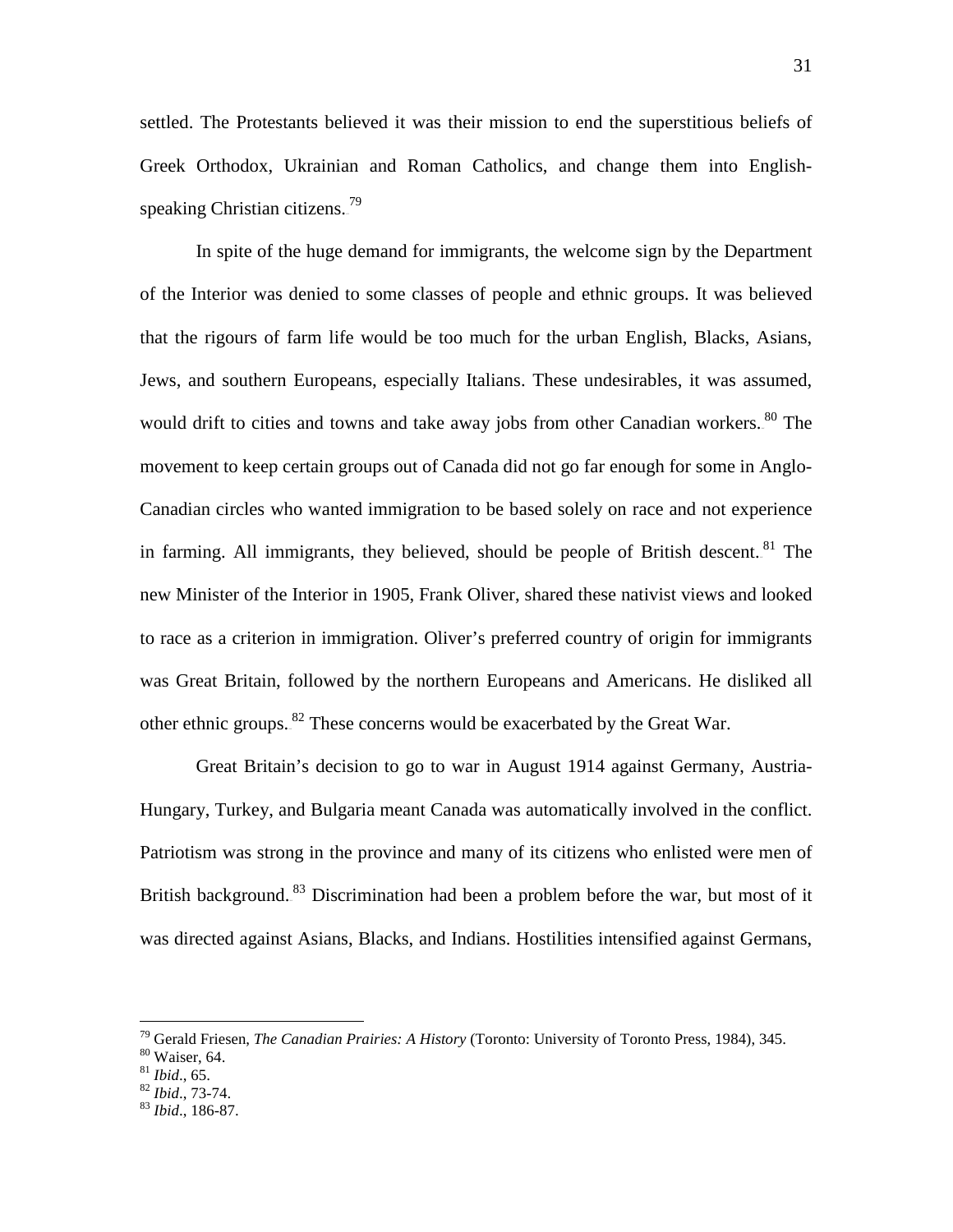settled. The Protestants believed it was their mission to end the superstitious beliefs of Greek Orthodox, Ukrainian and Roman Catholics, and change them into English-speaking Christian citizens.[79]

In spite of the huge demand for immigrants, the welcome sign by the Department of the Interior was denied to some classes of people and ethnic groups. It was believed that the rigours of farm life would be too much for the urban English, Blacks, Asians, Jews, and southern Europeans, especially Italians. These undesirables, it was assumed, would drift to cities and towns and take away jobs from other Canadian workers.[80] The movement to keep certain groups out of Canada did not go far enough for some in Anglo-Canadian circles who wanted immigration to be based solely on race and not experience in farming. All immigrants, they believed, should be people of British descent.[81] The new Minister of the Interior in 1905, Frank Oliver, shared these nativist views and looked to race as a criterion in immigration. Oliver's preferred country of origin for immigrants was Great Britain, followed by the northern Europeans and Americans. He disliked all other ethnic groups.[82] These concerns would be exacerbated by the Great War.

Great Britain's decision to go to war in August 1914 against Germany, Austria-Hungary, Turkey, and Bulgaria meant Canada was automatically involved in the conflict. Patriotism was strong in the province and many of its citizens who enlisted were men of British background.[83] Discrimination had been a problem before the war, but most of it was directed against Asians, Blacks, and Indians. Hostilities intensified against Germans,

---

[79] Gerald Friesen, *The Canadian Prairies: A History* (Toronto: University of Toronto Press, 1984), 345.
[80] Waiser, 64.
[81] *Ibid*., 65.
[82] *Ibid*., 73-74.
[83] *Ibid*., 186-87.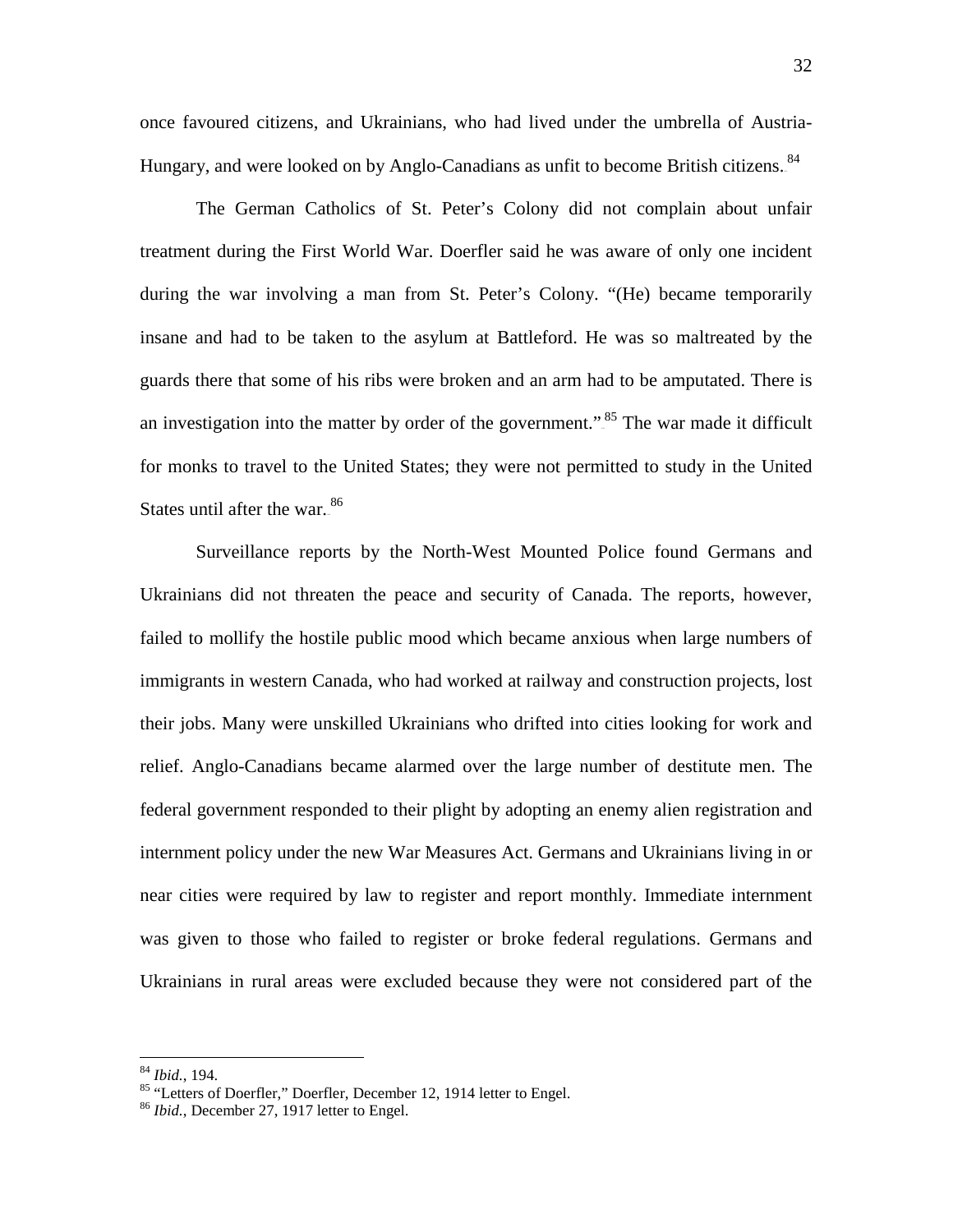once favoured citizens, and Ukrainians, who had lived under the umbrella of Austria-Hungary, and were looked on by Anglo-Canadians as unfit to become British citizens.[84]

The German Catholics of St. Peter's Colony did not complain about unfair treatment during the First World War. Doerfler said he was aware of only one incident during the war involving a man from St. Peter's Colony. "(He) became temporarily insane and had to be taken to the asylum at Battleford. He was so maltreated by the guards there that some of his ribs were broken and an arm had to be amputated. There is an investigation into the matter by order of the government."[85] The war made it difficult for monks to travel to the United States; they were not permitted to study in the United States until after the war.[86]

Surveillance reports by the North-West Mounted Police found Germans and Ukrainians did not threaten the peace and security of Canada. The reports, however, failed to mollify the hostile public mood which became anxious when large numbers of immigrants in western Canada, who had worked at railway and construction projects, lost their jobs. Many were unskilled Ukrainians who drifted into cities looking for work and relief. Anglo-Canadians became alarmed over the large number of destitute men. The federal government responded to their plight by adopting an enemy alien registration and internment policy under the new War Measures Act. Germans and Ukrainians living in or near cities were required by law to register and report monthly. Immediate internment was given to those who failed to register or broke federal regulations. Germans and Ukrainians in rural areas were excluded because they were not considered part of the

---

[84] *Ibid.*, 194.

[85] "Letters of Doerfler," Doerfler, December 12, 1914 letter to Engel.

[86] *Ibid.*, December 27, 1917 letter to Engel.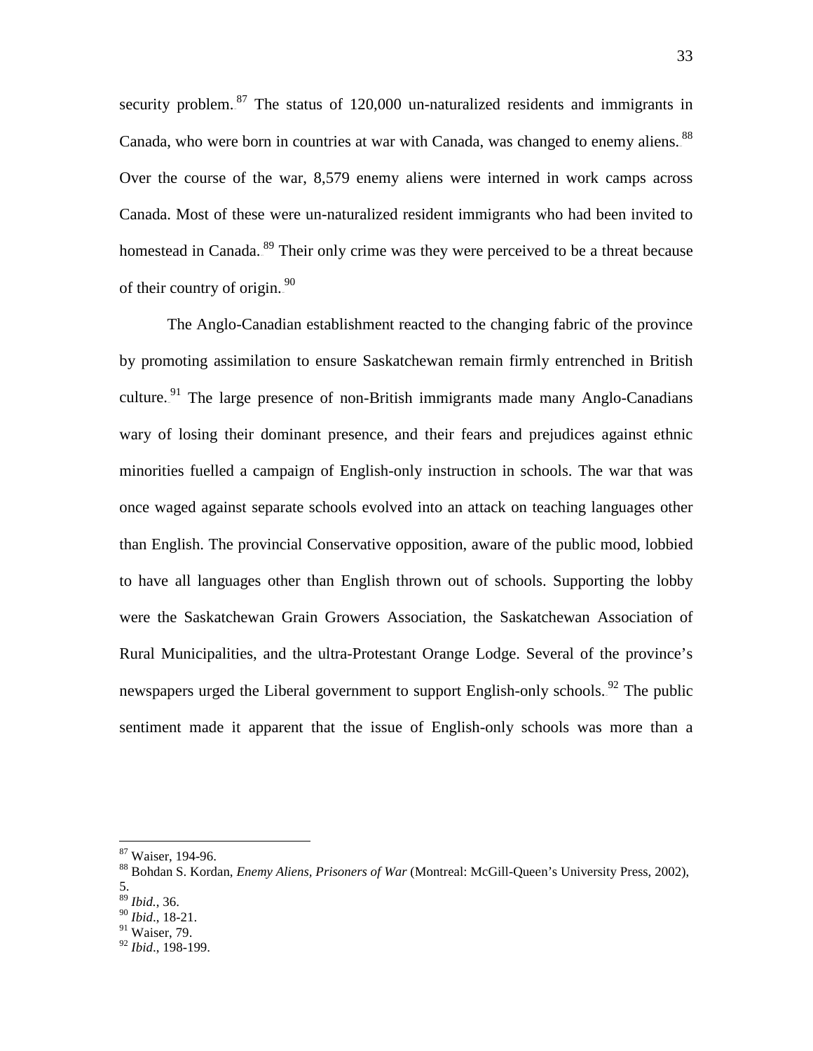security problem.[87] The status of 120,000 un-naturalized residents and immigrants in Canada, who were born in countries at war with Canada, was changed to enemy aliens.[88] Over the course of the war, 8,579 enemy aliens were interned in work camps across Canada. Most of these were un-naturalized resident immigrants who had been invited to homestead in Canada.[89] Their only crime was they were perceived to be a threat because of their country of origin.[90]

The Anglo-Canadian establishment reacted to the changing fabric of the province by promoting assimilation to ensure Saskatchewan remain firmly entrenched in British culture.[91] The large presence of non-British immigrants made many Anglo-Canadians wary of losing their dominant presence, and their fears and prejudices against ethnic minorities fuelled a campaign of English-only instruction in schools. The war that was once waged against separate schools evolved into an attack on teaching languages other than English. The provincial Conservative opposition, aware of the public mood, lobbied to have all languages other than English thrown out of schools. Supporting the lobby were the Saskatchewan Grain Growers Association, the Saskatchewan Association of Rural Municipalities, and the ultra-Protestant Orange Lodge. Several of the province's newspapers urged the Liberal government to support English-only schools.[92] The public sentiment made it apparent that the issue of English-only schools was more than a

---

[87] Waiser, 194-96.
[88] Bohdan S. Kordan, *Enemy Aliens, Prisoners of War* (Montreal: McGill-Queen's University Press, 2002), 5.
[89] *Ibid.*, 36.
[90] *Ibid*., 18-21.
[91] Waiser, 79.
[92] *Ibid*., 198-199.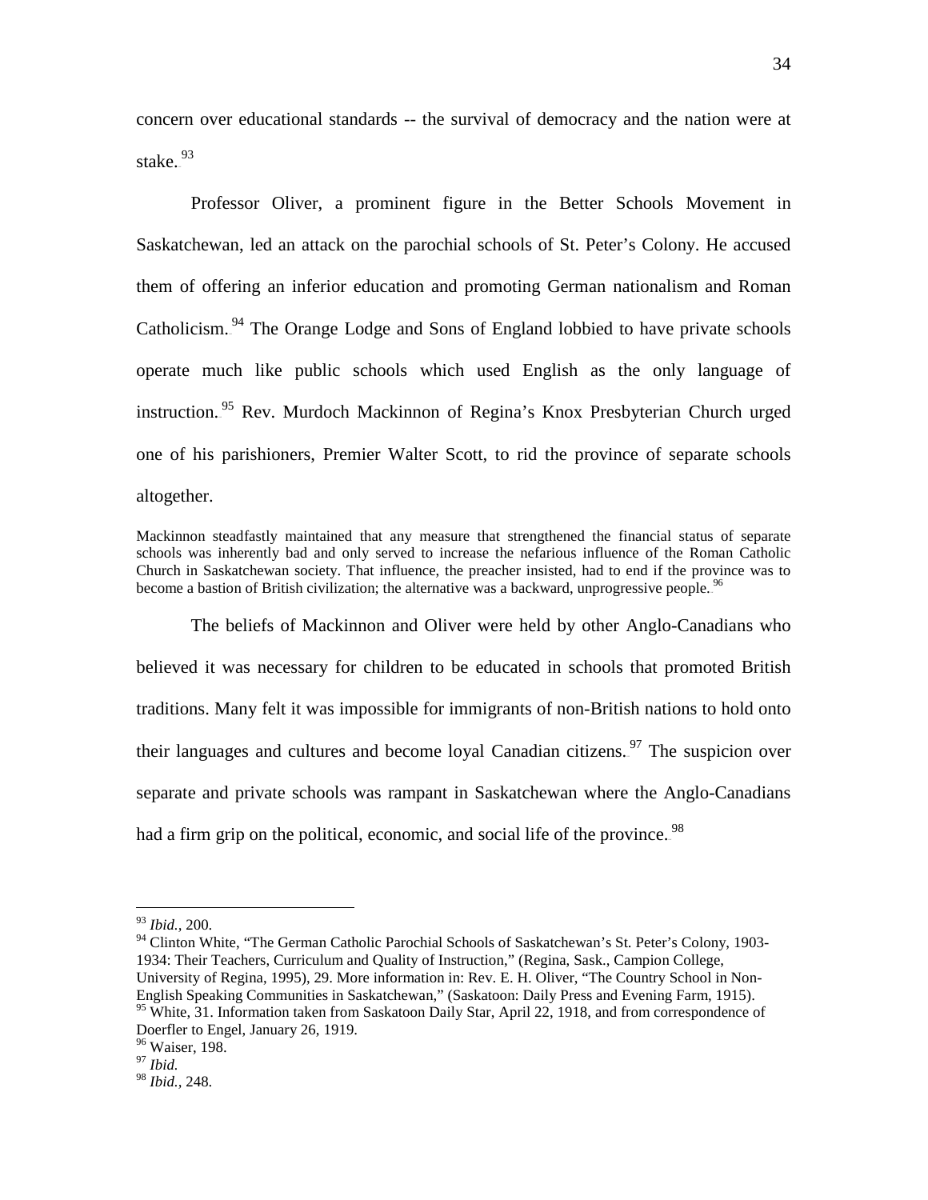concern over educational standards -- the survival of democracy and the nation were at stake.[93]

Professor Oliver, a prominent figure in the Better Schools Movement in Saskatchewan, led an attack on the parochial schools of St. Peter's Colony. He accused them of offering an inferior education and promoting German nationalism and Roman Catholicism.[94] The Orange Lodge and Sons of England lobbied to have private schools operate much like public schools which used English as the only language of instruction.[95] Rev. Murdoch Mackinnon of Regina's Knox Presbyterian Church urged one of his parishioners, Premier Walter Scott, to rid the province of separate schools altogether.

> Mackinnon steadfastly maintained that any measure that strengthened the financial status of separate schools was inherently bad and only served to increase the nefarious influence of the Roman Catholic Church in Saskatchewan society. That influence, the preacher insisted, had to end if the province was to become a bastion of British civilization; the alternative was a backward, unprogressive people.[96]

The beliefs of Mackinnon and Oliver were held by other Anglo-Canadians who believed it was necessary for children to be educated in schools that promoted British traditions. Many felt it was impossible for immigrants of non-British nations to hold onto their languages and cultures and become loyal Canadian citizens.[97] The suspicion over separate and private schools was rampant in Saskatchewan where the Anglo-Canadians had a firm grip on the political, economic, and social life of the province.[98]

---

[93] *Ibid.*, 200.

[94] Clinton White, "The German Catholic Parochial Schools of Saskatchewan's St. Peter's Colony, 1903-1934: Their Teachers, Curriculum and Quality of Instruction," (Regina, Sask., Campion College, University of Regina, 1995), 29. More information in: Rev. E. H. Oliver, "The Country School in Non-English Speaking Communities in Saskatchewan," (Saskatoon: Daily Press and Evening Farm, 1915).

[95] White, 31. Information taken from Saskatoon Daily Star, April 22, 1918, and from correspondence of Doerfler to Engel, January 26, 1919.

[96] Waiser, 198.

[97] *Ibid.*

[98] *Ibid.*, 248.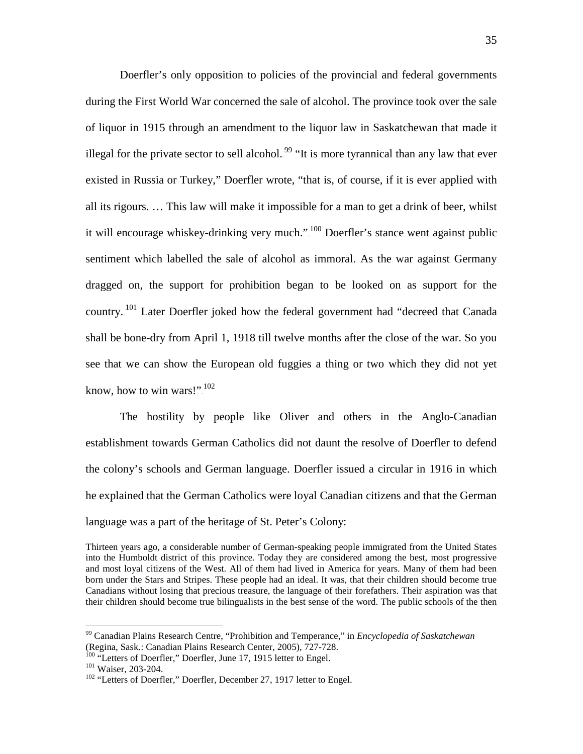Doerfler's only opposition to policies of the provincial and federal governments during the First World War concerned the sale of alcohol. The province took over the sale of liquor in 1915 through an amendment to the liquor law in Saskatchewan that made it illegal for the private sector to sell alcohol.[99] "It is more tyrannical than any law that ever existed in Russia or Turkey," Doerfler wrote, "that is, of course, if it is ever applied with all its rigours. … This law will make it impossible for a man to get a drink of beer, whilst it will encourage whiskey-drinking very much."[100] Doerfler's stance went against public sentiment which labelled the sale of alcohol as immoral. As the war against Germany dragged on, the support for prohibition began to be looked on as support for the country.[101] Later Doerfler joked how the federal government had "decreed that Canada shall be bone-dry from April 1, 1918 till twelve months after the close of the war. So you see that we can show the European old fuggies a thing or two which they did not yet know, how to win wars!"[102]

The hostility by people like Oliver and others in the Anglo-Canadian establishment towards German Catholics did not daunt the resolve of Doerfler to defend the colony's schools and German language. Doerfler issued a circular in 1916 in which he explained that the German Catholics were loyal Canadian citizens and that the German language was a part of the heritage of St. Peter's Colony:

> Thirteen years ago, a considerable number of German-speaking people immigrated from the United States into the Humboldt district of this province. Today they are considered among the best, most progressive and most loyal citizens of the West. All of them had lived in America for years. Many of them had been born under the Stars and Stripes. These people had an ideal. It was, that their children should become true Canadians without losing that precious treasure, the language of their forefathers. Their aspiration was that their children should become true bilingualists in the best sense of the word. The public schools of the then

---

[99] Canadian Plains Research Centre, "Prohibition and Temperance," in *Encyclopedia of Saskatchewan* (Regina, Sask.: Canadian Plains Research Center, 2005), 727-728.

[100] "Letters of Doerfler," Doerfler, June 17, 1915 letter to Engel.

[101] Waiser, 203-204.

[102] "Letters of Doerfler," Doerfler, December 27, 1917 letter to Engel.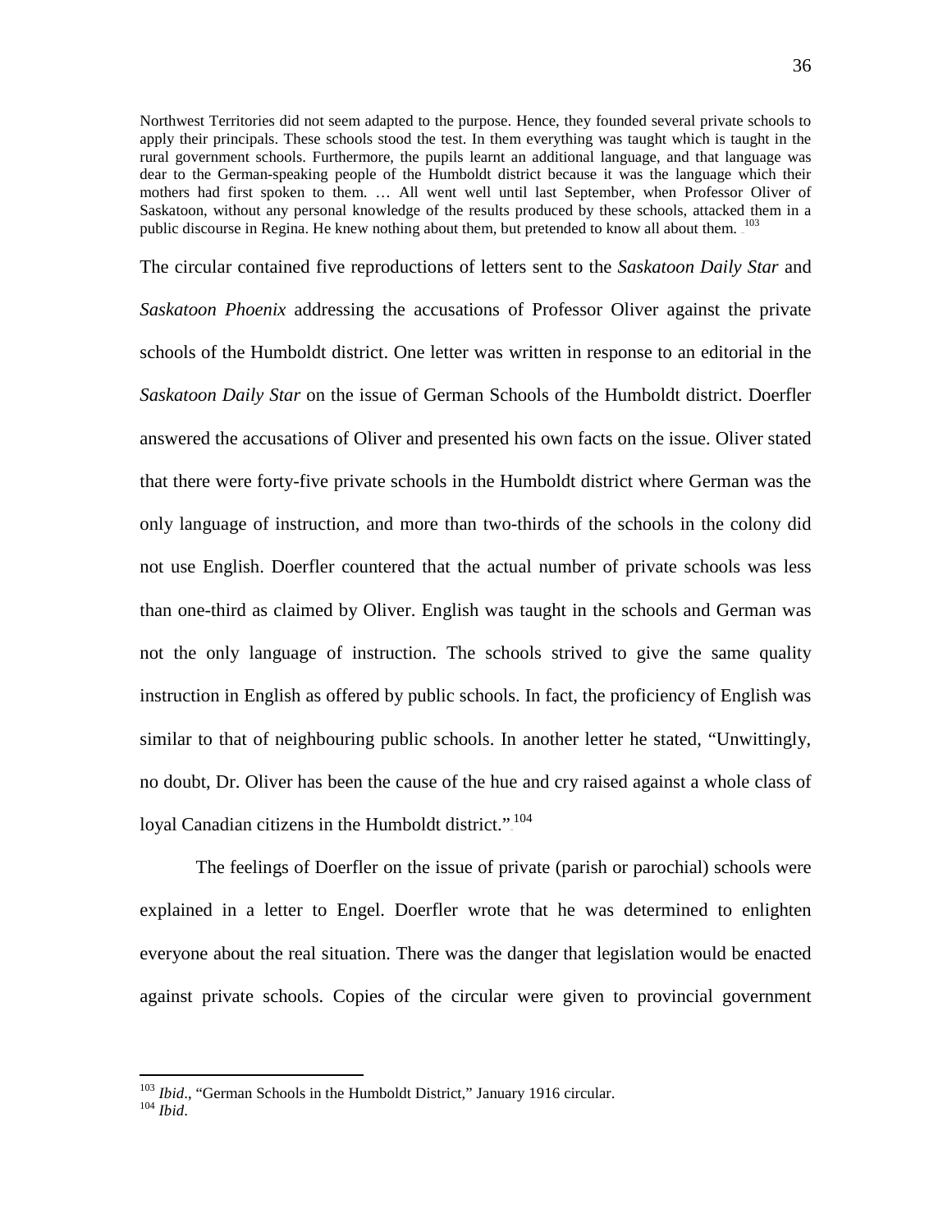Northwest Territories did not seem adapted to the purpose. Hence, they founded several private schools to apply their principals. These schools stood the test. In them everything was taught which is taught in the rural government schools. Furthermore, the pupils learnt an additional language, and that language was dear to the German-speaking people of the Humboldt district because it was the language which their mothers had first spoken to them. … All went well until last September, when Professor Oliver of Saskatoon, without any personal knowledge of the results produced by these schools, attacked them in a public discourse in Regina. He knew nothing about them, but pretended to know all about them.[103]

The circular contained five reproductions of letters sent to the *Saskatoon Daily Star* and *Saskatoon Phoenix* addressing the accusations of Professor Oliver against the private schools of the Humboldt district. One letter was written in response to an editorial in the *Saskatoon Daily Star* on the issue of German Schools of the Humboldt district. Doerfler answered the accusations of Oliver and presented his own facts on the issue. Oliver stated that there were forty-five private schools in the Humboldt district where German was the only language of instruction, and more than two-thirds of the schools in the colony did not use English. Doerfler countered that the actual number of private schools was less than one-third as claimed by Oliver. English was taught in the schools and German was not the only language of instruction. The schools strived to give the same quality instruction in English as offered by public schools. In fact, the proficiency of English was similar to that of neighbouring public schools. In another letter he stated, "Unwittingly, no doubt, Dr. Oliver has been the cause of the hue and cry raised against a whole class of loyal Canadian citizens in the Humboldt district."[104]

The feelings of Doerfler on the issue of private (parish or parochial) schools were explained in a letter to Engel. Doerfler wrote that he was determined to enlighten everyone about the real situation. There was the danger that legislation would be enacted against private schools. Copies of the circular were given to provincial government

---

[103] *Ibid*., "German Schools in the Humboldt District," January 1916 circular.

[104] *Ibid*.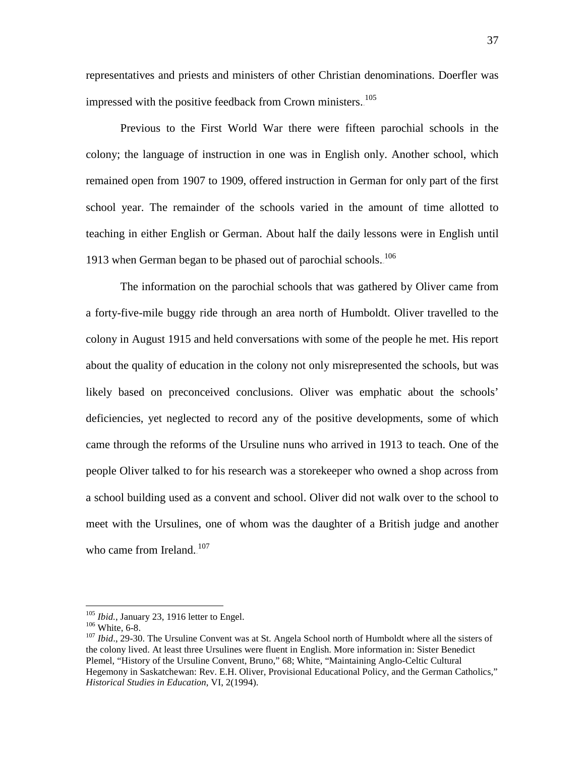representatives and priests and ministers of other Christian denominations. Doerfler was impressed with the positive feedback from Crown ministers.[105]

Previous to the First World War there were fifteen parochial schools in the colony; the language of instruction in one was in English only. Another school, which remained open from 1907 to 1909, offered instruction in German for only part of the first school year. The remainder of the schools varied in the amount of time allotted to teaching in either English or German. About half the daily lessons were in English until 1913 when German began to be phased out of parochial schools.[106]

The information on the parochial schools that was gathered by Oliver came from a forty-five-mile buggy ride through an area north of Humboldt. Oliver travelled to the colony in August 1915 and held conversations with some of the people he met. His report about the quality of education in the colony not only misrepresented the schools, but was likely based on preconceived conclusions. Oliver was emphatic about the schools' deficiencies, yet neglected to record any of the positive developments, some of which came through the reforms of the Ursuline nuns who arrived in 1913 to teach. One of the people Oliver talked to for his research was a storekeeper who owned a shop across from a school building used as a convent and school. Oliver did not walk over to the school to meet with the Ursulines, one of whom was the daughter of a British judge and another who came from Ireland.[107]

---

[105] *Ibid.*, January 23, 1916 letter to Engel.

[106] White, 6-8.

[107] *Ibid*., 29-30. The Ursuline Convent was at St. Angela School north of Humboldt where all the sisters of the colony lived. At least three Ursulines were fluent in English. More information in: Sister Benedict Plemel, "History of the Ursuline Convent, Bruno," 68; White, "Maintaining Anglo-Celtic Cultural Hegemony in Saskatchewan: Rev. E.H. Oliver, Provisional Educational Policy, and the German Catholics," *Historical Studies in Education*, VI, 2(1994).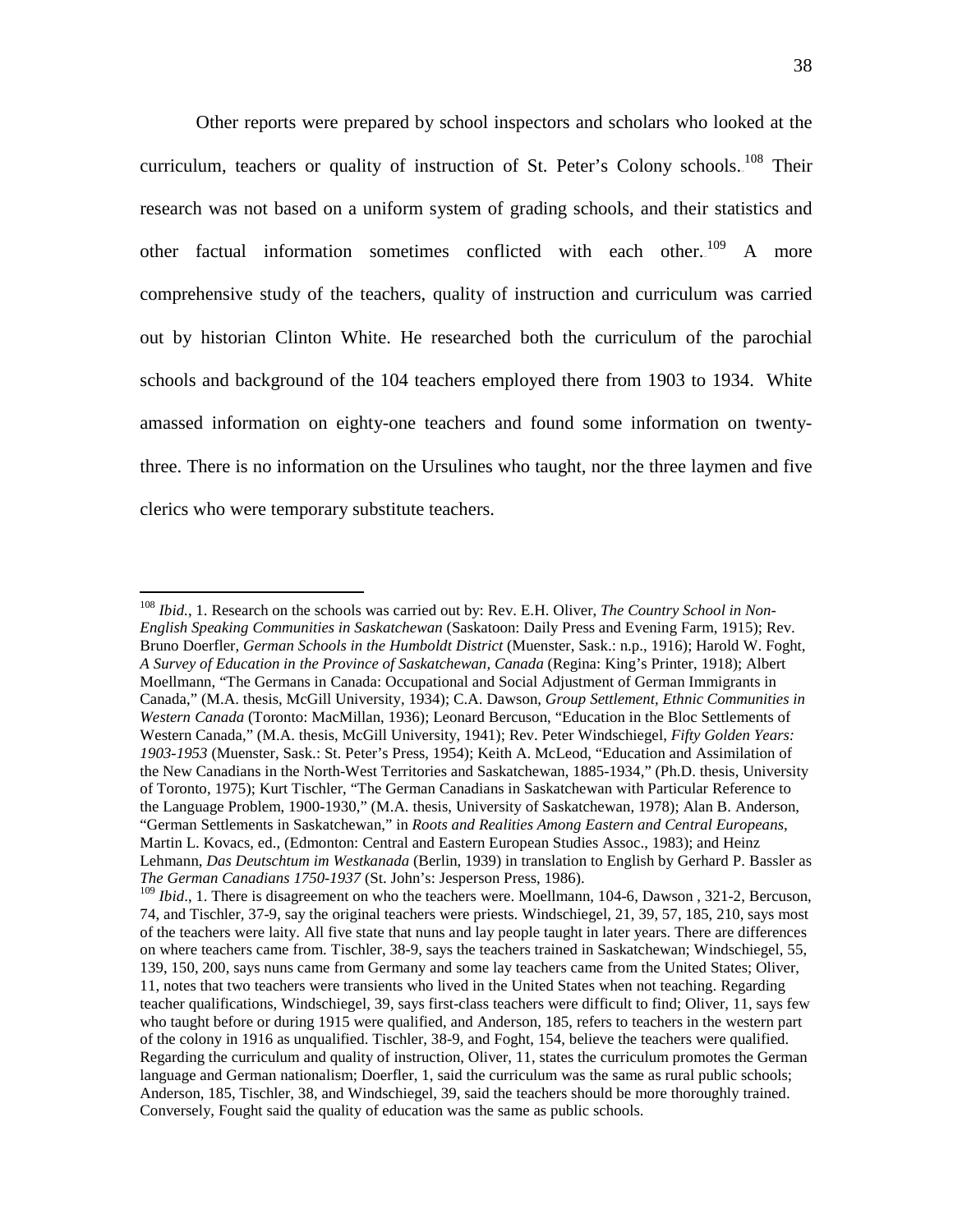Other reports were prepared by school inspectors and scholars who looked at the curriculum, teachers or quality of instruction of St. Peter's Colony schools.[108] Their research was not based on a uniform system of grading schools, and their statistics and other factual information sometimes conflicted with each other.[109] A more comprehensive study of the teachers, quality of instruction and curriculum was carried out by historian Clinton White. He researched both the curriculum of the parochial schools and background of the 104 teachers employed there from 1903 to 1934. White amassed information on eighty-one teachers and found some information on twenty-three. There is no information on the Ursulines who taught, nor the three laymen and five clerics who were temporary substitute teachers.

---

[108] *Ibid.*, 1. Research on the schools was carried out by: Rev. E.H. Oliver, *The Country School in Non-English Speaking Communities in Saskatchewan* (Saskatoon: Daily Press and Evening Farm, 1915); Rev. Bruno Doerfler, *German Schools in the Humboldt District* (Muenster, Sask.: n.p., 1916); Harold W. Foght, *A Survey of Education in the Province of Saskatchewan, Canada* (Regina: King's Printer, 1918); Albert Moellmann, "The Germans in Canada: Occupational and Social Adjustment of German Immigrants in Canada," (M.A. thesis, McGill University, 1934); C.A. Dawson, *Group Settlement, Ethnic Communities in Western Canada* (Toronto: MacMillan, 1936); Leonard Bercuson, "Education in the Bloc Settlements of Western Canada," (M.A. thesis, McGill University, 1941); Rev. Peter Windschiegel, *Fifty Golden Years: 1903-1953* (Muenster, Sask.: St. Peter's Press, 1954); Keith A. McLeod, "Education and Assimilation of the New Canadians in the North-West Territories and Saskatchewan, 1885-1934," (Ph.D. thesis, University of Toronto, 1975); Kurt Tischler, "The German Canadians in Saskatchewan with Particular Reference to the Language Problem, 1900-1930," (M.A. thesis, University of Saskatchewan, 1978); Alan B. Anderson, "German Settlements in Saskatchewan," in *Roots and Realities Among Eastern and Central Europeans*, Martin L. Kovacs, ed., (Edmonton: Central and Eastern European Studies Assoc., 1983); and Heinz Lehmann, *Das Deutschtum im Westkanada* (Berlin, 1939) in translation to English by Gerhard P. Bassler as *The German Canadians 1750-1937* (St. John's: Jesperson Press, 1986).

[109] *Ibid*., 1. There is disagreement on who the teachers were. Moellmann, 104-6, Dawson , 321-2, Bercuson, 74, and Tischler, 37-9, say the original teachers were priests. Windschiegel, 21, 39, 57, 185, 210, says most of the teachers were laity. All five state that nuns and lay people taught in later years. There are differences on where teachers came from. Tischler, 38-9, says the teachers trained in Saskatchewan; Windschiegel, 55, 139, 150, 200, says nuns came from Germany and some lay teachers came from the United States; Oliver, 11, notes that two teachers were transients who lived in the United States when not teaching. Regarding teacher qualifications, Windschiegel, 39, says first-class teachers were difficult to find; Oliver, 11, says few who taught before or during 1915 were qualified, and Anderson, 185, refers to teachers in the western part of the colony in 1916 as unqualified. Tischler, 38-9, and Foght, 154, believe the teachers were qualified. Regarding the curriculum and quality of instruction, Oliver, 11, states the curriculum promotes the German language and German nationalism; Doerfler, 1, said the curriculum was the same as rural public schools; Anderson, 185, Tischler, 38, and Windschiegel, 39, said the teachers should be more thoroughly trained. Conversely, Fought said the quality of education was the same as public schools.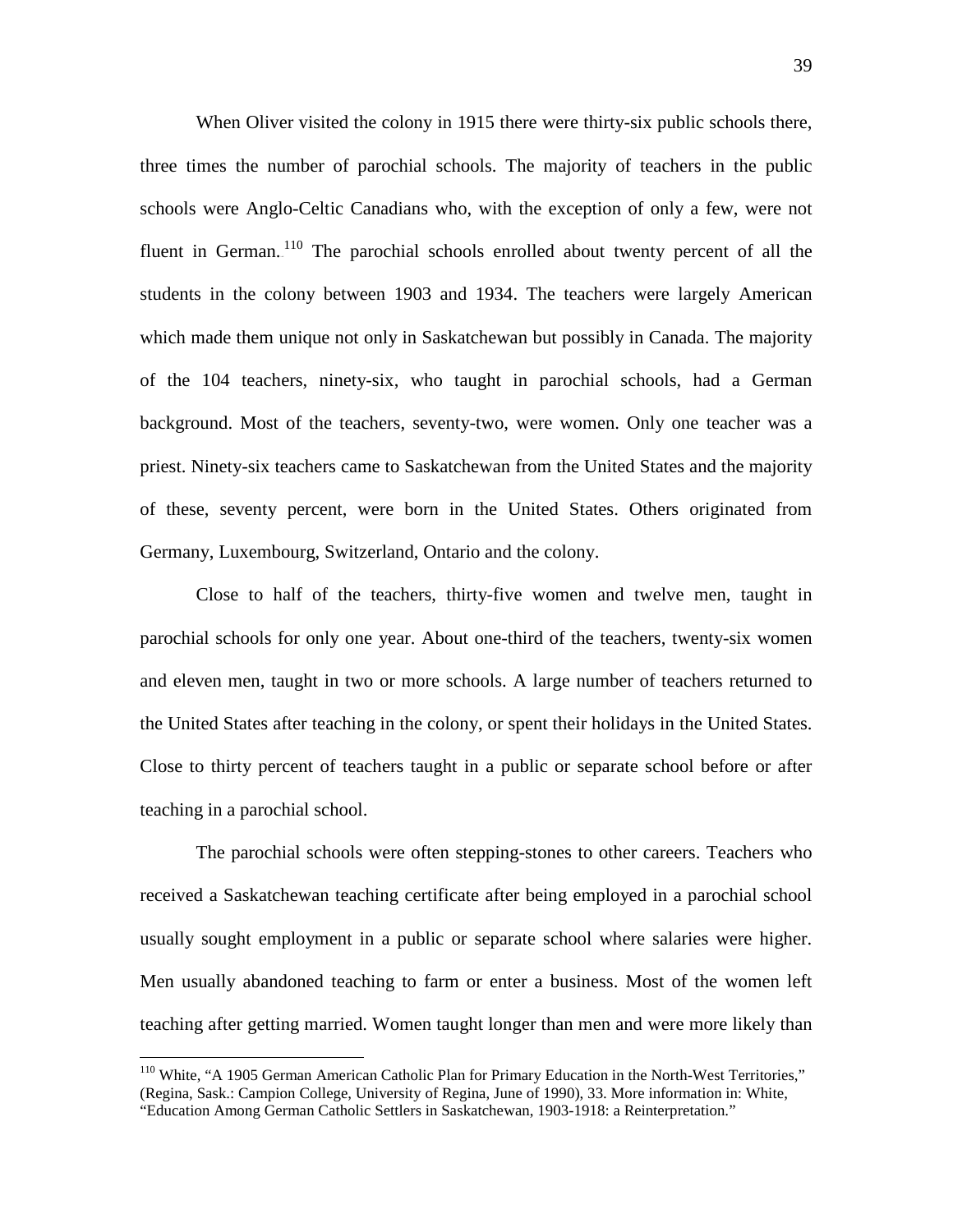When Oliver visited the colony in 1915 there were thirty-six public schools there, three times the number of parochial schools. The majority of teachers in the public schools were Anglo-Celtic Canadians who, with the exception of only a few, were not fluent in German.[110] The parochial schools enrolled about twenty percent of all the students in the colony between 1903 and 1934. The teachers were largely American which made them unique not only in Saskatchewan but possibly in Canada. The majority of the 104 teachers, ninety-six, who taught in parochial schools, had a German background. Most of the teachers, seventy-two, were women. Only one teacher was a priest. Ninety-six teachers came to Saskatchewan from the United States and the majority of these, seventy percent, were born in the United States. Others originated from Germany, Luxembourg, Switzerland, Ontario and the colony.

Close to half of the teachers, thirty-five women and twelve men, taught in parochial schools for only one year. About one-third of the teachers, twenty-six women and eleven men, taught in two or more schools. A large number of teachers returned to the United States after teaching in the colony, or spent their holidays in the United States. Close to thirty percent of teachers taught in a public or separate school before or after teaching in a parochial school.

The parochial schools were often stepping-stones to other careers. Teachers who received a Saskatchewan teaching certificate after being employed in a parochial school usually sought employment in a public or separate school where salaries were higher. Men usually abandoned teaching to farm or enter a business. Most of the women left teaching after getting married. Women taught longer than men and were more likely than

[110] White, "A 1905 German American Catholic Plan for Primary Education in the North-West Territories," (Regina, Sask.: Campion College, University of Regina, June of 1990), 33. More information in: White, "Education Among German Catholic Settlers in Saskatchewan, 1903-1918: a Reinterpretation."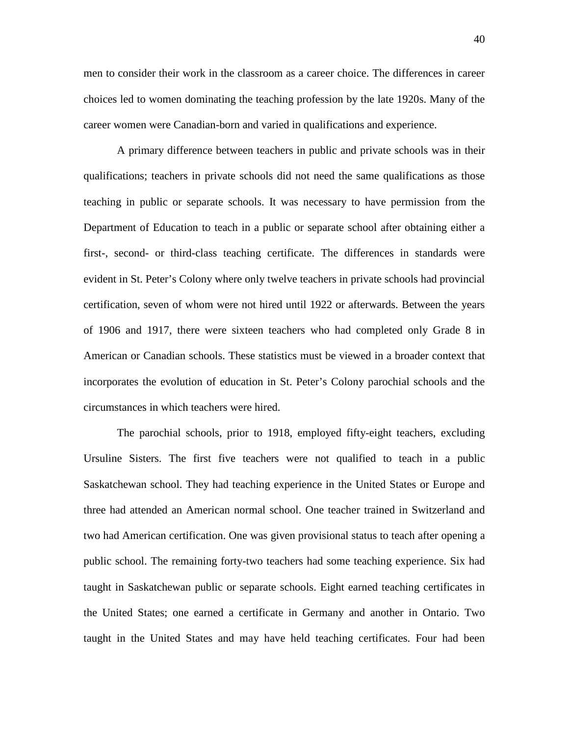men to consider their work in the classroom as a career choice. The differences in career choices led to women dominating the teaching profession by the late 1920s. Many of the career women were Canadian-born and varied in qualifications and experience.

A primary difference between teachers in public and private schools was in their qualifications; teachers in private schools did not need the same qualifications as those teaching in public or separate schools. It was necessary to have permission from the Department of Education to teach in a public or separate school after obtaining either a first-, second- or third-class teaching certificate. The differences in standards were evident in St. Peter's Colony where only twelve teachers in private schools had provincial certification, seven of whom were not hired until 1922 or afterwards. Between the years of 1906 and 1917, there were sixteen teachers who had completed only Grade 8 in American or Canadian schools. These statistics must be viewed in a broader context that incorporates the evolution of education in St. Peter's Colony parochial schools and the circumstances in which teachers were hired.

The parochial schools, prior to 1918, employed fifty-eight teachers, excluding Ursuline Sisters. The first five teachers were not qualified to teach in a public Saskatchewan school. They had teaching experience in the United States or Europe and three had attended an American normal school. One teacher trained in Switzerland and two had American certification. One was given provisional status to teach after opening a public school. The remaining forty-two teachers had some teaching experience. Six had taught in Saskatchewan public or separate schools. Eight earned teaching certificates in the United States; one earned a certificate in Germany and another in Ontario. Two taught in the United States and may have held teaching certificates. Four had been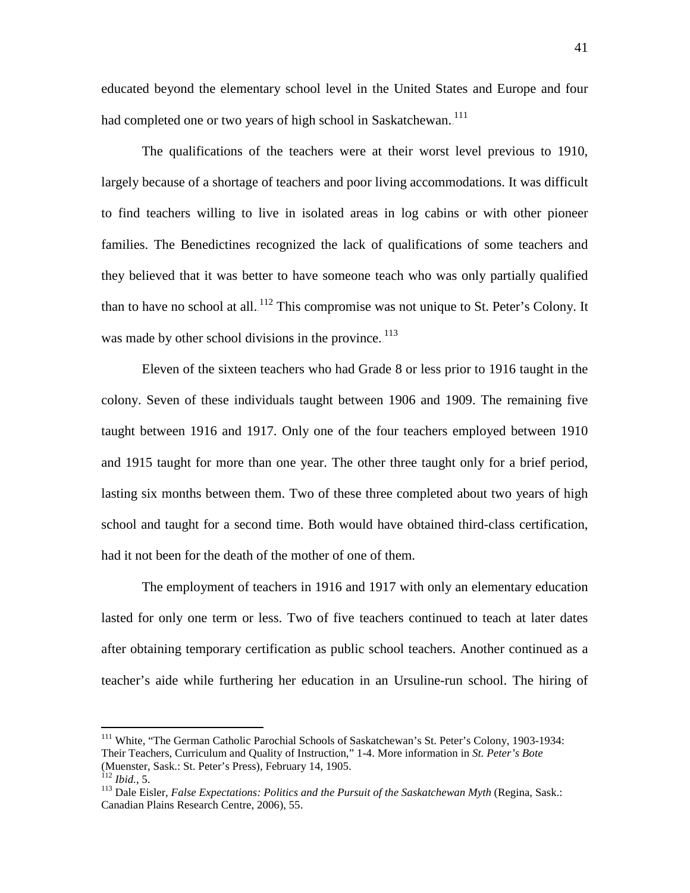educated beyond the elementary school level in the United States and Europe and four had completed one or two years of high school in Saskatchewan.[111]

The qualifications of the teachers were at their worst level previous to 1910, largely because of a shortage of teachers and poor living accommodations. It was difficult to find teachers willing to live in isolated areas in log cabins or with other pioneer families. The Benedictines recognized the lack of qualifications of some teachers and they believed that it was better to have someone teach who was only partially qualified than to have no school at all.[112] This compromise was not unique to St. Peter's Colony. It was made by other school divisions in the province.[113]

Eleven of the sixteen teachers who had Grade 8 or less prior to 1916 taught in the colony. Seven of these individuals taught between 1906 and 1909. The remaining five taught between 1916 and 1917. Only one of the four teachers employed between 1910 and 1915 taught for more than one year. The other three taught only for a brief period, lasting six months between them. Two of these three completed about two years of high school and taught for a second time. Both would have obtained third-class certification, had it not been for the death of the mother of one of them.

The employment of teachers in 1916 and 1917 with only an elementary education lasted for only one term or less. Two of five teachers continued to teach at later dates after obtaining temporary certification as public school teachers. Another continued as a teacher's aide while furthering her education in an Ursuline-run school. The hiring of

---

[111] White, "The German Catholic Parochial Schools of Saskatchewan's St. Peter's Colony, 1903-1934: Their Teachers, Curriculum and Quality of Instruction," 1-4. More information in *St. Peter's Bote* (Muenster, Sask.: St. Peter's Press), February 14, 1905.

[112] *Ibid.*, 5.

[113] Dale Eisler, *False Expectations: Politics and the Pursuit of the Saskatchewan Myth* (Regina, Sask.: Canadian Plains Research Centre, 2006), 55.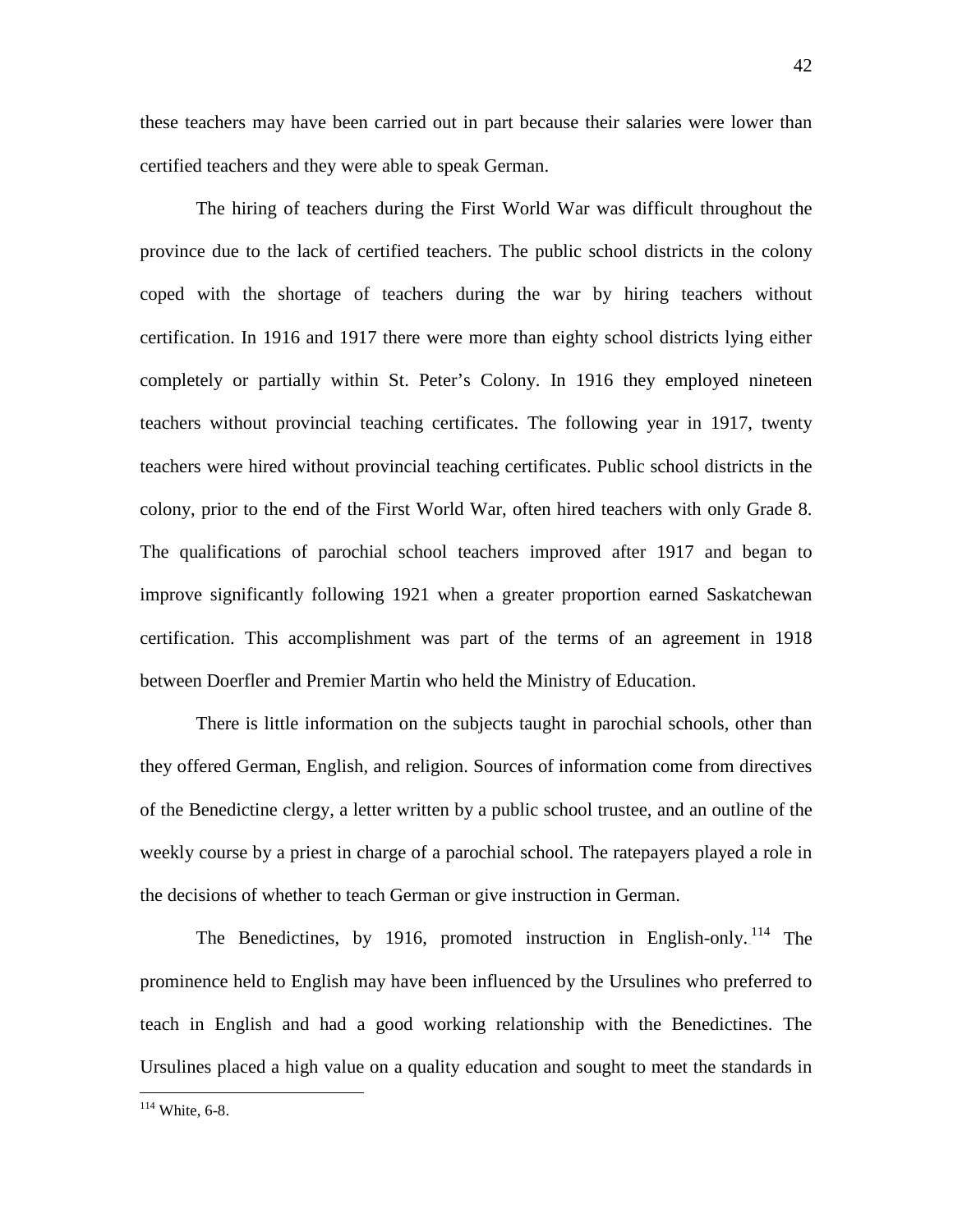these teachers may have been carried out in part because their salaries were lower than certified teachers and they were able to speak German.

The hiring of teachers during the First World War was difficult throughout the province due to the lack of certified teachers. The public school districts in the colony coped with the shortage of teachers during the war by hiring teachers without certification. In 1916 and 1917 there were more than eighty school districts lying either completely or partially within St. Peter's Colony. In 1916 they employed nineteen teachers without provincial teaching certificates. The following year in 1917, twenty teachers were hired without provincial teaching certificates. Public school districts in the colony, prior to the end of the First World War, often hired teachers with only Grade 8. The qualifications of parochial school teachers improved after 1917 and began to improve significantly following 1921 when a greater proportion earned Saskatchewan certification. This accomplishment was part of the terms of an agreement in 1918 between Doerfler and Premier Martin who held the Ministry of Education.

There is little information on the subjects taught in parochial schools, other than they offered German, English, and religion. Sources of information come from directives of the Benedictine clergy, a letter written by a public school trustee, and an outline of the weekly course by a priest in charge of a parochial school. The ratepayers played a role in the decisions of whether to teach German or give instruction in German.

The Benedictines, by 1916, promoted instruction in English-only.[114] The prominence held to English may have been influenced by the Ursulines who preferred to teach in English and had a good working relationship with the Benedictines. The Ursulines placed a high value on a quality education and sought to meet the standards in

[114] White, 6-8.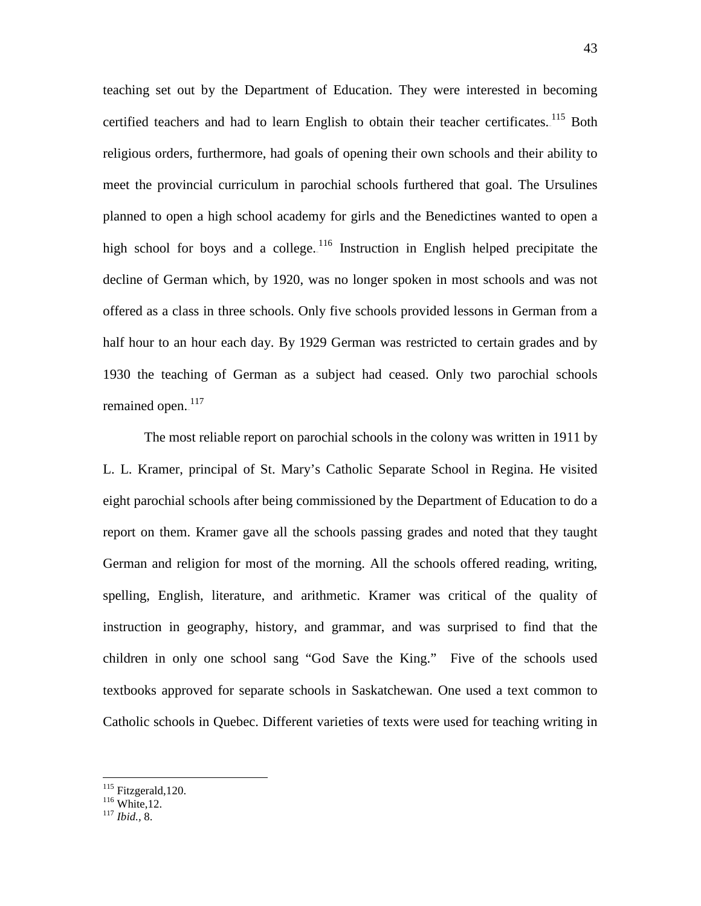teaching set out by the Department of Education. They were interested in becoming certified teachers and had to learn English to obtain their teacher certificates.[115] Both religious orders, furthermore, had goals of opening their own schools and their ability to meet the provincial curriculum in parochial schools furthered that goal. The Ursulines planned to open a high school academy for girls and the Benedictines wanted to open a high school for boys and a college.[116] Instruction in English helped precipitate the decline of German which, by 1920, was no longer spoken in most schools and was not offered as a class in three schools. Only five schools provided lessons in German from a half hour to an hour each day. By 1929 German was restricted to certain grades and by 1930 the teaching of German as a subject had ceased. Only two parochial schools remained open.[117]

The most reliable report on parochial schools in the colony was written in 1911 by L. L. Kramer, principal of St. Mary's Catholic Separate School in Regina. He visited eight parochial schools after being commissioned by the Department of Education to do a report on them. Kramer gave all the schools passing grades and noted that they taught German and religion for most of the morning. All the schools offered reading, writing, spelling, English, literature, and arithmetic. Kramer was critical of the quality of instruction in geography, history, and grammar, and was surprised to find that the children in only one school sang "God Save the King." Five of the schools used textbooks approved for separate schools in Saskatchewan. One used a text common to Catholic schools in Quebec. Different varieties of texts were used for teaching writing in

---

[115] Fitzgerald,120.

[116] White,12.

[117] *Ibid.*, 8.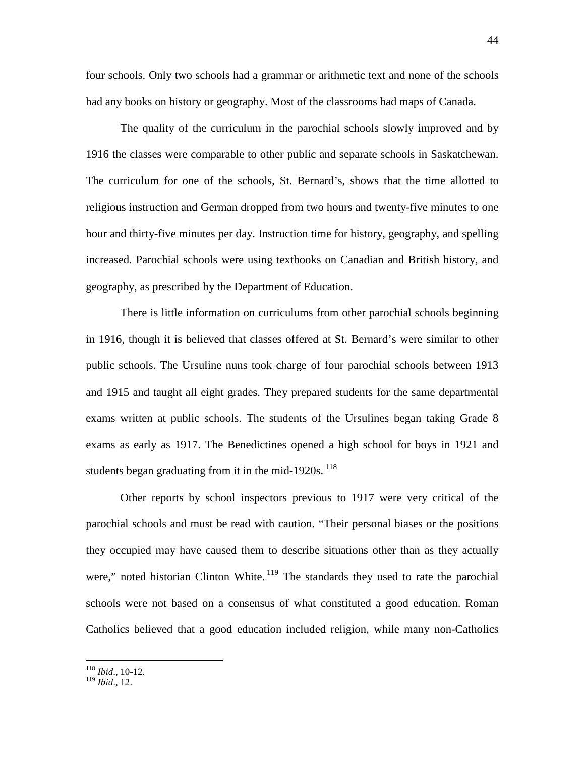four schools. Only two schools had a grammar or arithmetic text and none of the schools had any books on history or geography. Most of the classrooms had maps of Canada.

The quality of the curriculum in the parochial schools slowly improved and by 1916 the classes were comparable to other public and separate schools in Saskatchewan. The curriculum for one of the schools, St. Bernard's, shows that the time allotted to religious instruction and German dropped from two hours and twenty-five minutes to one hour and thirty-five minutes per day. Instruction time for history, geography, and spelling increased. Parochial schools were using textbooks on Canadian and British history, and geography, as prescribed by the Department of Education.

There is little information on curriculums from other parochial schools beginning in 1916, though it is believed that classes offered at St. Bernard's were similar to other public schools. The Ursuline nuns took charge of four parochial schools between 1913 and 1915 and taught all eight grades. They prepared students for the same departmental exams written at public schools. The students of the Ursulines began taking Grade 8 exams as early as 1917. The Benedictines opened a high school for boys in 1921 and students began graduating from it in the mid-1920s.[118]

Other reports by school inspectors previous to 1917 were very critical of the parochial schools and must be read with caution. "Their personal biases or the positions they occupied may have caused them to describe situations other than as they actually were," noted historian Clinton White.[119] The standards they used to rate the parochial schools were not based on a consensus of what constituted a good education. Roman Catholics believed that a good education included religion, while many non-Catholics

---

[118] *Ibid*., 10-12.
[119] *Ibid*., 12.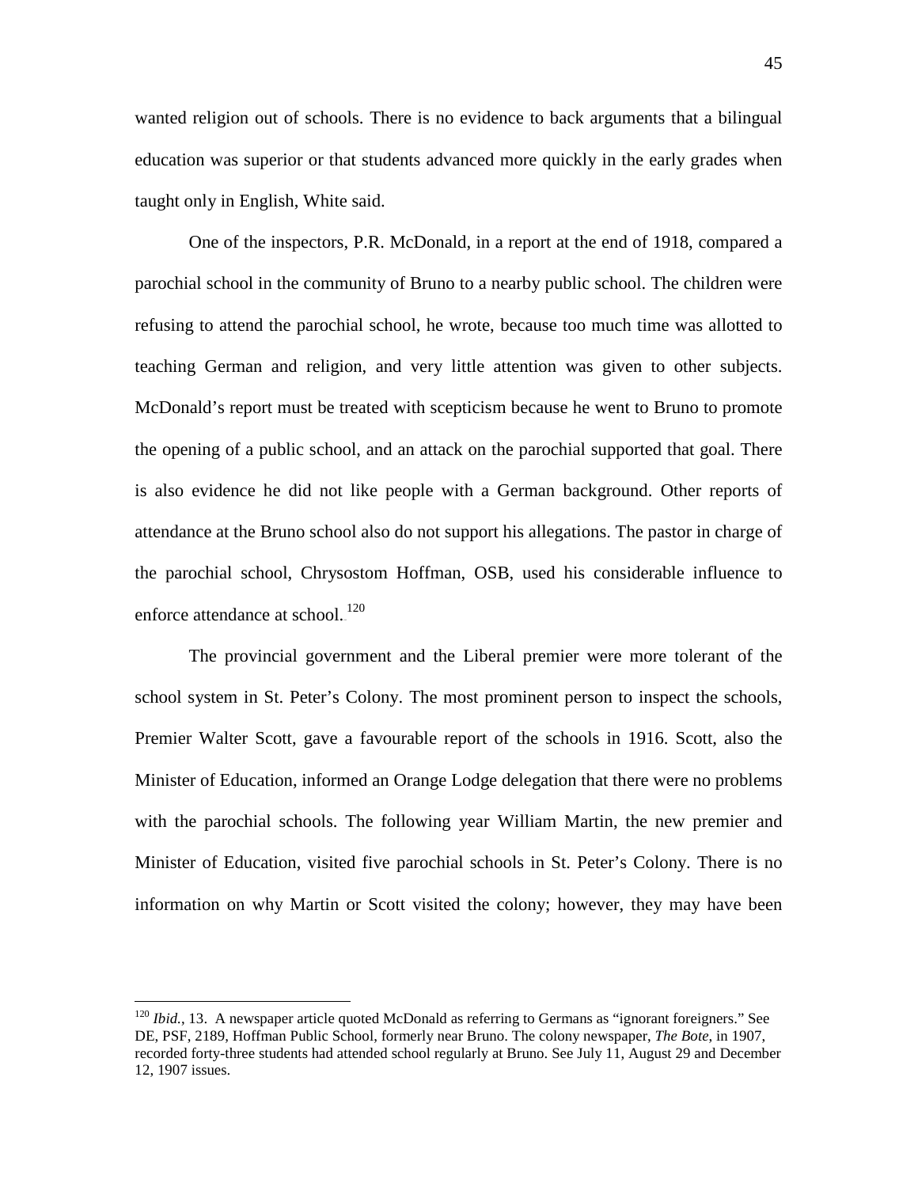wanted religion out of schools. There is no evidence to back arguments that a bilingual education was superior or that students advanced more quickly in the early grades when taught only in English, White said.

One of the inspectors, P.R. McDonald, in a report at the end of 1918, compared a parochial school in the community of Bruno to a nearby public school. The children were refusing to attend the parochial school, he wrote, because too much time was allotted to teaching German and religion, and very little attention was given to other subjects. McDonald's report must be treated with scepticism because he went to Bruno to promote the opening of a public school, and an attack on the parochial supported that goal. There is also evidence he did not like people with a German background. Other reports of attendance at the Bruno school also do not support his allegations. The pastor in charge of the parochial school, Chrysostom Hoffman, OSB, used his considerable influence to enforce attendance at school.[120]

The provincial government and the Liberal premier were more tolerant of the school system in St. Peter's Colony. The most prominent person to inspect the schools, Premier Walter Scott, gave a favourable report of the schools in 1916. Scott, also the Minister of Education, informed an Orange Lodge delegation that there were no problems with the parochial schools. The following year William Martin, the new premier and Minister of Education, visited five parochial schools in St. Peter's Colony. There is no information on why Martin or Scott visited the colony; however, they may have been

---

[120] *Ibid.*, 13. A newspaper article quoted McDonald as referring to Germans as "ignorant foreigners." See DE, PSF, 2189, Hoffman Public School, formerly near Bruno. The colony newspaper, *The Bote*, in 1907, recorded forty-three students had attended school regularly at Bruno. See July 11, August 29 and December 12, 1907 issues.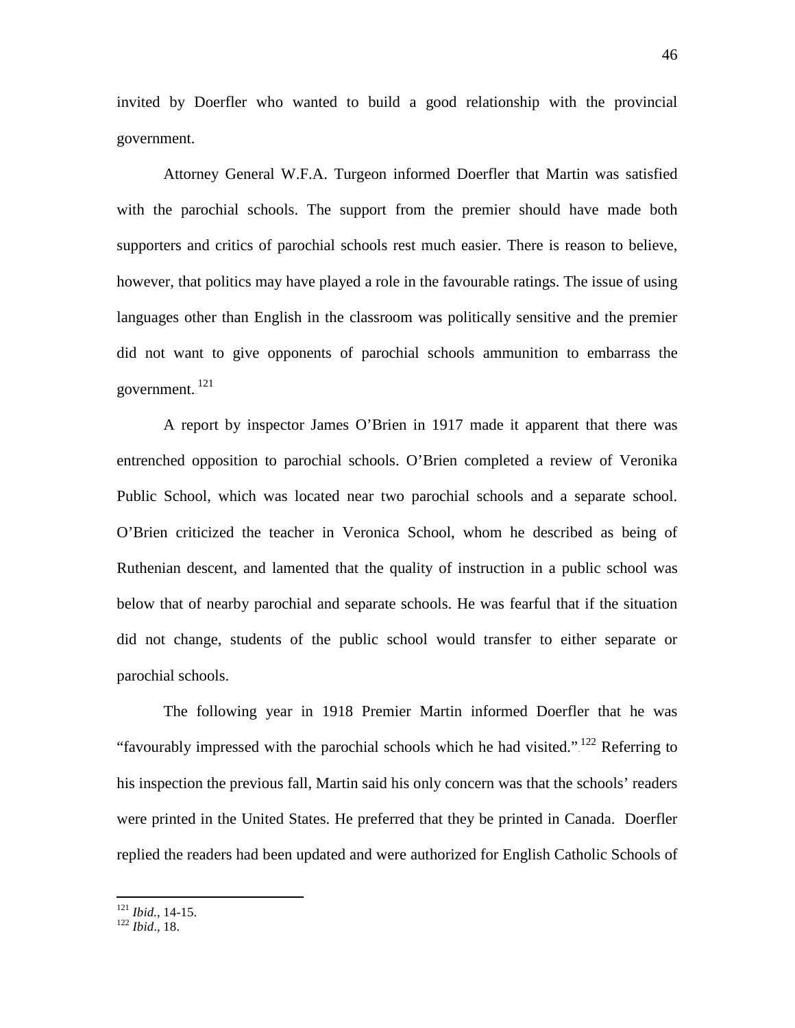invited by Doerfler who wanted to build a good relationship with the provincial government.

Attorney General W.F.A. Turgeon informed Doerfler that Martin was satisfied with the parochial schools. The support from the premier should have made both supporters and critics of parochial schools rest much easier. There is reason to believe, however, that politics may have played a role in the favourable ratings. The issue of using languages other than English in the classroom was politically sensitive and the premier did not want to give opponents of parochial schools ammunition to embarrass the government.[121]

A report by inspector James O'Brien in 1917 made it apparent that there was entrenched opposition to parochial schools. O'Brien completed a review of Veronika Public School, which was located near two parochial schools and a separate school. O'Brien criticized the teacher in Veronica School, whom he described as being of Ruthenian descent, and lamented that the quality of instruction in a public school was below that of nearby parochial and separate schools. He was fearful that if the situation did not change, students of the public school would transfer to either separate or parochial schools.

The following year in 1918 Premier Martin informed Doerfler that he was "favourably impressed with the parochial schools which he had visited."[122] Referring to his inspection the previous fall, Martin said his only concern was that the schools' readers were printed in the United States. He preferred that they be printed in Canada. Doerfler replied the readers had been updated and were authorized for English Catholic Schools of

---

[121] *Ibid.*, 14-15.
[122] *Ibid*., 18.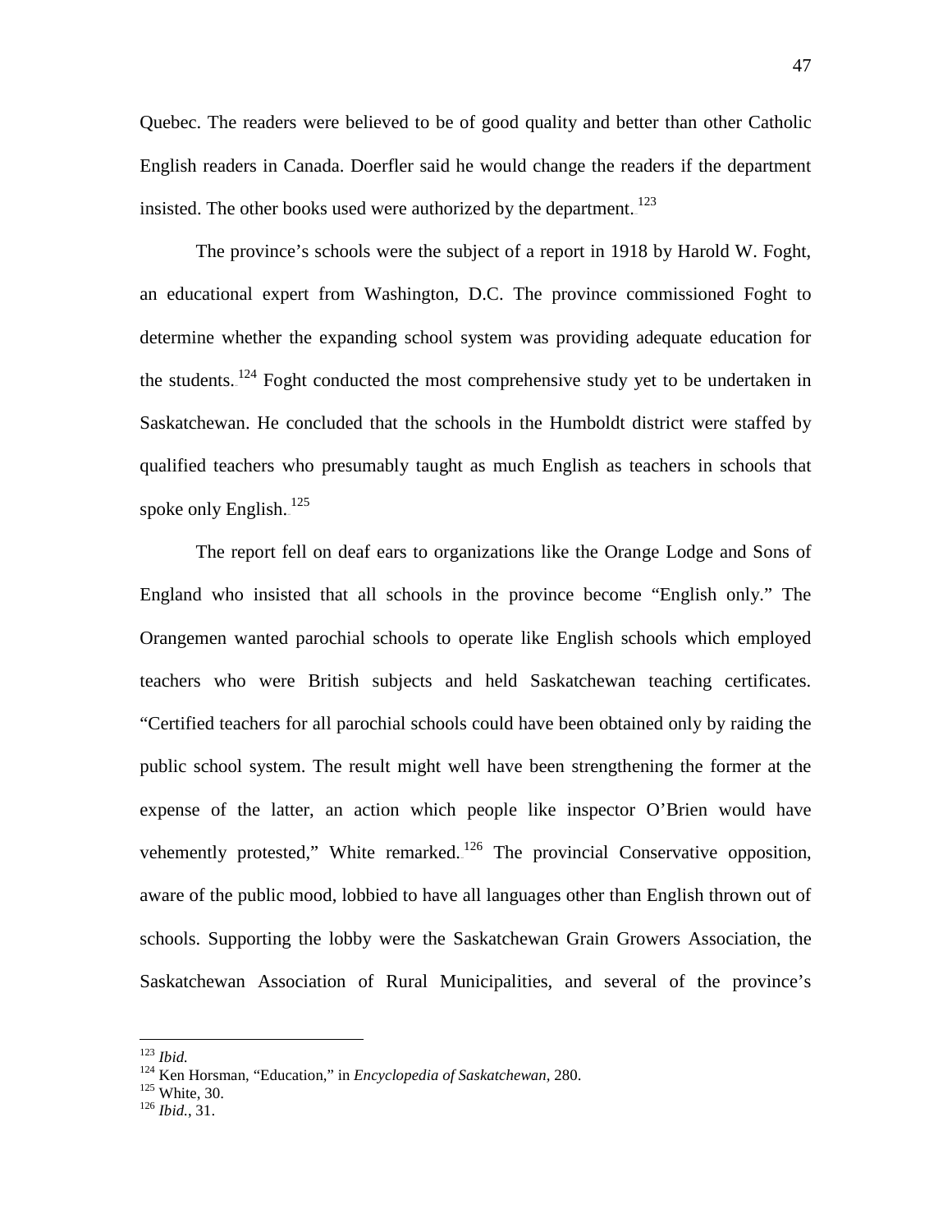Quebec. The readers were believed to be of good quality and better than other Catholic English readers in Canada. Doerfler said he would change the readers if the department insisted. The other books used were authorized by the department.[123]

The province's schools were the subject of a report in 1918 by Harold W. Foght, an educational expert from Washington, D.C. The province commissioned Foght to determine whether the expanding school system was providing adequate education for the students.[124] Foght conducted the most comprehensive study yet to be undertaken in Saskatchewan. He concluded that the schools in the Humboldt district were staffed by qualified teachers who presumably taught as much English as teachers in schools that spoke only English.[125]

The report fell on deaf ears to organizations like the Orange Lodge and Sons of England who insisted that all schools in the province become "English only." The Orangemen wanted parochial schools to operate like English schools which employed teachers who were British subjects and held Saskatchewan teaching certificates. "Certified teachers for all parochial schools could have been obtained only by raiding the public school system. The result might well have been strengthening the former at the expense of the latter, an action which people like inspector O'Brien would have vehemently protested," White remarked.[126] The provincial Conservative opposition, aware of the public mood, lobbied to have all languages other than English thrown out of schools. Supporting the lobby were the Saskatchewan Grain Growers Association, the Saskatchewan Association of Rural Municipalities, and several of the province's

---

[123] *Ibid.*

[124] Ken Horsman, "Education," in *Encyclopedia of Saskatchewan,* 280.

[125] White, 30.

[126] *Ibid.*, 31.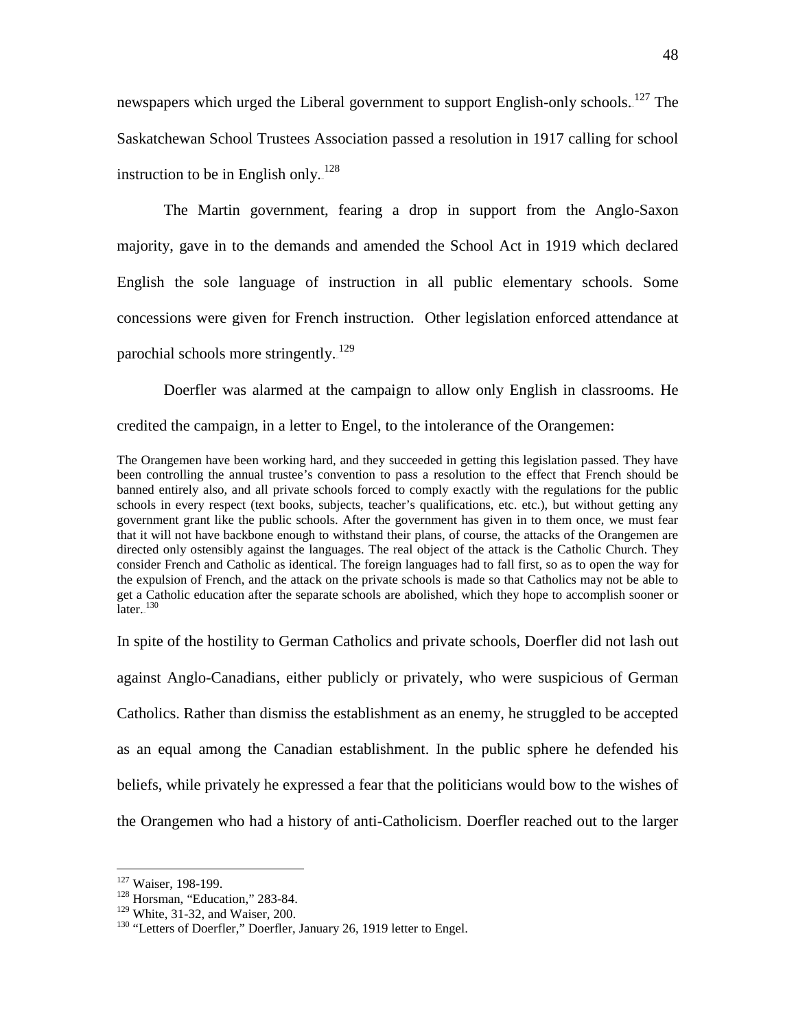newspapers which urged the Liberal government to support English-only schools.[127] The Saskatchewan School Trustees Association passed a resolution in 1917 calling for school instruction to be in English only.[128]

The Martin government, fearing a drop in support from the Anglo-Saxon majority, gave in to the demands and amended the School Act in 1919 which declared English the sole language of instruction in all public elementary schools. Some concessions were given for French instruction. Other legislation enforced attendance at parochial schools more stringently.[129]

Doerfler was alarmed at the campaign to allow only English in classrooms. He credited the campaign, in a letter to Engel, to the intolerance of the Orangemen:

> The Orangemen have been working hard, and they succeeded in getting this legislation passed. They have been controlling the annual trustee's convention to pass a resolution to the effect that French should be banned entirely also, and all private schools forced to comply exactly with the regulations for the public schools in every respect (text books, subjects, teacher's qualifications, etc. etc.), but without getting any government grant like the public schools. After the government has given in to them once, we must fear that it will not have backbone enough to withstand their plans, of course, the attacks of the Orangemen are directed only ostensibly against the languages. The real object of the attack is the Catholic Church. They consider French and Catholic as identical. The foreign languages had to fall first, so as to open the way for the expulsion of French, and the attack on the private schools is made so that Catholics may not be able to get a Catholic education after the separate schools are abolished, which they hope to accomplish sooner or later.[130]

In spite of the hostility to German Catholics and private schools, Doerfler did not lash out against Anglo-Canadians, either publicly or privately, who were suspicious of German Catholics. Rather than dismiss the establishment as an enemy, he struggled to be accepted as an equal among the Canadian establishment. In the public sphere he defended his beliefs, while privately he expressed a fear that the politicians would bow to the wishes of the Orangemen who had a history of anti-Catholicism. Doerfler reached out to the larger

---

[127] Waiser, 198-199.

[128] Horsman, "Education," 283-84.

[129] White, 31-32, and Waiser, 200.

[130] "Letters of Doerfler," Doerfler, January 26, 1919 letter to Engel.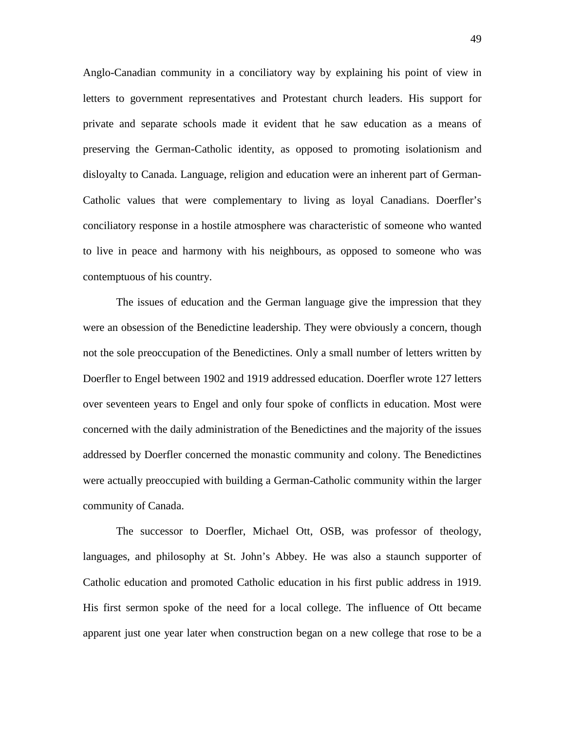Anglo-Canadian community in a conciliatory way by explaining his point of view in letters to government representatives and Protestant church leaders. His support for private and separate schools made it evident that he saw education as a means of preserving the German-Catholic identity, as opposed to promoting isolationism and disloyalty to Canada. Language, religion and education were an inherent part of German-Catholic values that were complementary to living as loyal Canadians. Doerfler's conciliatory response in a hostile atmosphere was characteristic of someone who wanted to live in peace and harmony with his neighbours, as opposed to someone who was contemptuous of his country.

The issues of education and the German language give the impression that they were an obsession of the Benedictine leadership. They were obviously a concern, though not the sole preoccupation of the Benedictines. Only a small number of letters written by Doerfler to Engel between 1902 and 1919 addressed education. Doerfler wrote 127 letters over seventeen years to Engel and only four spoke of conflicts in education. Most were concerned with the daily administration of the Benedictines and the majority of the issues addressed by Doerfler concerned the monastic community and colony. The Benedictines were actually preoccupied with building a German-Catholic community within the larger community of Canada.

The successor to Doerfler, Michael Ott, OSB, was professor of theology, languages, and philosophy at St. John's Abbey. He was also a staunch supporter of Catholic education and promoted Catholic education in his first public address in 1919. His first sermon spoke of the need for a local college. The influence of Ott became apparent just one year later when construction began on a new college that rose to be a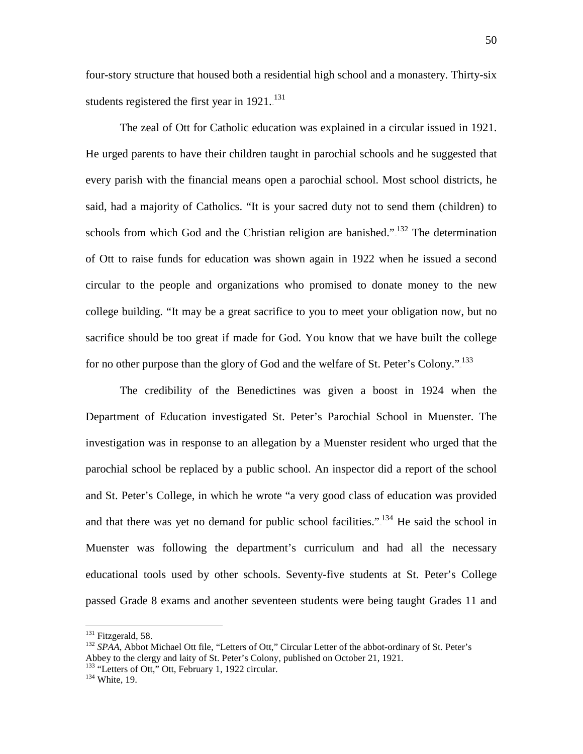four-story structure that housed both a residential high school and a monastery. Thirty-six students registered the first year in 1921.[131]

The zeal of Ott for Catholic education was explained in a circular issued in 1921. He urged parents to have their children taught in parochial schools and he suggested that every parish with the financial means open a parochial school. Most school districts, he said, had a majority of Catholics. "It is your sacred duty not to send them (children) to schools from which God and the Christian religion are banished."[132] The determination of Ott to raise funds for education was shown again in 1922 when he issued a second circular to the people and organizations who promised to donate money to the new college building. "It may be a great sacrifice to you to meet your obligation now, but no sacrifice should be too great if made for God. You know that we have built the college for no other purpose than the glory of God and the welfare of St. Peter's Colony."[133]

The credibility of the Benedictines was given a boost in 1924 when the Department of Education investigated St. Peter's Parochial School in Muenster. The investigation was in response to an allegation by a Muenster resident who urged that the parochial school be replaced by a public school. An inspector did a report of the school and St. Peter's College, in which he wrote "a very good class of education was provided and that there was yet no demand for public school facilities."[134] He said the school in Muenster was following the department's curriculum and had all the necessary educational tools used by other schools. Seventy-five students at St. Peter's College passed Grade 8 exams and another seventeen students were being taught Grades 11 and

---

[131] Fitzgerald, 58.

[132] *SPAA*, Abbot Michael Ott file, "Letters of Ott," Circular Letter of the abbot-ordinary of St. Peter's Abbey to the clergy and laity of St. Peter's Colony, published on October 21, 1921.

[133] "Letters of Ott," Ott, February 1, 1922 circular.

[134] White, 19.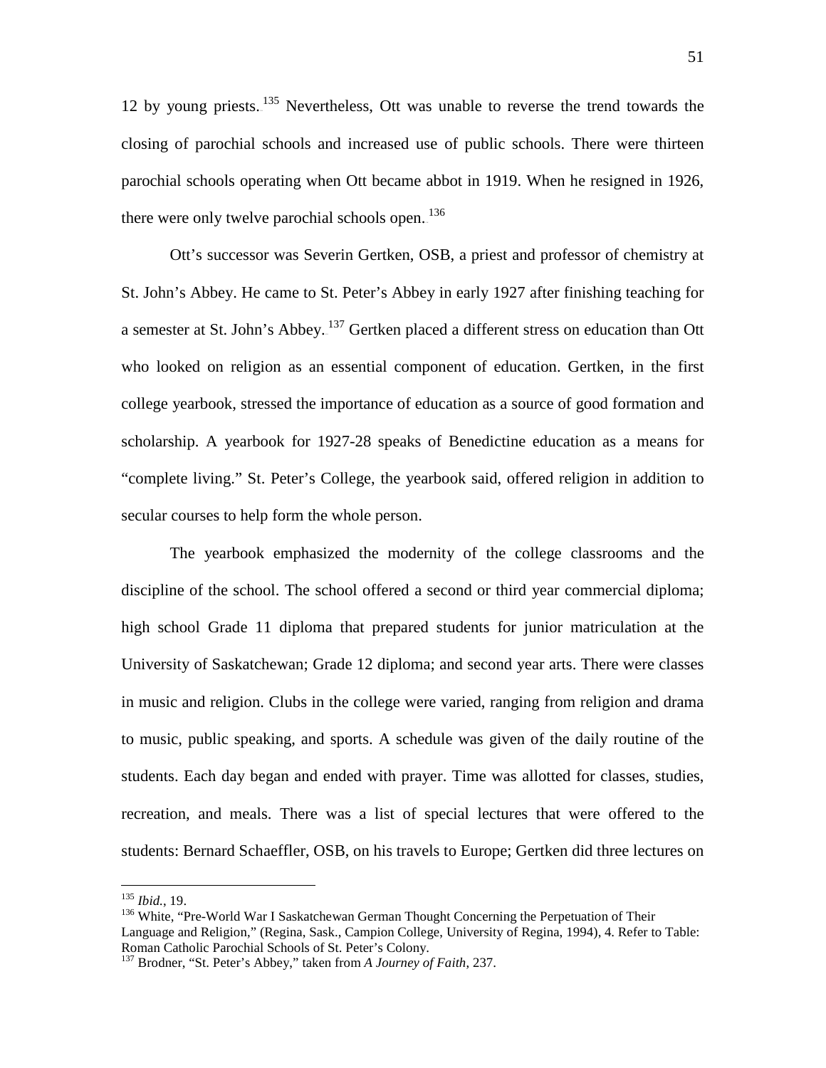12 by young priests.[135] Nevertheless, Ott was unable to reverse the trend towards the closing of parochial schools and increased use of public schools. There were thirteen parochial schools operating when Ott became abbot in 1919. When he resigned in 1926, there were only twelve parochial schools open.[136]

Ott's successor was Severin Gertken, OSB, a priest and professor of chemistry at St. John's Abbey. He came to St. Peter's Abbey in early 1927 after finishing teaching for a semester at St. John's Abbey.[137] Gertken placed a different stress on education than Ott who looked on religion as an essential component of education. Gertken, in the first college yearbook, stressed the importance of education as a source of good formation and scholarship. A yearbook for 1927-28 speaks of Benedictine education as a means for "complete living." St. Peter's College, the yearbook said, offered religion in addition to secular courses to help form the whole person.

The yearbook emphasized the modernity of the college classrooms and the discipline of the school. The school offered a second or third year commercial diploma; high school Grade 11 diploma that prepared students for junior matriculation at the University of Saskatchewan; Grade 12 diploma; and second year arts. There were classes in music and religion. Clubs in the college were varied, ranging from religion and drama to music, public speaking, and sports. A schedule was given of the daily routine of the students. Each day began and ended with prayer. Time was allotted for classes, studies, recreation, and meals. There was a list of special lectures that were offered to the students: Bernard Schaeffler, OSB, on his travels to Europe; Gertken did three lectures on

---

[135] *Ibid.*, 19.

[136] White, "Pre-World War I Saskatchewan German Thought Concerning the Perpetuation of Their Language and Religion," (Regina, Sask., Campion College, University of Regina, 1994), 4. Refer to Table: Roman Catholic Parochial Schools of St. Peter's Colony.

[137] Brodner, "St. Peter's Abbey," taken from *A Journey of Faith*, 237.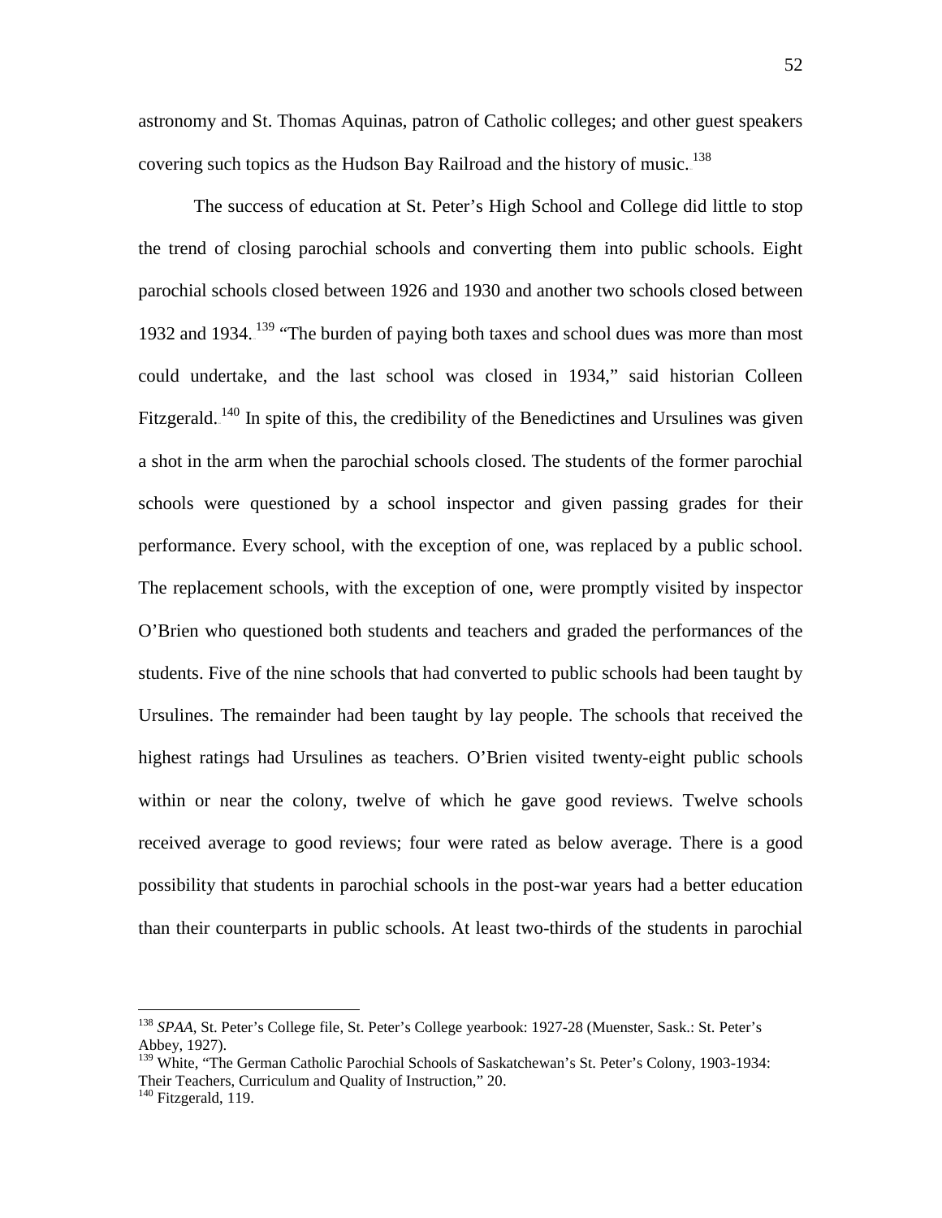astronomy and St. Thomas Aquinas, patron of Catholic colleges; and other guest speakers covering such topics as the Hudson Bay Railroad and the history of music.[138]

The success of education at St. Peter's High School and College did little to stop the trend of closing parochial schools and converting them into public schools. Eight parochial schools closed between 1926 and 1930 and another two schools closed between 1932 and 1934.[139] "The burden of paying both taxes and school dues was more than most could undertake, and the last school was closed in 1934," said historian Colleen Fitzgerald.[140] In spite of this, the credibility of the Benedictines and Ursulines was given a shot in the arm when the parochial schools closed. The students of the former parochial schools were questioned by a school inspector and given passing grades for their performance. Every school, with the exception of one, was replaced by a public school. The replacement schools, with the exception of one, were promptly visited by inspector O'Brien who questioned both students and teachers and graded the performances of the students. Five of the nine schools that had converted to public schools had been taught by Ursulines. The remainder had been taught by lay people. The schools that received the highest ratings had Ursulines as teachers. O'Brien visited twenty-eight public schools within or near the colony, twelve of which he gave good reviews. Twelve schools received average to good reviews; four were rated as below average. There is a good possibility that students in parochial schools in the post-war years had a better education than their counterparts in public schools. At least two-thirds of the students in parochial

---

[138] *SPAA*, St. Peter's College file, St. Peter's College yearbook: 1927-28 (Muenster, Sask.: St. Peter's Abbey, 1927).

[139] White, "The German Catholic Parochial Schools of Saskatchewan's St. Peter's Colony, 1903-1934: Their Teachers, Curriculum and Quality of Instruction," 20.

[140] Fitzgerald, 119.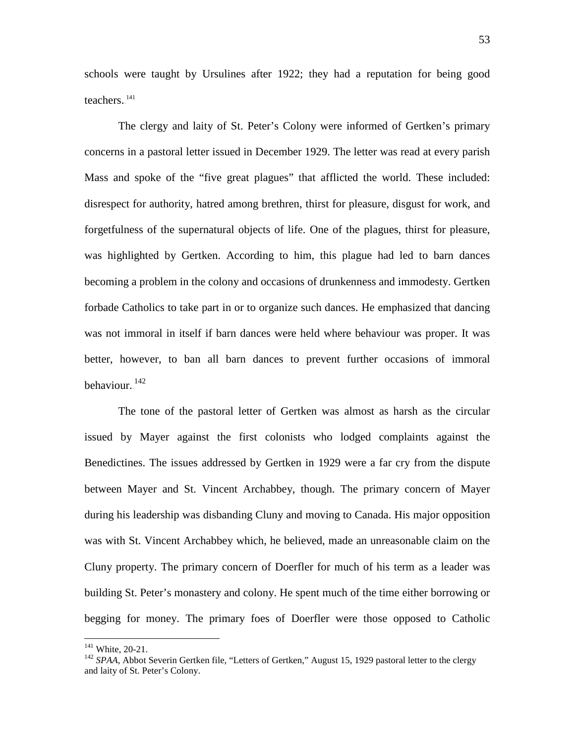schools were taught by Ursulines after 1922; they had a reputation for being good teachers.[141]

The clergy and laity of St. Peter's Colony were informed of Gertken's primary concerns in a pastoral letter issued in December 1929. The letter was read at every parish Mass and spoke of the "five great plagues" that afflicted the world. These included: disrespect for authority, hatred among brethren, thirst for pleasure, disgust for work, and forgetfulness of the supernatural objects of life. One of the plagues, thirst for pleasure, was highlighted by Gertken. According to him, this plague had led to barn dances becoming a problem in the colony and occasions of drunkenness and immodesty. Gertken forbade Catholics to take part in or to organize such dances. He emphasized that dancing was not immoral in itself if barn dances were held where behaviour was proper. It was better, however, to ban all barn dances to prevent further occasions of immoral behaviour.[142]

The tone of the pastoral letter of Gertken was almost as harsh as the circular issued by Mayer against the first colonists who lodged complaints against the Benedictines. The issues addressed by Gertken in 1929 were a far cry from the dispute between Mayer and St. Vincent Archabbey, though. The primary concern of Mayer during his leadership was disbanding Cluny and moving to Canada. His major opposition was with St. Vincent Archabbey which, he believed, made an unreasonable claim on the Cluny property. The primary concern of Doerfler for much of his term as a leader was building St. Peter's monastery and colony. He spent much of the time either borrowing or begging for money. The primary foes of Doerfler were those opposed to Catholic

---

[141] White, 20-21.

[142] *SPAA*, Abbot Severin Gertken file, "Letters of Gertken," August 15, 1929 pastoral letter to the clergy and laity of St. Peter's Colony.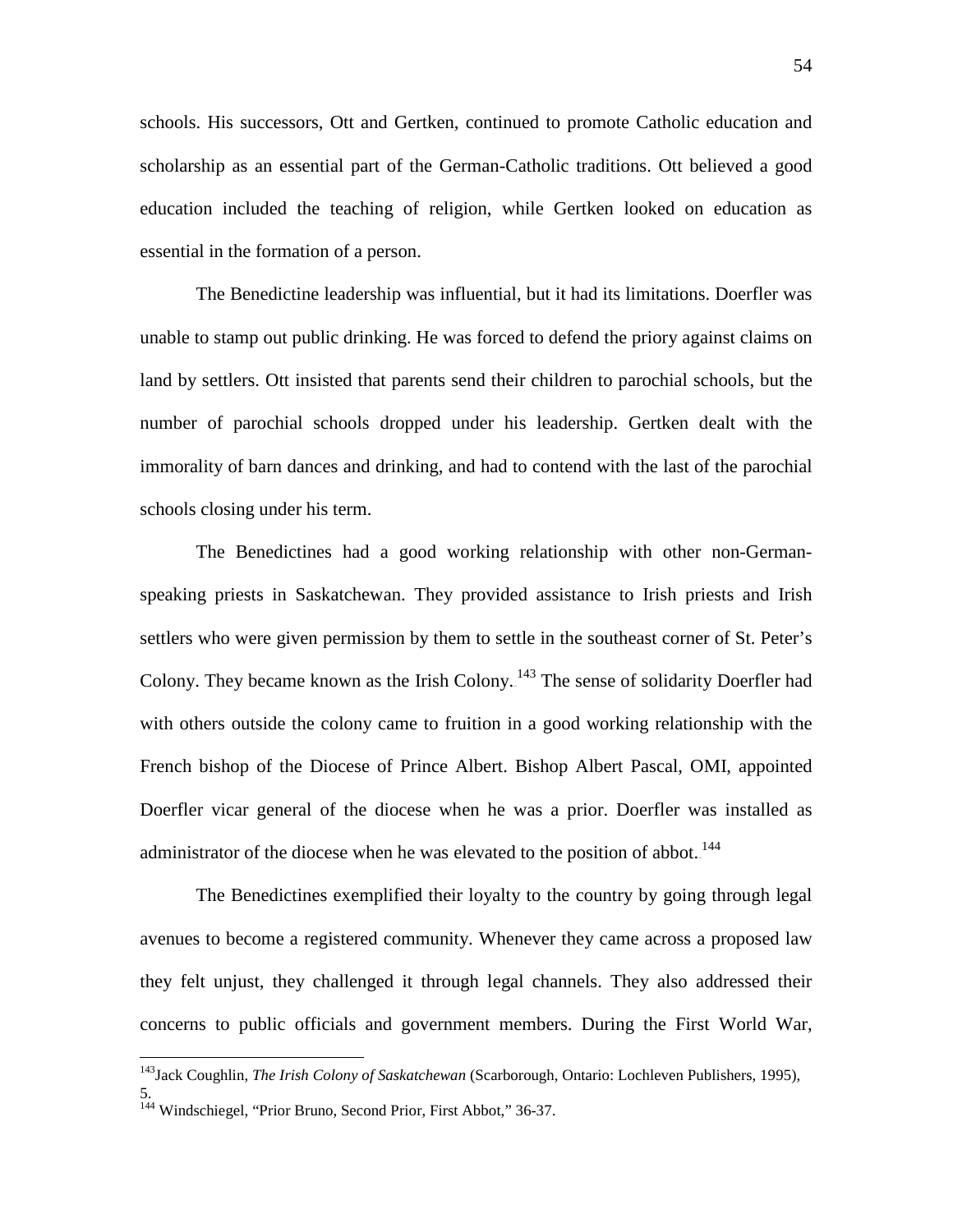schools. His successors, Ott and Gertken, continued to promote Catholic education and scholarship as an essential part of the German-Catholic traditions. Ott believed a good education included the teaching of religion, while Gertken looked on education as essential in the formation of a person.

The Benedictine leadership was influential, but it had its limitations. Doerfler was unable to stamp out public drinking. He was forced to defend the priory against claims on land by settlers. Ott insisted that parents send their children to parochial schools, but the number of parochial schools dropped under his leadership. Gertken dealt with the immorality of barn dances and drinking, and had to contend with the last of the parochial schools closing under his term.

The Benedictines had a good working relationship with other non-German-speaking priests in Saskatchewan. They provided assistance to Irish priests and Irish settlers who were given permission by them to settle in the southeast corner of St. Peter's Colony. They became known as the Irish Colony.[143] The sense of solidarity Doerfler had with others outside the colony came to fruition in a good working relationship with the French bishop of the Diocese of Prince Albert. Bishop Albert Pascal, OMI, appointed Doerfler vicar general of the diocese when he was a prior. Doerfler was installed as administrator of the diocese when he was elevated to the position of abbot.[144]

The Benedictines exemplified their loyalty to the country by going through legal avenues to become a registered community. Whenever they came across a proposed law they felt unjust, they challenged it through legal channels. They also addressed their concerns to public officials and government members. During the First World War,

---

[143] Jack Coughlin, *The Irish Colony of Saskatchewan* (Scarborough, Ontario: Lochleven Publishers, 1995), 5.

[144] Windschiegel, "Prior Bruno, Second Prior, First Abbot," 36-37.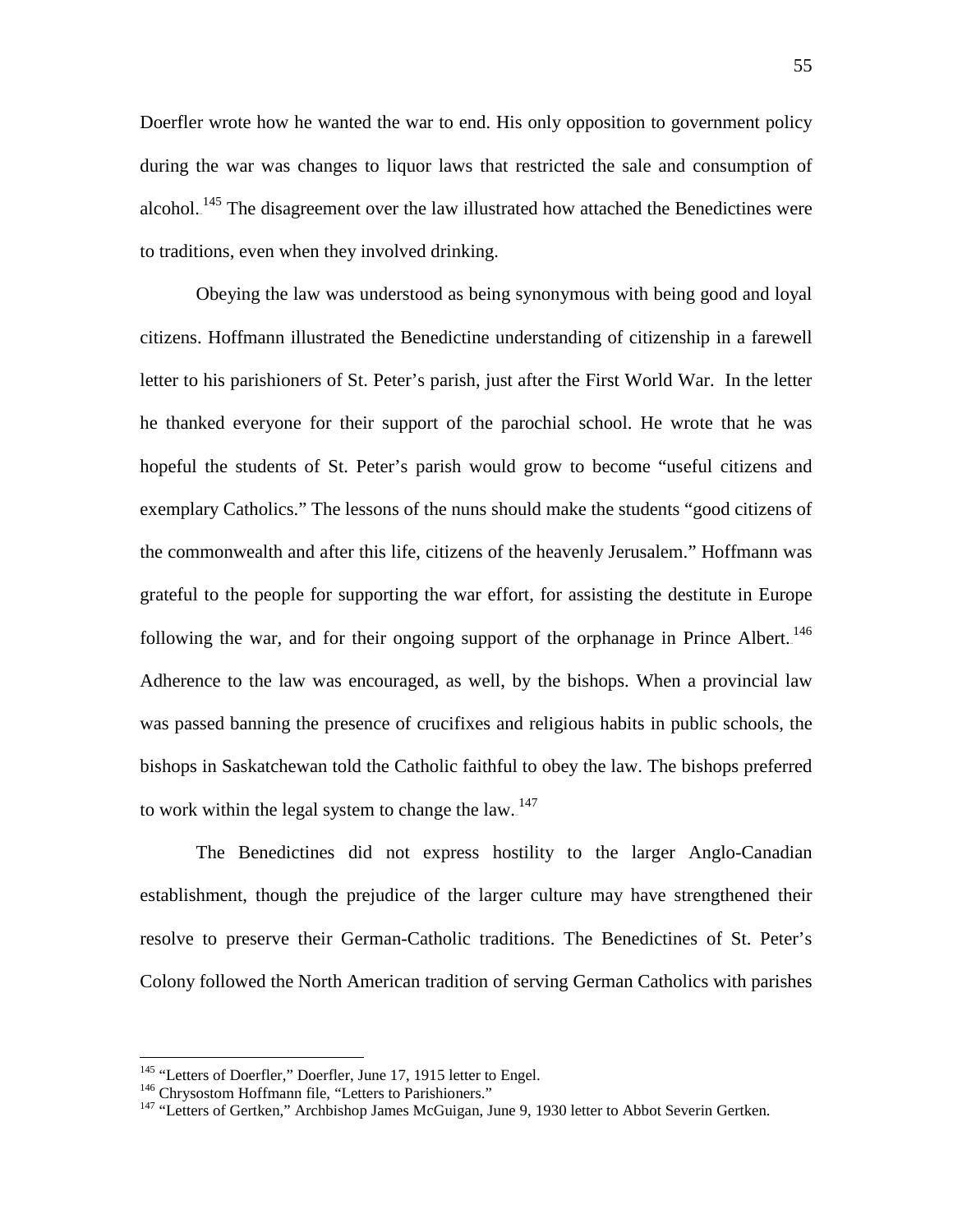Doerfler wrote how he wanted the war to end. His only opposition to government policy during the war was changes to liquor laws that restricted the sale and consumption of alcohol.[145] The disagreement over the law illustrated how attached the Benedictines were to traditions, even when they involved drinking.

Obeying the law was understood as being synonymous with being good and loyal citizens. Hoffmann illustrated the Benedictine understanding of citizenship in a farewell letter to his parishioners of St. Peter's parish, just after the First World War. In the letter he thanked everyone for their support of the parochial school. He wrote that he was hopeful the students of St. Peter's parish would grow to become "useful citizens and exemplary Catholics." The lessons of the nuns should make the students "good citizens of the commonwealth and after this life, citizens of the heavenly Jerusalem." Hoffmann was grateful to the people for supporting the war effort, for assisting the destitute in Europe following the war, and for their ongoing support of the orphanage in Prince Albert.[146] Adherence to the law was encouraged, as well, by the bishops. When a provincial law was passed banning the presence of crucifixes and religious habits in public schools, the bishops in Saskatchewan told the Catholic faithful to obey the law. The bishops preferred to work within the legal system to change the law.[147]

The Benedictines did not express hostility to the larger Anglo-Canadian establishment, though the prejudice of the larger culture may have strengthened their resolve to preserve their German-Catholic traditions. The Benedictines of St. Peter's Colony followed the North American tradition of serving German Catholics with parishes

---

[145] "Letters of Doerfler," Doerfler, June 17, 1915 letter to Engel.

[146] Chrysostom Hoffmann file, "Letters to Parishioners."

[147] "Letters of Gertken," Archbishop James McGuigan, June 9, 1930 letter to Abbot Severin Gertken.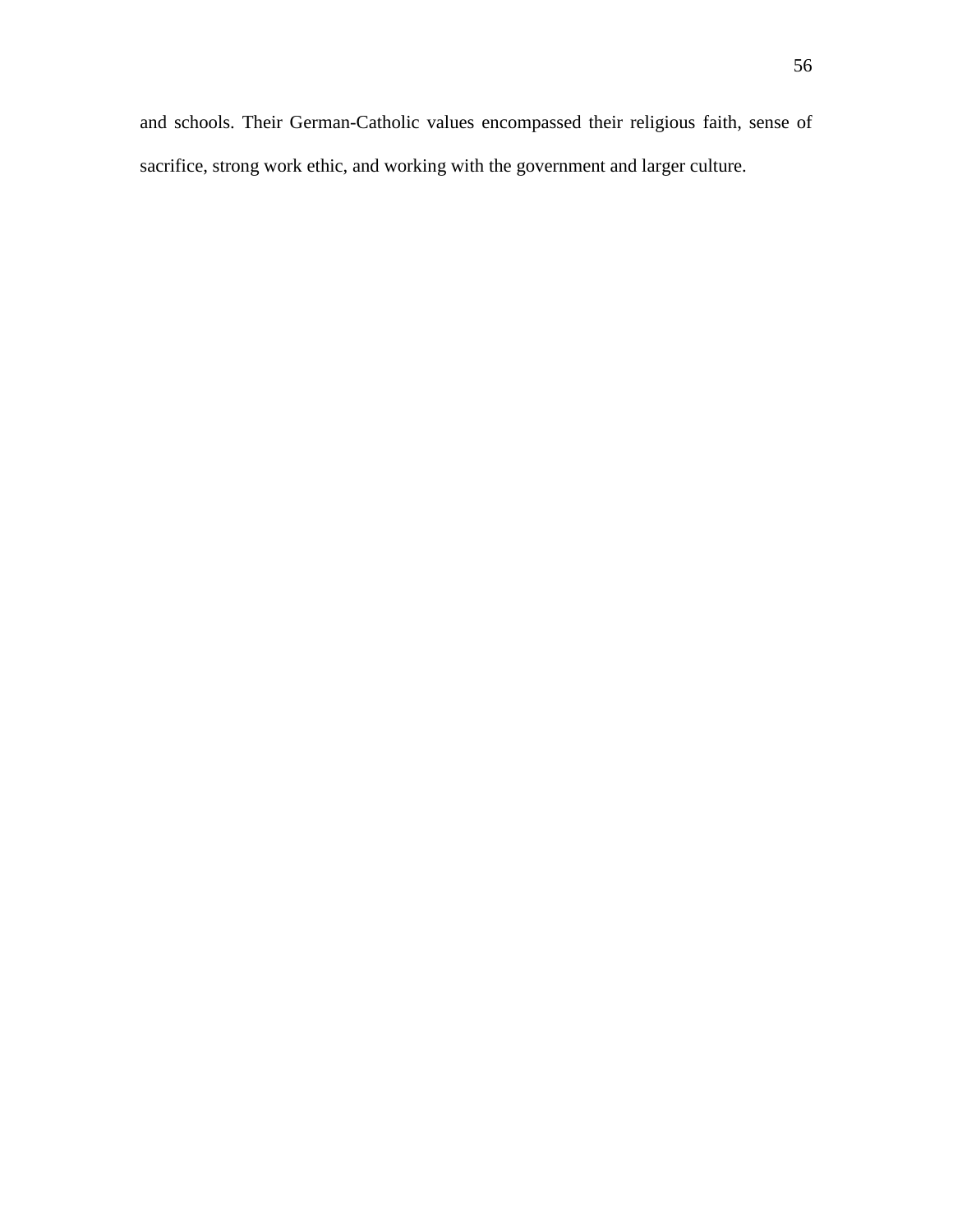and schools. Their German-Catholic values encompassed their religious faith, sense of sacrifice, strong work ethic, and working with the government and larger culture.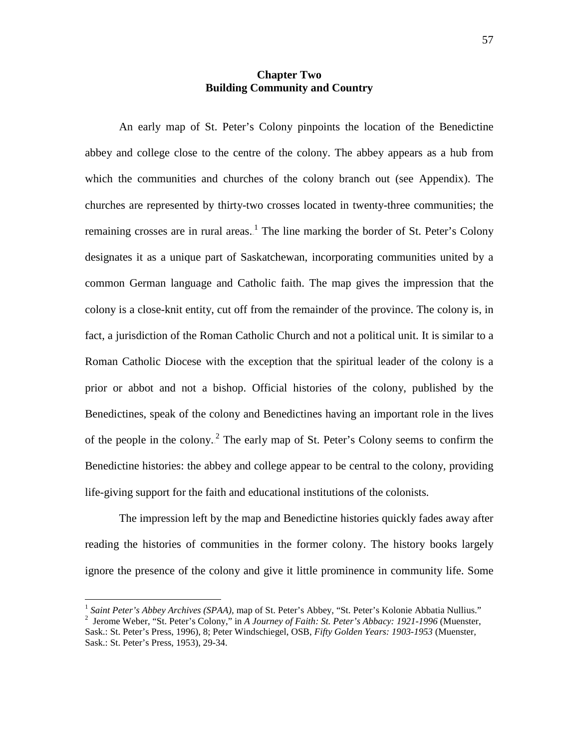# Chapter Two
## Building Community and Country

An early map of St. Peter's Colony pinpoints the location of the Benedictine abbey and college close to the centre of the colony. The abbey appears as a hub from which the communities and churches of the colony branch out (see Appendix). The churches are represented by thirty-two crosses located in twenty-three communities; the remaining crosses are in rural areas.[1] The line marking the border of St. Peter's Colony designates it as a unique part of Saskatchewan, incorporating communities united by a common German language and Catholic faith. The map gives the impression that the colony is a close-knit entity, cut off from the remainder of the province. The colony is, in fact, a jurisdiction of the Roman Catholic Church and not a political unit. It is similar to a Roman Catholic Diocese with the exception that the spiritual leader of the colony is a prior or abbot and not a bishop. Official histories of the colony, published by the Benedictines, speak of the colony and Benedictines having an important role in the lives of the people in the colony.[2] The early map of St. Peter's Colony seems to confirm the Benedictine histories: the abbey and college appear to be central to the colony, providing life-giving support for the faith and educational institutions of the colonists.

The impression left by the map and Benedictine histories quickly fades away after reading the histories of communities in the former colony. The history books largely ignore the presence of the colony and give it little prominence in community life. Some

---

[1] *Saint Peter's Abbey Archives (SPAA)*, map of St. Peter's Abbey, "St. Peter's Kolonie Abbatia Nullius."

[2] Jerome Weber, "St. Peter's Colony," in *A Journey of Faith: St. Peter's Abbacy: 1921-1996* (Muenster, Sask.: St. Peter's Press, 1996), 8; Peter Windschiegel, OSB, *Fifty Golden Years: 1903-1953* (Muenster, Sask.: St. Peter's Press, 1953), 29-34.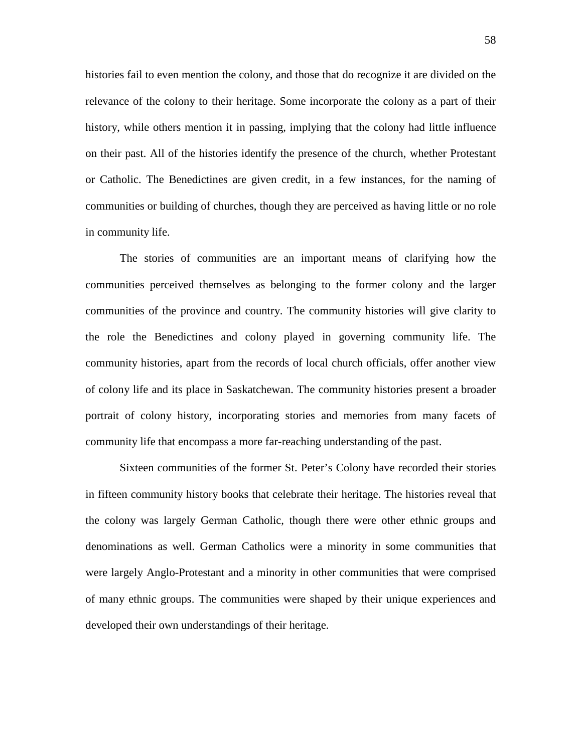histories fail to even mention the colony, and those that do recognize it are divided on the relevance of the colony to their heritage. Some incorporate the colony as a part of their history, while others mention it in passing, implying that the colony had little influence on their past. All of the histories identify the presence of the church, whether Protestant or Catholic. The Benedictines are given credit, in a few instances, for the naming of communities or building of churches, though they are perceived as having little or no role in community life.

The stories of communities are an important means of clarifying how the communities perceived themselves as belonging to the former colony and the larger communities of the province and country. The community histories will give clarity to the role the Benedictines and colony played in governing community life. The community histories, apart from the records of local church officials, offer another view of colony life and its place in Saskatchewan. The community histories present a broader portrait of colony history, incorporating stories and memories from many facets of community life that encompass a more far-reaching understanding of the past.

Sixteen communities of the former St. Peter's Colony have recorded their stories in fifteen community history books that celebrate their heritage. The histories reveal that the colony was largely German Catholic, though there were other ethnic groups and denominations as well. German Catholics were a minority in some communities that were largely Anglo-Protestant and a minority in other communities that were comprised of many ethnic groups. The communities were shaped by their unique experiences and developed their own understandings of their heritage.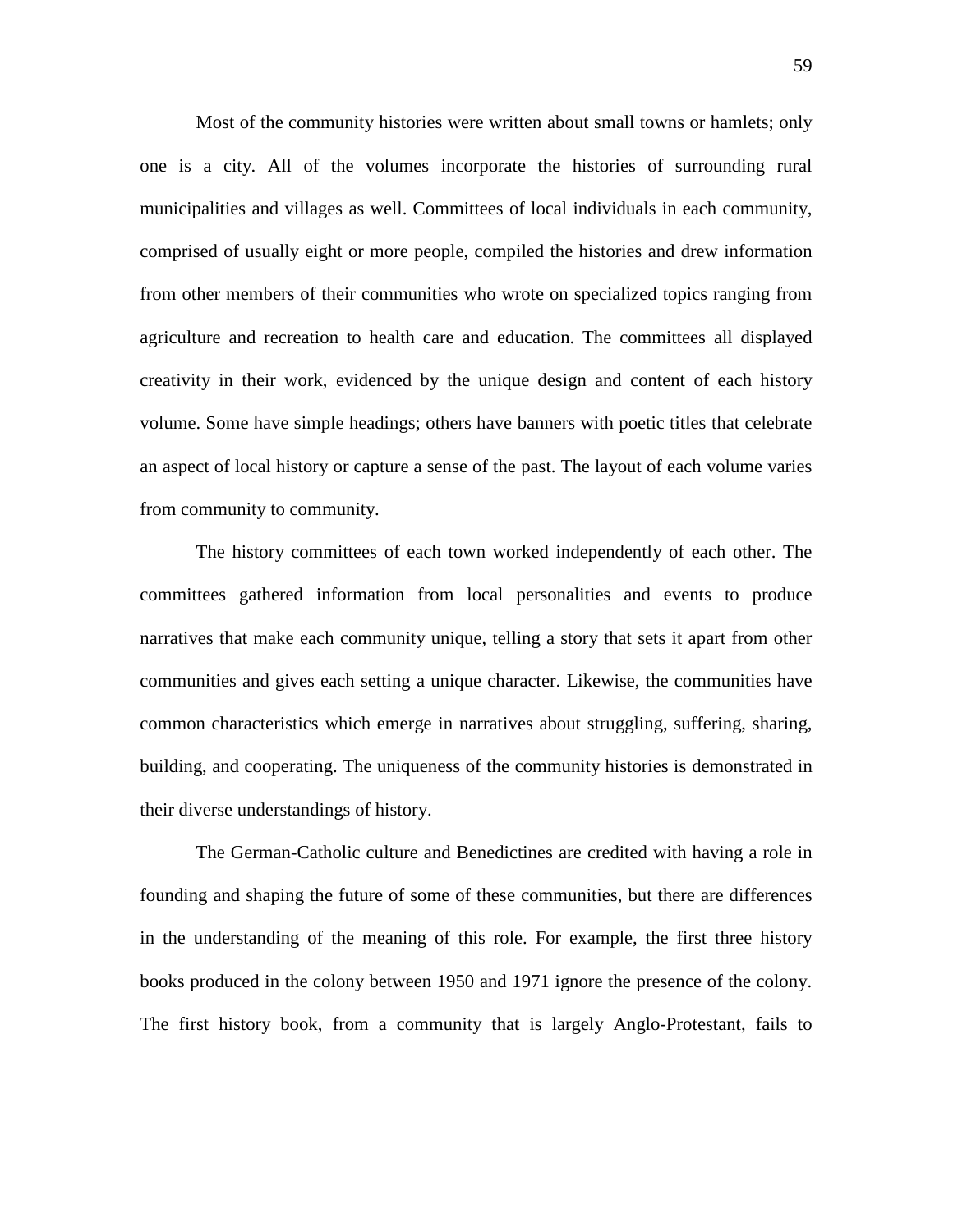Most of the community histories were written about small towns or hamlets; only one is a city. All of the volumes incorporate the histories of surrounding rural municipalities and villages as well. Committees of local individuals in each community, comprised of usually eight or more people, compiled the histories and drew information from other members of their communities who wrote on specialized topics ranging from agriculture and recreation to health care and education. The committees all displayed creativity in their work, evidenced by the unique design and content of each history volume. Some have simple headings; others have banners with poetic titles that celebrate an aspect of local history or capture a sense of the past. The layout of each volume varies from community to community.

The history committees of each town worked independently of each other. The committees gathered information from local personalities and events to produce narratives that make each community unique, telling a story that sets it apart from other communities and gives each setting a unique character. Likewise, the communities have common characteristics which emerge in narratives about struggling, suffering, sharing, building, and cooperating. The uniqueness of the community histories is demonstrated in their diverse understandings of history.

The German-Catholic culture and Benedictines are credited with having a role in founding and shaping the future of some of these communities, but there are differences in the understanding of the meaning of this role. For example, the first three history books produced in the colony between 1950 and 1971 ignore the presence of the colony. The first history book, from a community that is largely Anglo-Protestant, fails to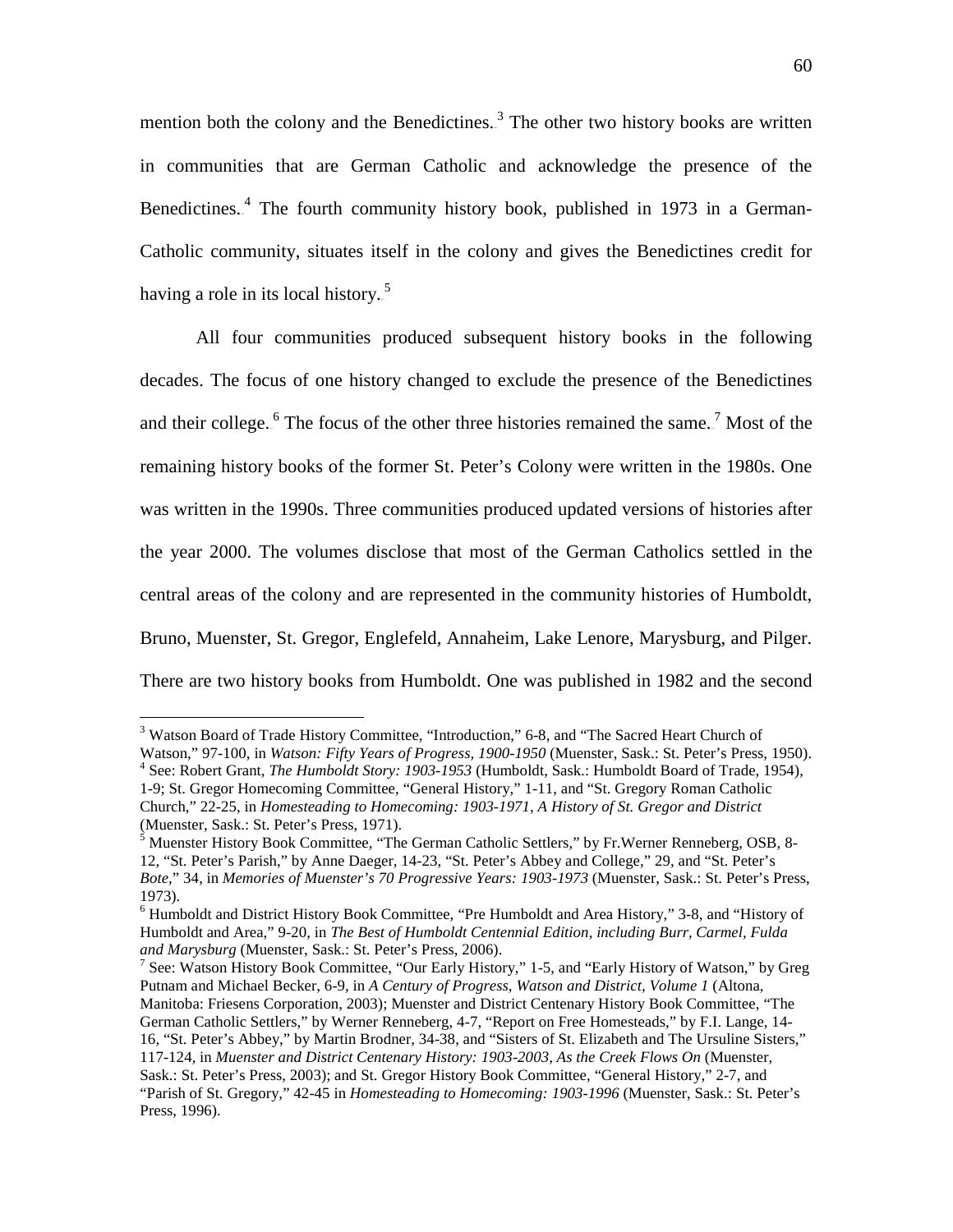mention both the colony and the Benedictines.[3] The other two history books are written in communities that are German Catholic and acknowledge the presence of the Benedictines.[4] The fourth community history book, published in 1973 in a German-Catholic community, situates itself in the colony and gives the Benedictines credit for having a role in its local history.[5]

All four communities produced subsequent history books in the following decades. The focus of one history changed to exclude the presence of the Benedictines and their college.[6] The focus of the other three histories remained the same.[7] Most of the remaining history books of the former St. Peter's Colony were written in the 1980s. One was written in the 1990s. Three communities produced updated versions of histories after the year 2000. The volumes disclose that most of the German Catholics settled in the central areas of the colony and are represented in the community histories of Humboldt, Bruno, Muenster, St. Gregor, Englefeld, Annaheim, Lake Lenore, Marysburg, and Pilger. There are two history books from Humboldt. One was published in 1982 and the second

---

[3] Watson Board of Trade History Committee, "Introduction," 6-8, and "The Sacred Heart Church of Watson," 97-100, in *Watson: Fifty Years of Progress, 1900-1950* (Muenster, Sask.: St. Peter's Press, 1950).

[4] See: Robert Grant, *The Humboldt Story: 1903-1953* (Humboldt, Sask.: Humboldt Board of Trade, 1954), 1-9; St. Gregor Homecoming Committee, "General History," 1-11, and "St. Gregory Roman Catholic Church," 22-25, in *Homesteading to Homecoming: 1903-1971, A History of St. Gregor and District* (Muenster, Sask.: St. Peter's Press, 1971).

[5] Muenster History Book Committee, "The German Catholic Settlers," by Fr.Werner Renneberg, OSB, 8-12, "St. Peter's Parish," by Anne Daeger, 14-23, "St. Peter's Abbey and College," 29, and "St. Peter's *Bote*," 34, in *Memories of Muenster's 70 Progressive Years: 1903-1973* (Muenster, Sask.: St. Peter's Press, 1973).

[6] Humboldt and District History Book Committee, "Pre Humboldt and Area History," 3-8, and "History of Humboldt and Area," 9-20, in *The Best of Humboldt Centennial Edition, including Burr, Carmel, Fulda and Marysburg* (Muenster, Sask.: St. Peter's Press, 2006).

[7] See: Watson History Book Committee, "Our Early History," 1-5, and "Early History of Watson," by Greg Putnam and Michael Becker, 6-9, in *A Century of Progress, Watson and District, Volume 1* (Altona, Manitoba: Friesens Corporation, 2003); Muenster and District Centenary History Book Committee, "The German Catholic Settlers," by Werner Renneberg, 4-7, "Report on Free Homesteads," by F.I. Lange, 14-16, "St. Peter's Abbey," by Martin Brodner, 34-38, and "Sisters of St. Elizabeth and The Ursuline Sisters," 117-124, in *Muenster and District Centenary History: 1903-2003, As the Creek Flows On* (Muenster, Sask.: St. Peter's Press, 2003); and St. Gregor History Book Committee, "General History," 2-7, and "Parish of St. Gregory," 42-45 in *Homesteading to Homecoming: 1903-1996* (Muenster, Sask.: St. Peter's Press, 1996).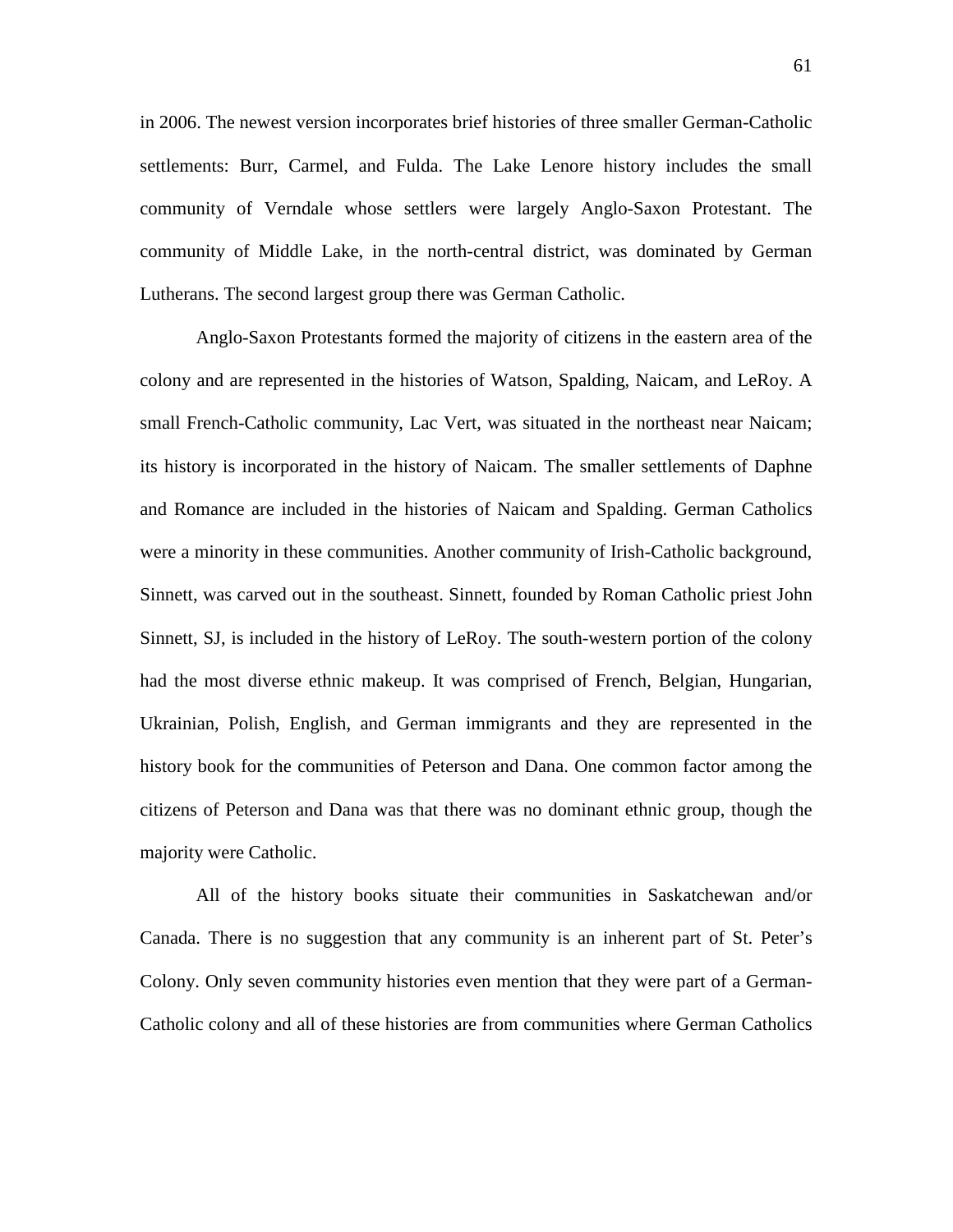in 2006. The newest version incorporates brief histories of three smaller German-Catholic settlements: Burr, Carmel, and Fulda. The Lake Lenore history includes the small community of Verndale whose settlers were largely Anglo-Saxon Protestant. The community of Middle Lake, in the north-central district, was dominated by German Lutherans. The second largest group there was German Catholic.

Anglo-Saxon Protestants formed the majority of citizens in the eastern area of the colony and are represented in the histories of Watson, Spalding, Naicam, and LeRoy. A small French-Catholic community, Lac Vert, was situated in the northeast near Naicam; its history is incorporated in the history of Naicam. The smaller settlements of Daphne and Romance are included in the histories of Naicam and Spalding. German Catholics were a minority in these communities. Another community of Irish-Catholic background, Sinnett, was carved out in the southeast. Sinnett, founded by Roman Catholic priest John Sinnett, SJ, is included in the history of LeRoy. The south-western portion of the colony had the most diverse ethnic makeup. It was comprised of French, Belgian, Hungarian, Ukrainian, Polish, English, and German immigrants and they are represented in the history book for the communities of Peterson and Dana. One common factor among the citizens of Peterson and Dana was that there was no dominant ethnic group, though the majority were Catholic.

All of the history books situate their communities in Saskatchewan and/or Canada. There is no suggestion that any community is an inherent part of St. Peter's Colony. Only seven community histories even mention that they were part of a German-Catholic colony and all of these histories are from communities where German Catholics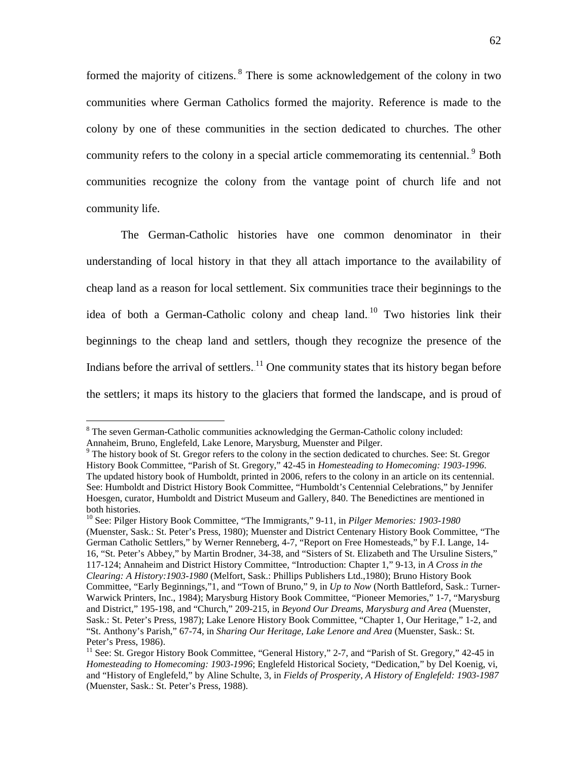formed the majority of citizens.[8] There is some acknowledgement of the colony in two communities where German Catholics formed the majority. Reference is made to the colony by one of these communities in the section dedicated to churches. The other community refers to the colony in a special article commemorating its centennial.[9] Both communities recognize the colony from the vantage point of church life and not community life.

The German-Catholic histories have one common denominator in their understanding of local history in that they all attach importance to the availability of cheap land as a reason for local settlement. Six communities trace their beginnings to the idea of both a German-Catholic colony and cheap land.[10] Two histories link their beginnings to the cheap land and settlers, though they recognize the presence of the Indians before the arrival of settlers.[11] One community states that its history began before the settlers; it maps its history to the glaciers that formed the landscape, and is proud of

---

[8] The seven German-Catholic communities acknowledging the German-Catholic colony included: Annaheim, Bruno, Englefeld, Lake Lenore, Marysburg, Muenster and Pilger.

[9] The history book of St. Gregor refers to the colony in the section dedicated to churches. See: St. Gregor History Book Committee, "Parish of St. Gregory," 42-45 in *Homesteading to Homecoming: 1903-1996*. The updated history book of Humboldt, printed in 2006, refers to the colony in an article on its centennial. See: Humboldt and District History Book Committee, "Humboldt's Centennial Celebrations," by Jennifer Hoesgen, curator, Humboldt and District Museum and Gallery, 840. The Benedictines are mentioned in both histories.

[10] See: Pilger History Book Committee, "The Immigrants," 9-11, in *Pilger Memories: 1903-1980* (Muenster, Sask.: St. Peter's Press, 1980); Muenster and District Centenary History Book Committee, "The German Catholic Settlers," by Werner Renneberg, 4-7, "Report on Free Homesteads," by F.I. Lange, 14-16, "St. Peter's Abbey," by Martin Brodner, 34-38, and "Sisters of St. Elizabeth and The Ursuline Sisters," 117-124; Annaheim and District History Committee, "Introduction: Chapter 1," 9-13, in *A Cross in the Clearing: A History:1903-1980* (Melfort, Sask.: Phillips Publishers Ltd.,1980); Bruno History Book Committee, "Early Beginnings,"1, and "Town of Bruno," 9, in *Up to Now* (North Battleford, Sask.: Turner-Warwick Printers, Inc., 1984); Marysburg History Book Committee, "Pioneer Memories," 1-7, "Marysburg and District," 195-198, and "Church," 209-215, in *Beyond Our Dreams, Marysburg and Area* (Muenster, Sask.: St. Peter's Press, 1987); Lake Lenore History Book Committee, "Chapter 1, Our Heritage," 1-2, and "St. Anthony's Parish," 67-74, in *Sharing Our Heritage, Lake Lenore and Area* (Muenster, Sask.: St. Peter's Press, 1986).

[11] See: St. Gregor History Book Committee, "General History," 2-7, and "Parish of St. Gregory," 42-45 in *Homesteading to Homecoming: 1903-1996*; Englefeld Historical Society, "Dedication," by Del Koenig, vi, and "History of Englefeld," by Aline Schulte, 3, in *Fields of Prosperity, A History of Englefeld: 1903-1987* (Muenster, Sask.: St. Peter's Press, 1988).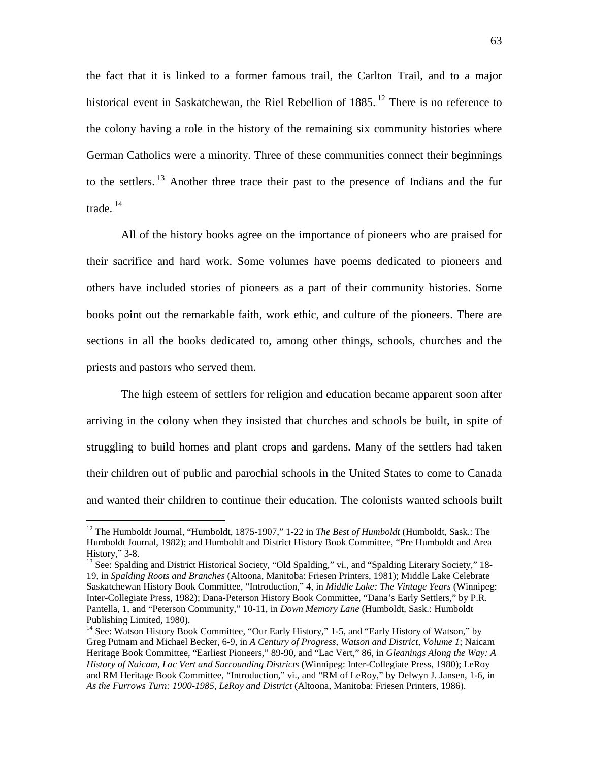the fact that it is linked to a former famous trail, the Carlton Trail, and to a major historical event in Saskatchewan, the Riel Rebellion of 1885.[12] There is no reference to the colony having a role in the history of the remaining six community histories where German Catholics were a minority. Three of these communities connect their beginnings to the settlers.[13] Another three trace their past to the presence of Indians and the fur trade.[14]

All of the history books agree on the importance of pioneers who are praised for their sacrifice and hard work. Some volumes have poems dedicated to pioneers and others have included stories of pioneers as a part of their community histories. Some books point out the remarkable faith, work ethic, and culture of the pioneers. There are sections in all the books dedicated to, among other things, schools, churches and the priests and pastors who served them.

The high esteem of settlers for religion and education became apparent soon after arriving in the colony when they insisted that churches and schools be built, in spite of struggling to build homes and plant crops and gardens. Many of the settlers had taken their children out of public and parochial schools in the United States to come to Canada and wanted their children to continue their education. The colonists wanted schools built

---

[12] The Humboldt Journal, "Humboldt, 1875-1907," 1-22 in *The Best of Humboldt* (Humboldt, Sask.: The Humboldt Journal, 1982); and Humboldt and District History Book Committee, "Pre Humboldt and Area History," 3-8.

[13] See: Spalding and District Historical Society, "Old Spalding," vi., and "Spalding Literary Society," 18-19, in *Spalding Roots and Branches* (Altoona, Manitoba: Friesen Printers, 1981); Middle Lake Celebrate Saskatchewan History Book Committee, "Introduction," 4, in *Middle Lake: The Vintage Years* (Winnipeg: Inter-Collegiate Press, 1982); Dana-Peterson History Book Committee, "Dana's Early Settlers," by P.R. Pantella, 1, and "Peterson Community," 10-11, in *Down Memory Lane* (Humboldt, Sask.: Humboldt Publishing Limited, 1980).

[14] See: Watson History Book Committee, "Our Early History," 1-5, and "Early History of Watson," by Greg Putnam and Michael Becker, 6-9, in *A Century of Progress, Watson and District, Volume 1*; Naicam Heritage Book Committee, "Earliest Pioneers," 89-90, and "Lac Vert," 86, in *Gleanings Along the Way: A History of Naicam, Lac Vert and Surrounding Districts* (Winnipeg: Inter-Collegiate Press, 1980); LeRoy and RM Heritage Book Committee, "Introduction," vi., and "RM of LeRoy," by Delwyn J. Jansen, 1-6, in *As the Furrows Turn: 1900-1985, LeRoy and District* (Altoona, Manitoba: Friesen Printers, 1986).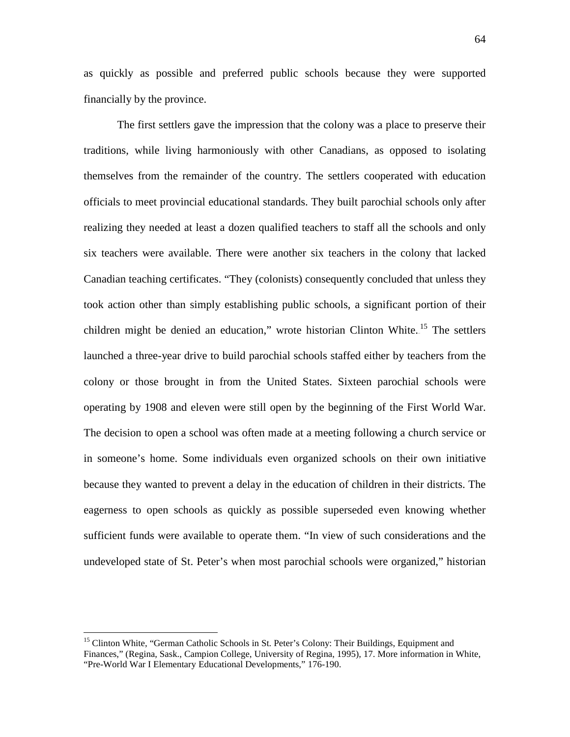as quickly as possible and preferred public schools because they were supported financially by the province.

The first settlers gave the impression that the colony was a place to preserve their traditions, while living harmoniously with other Canadians, as opposed to isolating themselves from the remainder of the country. The settlers cooperated with education officials to meet provincial educational standards. They built parochial schools only after realizing they needed at least a dozen qualified teachers to staff all the schools and only six teachers were available. There were another six teachers in the colony that lacked Canadian teaching certificates. "They (colonists) consequently concluded that unless they took action other than simply establishing public schools, a significant portion of their children might be denied an education," wrote historian Clinton White.[15] The settlers launched a three-year drive to build parochial schools staffed either by teachers from the colony or those brought in from the United States. Sixteen parochial schools were operating by 1908 and eleven were still open by the beginning of the First World War. The decision to open a school was often made at a meeting following a church service or in someone's home. Some individuals even organized schools on their own initiative because they wanted to prevent a delay in the education of children in their districts. The eagerness to open schools as quickly as possible superseded even knowing whether sufficient funds were available to operate them. "In view of such considerations and the undeveloped state of St. Peter's when most parochial schools were organized," historian

---

[15] Clinton White, "German Catholic Schools in St. Peter's Colony: Their Buildings, Equipment and Finances," (Regina, Sask., Campion College, University of Regina, 1995), 17. More information in White, "Pre-World War I Elementary Educational Developments," 176-190.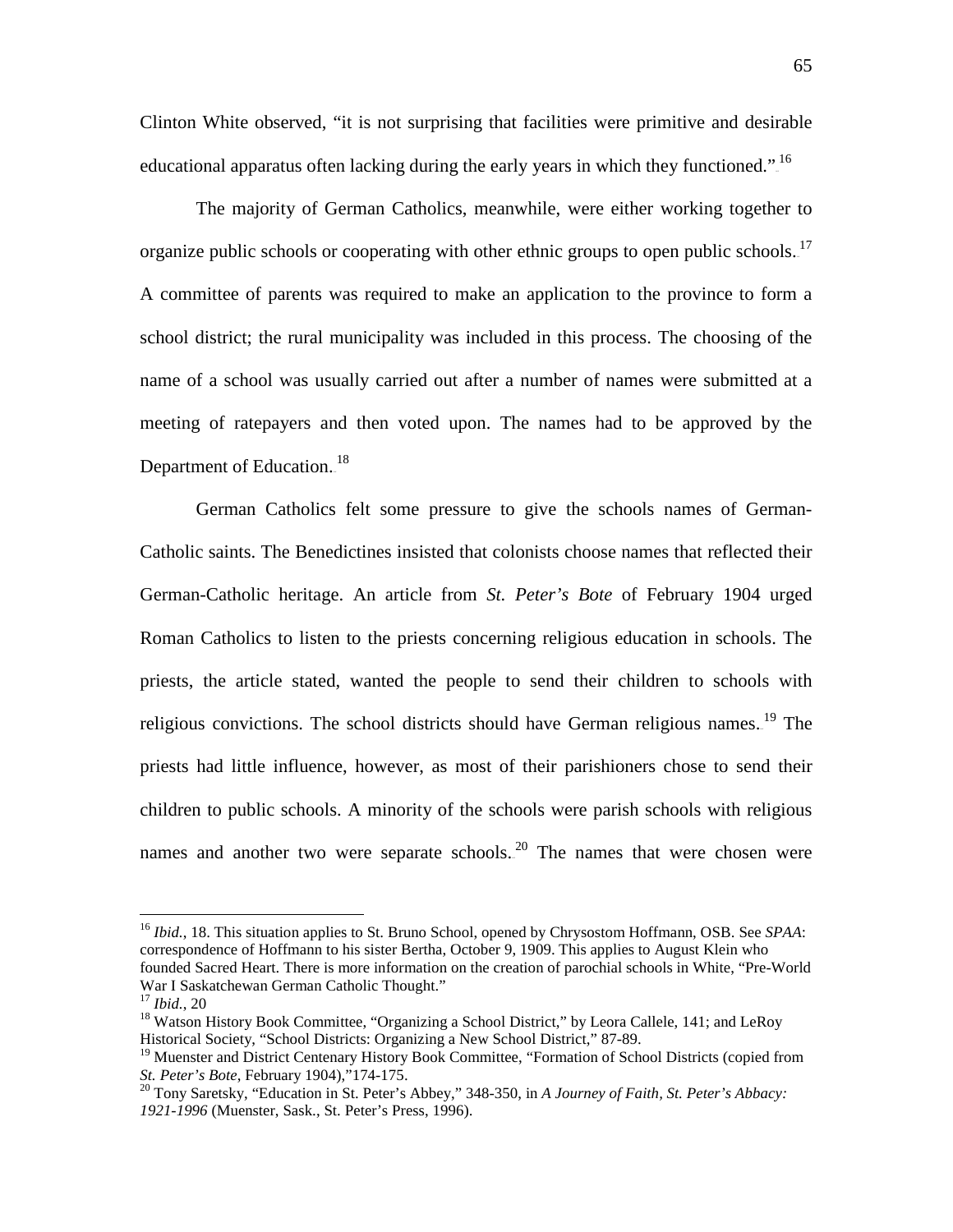Clinton White observed, "it is not surprising that facilities were primitive and desirable educational apparatus often lacking during the early years in which they functioned."[16]

The majority of German Catholics, meanwhile, were either working together to organize public schools or cooperating with other ethnic groups to open public schools.[17] A committee of parents was required to make an application to the province to form a school district; the rural municipality was included in this process. The choosing of the name of a school was usually carried out after a number of names were submitted at a meeting of ratepayers and then voted upon. The names had to be approved by the Department of Education.[18]

German Catholics felt some pressure to give the schools names of German-Catholic saints. The Benedictines insisted that colonists choose names that reflected their German-Catholic heritage. An article from *St. Peter's Bote* of February 1904 urged Roman Catholics to listen to the priests concerning religious education in schools. The priests, the article stated, wanted the people to send their children to schools with religious convictions. The school districts should have German religious names.[19] The priests had little influence, however, as most of their parishioners chose to send their children to public schools. A minority of the schools were parish schools with religious names and another two were separate schools.[20] The names that were chosen were

---

[16] *Ibid.*, 18. This situation applies to St. Bruno School, opened by Chrysostom Hoffmann, OSB. See *SPAA*: correspondence of Hoffmann to his sister Bertha, October 9, 1909. This applies to August Klein who founded Sacred Heart. There is more information on the creation of parochial schools in White, "Pre-World War I Saskatchewan German Catholic Thought."

[17] *Ibid.*, 20

[18] Watson History Book Committee, "Organizing a School District," by Leora Callele, 141; and LeRoy Historical Society, "School Districts: Organizing a New School District," 87-89.

[19] Muenster and District Centenary History Book Committee, "Formation of School Districts (copied from *St. Peter's Bote*, February 1904),"174-175.

[20] Tony Saretsky, "Education in St. Peter's Abbey," 348-350, in *A Journey of Faith, St. Peter's Abbacy: 1921-1996* (Muenster, Sask., St. Peter's Press, 1996).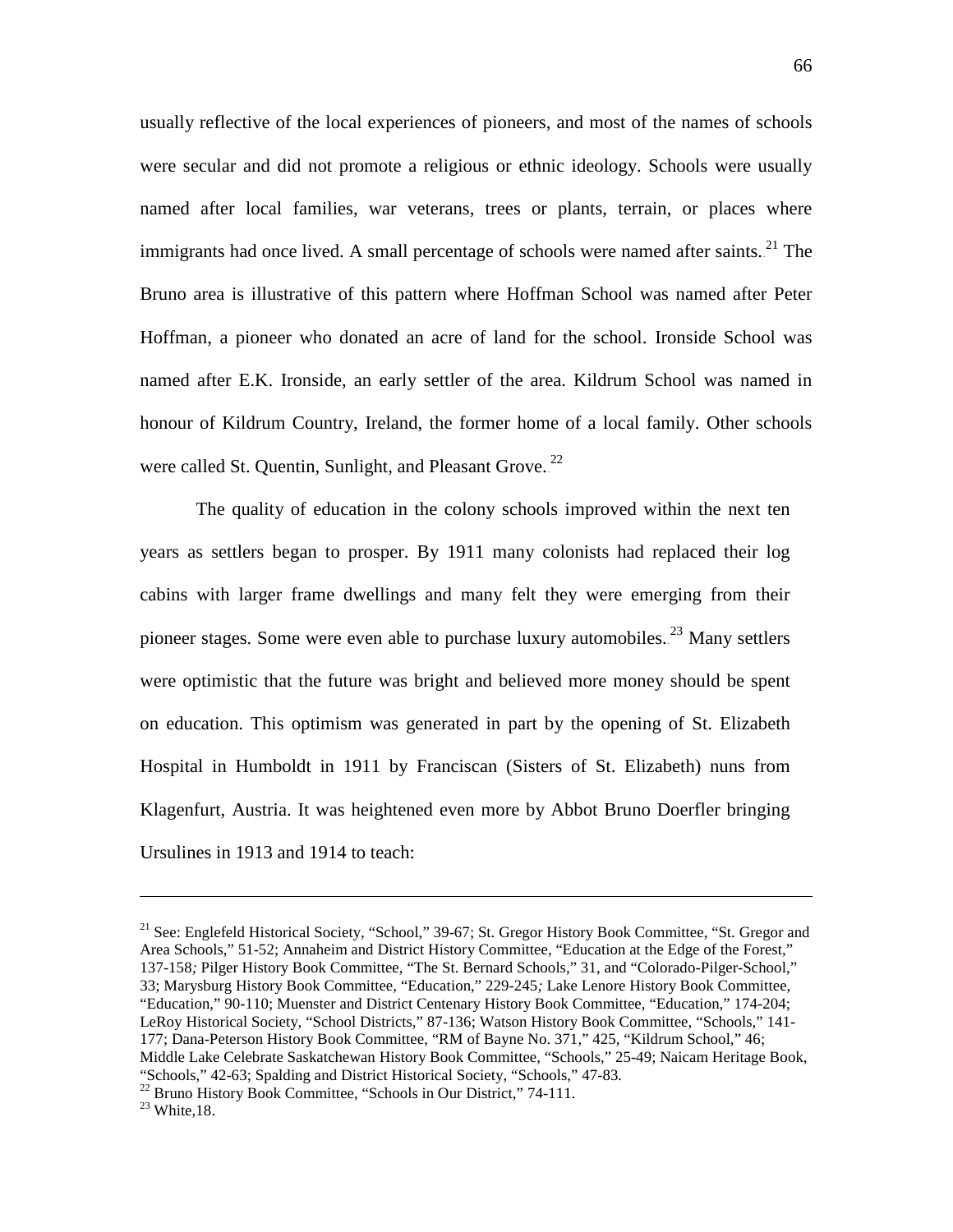usually reflective of the local experiences of pioneers, and most of the names of schools were secular and did not promote a religious or ethnic ideology. Schools were usually named after local families, war veterans, trees or plants, terrain, or places where immigrants had once lived. A small percentage of schools were named after saints.[21] The Bruno area is illustrative of this pattern where Hoffman School was named after Peter Hoffman, a pioneer who donated an acre of land for the school. Ironside School was named after E.K. Ironside, an early settler of the area. Kildrum School was named in honour of Kildrum Country, Ireland, the former home of a local family. Other schools were called St. Quentin, Sunlight, and Pleasant Grove.[22]

The quality of education in the colony schools improved within the next ten years as settlers began to prosper. By 1911 many colonists had replaced their log cabins with larger frame dwellings and many felt they were emerging from their pioneer stages. Some were even able to purchase luxury automobiles.[23] Many settlers were optimistic that the future was bright and believed more money should be spent on education. This optimism was generated in part by the opening of St. Elizabeth Hospital in Humboldt in 1911 by Franciscan (Sisters of St. Elizabeth) nuns from Klagenfurt, Austria. It was heightened even more by Abbot Bruno Doerfler bringing Ursulines in 1913 and 1914 to teach:

---

[21] See: Englefeld Historical Society, "School," 39-67; St. Gregor History Book Committee, "St. Gregor and Area Schools," 51-52; Annaheim and District History Committee, "Education at the Edge of the Forest," 137-158; Pilger History Book Committee, "The St. Bernard Schools," 31, and "Colorado-Pilger-School," 33; Marysburg History Book Committee, "Education," 229-245; Lake Lenore History Book Committee, "Education," 90-110; Muenster and District Centenary History Book Committee, "Education," 174-204; LeRoy Historical Society, "School Districts," 87-136; Watson History Book Committee, "Schools," 141-177; Dana-Peterson History Book Committee, "RM of Bayne No. 371," 425, "Kildrum School," 46; Middle Lake Celebrate Saskatchewan History Book Committee, "Schools," 25-49; Naicam Heritage Book, "Schools," 42-63; Spalding and District Historical Society, "Schools," 47-83.

[22] Bruno History Book Committee, "Schools in Our District," 74-111.

[23] White,18.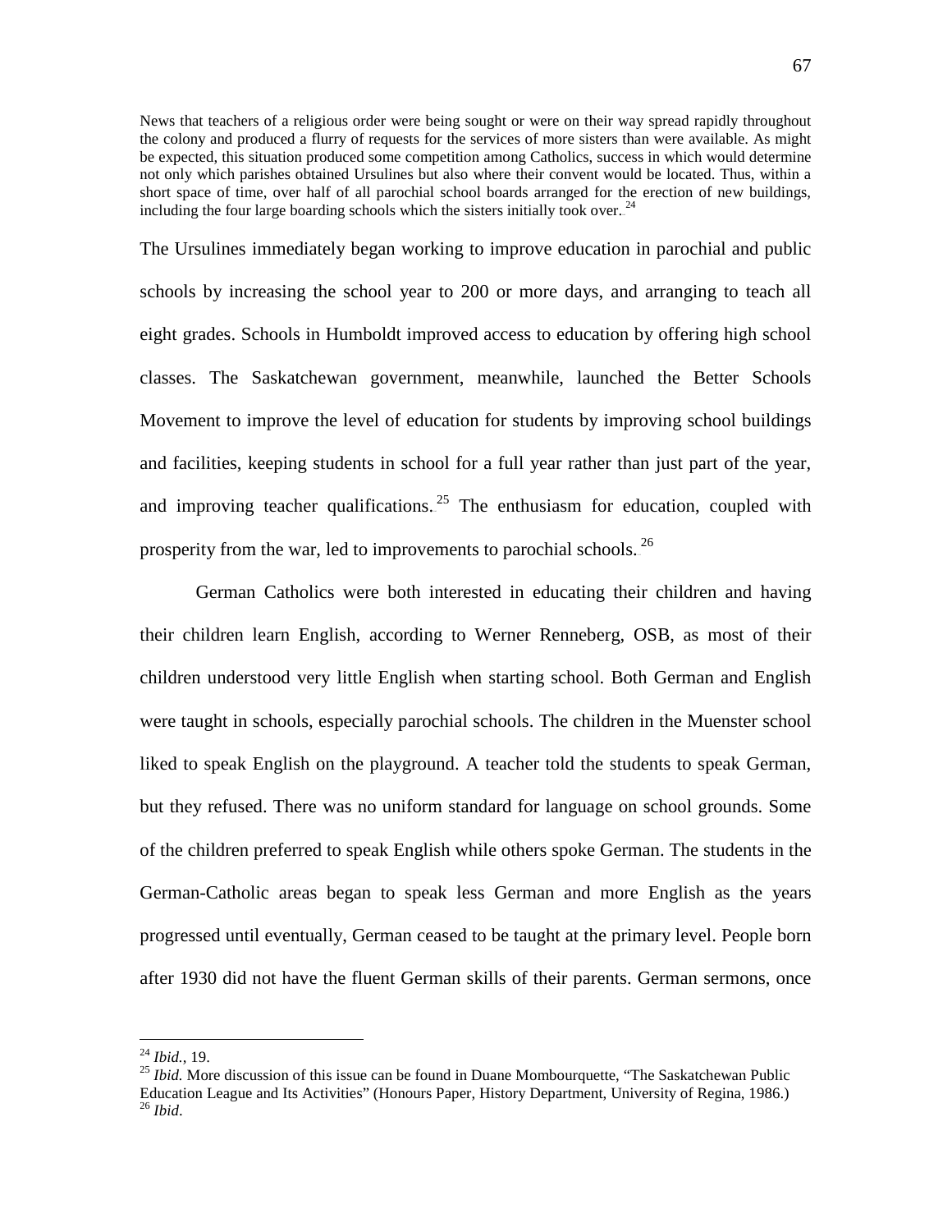> News that teachers of a religious order were being sought or were on their way spread rapidly throughout the colony and produced a flurry of requests for the services of more sisters than were available. As might be expected, this situation produced some competition among Catholics, success in which would determine not only which parishes obtained Ursulines but also where their convent would be located. Thus, within a short space of time, over half of all parochial school boards arranged for the erection of new buildings, including the four large boarding schools which the sisters initially took over.[24]

The Ursulines immediately began working to improve education in parochial and public schools by increasing the school year to 200 or more days, and arranging to teach all eight grades. Schools in Humboldt improved access to education by offering high school classes. The Saskatchewan government, meanwhile, launched the Better Schools Movement to improve the level of education for students by improving school buildings and facilities, keeping students in school for a full year rather than just part of the year, and improving teacher qualifications.[25] The enthusiasm for education, coupled with prosperity from the war, led to improvements to parochial schools.[26]

German Catholics were both interested in educating their children and having their children learn English, according to Werner Renneberg, OSB, as most of their children understood very little English when starting school. Both German and English were taught in schools, especially parochial schools. The children in the Muenster school liked to speak English on the playground. A teacher told the students to speak German, but they refused. There was no uniform standard for language on school grounds. Some of the children preferred to speak English while others spoke German. The students in the German-Catholic areas began to speak less German and more English as the years progressed until eventually, German ceased to be taught at the primary level. People born after 1930 did not have the fluent German skills of their parents. German sermons, once

---

[24] *Ibid.*, 19.

[25] *Ibid.* More discussion of this issue can be found in Duane Mombourquette, "The Saskatchewan Public Education League and Its Activities" (Honours Paper, History Department, University of Regina, 1986.)

[26] *Ibid*.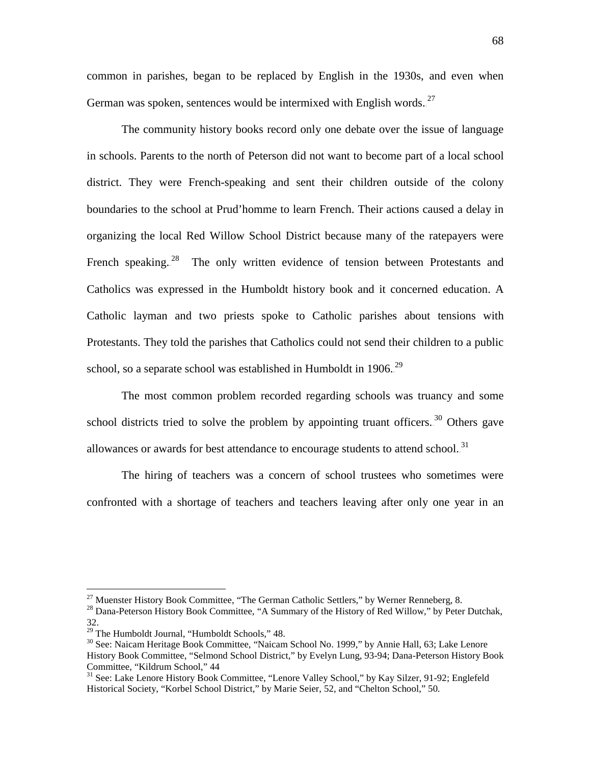common in parishes, began to be replaced by English in the 1930s, and even when German was spoken, sentences would be intermixed with English words.[27]

The community history books record only one debate over the issue of language in schools. Parents to the north of Peterson did not want to become part of a local school district. They were French-speaking and sent their children outside of the colony boundaries to the school at Prud'homme to learn French. Their actions caused a delay in organizing the local Red Willow School District because many of the ratepayers were French speaking.[28] The only written evidence of tension between Protestants and Catholics was expressed in the Humboldt history book and it concerned education. A Catholic layman and two priests spoke to Catholic parishes about tensions with Protestants. They told the parishes that Catholics could not send their children to a public school, so a separate school was established in Humboldt in 1906.[29]

The most common problem recorded regarding schools was truancy and some school districts tried to solve the problem by appointing truant officers.[30] Others gave allowances or awards for best attendance to encourage students to attend school.[31]

The hiring of teachers was a concern of school trustees who sometimes were confronted with a shortage of teachers and teachers leaving after only one year in an

---

[27] Muenster History Book Committee, "The German Catholic Settlers," by Werner Renneberg, 8.

[28] Dana-Peterson History Book Committee, "A Summary of the History of Red Willow," by Peter Dutchak, 32.

[29] The Humboldt Journal, "Humboldt Schools," 48.

[30] See: Naicam Heritage Book Committee, "Naicam School No. 1999," by Annie Hall, 63; Lake Lenore History Book Committee, "Selmond School District," by Evelyn Lung, 93-94; Dana-Peterson History Book Committee, "Kildrum School," 44

[31] See: Lake Lenore History Book Committee, "Lenore Valley School," by Kay Silzer, 91-92; Englefeld Historical Society, "Korbel School District," by Marie Seier, 52, and "Chelton School," 50.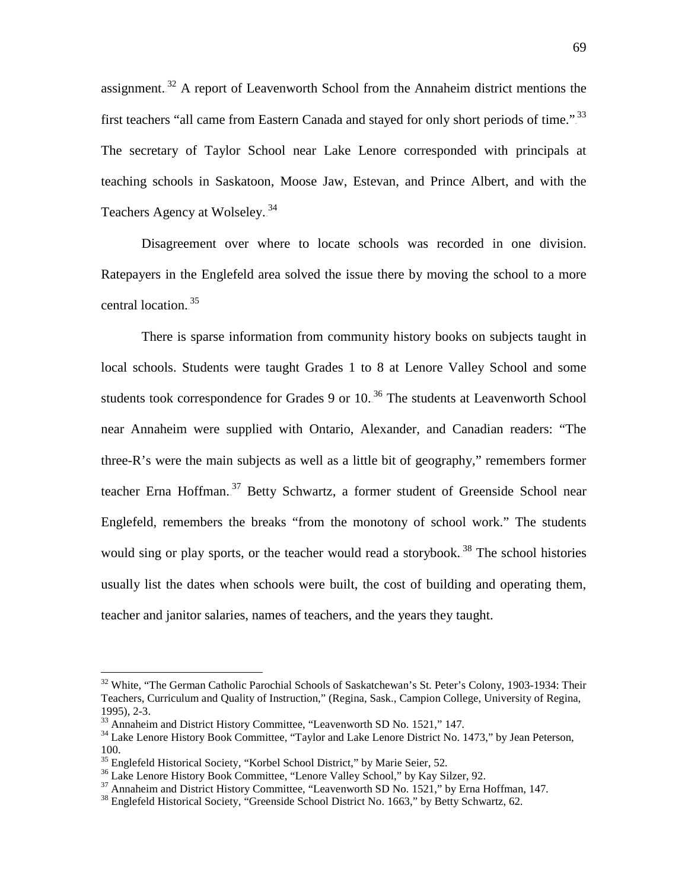assignment.[32] A report of Leavenworth School from the Annaheim district mentions the first teachers "all came from Eastern Canada and stayed for only short periods of time."[33] The secretary of Taylor School near Lake Lenore corresponded with principals at teaching schools in Saskatoon, Moose Jaw, Estevan, and Prince Albert, and with the Teachers Agency at Wolseley.[34]

Disagreement over where to locate schools was recorded in one division. Ratepayers in the Englefeld area solved the issue there by moving the school to a more central location.[35]

There is sparse information from community history books on subjects taught in local schools. Students were taught Grades 1 to 8 at Lenore Valley School and some students took correspondence for Grades 9 or 10.[36] The students at Leavenworth School near Annaheim were supplied with Ontario, Alexander, and Canadian readers: "The three-R's were the main subjects as well as a little bit of geography," remembers former teacher Erna Hoffman.[37] Betty Schwartz, a former student of Greenside School near Englefeld, remembers the breaks "from the monotony of school work." The students would sing or play sports, or the teacher would read a storybook.[38] The school histories usually list the dates when schools were built, the cost of building and operating them, teacher and janitor salaries, names of teachers, and the years they taught.

---

[32] White, "The German Catholic Parochial Schools of Saskatchewan's St. Peter's Colony, 1903-1934: Their Teachers, Curriculum and Quality of Instruction," (Regina, Sask., Campion College, University of Regina, 1995), 2-3.

[33] Annaheim and District History Committee, "Leavenworth SD No. 1521," 147.

[34] Lake Lenore History Book Committee, "Taylor and Lake Lenore District No. 1473," by Jean Peterson, 100.

[35] Englefeld Historical Society, "Korbel School District," by Marie Seier, 52.

[36] Lake Lenore History Book Committee, "Lenore Valley School," by Kay Silzer, 92.

[37] Annaheim and District History Committee, "Leavenworth SD No. 1521," by Erna Hoffman, 147.

[38] Englefeld Historical Society, "Greenside School District No. 1663," by Betty Schwartz, 62.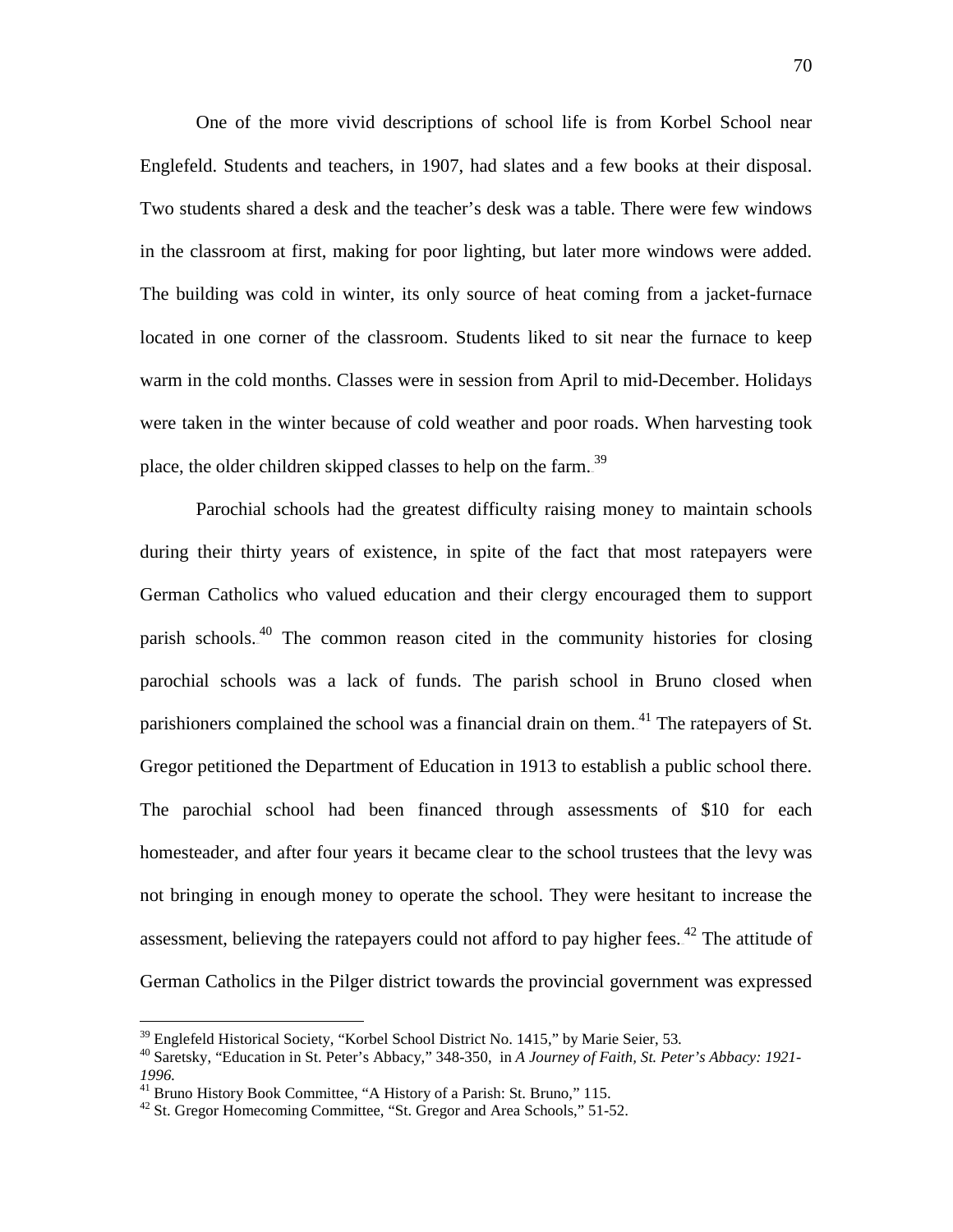One of the more vivid descriptions of school life is from Korbel School near Englefeld. Students and teachers, in 1907, had slates and a few books at their disposal. Two students shared a desk and the teacher's desk was a table. There were few windows in the classroom at first, making for poor lighting, but later more windows were added. The building was cold in winter, its only source of heat coming from a jacket-furnace located in one corner of the classroom. Students liked to sit near the furnace to keep warm in the cold months. Classes were in session from April to mid-December. Holidays were taken in the winter because of cold weather and poor roads. When harvesting took place, the older children skipped classes to help on the farm.[39]

Parochial schools had the greatest difficulty raising money to maintain schools during their thirty years of existence, in spite of the fact that most ratepayers were German Catholics who valued education and their clergy encouraged them to support parish schools.[40] The common reason cited in the community histories for closing parochial schools was a lack of funds. The parish school in Bruno closed when parishioners complained the school was a financial drain on them.[41] The ratepayers of St. Gregor petitioned the Department of Education in 1913 to establish a public school there. The parochial school had been financed through assessments of $10 for each homesteader, and after four years it became clear to the school trustees that the levy was not bringing in enough money to operate the school. They were hesitant to increase the assessment, believing the ratepayers could not afford to pay higher fees.[42] The attitude of German Catholics in the Pilger district towards the provincial government was expressed

---

[39] Englefeld Historical Society, "Korbel School District No. 1415," by Marie Seier, 53.

[40] Saretsky, "Education in St. Peter's Abbacy," 348-350, in *A Journey of Faith, St. Peter's Abbacy: 1921-1996.*

[41] Bruno History Book Committee, "A History of a Parish: St. Bruno," 115.

[42] St. Gregor Homecoming Committee, "St. Gregor and Area Schools," 51-52.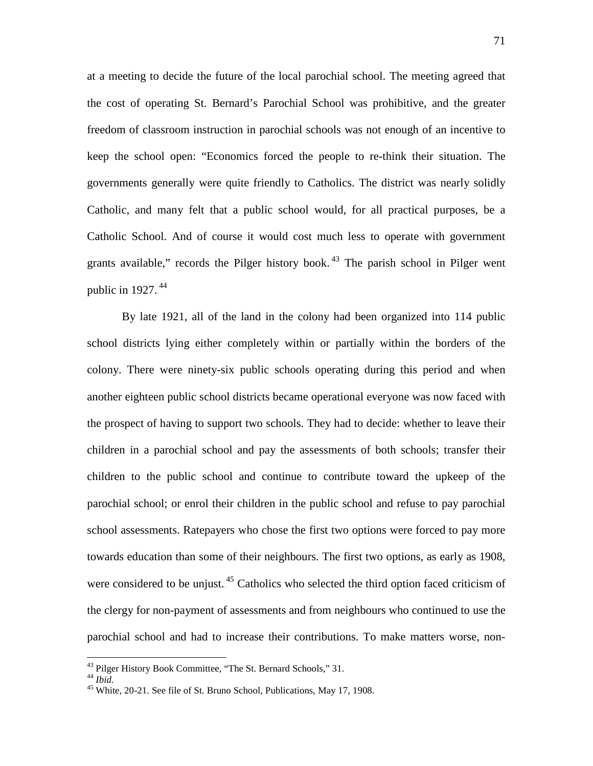at a meeting to decide the future of the local parochial school. The meeting agreed that the cost of operating St. Bernard's Parochial School was prohibitive, and the greater freedom of classroom instruction in parochial schools was not enough of an incentive to keep the school open: "Economics forced the people to re-think their situation. The governments generally were quite friendly to Catholics. The district was nearly solidly Catholic, and many felt that a public school would, for all practical purposes, be a Catholic School. And of course it would cost much less to operate with government grants available," records the Pilger history book.[43] The parish school in Pilger went public in 1927.[44]

By late 1921, all of the land in the colony had been organized into 114 public school districts lying either completely within or partially within the borders of the colony. There were ninety-six public schools operating during this period and when another eighteen public school districts became operational everyone was now faced with the prospect of having to support two schools. They had to decide: whether to leave their children in a parochial school and pay the assessments of both schools; transfer their children to the public school and continue to contribute toward the upkeep of the parochial school; or enrol their children in the public school and refuse to pay parochial school assessments. Ratepayers who chose the first two options were forced to pay more towards education than some of their neighbours. The first two options, as early as 1908, were considered to be unjust.[45] Catholics who selected the third option faced criticism of the clergy for non-payment of assessments and from neighbours who continued to use the parochial school and had to increase their contributions. To make matters worse, non-

---

[43] Pilger History Book Committee, "The St. Bernard Schools," 31.

[44] *Ibid.*

[45] White, 20-21. See file of St. Bruno School, Publications, May 17, 1908.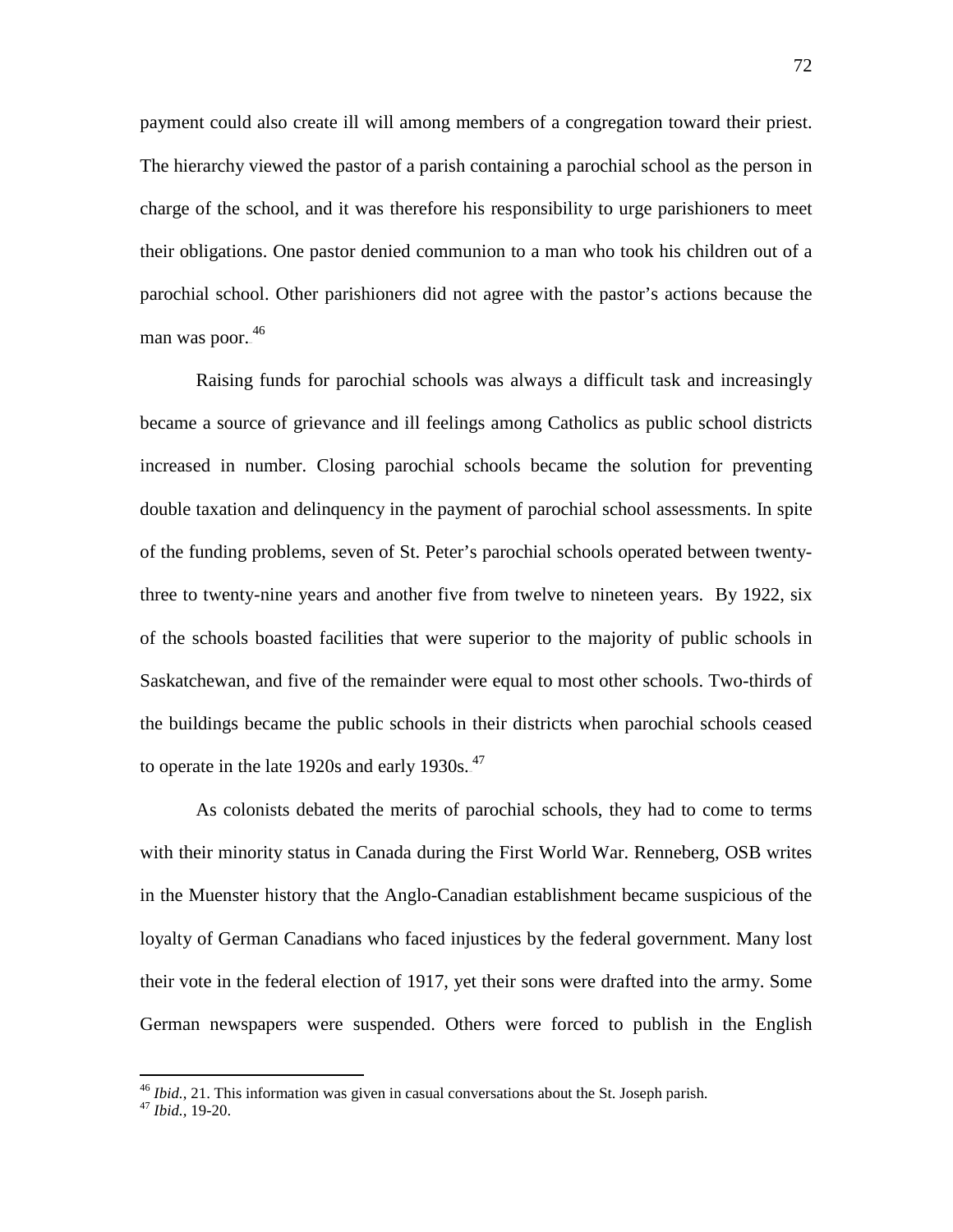payment could also create ill will among members of a congregation toward their priest. The hierarchy viewed the pastor of a parish containing a parochial school as the person in charge of the school, and it was therefore his responsibility to urge parishioners to meet their obligations. One pastor denied communion to a man who took his children out of a parochial school. Other parishioners did not agree with the pastor's actions because the man was poor.[46]

Raising funds for parochial schools was always a difficult task and increasingly became a source of grievance and ill feelings among Catholics as public school districts increased in number. Closing parochial schools became the solution for preventing double taxation and delinquency in the payment of parochial school assessments. In spite of the funding problems, seven of St. Peter's parochial schools operated between twenty-three to twenty-nine years and another five from twelve to nineteen years. By 1922, six of the schools boasted facilities that were superior to the majority of public schools in Saskatchewan, and five of the remainder were equal to most other schools. Two-thirds of the buildings became the public schools in their districts when parochial schools ceased to operate in the late 1920s and early 1930s.[47]

As colonists debated the merits of parochial schools, they had to come to terms with their minority status in Canada during the First World War. Renneberg, OSB writes in the Muenster history that the Anglo-Canadian establishment became suspicious of the loyalty of German Canadians who faced injustices by the federal government. Many lost their vote in the federal election of 1917, yet their sons were drafted into the army. Some German newspapers were suspended. Others were forced to publish in the English

---

[46] *Ibid.,* 21. This information was given in casual conversations about the St. Joseph parish.

[47] *Ibid.,* 19-20.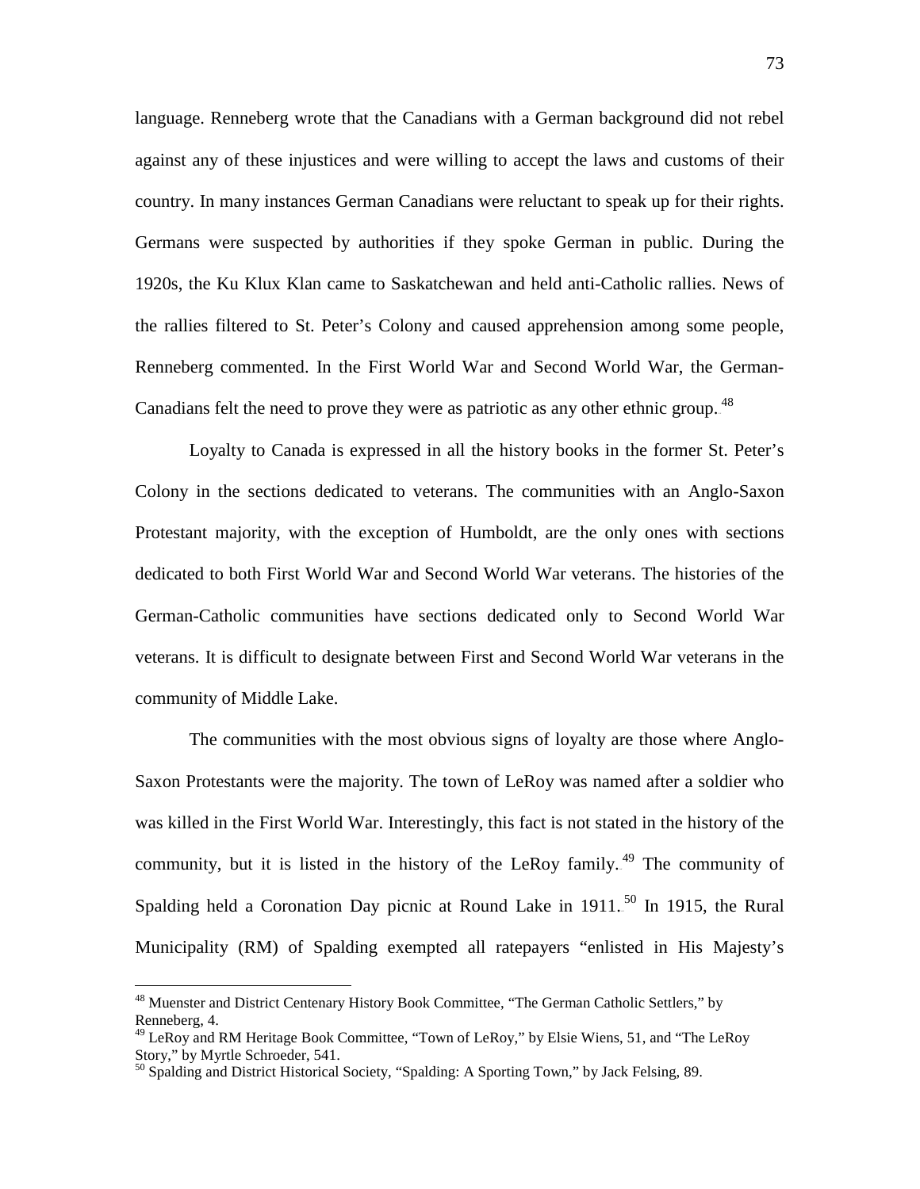language. Renneberg wrote that the Canadians with a German background did not rebel against any of these injustices and were willing to accept the laws and customs of their country. In many instances German Canadians were reluctant to speak up for their rights. Germans were suspected by authorities if they spoke German in public. During the 1920s, the Ku Klux Klan came to Saskatchewan and held anti-Catholic rallies. News of the rallies filtered to St. Peter's Colony and caused apprehension among some people, Renneberg commented. In the First World War and Second World War, the German-Canadians felt the need to prove they were as patriotic as any other ethnic group.[48]

Loyalty to Canada is expressed in all the history books in the former St. Peter's Colony in the sections dedicated to veterans. The communities with an Anglo-Saxon Protestant majority, with the exception of Humboldt, are the only ones with sections dedicated to both First World War and Second World War veterans. The histories of the German-Catholic communities have sections dedicated only to Second World War veterans. It is difficult to designate between First and Second World War veterans in the community of Middle Lake.

The communities with the most obvious signs of loyalty are those where Anglo-Saxon Protestants were the majority. The town of LeRoy was named after a soldier who was killed in the First World War. Interestingly, this fact is not stated in the history of the community, but it is listed in the history of the LeRoy family.[49] The community of Spalding held a Coronation Day picnic at Round Lake in 1911.[50] In 1915, the Rural Municipality (RM) of Spalding exempted all ratepayers "enlisted in His Majesty's

---

[48] Muenster and District Centenary History Book Committee, "The German Catholic Settlers," by Renneberg, 4.

[49] LeRoy and RM Heritage Book Committee, "Town of LeRoy," by Elsie Wiens, 51, and "The LeRoy Story," by Myrtle Schroeder, 541.

[50] Spalding and District Historical Society, "Spalding: A Sporting Town," by Jack Felsing, 89.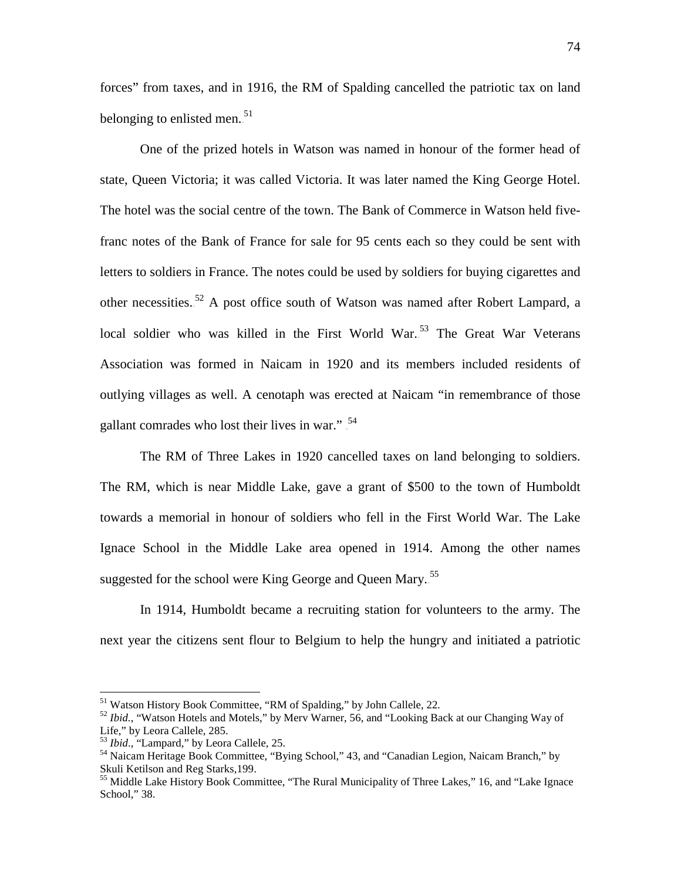forces" from taxes, and in 1916, the RM of Spalding cancelled the patriotic tax on land belonging to enlisted men.[51]

One of the prized hotels in Watson was named in honour of the former head of state, Queen Victoria; it was called Victoria. It was later named the King George Hotel. The hotel was the social centre of the town. The Bank of Commerce in Watson held five-franc notes of the Bank of France for sale for 95 cents each so they could be sent with letters to soldiers in France. The notes could be used by soldiers for buying cigarettes and other necessities.[52] A post office south of Watson was named after Robert Lampard, a local soldier who was killed in the First World War.[53] The Great War Veterans Association was formed in Naicam in 1920 and its members included residents of outlying villages as well. A cenotaph was erected at Naicam "in remembrance of those gallant comrades who lost their lives in war."[54]

The RM of Three Lakes in 1920 cancelled taxes on land belonging to soldiers. The RM, which is near Middle Lake, gave a grant of $500 to the town of Humboldt towards a memorial in honour of soldiers who fell in the First World War. The Lake Ignace School in the Middle Lake area opened in 1914. Among the other names suggested for the school were King George and Queen Mary.[55]

In 1914, Humboldt became a recruiting station for volunteers to the army. The next year the citizens sent flour to Belgium to help the hungry and initiated a patriotic

---

[51] Watson History Book Committee, "RM of Spalding," by John Callele, 22.

[52] *Ibid.*, "Watson Hotels and Motels," by Merv Warner, 56, and "Looking Back at our Changing Way of Life," by Leora Callele, 285.

[53] *Ibid*., "Lampard," by Leora Callele, 25.

[54] Naicam Heritage Book Committee, "Bying School," 43, and "Canadian Legion, Naicam Branch," by Skuli Ketilson and Reg Starks,199.

[55] Middle Lake History Book Committee, "The Rural Municipality of Three Lakes," 16, and "Lake Ignace School," 38.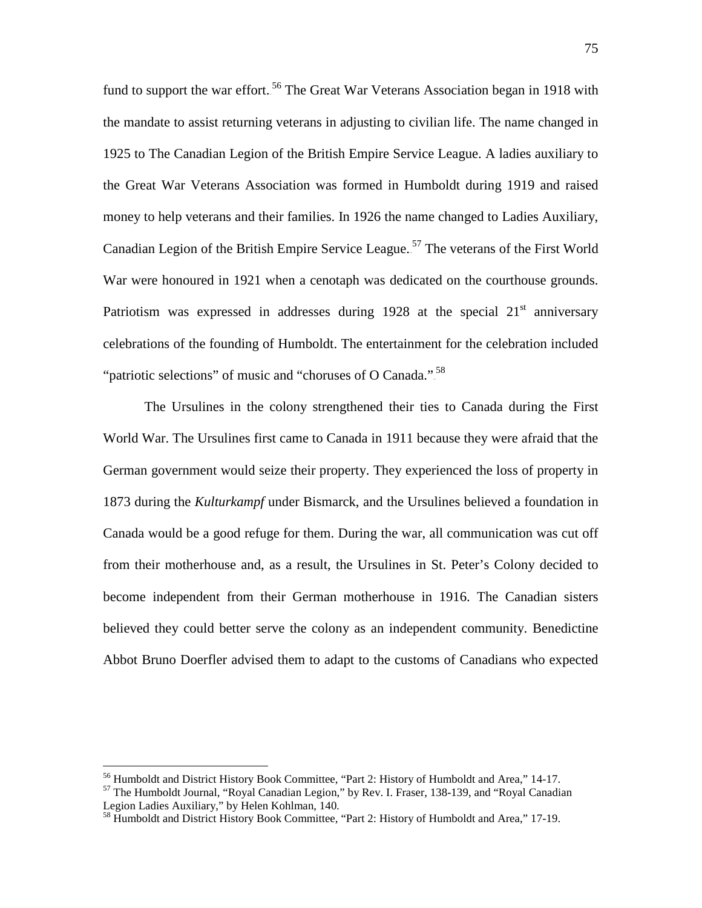fund to support the war effort.[56] The Great War Veterans Association began in 1918 with the mandate to assist returning veterans in adjusting to civilian life. The name changed in 1925 to The Canadian Legion of the British Empire Service League. A ladies auxiliary to the Great War Veterans Association was formed in Humboldt during 1919 and raised money to help veterans and their families. In 1926 the name changed to Ladies Auxiliary, Canadian Legion of the British Empire Service League.[57] The veterans of the First World War were honoured in 1921 when a cenotaph was dedicated on the courthouse grounds. Patriotism was expressed in addresses during 1928 at the special 21st anniversary celebrations of the founding of Humboldt. The entertainment for the celebration included "patriotic selections" of music and "choruses of O Canada."[58]

The Ursulines in the colony strengthened their ties to Canada during the First World War. The Ursulines first came to Canada in 1911 because they were afraid that the German government would seize their property. They experienced the loss of property in 1873 during the *Kulturkampf* under Bismarck, and the Ursulines believed a foundation in Canada would be a good refuge for them. During the war, all communication was cut off from their motherhouse and, as a result, the Ursulines in St. Peter's Colony decided to become independent from their German motherhouse in 1916. The Canadian sisters believed they could better serve the colony as an independent community. Benedictine Abbot Bruno Doerfler advised them to adapt to the customs of Canadians who expected

---

[56] Humboldt and District History Book Committee, "Part 2: History of Humboldt and Area," 14-17.

[57] The Humboldt Journal, "Royal Canadian Legion," by Rev. I. Fraser, 138-139, and "Royal Canadian Legion Ladies Auxiliary," by Helen Kohlman, 140.

[58] Humboldt and District History Book Committee, "Part 2: History of Humboldt and Area," 17-19.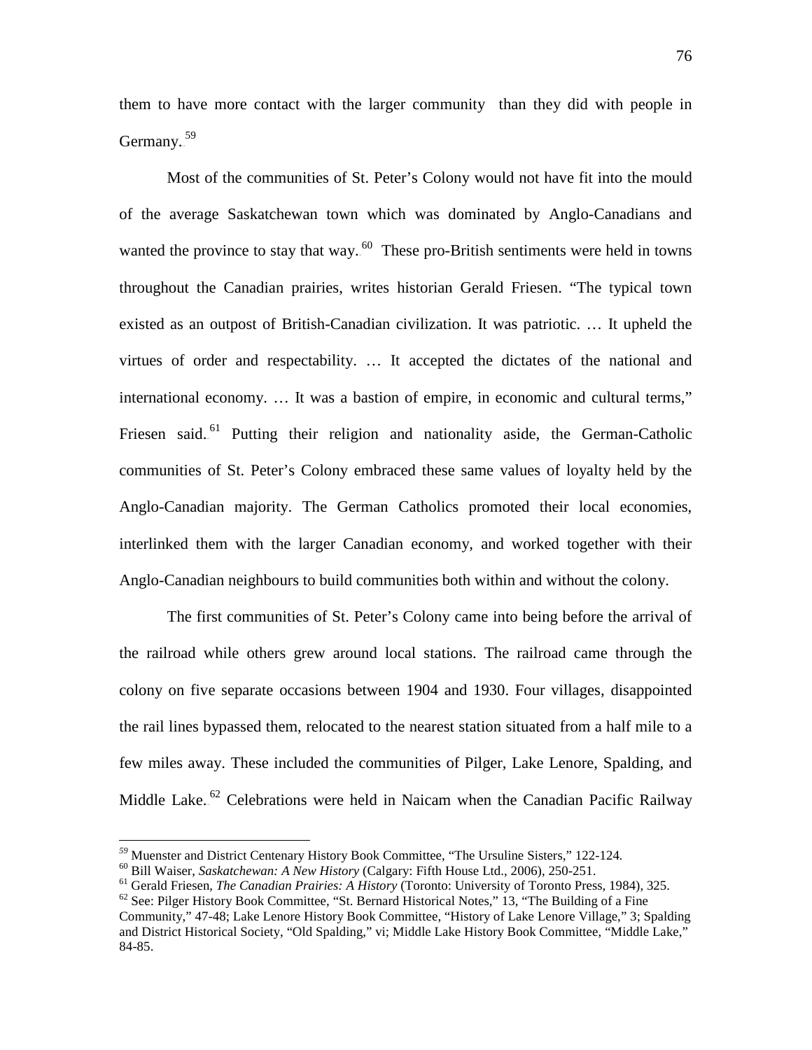them to have more contact with the larger community than they did with people in Germany.[59]

Most of the communities of St. Peter's Colony would not have fit into the mould of the average Saskatchewan town which was dominated by Anglo-Canadians and wanted the province to stay that way.[60] These pro-British sentiments were held in towns throughout the Canadian prairies, writes historian Gerald Friesen. "The typical town existed as an outpost of British-Canadian civilization. It was patriotic. … It upheld the virtues of order and respectability. … It accepted the dictates of the national and international economy. … It was a bastion of empire, in economic and cultural terms," Friesen said.[61] Putting their religion and nationality aside, the German-Catholic communities of St. Peter's Colony embraced these same values of loyalty held by the Anglo-Canadian majority. The German Catholics promoted their local economies, interlinked them with the larger Canadian economy, and worked together with their Anglo-Canadian neighbours to build communities both within and without the colony.

The first communities of St. Peter's Colony came into being before the arrival of the railroad while others grew around local stations. The railroad came through the colony on five separate occasions between 1904 and 1930. Four villages, disappointed the rail lines bypassed them, relocated to the nearest station situated from a half mile to a few miles away. These included the communities of Pilger, Lake Lenore, Spalding, and Middle Lake.[62] Celebrations were held in Naicam when the Canadian Pacific Railway

---

[59] Muenster and District Centenary History Book Committee, "The Ursuline Sisters," 122-124.

[60] Bill Waiser, *Saskatchewan: A New History* (Calgary: Fifth House Ltd., 2006), 250-251.

[61] Gerald Friesen, *The Canadian Prairies: A History* (Toronto: University of Toronto Press, 1984), 325.

[62] See: Pilger History Book Committee, "St. Bernard Historical Notes," 13, "The Building of a Fine Community," 47-48; Lake Lenore History Book Committee, "History of Lake Lenore Village," 3; Spalding and District Historical Society, "Old Spalding," vi; Middle Lake History Book Committee, "Middle Lake," 84-85.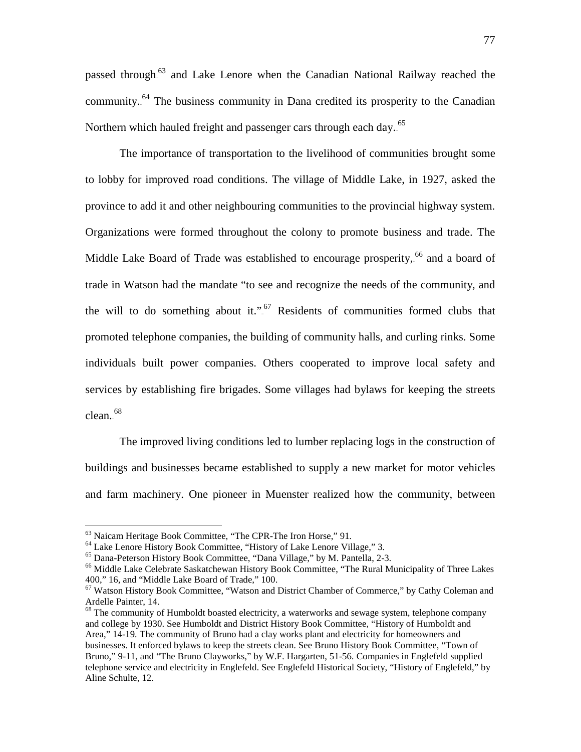passed through[63] and Lake Lenore when the Canadian National Railway reached the community.[64] The business community in Dana credited its prosperity to the Canadian Northern which hauled freight and passenger cars through each day.[65]

The importance of transportation to the livelihood of communities brought some to lobby for improved road conditions. The village of Middle Lake, in 1927, asked the province to add it and other neighbouring communities to the provincial highway system. Organizations were formed throughout the colony to promote business and trade. The Middle Lake Board of Trade was established to encourage prosperity,[66] and a board of trade in Watson had the mandate "to see and recognize the needs of the community, and the will to do something about it."[67] Residents of communities formed clubs that promoted telephone companies, the building of community halls, and curling rinks. Some individuals built power companies. Others cooperated to improve local safety and services by establishing fire brigades. Some villages had bylaws for keeping the streets clean.[68]

The improved living conditions led to lumber replacing logs in the construction of buildings and businesses became established to supply a new market for motor vehicles and farm machinery. One pioneer in Muenster realized how the community, between

---

[63] Naicam Heritage Book Committee, "The CPR-The Iron Horse," 91.

[64] Lake Lenore History Book Committee, "History of Lake Lenore Village," 3.

[65] Dana-Peterson History Book Committee, "Dana Village," by M. Pantella, 2-3.

[66] Middle Lake Celebrate Saskatchewan History Book Committee, "The Rural Municipality of Three Lakes 400," 16, and "Middle Lake Board of Trade," 100.

[67] Watson History Book Committee, "Watson and District Chamber of Commerce," by Cathy Coleman and Ardelle Painter, 14.

[68] The community of Humboldt boasted electricity, a waterworks and sewage system, telephone company and college by 1930. See Humboldt and District History Book Committee, "History of Humboldt and Area," 14-19. The community of Bruno had a clay works plant and electricity for homeowners and businesses. It enforced bylaws to keep the streets clean. See Bruno History Book Committee, "Town of Bruno," 9-11, and "The Bruno Clayworks," by W.F. Hargarten, 51-56. Companies in Englefeld supplied telephone service and electricity in Englefeld. See Englefeld Historical Society, "History of Englefeld," by Aline Schulte, 12.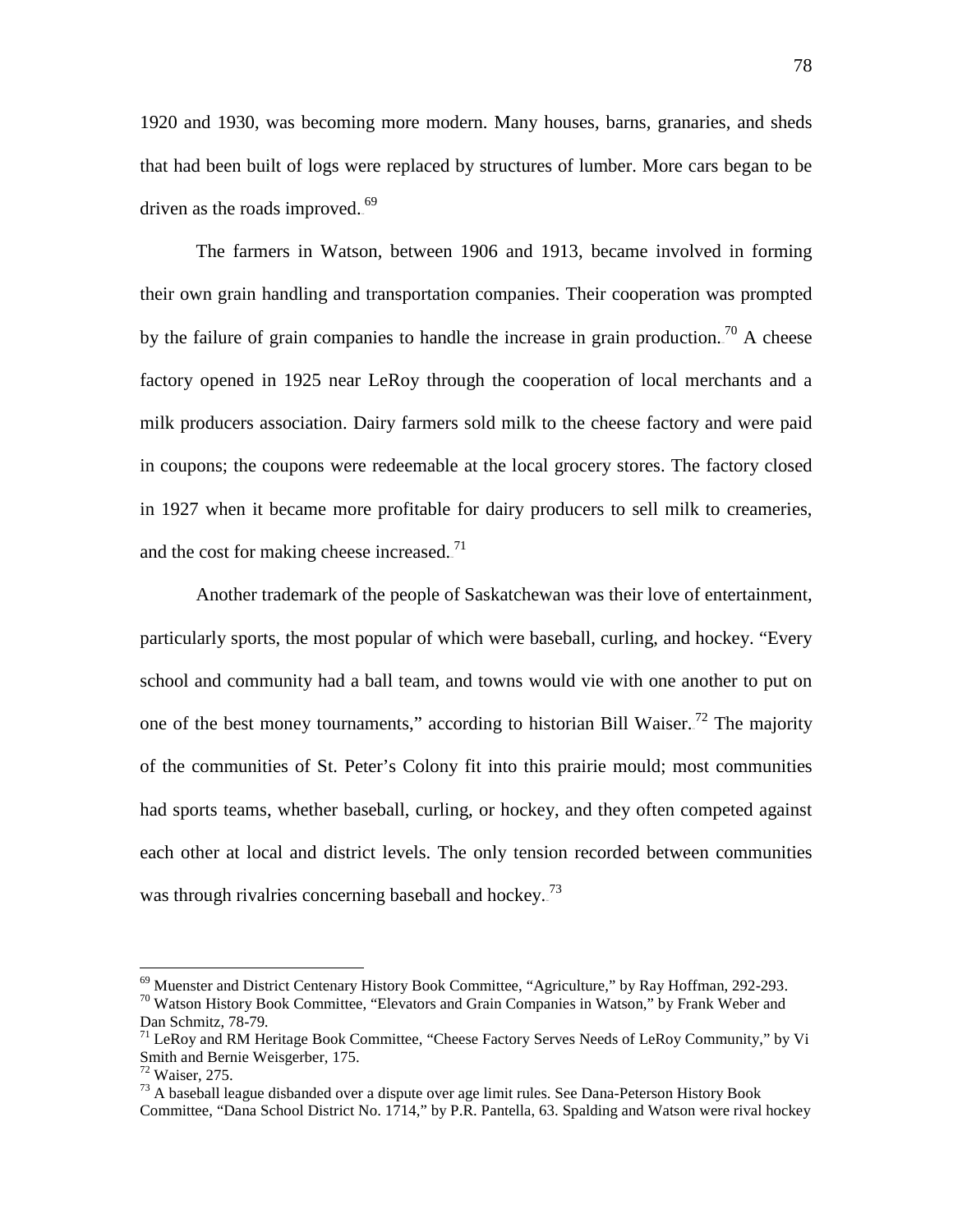1920 and 1930, was becoming more modern. Many houses, barns, granaries, and sheds that had been built of logs were replaced by structures of lumber. More cars began to be driven as the roads improved.[69]

The farmers in Watson, between 1906 and 1913, became involved in forming their own grain handling and transportation companies. Their cooperation was prompted by the failure of grain companies to handle the increase in grain production.[70] A cheese factory opened in 1925 near LeRoy through the cooperation of local merchants and a milk producers association. Dairy farmers sold milk to the cheese factory and were paid in coupons; the coupons were redeemable at the local grocery stores. The factory closed in 1927 when it became more profitable for dairy producers to sell milk to creameries, and the cost for making cheese increased.[71]

Another trademark of the people of Saskatchewan was their love of entertainment, particularly sports, the most popular of which were baseball, curling, and hockey. “Every school and community had a ball team, and towns would vie with one another to put on one of the best money tournaments,” according to historian Bill Waiser.[72] The majority of the communities of St. Peter’s Colony fit into this prairie mould; most communities had sports teams, whether baseball, curling, or hockey, and they often competed against each other at local and district levels. The only tension recorded between communities was through rivalries concerning baseball and hockey.[73]

---

[69] Muenster and District Centenary History Book Committee, “Agriculture,” by Ray Hoffman, 292-293.

[70] Watson History Book Committee, “Elevators and Grain Companies in Watson,” by Frank Weber and Dan Schmitz, 78-79.

[71] LeRoy and RM Heritage Book Committee, “Cheese Factory Serves Needs of LeRoy Community,” by Vi Smith and Bernie Weisgerber, 175.

[72] Waiser, 275.

[73] A baseball league disbanded over a dispute over age limit rules. See Dana-Peterson History Book Committee, “Dana School District No. 1714,” by P.R. Pantella, 63. Spalding and Watson were rival hockey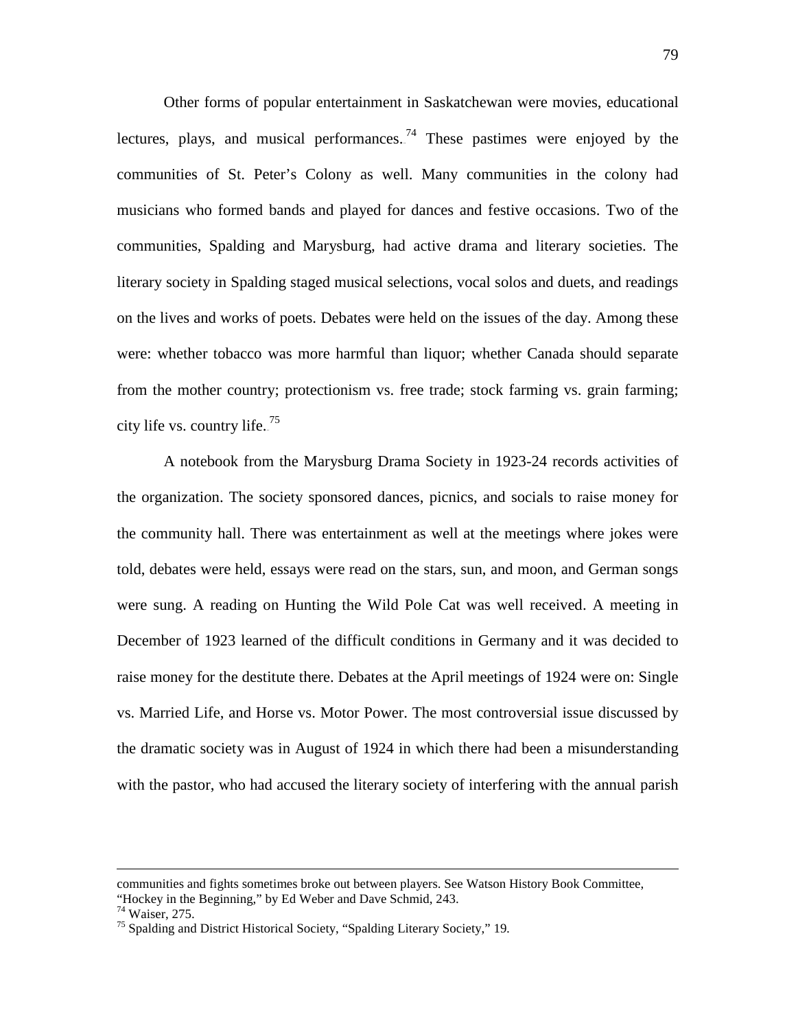Other forms of popular entertainment in Saskatchewan were movies, educational lectures, plays, and musical performances.[74] These pastimes were enjoyed by the communities of St. Peter's Colony as well. Many communities in the colony had musicians who formed bands and played for dances and festive occasions. Two of the communities, Spalding and Marysburg, had active drama and literary societies. The literary society in Spalding staged musical selections, vocal solos and duets, and readings on the lives and works of poets. Debates were held on the issues of the day. Among these were: whether tobacco was more harmful than liquor; whether Canada should separate from the mother country; protectionism vs. free trade; stock farming vs. grain farming; city life vs. country life.[75]

A notebook from the Marysburg Drama Society in 1923-24 records activities of the organization. The society sponsored dances, picnics, and socials to raise money for the community hall. There was entertainment as well at the meetings where jokes were told, debates were held, essays were read on the stars, sun, and moon, and German songs were sung. A reading on Hunting the Wild Pole Cat was well received. A meeting in December of 1923 learned of the difficult conditions in Germany and it was decided to raise money for the destitute there. Debates at the April meetings of 1924 were on: Single vs. Married Life, and Horse vs. Motor Power. The most controversial issue discussed by the dramatic society was in August of 1924 in which there had been a misunderstanding with the pastor, who had accused the literary society of interfering with the annual parish

---

communities and fights sometimes broke out between players. See Watson History Book Committee, "Hockey in the Beginning," by Ed Weber and Dave Schmid, 243.

[74] Waiser, 275.

[75] Spalding and District Historical Society, "Spalding Literary Society," 19.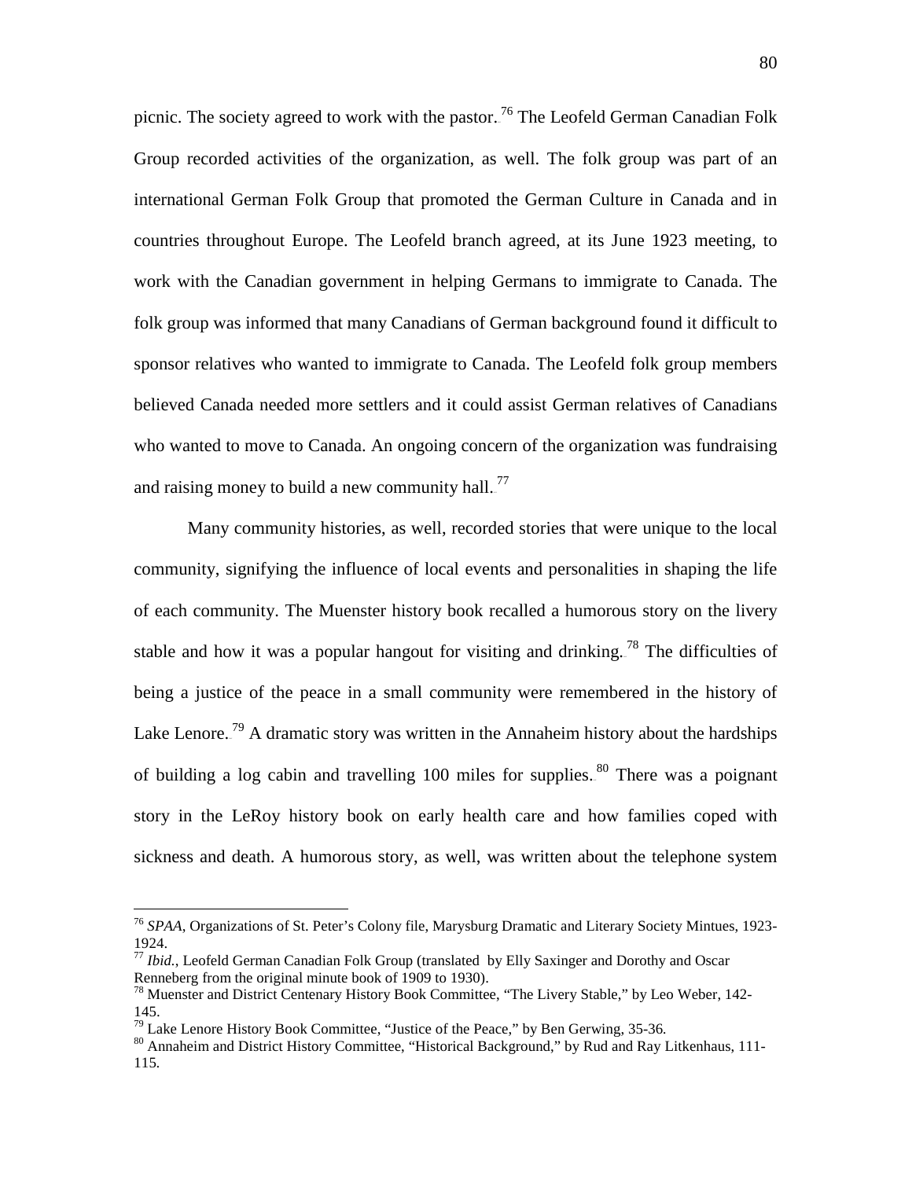picnic. The society agreed to work with the pastor.[76] The Leofeld German Canadian Folk Group recorded activities of the organization, as well. The folk group was part of an international German Folk Group that promoted the German Culture in Canada and in countries throughout Europe. The Leofeld branch agreed, at its June 1923 meeting, to work with the Canadian government in helping Germans to immigrate to Canada. The folk group was informed that many Canadians of German background found it difficult to sponsor relatives who wanted to immigrate to Canada. The Leofeld folk group members believed Canada needed more settlers and it could assist German relatives of Canadians who wanted to move to Canada. An ongoing concern of the organization was fundraising and raising money to build a new community hall.[77]

Many community histories, as well, recorded stories that were unique to the local community, signifying the influence of local events and personalities in shaping the life of each community. The Muenster history book recalled a humorous story on the livery stable and how it was a popular hangout for visiting and drinking.[78] The difficulties of being a justice of the peace in a small community were remembered in the history of Lake Lenore.[79] A dramatic story was written in the Annaheim history about the hardships of building a log cabin and travelling 100 miles for supplies.[80] There was a poignant story in the LeRoy history book on early health care and how families coped with sickness and death. A humorous story, as well, was written about the telephone system

---

[76] *SPAA*, Organizations of St. Peter's Colony file, Marysburg Dramatic and Literary Society Mintues, 1923-1924.

[77] *Ibid.*, Leofeld German Canadian Folk Group (translated by Elly Saxinger and Dorothy and Oscar Renneberg from the original minute book of 1909 to 1930).

[78] Muenster and District Centenary History Book Committee, "The Livery Stable," by Leo Weber, 142-145.

[79] Lake Lenore History Book Committee, "Justice of the Peace," by Ben Gerwing, 35-36.

[80] Annaheim and District History Committee, "Historical Background," by Rud and Ray Litkenhaus, 111-115.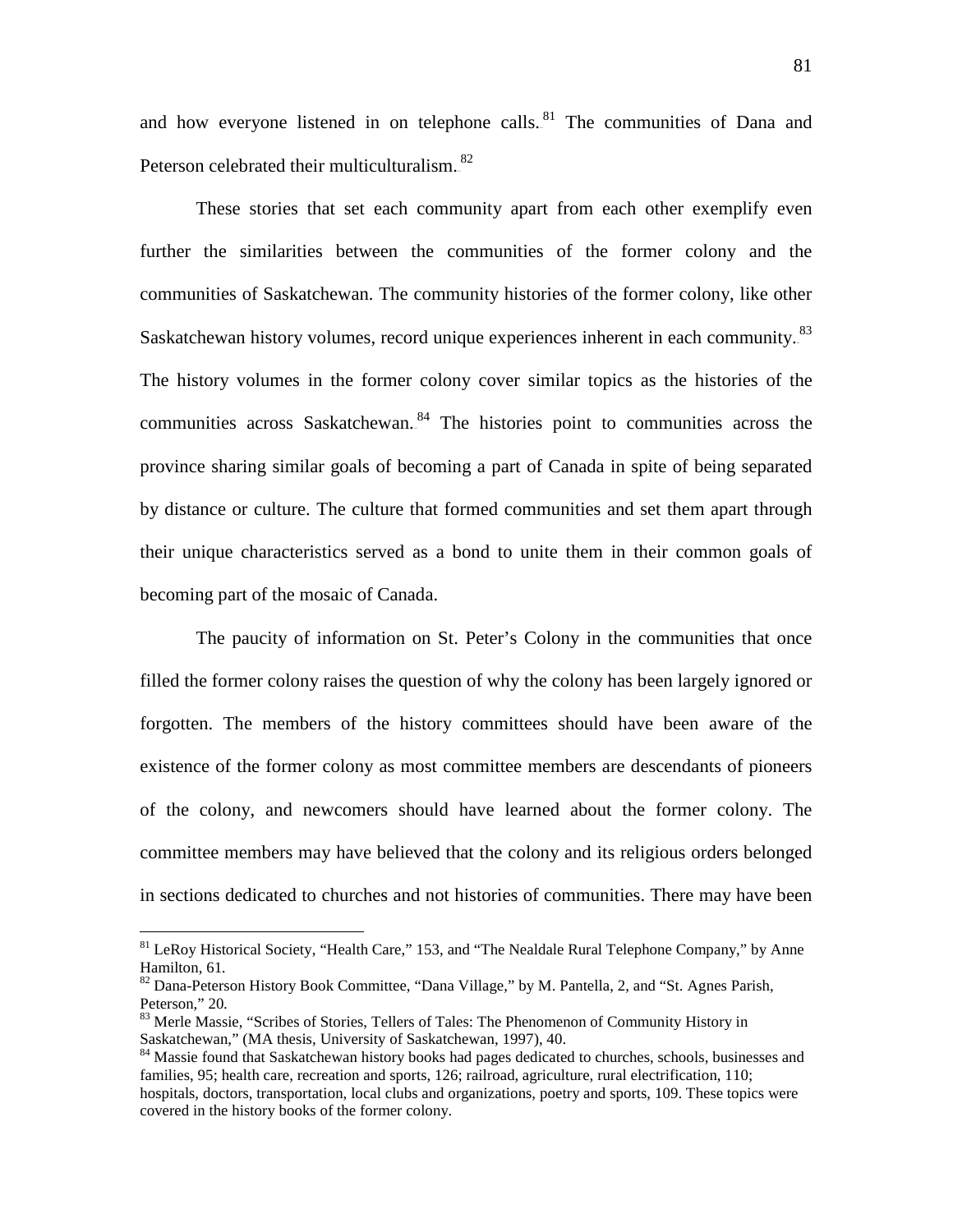and how everyone listened in on telephone calls.[81] The communities of Dana and Peterson celebrated their multiculturalism.[82]

These stories that set each community apart from each other exemplify even further the similarities between the communities of the former colony and the communities of Saskatchewan. The community histories of the former colony, like other Saskatchewan history volumes, record unique experiences inherent in each community.[83] The history volumes in the former colony cover similar topics as the histories of the communities across Saskatchewan.[84] The histories point to communities across the province sharing similar goals of becoming a part of Canada in spite of being separated by distance or culture. The culture that formed communities and set them apart through their unique characteristics served as a bond to unite them in their common goals of becoming part of the mosaic of Canada.

The paucity of information on St. Peter's Colony in the communities that once filled the former colony raises the question of why the colony has been largely ignored or forgotten. The members of the history committees should have been aware of the existence of the former colony as most committee members are descendants of pioneers of the colony, and newcomers should have learned about the former colony. The committee members may have believed that the colony and its religious orders belonged in sections dedicated to churches and not histories of communities. There may have been

---

[81] LeRoy Historical Society, "Health Care," 153, and "The Nealdale Rural Telephone Company," by Anne Hamilton, 61.

[82] Dana-Peterson History Book Committee, "Dana Village," by M. Pantella, 2, and "St. Agnes Parish, Peterson," 20.

[83] Merle Massie, "Scribes of Stories, Tellers of Tales: The Phenomenon of Community History in Saskatchewan," (MA thesis, University of Saskatchewan, 1997), 40.

[84] Massie found that Saskatchewan history books had pages dedicated to churches, schools, businesses and families, 95; health care, recreation and sports, 126; railroad, agriculture, rural electrification, 110; hospitals, doctors, transportation, local clubs and organizations, poetry and sports, 109. These topics were covered in the history books of the former colony.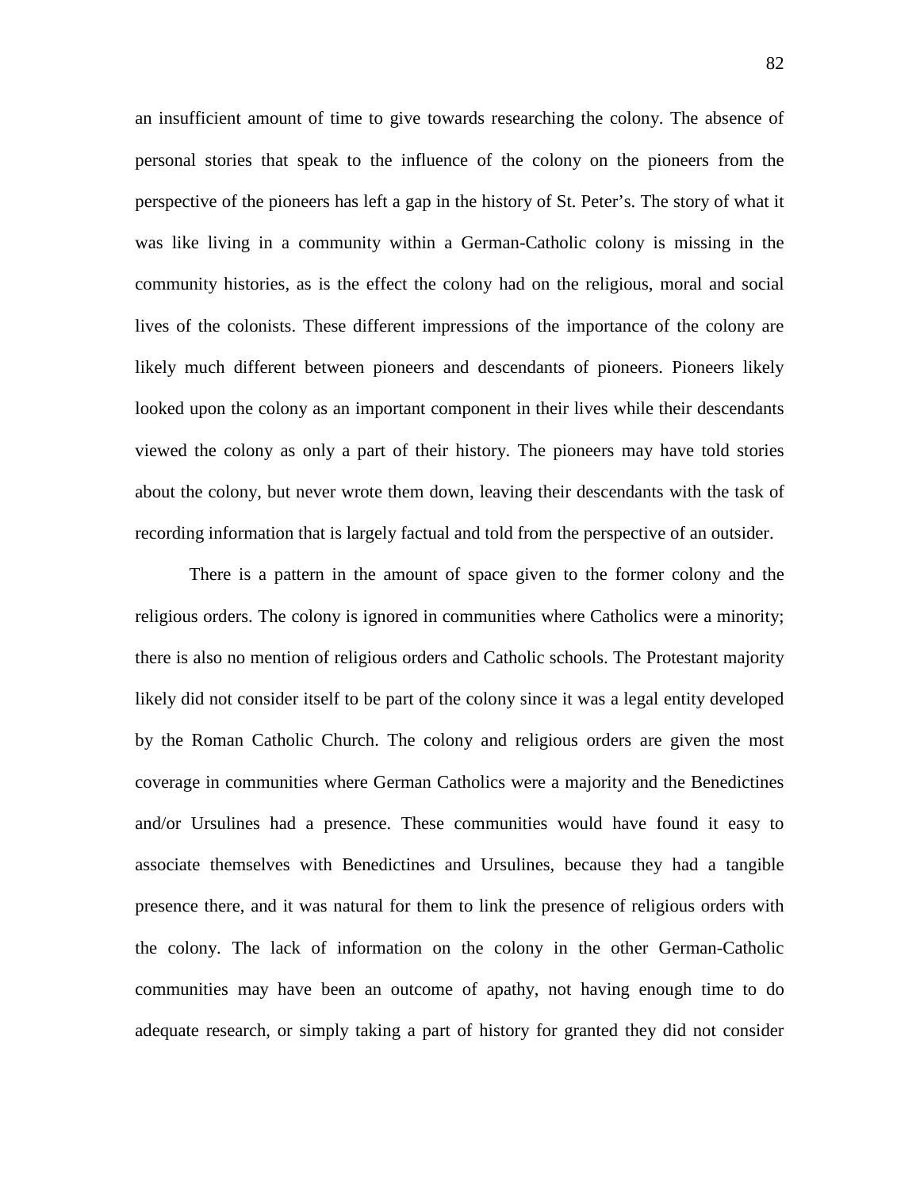an insufficient amount of time to give towards researching the colony. The absence of personal stories that speak to the influence of the colony on the pioneers from the perspective of the pioneers has left a gap in the history of St. Peter's. The story of what it was like living in a community within a German-Catholic colony is missing in the community histories, as is the effect the colony had on the religious, moral and social lives of the colonists. These different impressions of the importance of the colony are likely much different between pioneers and descendants of pioneers. Pioneers likely looked upon the colony as an important component in their lives while their descendants viewed the colony as only a part of their history. The pioneers may have told stories about the colony, but never wrote them down, leaving their descendants with the task of recording information that is largely factual and told from the perspective of an outsider.

There is a pattern in the amount of space given to the former colony and the religious orders. The colony is ignored in communities where Catholics were a minority; there is also no mention of religious orders and Catholic schools. The Protestant majority likely did not consider itself to be part of the colony since it was a legal entity developed by the Roman Catholic Church. The colony and religious orders are given the most coverage in communities where German Catholics were a majority and the Benedictines and/or Ursulines had a presence. These communities would have found it easy to associate themselves with Benedictines and Ursulines, because they had a tangible presence there, and it was natural for them to link the presence of religious orders with the colony. The lack of information on the colony in the other German-Catholic communities may have been an outcome of apathy, not having enough time to do adequate research, or simply taking a part of history for granted they did not consider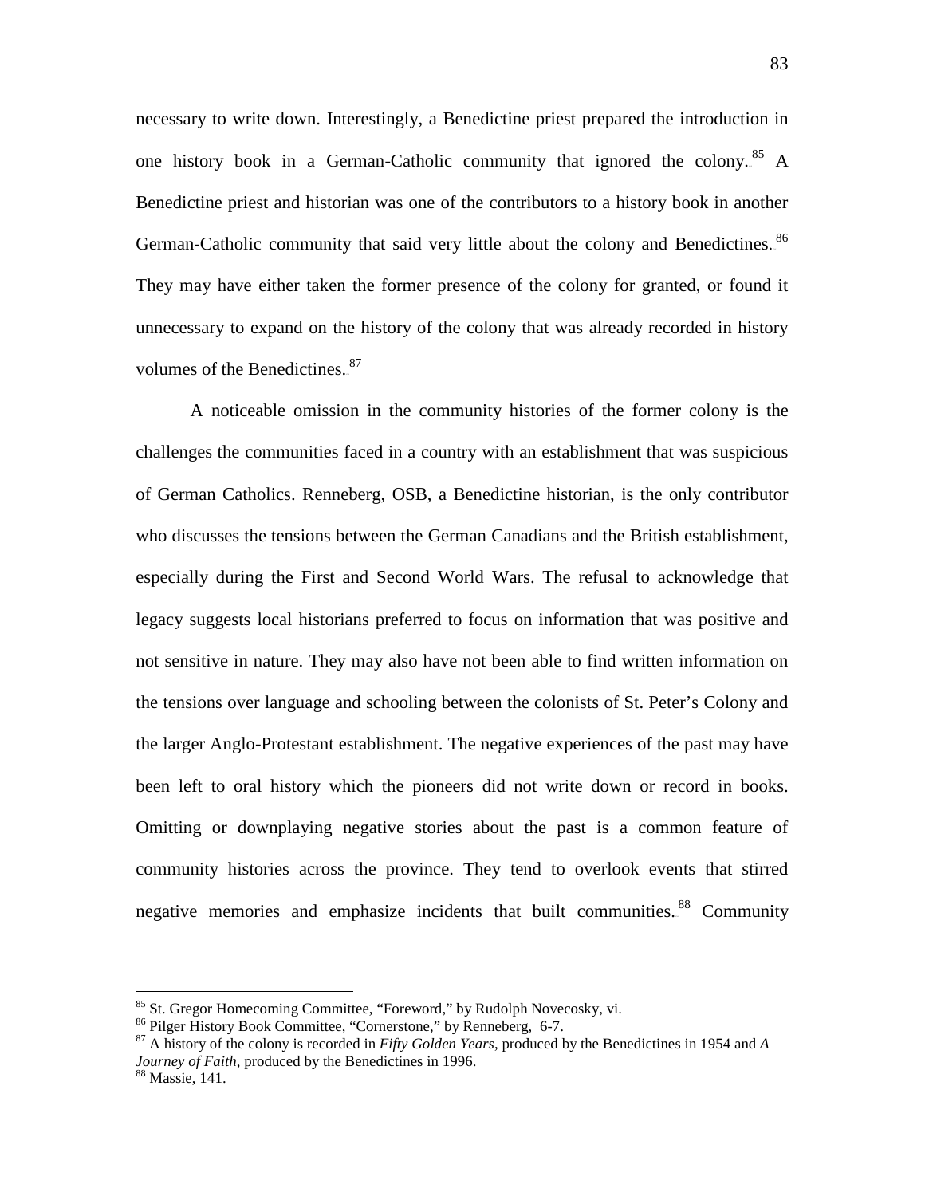necessary to write down. Interestingly, a Benedictine priest prepared the introduction in one history book in a German-Catholic community that ignored the colony.[85] A Benedictine priest and historian was one of the contributors to a history book in another German-Catholic community that said very little about the colony and Benedictines.[86] They may have either taken the former presence of the colony for granted, or found it unnecessary to expand on the history of the colony that was already recorded in history volumes of the Benedictines.[87]

A noticeable omission in the community histories of the former colony is the challenges the communities faced in a country with an establishment that was suspicious of German Catholics. Renneberg, OSB, a Benedictine historian, is the only contributor who discusses the tensions between the German Canadians and the British establishment, especially during the First and Second World Wars. The refusal to acknowledge that legacy suggests local historians preferred to focus on information that was positive and not sensitive in nature. They may also have not been able to find written information on the tensions over language and schooling between the colonists of St. Peter's Colony and the larger Anglo-Protestant establishment. The negative experiences of the past may have been left to oral history which the pioneers did not write down or record in books. Omitting or downplaying negative stories about the past is a common feature of community histories across the province. They tend to overlook events that stirred negative memories and emphasize incidents that built communities.[88] Community

---

[85] St. Gregor Homecoming Committee, "Foreword," by Rudolph Novecosky, vi.

[86] Pilger History Book Committee, "Cornerstone," by Renneberg, 6-7.

[87] A history of the colony is recorded in *Fifty Golden Years*, produced by the Benedictines in 1954 and *A Journey of Faith*, produced by the Benedictines in 1996.

[88] Massie, 141.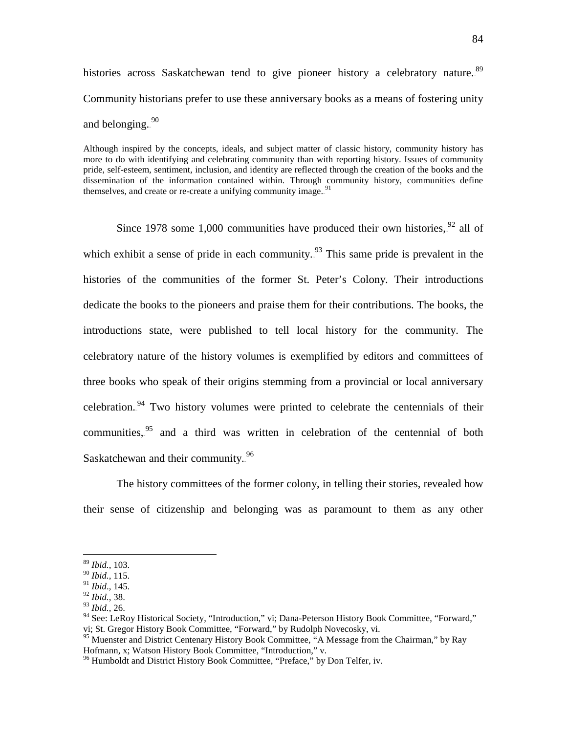histories across Saskatchewan tend to give pioneer history a celebratory nature.[89] Community historians prefer to use these anniversary books as a means of fostering unity and belonging.[90]

> Although inspired by the concepts, ideals, and subject matter of classic history, community history has more to do with identifying and celebrating community than with reporting history. Issues of community pride, self-esteem, sentiment, inclusion, and identity are reflected through the creation of the books and the dissemination of the information contained within. Through community history, communities define themselves, and create or re-create a unifying community image.[91]

Since 1978 some 1,000 communities have produced their own histories,[92] all of which exhibit a sense of pride in each community.[93] This same pride is prevalent in the histories of the communities of the former St. Peter's Colony. Their introductions dedicate the books to the pioneers and praise them for their contributions. The books, the introductions state, were published to tell local history for the community. The celebratory nature of the history volumes is exemplified by editors and committees of three books who speak of their origins stemming from a provincial or local anniversary celebration.[94] Two history volumes were printed to celebrate the centennials of their communities,[95] and a third was written in celebration of the centennial of both Saskatchewan and their community.[96]

The history committees of the former colony, in telling their stories, revealed how their sense of citizenship and belonging was as paramount to them as any other

---

[89] *Ibid.*, 103.
[90] *Ibid.*, 115.
[91] *Ibid*., 145.
[92] *Ibid.*, 38.
[93] *Ibid.*, 26.
[94] See: LeRoy Historical Society, "Introduction," vi; Dana-Peterson History Book Committee, "Forward," vi; St. Gregor History Book Committee, "Forward," by Rudolph Novecosky, vi.
[95] Muenster and District Centenary History Book Committee, "A Message from the Chairman," by Ray Hofmann, x; Watson History Book Committee, "Introduction," v.
[96] Humboldt and District History Book Committee, "Preface," by Don Telfer, iv.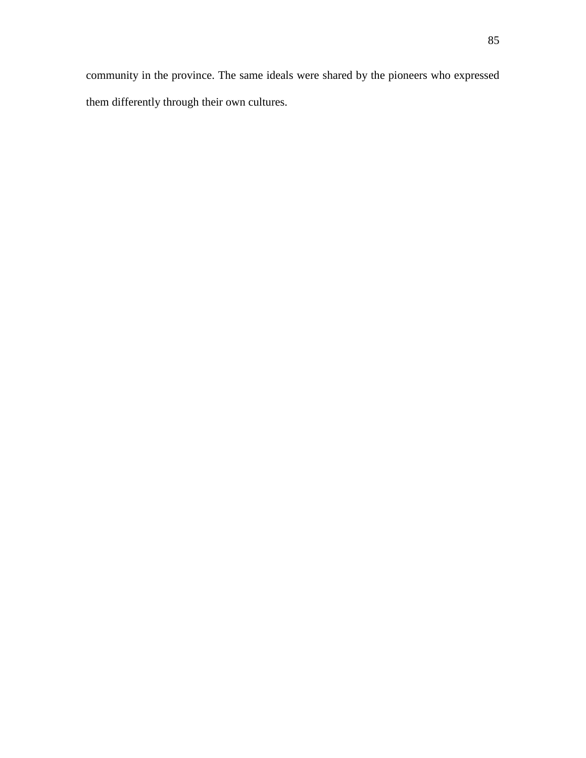community in the province. The same ideals were shared by the pioneers who expressed them differently through their own cultures.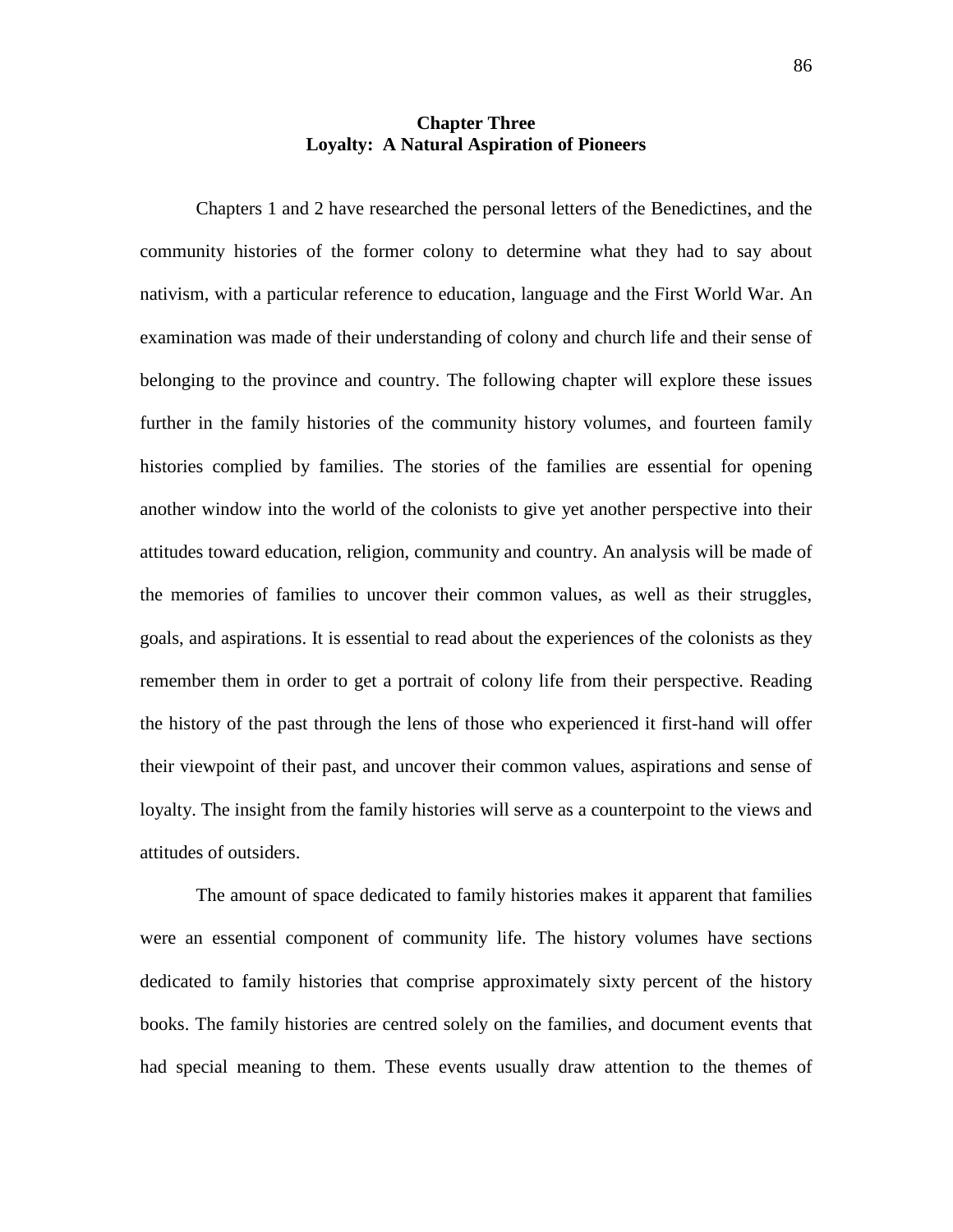# Chapter Three
## Loyalty: A Natural Aspiration of Pioneers

Chapters 1 and 2 have researched the personal letters of the Benedictines, and the community histories of the former colony to determine what they had to say about nativism, with a particular reference to education, language and the First World War. An examination was made of their understanding of colony and church life and their sense of belonging to the province and country. The following chapter will explore these issues further in the family histories of the community history volumes, and fourteen family histories complied by families. The stories of the families are essential for opening another window into the world of the colonists to give yet another perspective into their attitudes toward education, religion, community and country. An analysis will be made of the memories of families to uncover their common values, as well as their struggles, goals, and aspirations. It is essential to read about the experiences of the colonists as they remember them in order to get a portrait of colony life from their perspective. Reading the history of the past through the lens of those who experienced it first-hand will offer their viewpoint of their past, and uncover their common values, aspirations and sense of loyalty. The insight from the family histories will serve as a counterpoint to the views and attitudes of outsiders.

The amount of space dedicated to family histories makes it apparent that families were an essential component of community life. The history volumes have sections dedicated to family histories that comprise approximately sixty percent of the history books. The family histories are centred solely on the families, and document events that had special meaning to them. These events usually draw attention to the themes of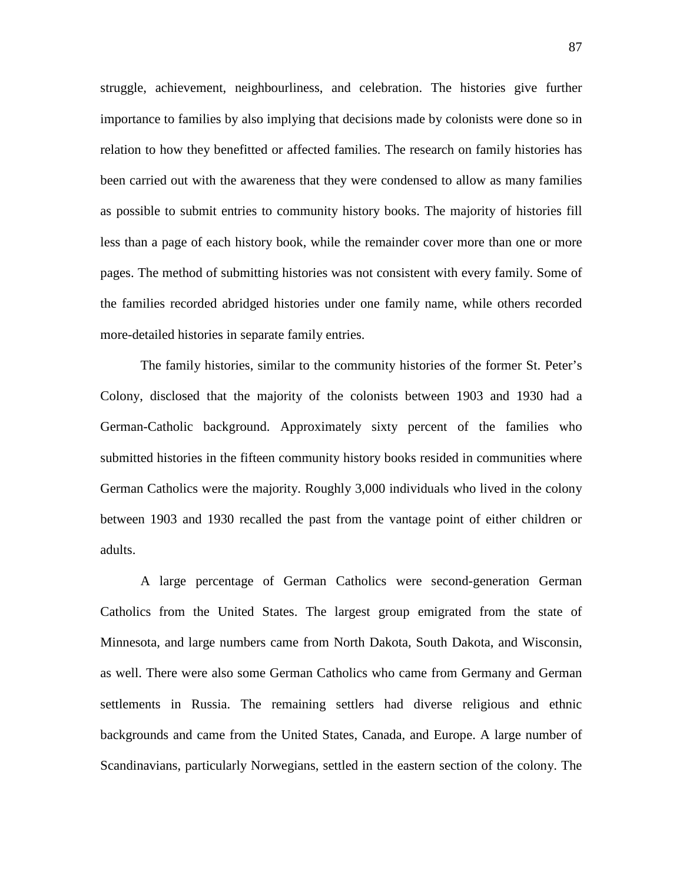struggle, achievement, neighbourliness, and celebration. The histories give further importance to families by also implying that decisions made by colonists were done so in relation to how they benefitted or affected families. The research on family histories has been carried out with the awareness that they were condensed to allow as many families as possible to submit entries to community history books. The majority of histories fill less than a page of each history book, while the remainder cover more than one or more pages. The method of submitting histories was not consistent with every family. Some of the families recorded abridged histories under one family name, while others recorded more-detailed histories in separate family entries.

The family histories, similar to the community histories of the former St. Peter's Colony, disclosed that the majority of the colonists between 1903 and 1930 had a German-Catholic background. Approximately sixty percent of the families who submitted histories in the fifteen community history books resided in communities where German Catholics were the majority. Roughly 3,000 individuals who lived in the colony between 1903 and 1930 recalled the past from the vantage point of either children or adults.

A large percentage of German Catholics were second-generation German Catholics from the United States. The largest group emigrated from the state of Minnesota, and large numbers came from North Dakota, South Dakota, and Wisconsin, as well. There were also some German Catholics who came from Germany and German settlements in Russia. The remaining settlers had diverse religious and ethnic backgrounds and came from the United States, Canada, and Europe. A large number of Scandinavians, particularly Norwegians, settled in the eastern section of the colony. The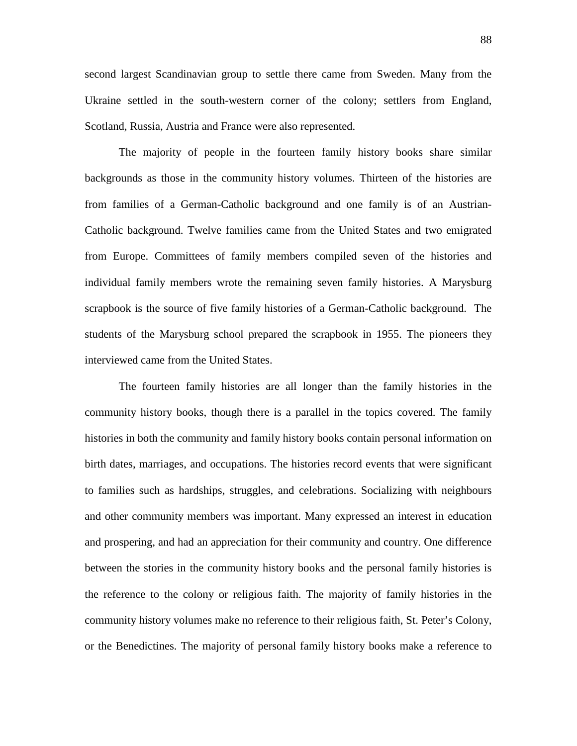second largest Scandinavian group to settle there came from Sweden. Many from the Ukraine settled in the south-western corner of the colony; settlers from England, Scotland, Russia, Austria and France were also represented.

The majority of people in the fourteen family history books share similar backgrounds as those in the community history volumes. Thirteen of the histories are from families of a German-Catholic background and one family is of an Austrian-Catholic background. Twelve families came from the United States and two emigrated from Europe. Committees of family members compiled seven of the histories and individual family members wrote the remaining seven family histories. A Marysburg scrapbook is the source of five family histories of a German-Catholic background. The students of the Marysburg school prepared the scrapbook in 1955. The pioneers they interviewed came from the United States.

The fourteen family histories are all longer than the family histories in the community history books, though there is a parallel in the topics covered. The family histories in both the community and family history books contain personal information on birth dates, marriages, and occupations. The histories record events that were significant to families such as hardships, struggles, and celebrations. Socializing with neighbours and other community members was important. Many expressed an interest in education and prospering, and had an appreciation for their community and country. One difference between the stories in the community history books and the personal family histories is the reference to the colony or religious faith. The majority of family histories in the community history volumes make no reference to their religious faith, St. Peter's Colony, or the Benedictines. The majority of personal family history books make a reference to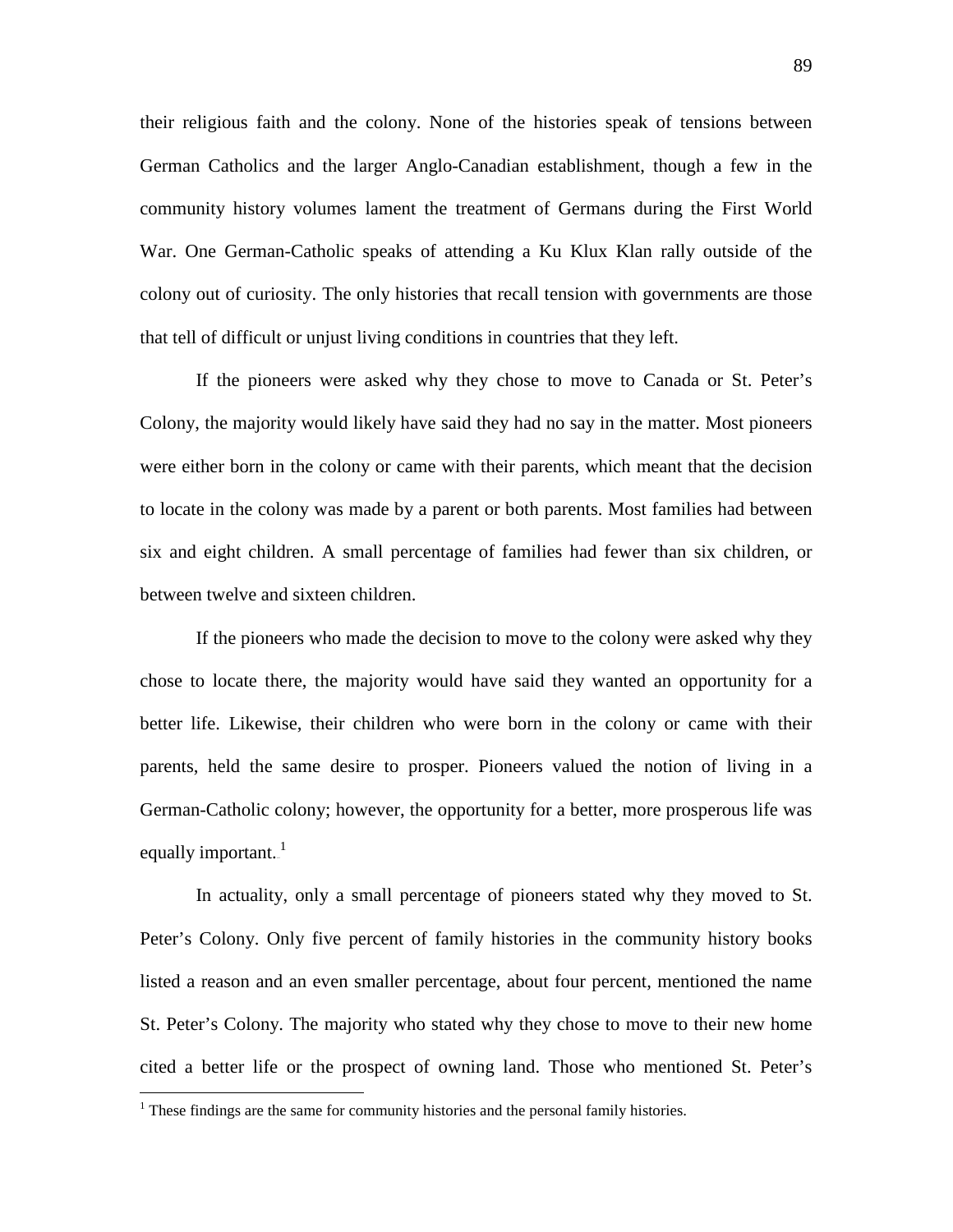their religious faith and the colony. None of the histories speak of tensions between German Catholics and the larger Anglo-Canadian establishment, though a few in the community history volumes lament the treatment of Germans during the First World War. One German-Catholic speaks of attending a Ku Klux Klan rally outside of the colony out of curiosity. The only histories that recall tension with governments are those that tell of difficult or unjust living conditions in countries that they left.

If the pioneers were asked why they chose to move to Canada or St. Peter's Colony, the majority would likely have said they had no say in the matter. Most pioneers were either born in the colony or came with their parents, which meant that the decision to locate in the colony was made by a parent or both parents. Most families had between six and eight children. A small percentage of families had fewer than six children, or between twelve and sixteen children.

If the pioneers who made the decision to move to the colony were asked why they chose to locate there, the majority would have said they wanted an opportunity for a better life. Likewise, their children who were born in the colony or came with their parents, held the same desire to prosper. Pioneers valued the notion of living in a German-Catholic colony; however, the opportunity for a better, more prosperous life was equally important.[1]

In actuality, only a small percentage of pioneers stated why they moved to St. Peter's Colony. Only five percent of family histories in the community history books listed a reason and an even smaller percentage, about four percent, mentioned the name St. Peter's Colony. The majority who stated why they chose to move to their new home cited a better life or the prospect of owning land. Those who mentioned St. Peter's

[1] These findings are the same for community histories and the personal family histories.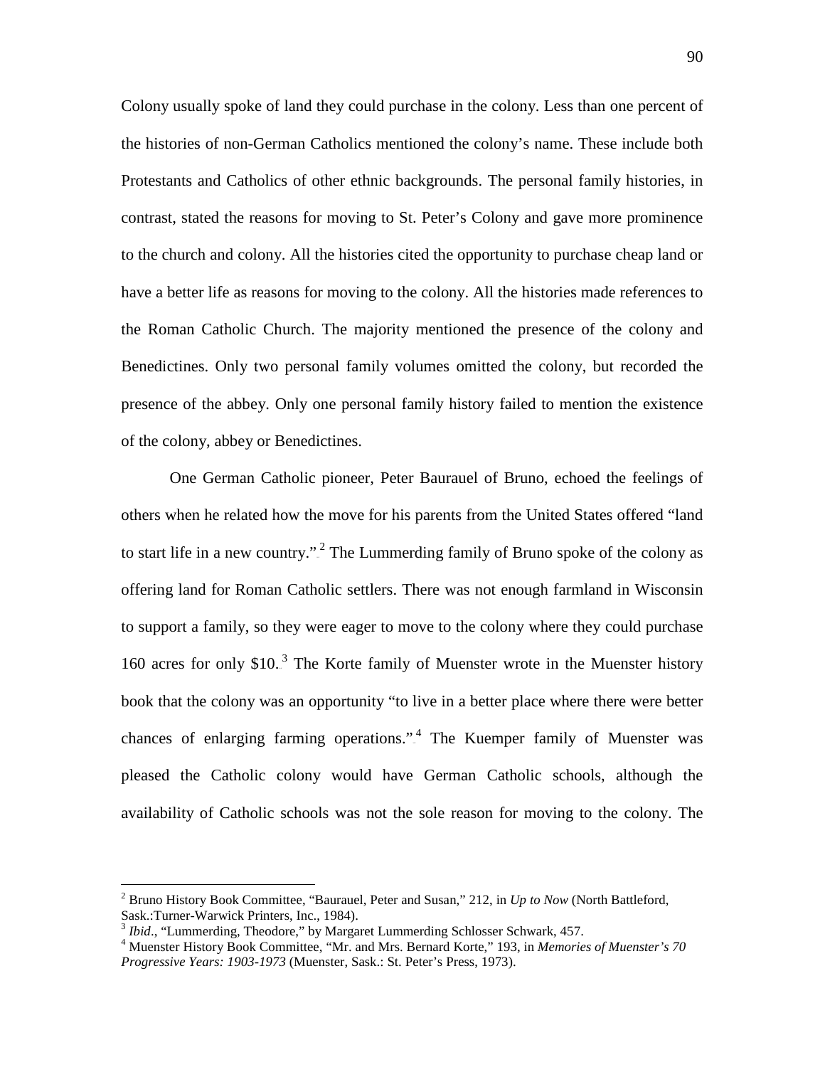Colony usually spoke of land they could purchase in the colony. Less than one percent of the histories of non-German Catholics mentioned the colony's name. These include both Protestants and Catholics of other ethnic backgrounds. The personal family histories, in contrast, stated the reasons for moving to St. Peter's Colony and gave more prominence to the church and colony. All the histories cited the opportunity to purchase cheap land or have a better life as reasons for moving to the colony. All the histories made references to the Roman Catholic Church. The majority mentioned the presence of the colony and Benedictines. Only two personal family volumes omitted the colony, but recorded the presence of the abbey. Only one personal family history failed to mention the existence of the colony, abbey or Benedictines.

One German Catholic pioneer, Peter Baurauel of Bruno, echoed the feelings of others when he related how the move for his parents from the United States offered "land to start life in a new country."[2] The Lummerding family of Bruno spoke of the colony as offering land for Roman Catholic settlers. There was not enough farmland in Wisconsin to support a family, so they were eager to move to the colony where they could purchase 160 acres for only $10.[3] The Korte family of Muenster wrote in the Muenster history book that the colony was an opportunity "to live in a better place where there were better chances of enlarging farming operations."[4] The Kuemper family of Muenster was pleased the Catholic colony would have German Catholic schools, although the availability of Catholic schools was not the sole reason for moving to the colony. The

---

[2] Bruno History Book Committee, "Baurauel, Peter and Susan," 212, in *Up to Now* (North Battleford, Sask.:Turner-Warwick Printers, Inc., 1984).

[3] *Ibid*., "Lummerding, Theodore," by Margaret Lummerding Schlosser Schwark, 457.

[4] Muenster History Book Committee, "Mr. and Mrs. Bernard Korte," 193, in *Memories of Muenster's 70 Progressive Years: 1903-1973* (Muenster, Sask.: St. Peter's Press, 1973).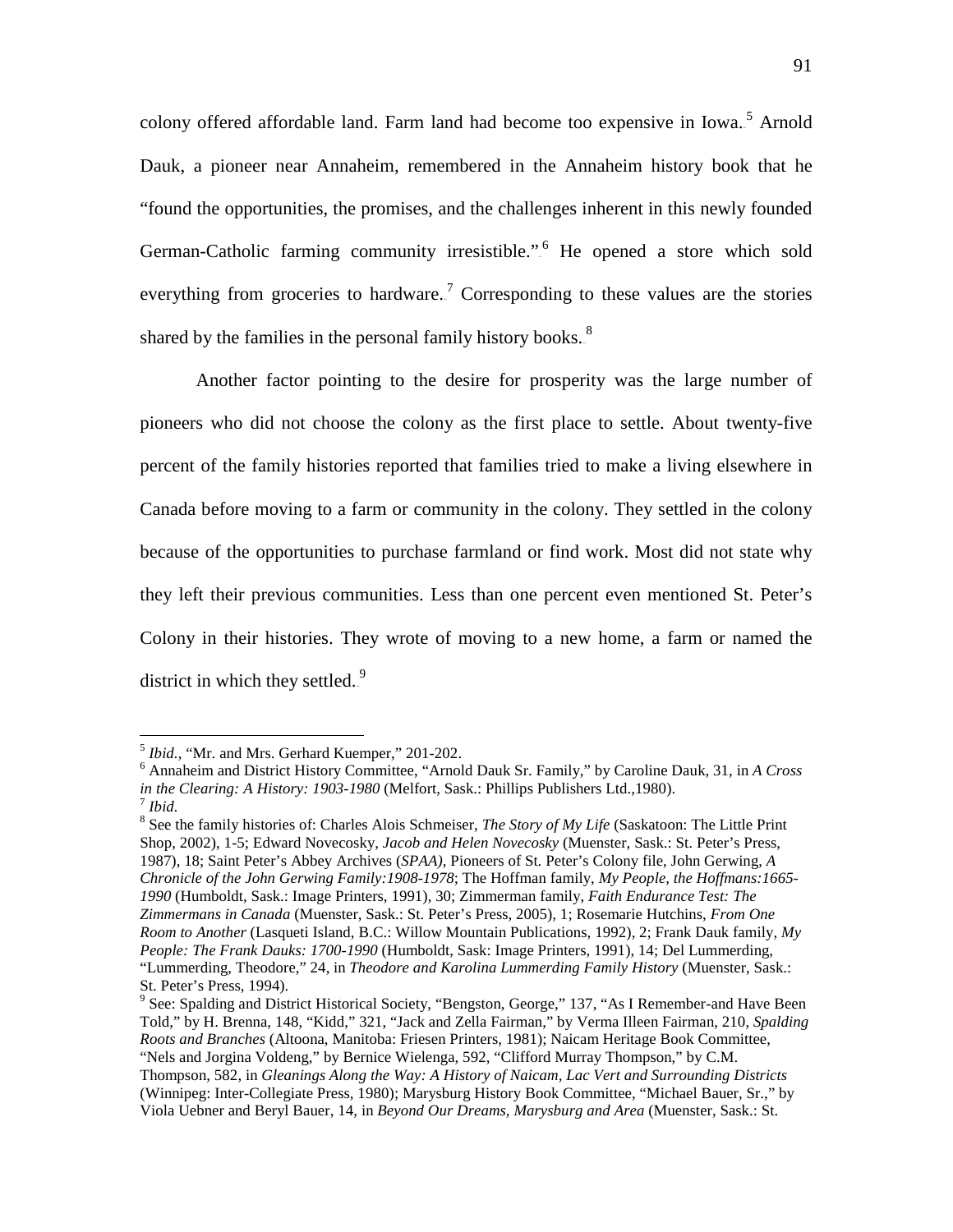colony offered affordable land. Farm land had become too expensive in Iowa.[5] Arnold Dauk, a pioneer near Annaheim, remembered in the Annaheim history book that he "found the opportunities, the promises, and the challenges inherent in this newly founded German-Catholic farming community irresistible."[6] He opened a store which sold everything from groceries to hardware.[7] Corresponding to these values are the stories shared by the families in the personal family history books.[8]

Another factor pointing to the desire for prosperity was the large number of pioneers who did not choose the colony as the first place to settle. About twenty-five percent of the family histories reported that families tried to make a living elsewhere in Canada before moving to a farm or community in the colony. They settled in the colony because of the opportunities to purchase farmland or find work. Most did not state why they left their previous communities. Less than one percent even mentioned St. Peter's Colony in their histories. They wrote of moving to a new home, a farm or named the district in which they settled.[9]

---

[5] *Ibid.*, "Mr. and Mrs. Gerhard Kuemper," 201-202.

[6] Annaheim and District History Committee, "Arnold Dauk Sr. Family," by Caroline Dauk, 31, in *A Cross in the Clearing: A History: 1903-1980* (Melfort, Sask.: Phillips Publishers Ltd.,1980).

[7] *Ibid.*

[8] See the family histories of: Charles Alois Schmeiser, *The Story of My Life* (Saskatoon: The Little Print Shop, 2002), 1-5; Edward Novecosky, *Jacob and Helen Novecosky* (Muenster, Sask.: St. Peter's Press, 1987), 18; Saint Peter's Abbey Archives (*SPAA)*, Pioneers of St. Peter's Colony file, John Gerwing, *A Chronicle of the John Gerwing Family:1908-1978*; The Hoffman family, *My People, the Hoffmans:1665-1990* (Humboldt, Sask.: Image Printers, 1991), 30; Zimmerman family, *Faith Endurance Test: The Zimmermans in Canada* (Muenster, Sask.: St. Peter's Press, 2005), 1; Rosemarie Hutchins, *From One Room to Another* (Lasqueti Island, B.C.: Willow Mountain Publications, 1992), 2; Frank Dauk family, *My People: The Frank Dauks: 1700-1990* (Humboldt, Sask: Image Printers, 1991), 14; Del Lummerding, "Lummerding, Theodore," 24, in *Theodore and Karolina Lummerding Family History* (Muenster, Sask.: St. Peter's Press, 1994).

[9] See: Spalding and District Historical Society, "Bengston, George," 137, "As I Remember-and Have Been Told," by H. Brenna, 148, "Kidd," 321, "Jack and Zella Fairman," by Verma Illeen Fairman, 210, *Spalding Roots and Branches* (Altoona, Manitoba: Friesen Printers, 1981); Naicam Heritage Book Committee, "Nels and Jorgina Voldeng," by Bernice Wielenga, 592, "Clifford Murray Thompson," by C.M. Thompson, 582, in *Gleanings Along the Way: A History of Naicam, Lac Vert and Surrounding Districts* (Winnipeg: Inter-Collegiate Press, 1980); Marysburg History Book Committee, "Michael Bauer, Sr.," by Viola Uebner and Beryl Bauer, 14, in *Beyond Our Dreams, Marysburg and Area* (Muenster, Sask.: St.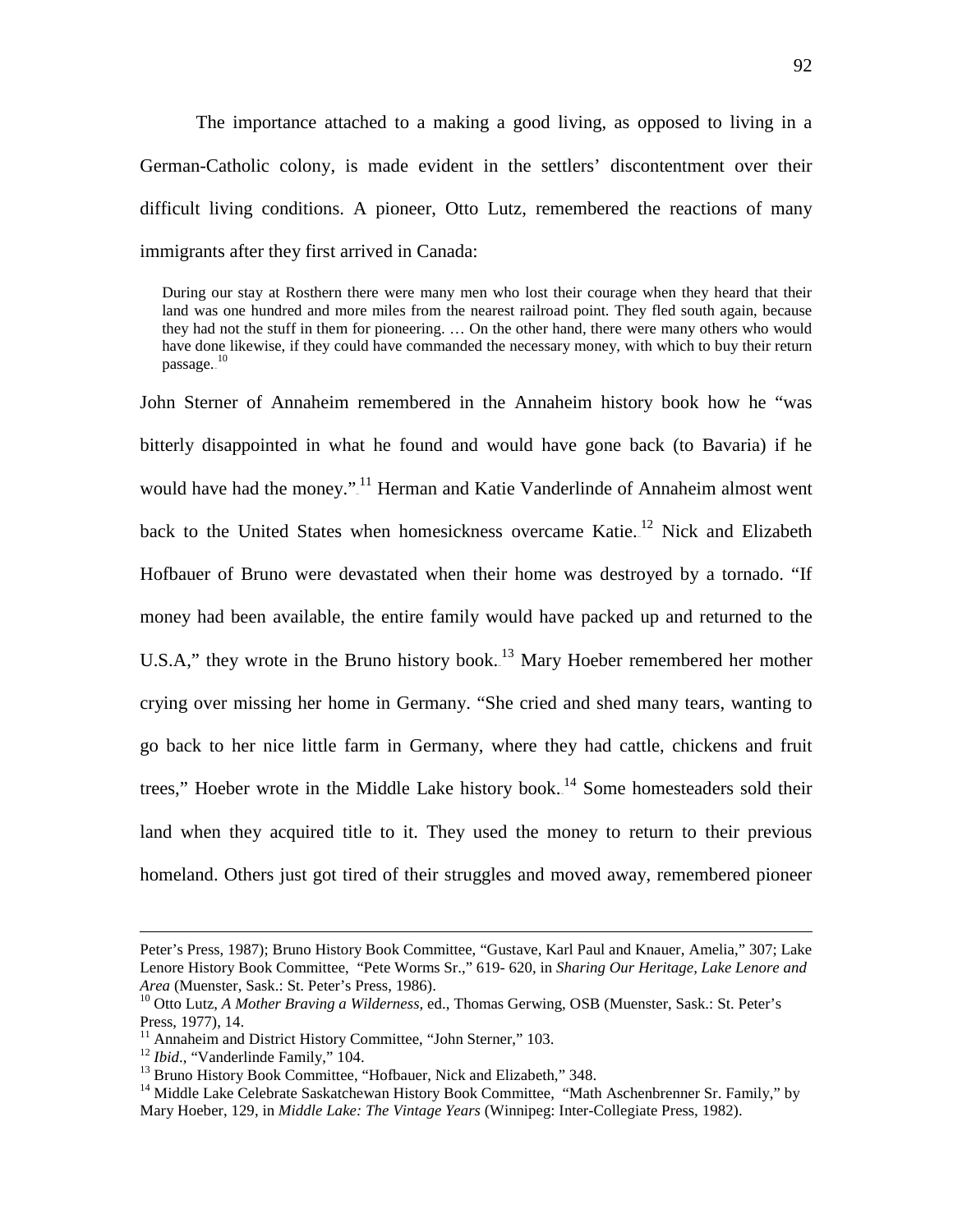The importance attached to a making a good living, as opposed to living in a German-Catholic colony, is made evident in the settlers' discontentment over their difficult living conditions. A pioneer, Otto Lutz, remembered the reactions of many immigrants after they first arrived in Canada:

> During our stay at Rosthern there were many men who lost their courage when they heard that their land was one hundred and more miles from the nearest railroad point. They fled south again, because they had not the stuff in them for pioneering. … On the other hand, there were many others who would have done likewise, if they could have commanded the necessary money, with which to buy their return passage.[10]

John Sterner of Annaheim remembered in the Annaheim history book how he "was bitterly disappointed in what he found and would have gone back (to Bavaria) if he would have had the money."[11] Herman and Katie Vanderlinde of Annaheim almost went back to the United States when homesickness overcame Katie.[12] Nick and Elizabeth Hofbauer of Bruno were devastated when their home was destroyed by a tornado. "If money had been available, the entire family would have packed up and returned to the U.S.A," they wrote in the Bruno history book.[13] Mary Hoeber remembered her mother crying over missing her home in Germany. "She cried and shed many tears, wanting to go back to her nice little farm in Germany, where they had cattle, chickens and fruit trees," Hoeber wrote in the Middle Lake history book.[14] Some homesteaders sold their land when they acquired title to it. They used the money to return to their previous homeland. Others just got tired of their struggles and moved away, remembered pioneer

---

Peter's Press, 1987); Bruno History Book Committee, "Gustave, Karl Paul and Knauer, Amelia," 307; Lake Lenore History Book Committee, "Pete Worms Sr.," 619- 620, in *Sharing Our Heritage, Lake Lenore and Area* (Muenster, Sask.: St. Peter's Press, 1986).

[10] Otto Lutz, *A Mother Braving a Wilderness*, ed., Thomas Gerwing, OSB (Muenster, Sask.: St. Peter's Press, 1977), 14.

[11] Annaheim and District History Committee, "John Sterner," 103.

[12] *Ibid*., "Vanderlinde Family," 104.

[13] Bruno History Book Committee, "Hofbauer, Nick and Elizabeth," 348.

[14] Middle Lake Celebrate Saskatchewan History Book Committee, "Math Aschenbrenner Sr. Family," by Mary Hoeber, 129, in *Middle Lake: The Vintage Years* (Winnipeg: Inter-Collegiate Press, 1982).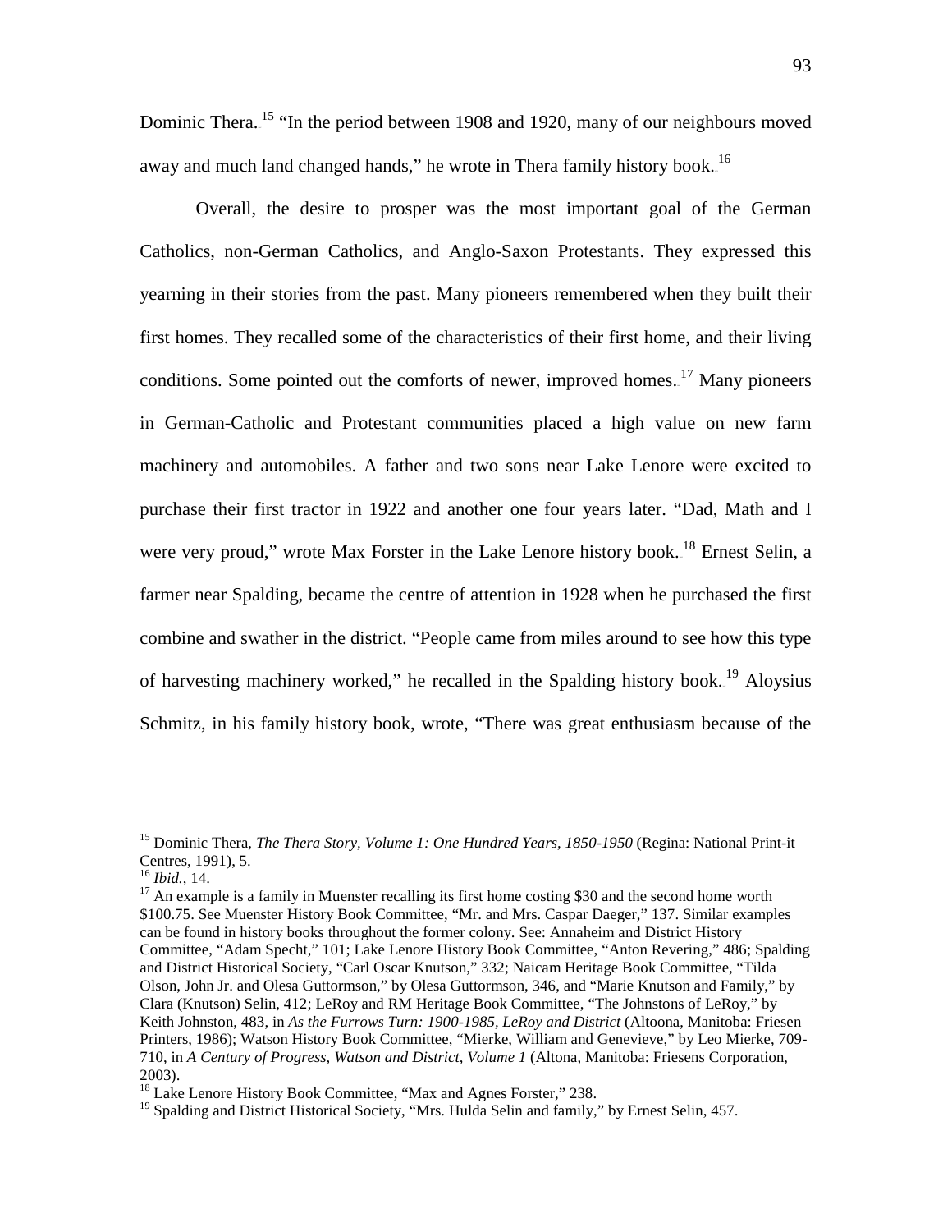Dominic Thera.[15] "In the period between 1908 and 1920, many of our neighbours moved away and much land changed hands," he wrote in Thera family history book.[16]

Overall, the desire to prosper was the most important goal of the German Catholics, non-German Catholics, and Anglo-Saxon Protestants. They expressed this yearning in their stories from the past. Many pioneers remembered when they built their first homes. They recalled some of the characteristics of their first home, and their living conditions. Some pointed out the comforts of newer, improved homes.[17] Many pioneers in German-Catholic and Protestant communities placed a high value on new farm machinery and automobiles. A father and two sons near Lake Lenore were excited to purchase their first tractor in 1922 and another one four years later. "Dad, Math and I were very proud," wrote Max Forster in the Lake Lenore history book.[18] Ernest Selin, a farmer near Spalding, became the centre of attention in 1928 when he purchased the first combine and swather in the district. "People came from miles around to see how this type of harvesting machinery worked," he recalled in the Spalding history book.[19] Aloysius Schmitz, in his family history book, wrote, "There was great enthusiasm because of the

---

[15] Dominic Thera, *The Thera Story, Volume 1: One Hundred Years, 1850-1950* (Regina: National Print-it Centres, 1991), 5.

[16] *Ibid.*, 14.

[17] An example is a family in Muenster recalling its first home costing $30 and the second home worth $100.75. See Muenster History Book Committee, "Mr. and Mrs. Caspar Daeger," 137. Similar examples can be found in history books throughout the former colony. See: Annaheim and District History Committee, "Adam Specht," 101; Lake Lenore History Book Committee, "Anton Revering," 486; Spalding and District Historical Society, "Carl Oscar Knutson," 332; Naicam Heritage Book Committee, "Tilda Olson, John Jr. and Olesa Guttormson," by Olesa Guttormson, 346, and "Marie Knutson and Family," by Clara (Knutson) Selin, 412; LeRoy and RM Heritage Book Committee, "The Johnstons of LeRoy," by Keith Johnston, 483, in *As the Furrows Turn: 1900-1985, LeRoy and District* (Altoona, Manitoba: Friesen Printers, 1986); Watson History Book Committee, "Mierke, William and Genevieve," by Leo Mierke, 709-710, in *A Century of Progress, Watson and District, Volume 1* (Altona, Manitoba: Friesens Corporation, 2003).

[18] Lake Lenore History Book Committee, "Max and Agnes Forster," 238.

[19] Spalding and District Historical Society, "Mrs. Hulda Selin and family," by Ernest Selin, 457.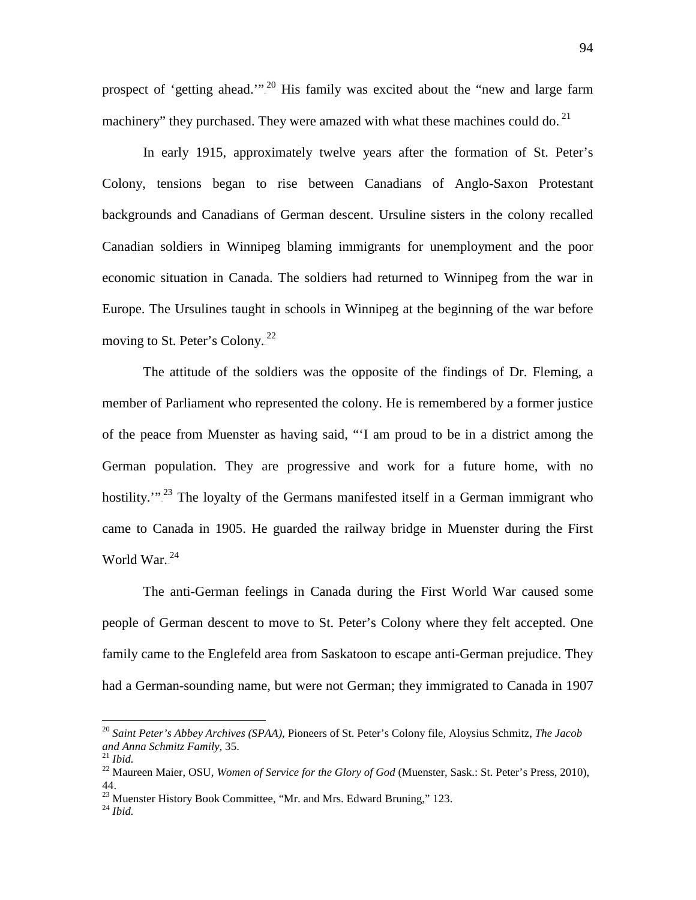prospect of 'getting ahead.'"[20] His family was excited about the "new and large farm machinery" they purchased. They were amazed with what these machines could do.[21]

In early 1915, approximately twelve years after the formation of St. Peter's Colony, tensions began to rise between Canadians of Anglo-Saxon Protestant backgrounds and Canadians of German descent. Ursuline sisters in the colony recalled Canadian soldiers in Winnipeg blaming immigrants for unemployment and the poor economic situation in Canada. The soldiers had returned to Winnipeg from the war in Europe. The Ursulines taught in schools in Winnipeg at the beginning of the war before moving to St. Peter's Colony.[22]

The attitude of the soldiers was the opposite of the findings of Dr. Fleming, a member of Parliament who represented the colony. He is remembered by a former justice of the peace from Muenster as having said, "'I am proud to be in a district among the German population. They are progressive and work for a future home, with no hostility.'"[23] The loyalty of the Germans manifested itself in a German immigrant who came to Canada in 1905. He guarded the railway bridge in Muenster during the First World War.[24]

The anti-German feelings in Canada during the First World War caused some people of German descent to move to St. Peter's Colony where they felt accepted. One family came to the Englefeld area from Saskatoon to escape anti-German prejudice. They had a German-sounding name, but were not German; they immigrated to Canada in 1907

---

[20] *Saint Peter's Abbey Archives (SPAA)*, Pioneers of St. Peter's Colony file, Aloysius Schmitz, *The Jacob and Anna Schmitz Family*, 35.

[21] *Ibid.*

[22] Maureen Maier, OSU, *Women of Service for the Glory of God* (Muenster, Sask.: St. Peter's Press, 2010), 44.

[23] Muenster History Book Committee, "Mr. and Mrs. Edward Bruning," 123.

[24] *Ibid.*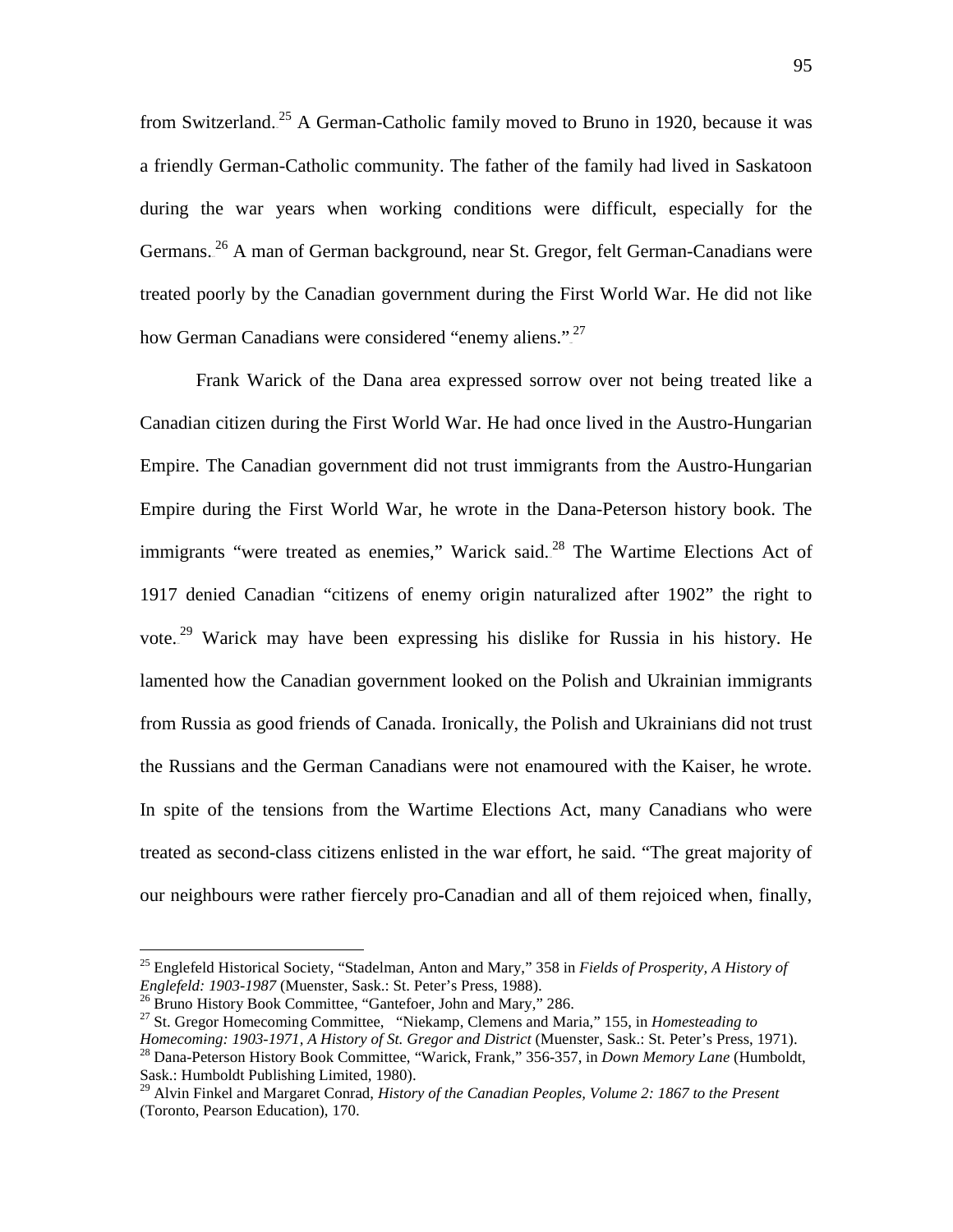from Switzerland.[25] A German-Catholic family moved to Bruno in 1920, because it was a friendly German-Catholic community. The father of the family had lived in Saskatoon during the war years when working conditions were difficult, especially for the Germans.[26] A man of German background, near St. Gregor, felt German-Canadians were treated poorly by the Canadian government during the First World War. He did not like how German Canadians were considered "enemy aliens."[27]

Frank Warick of the Dana area expressed sorrow over not being treated like a Canadian citizen during the First World War. He had once lived in the Austro-Hungarian Empire. The Canadian government did not trust immigrants from the Austro-Hungarian Empire during the First World War, he wrote in the Dana-Peterson history book. The immigrants "were treated as enemies," Warick said.[28] The Wartime Elections Act of 1917 denied Canadian "citizens of enemy origin naturalized after 1902" the right to vote.[29] Warick may have been expressing his dislike for Russia in his history. He lamented how the Canadian government looked on the Polish and Ukrainian immigrants from Russia as good friends of Canada. Ironically, the Polish and Ukrainians did not trust the Russians and the German Canadians were not enamoured with the Kaiser, he wrote. In spite of the tensions from the Wartime Elections Act, many Canadians who were treated as second-class citizens enlisted in the war effort, he said. "The great majority of our neighbours were rather fiercely pro-Canadian and all of them rejoiced when, finally,

---

[25] Englefeld Historical Society, "Stadelman, Anton and Mary," 358 in *Fields of Prosperity, A History of Englefeld: 1903-1987* (Muenster, Sask.: St. Peter's Press, 1988).

[26] Bruno History Book Committee, "Gantefoer, John and Mary," 286.

[27] St. Gregor Homecoming Committee, "Niekamp, Clemens and Maria," 155, in *Homesteading to Homecoming: 1903-1971, A History of St. Gregor and District* (Muenster, Sask.: St. Peter's Press, 1971).

[28] Dana-Peterson History Book Committee, "Warick, Frank," 356-357, in *Down Memory Lane* (Humboldt, Sask.: Humboldt Publishing Limited, 1980).

[29] Alvin Finkel and Margaret Conrad, *History of the Canadian Peoples, Volume 2: 1867 to the Present* (Toronto, Pearson Education), 170.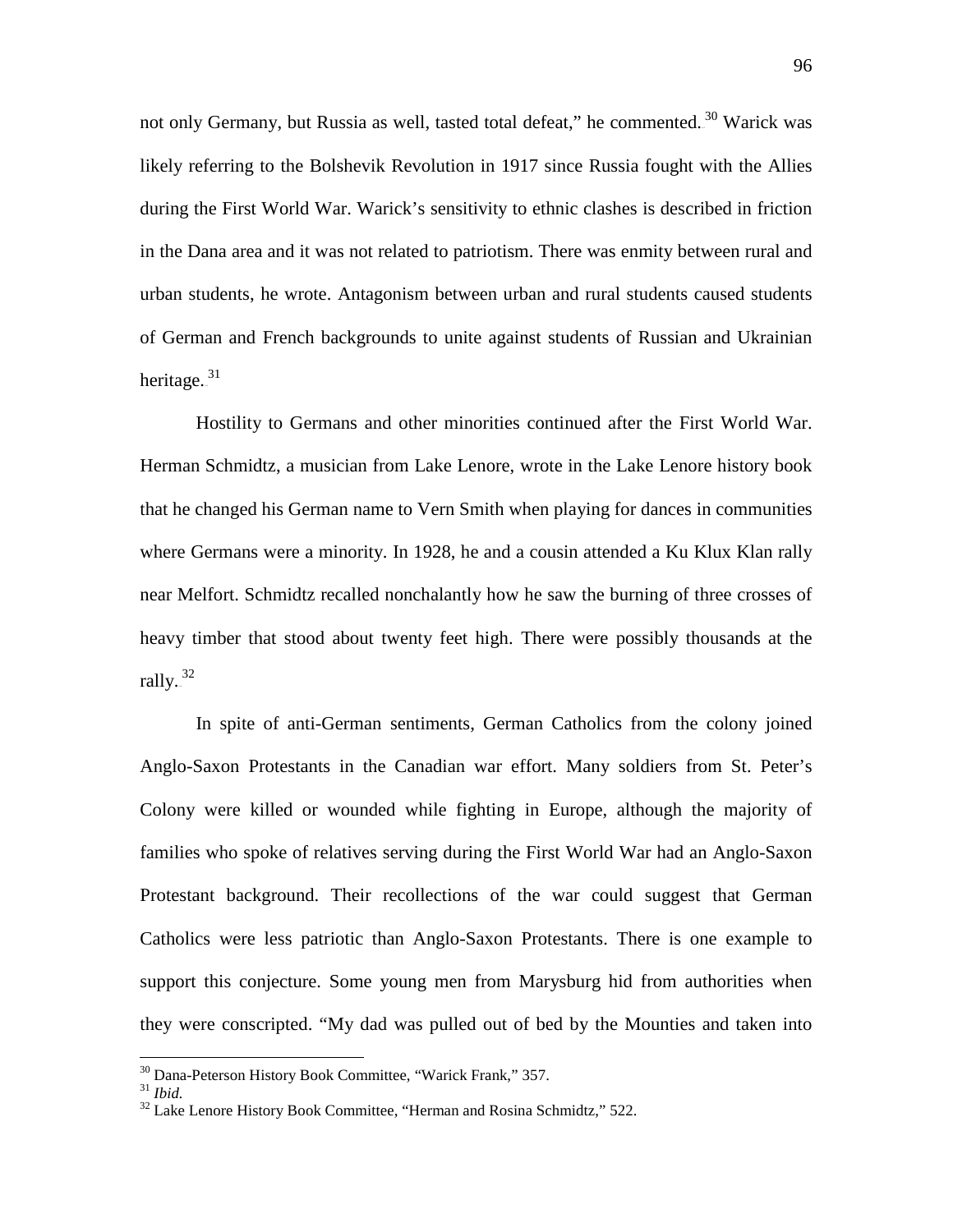not only Germany, but Russia as well, tasted total defeat," he commented.[30] Warick was likely referring to the Bolshevik Revolution in 1917 since Russia fought with the Allies during the First World War. Warick's sensitivity to ethnic clashes is described in friction in the Dana area and it was not related to patriotism. There was enmity between rural and urban students, he wrote. Antagonism between urban and rural students caused students of German and French backgrounds to unite against students of Russian and Ukrainian heritage.[31]

Hostility to Germans and other minorities continued after the First World War. Herman Schmidtz, a musician from Lake Lenore, wrote in the Lake Lenore history book that he changed his German name to Vern Smith when playing for dances in communities where Germans were a minority. In 1928, he and a cousin attended a Ku Klux Klan rally near Melfort. Schmidtz recalled nonchalantly how he saw the burning of three crosses of heavy timber that stood about twenty feet high. There were possibly thousands at the rally.[32]

In spite of anti-German sentiments, German Catholics from the colony joined Anglo-Saxon Protestants in the Canadian war effort. Many soldiers from St. Peter's Colony were killed or wounded while fighting in Europe, although the majority of families who spoke of relatives serving during the First World War had an Anglo-Saxon Protestant background. Their recollections of the war could suggest that German Catholics were less patriotic than Anglo-Saxon Protestants. There is one example to support this conjecture. Some young men from Marysburg hid from authorities when they were conscripted. "My dad was pulled out of bed by the Mounties and taken into

---

[30] Dana-Peterson History Book Committee, "Warick Frank," 357.

[31] *Ibid.*

[32] Lake Lenore History Book Committee, "Herman and Rosina Schmidtz," 522.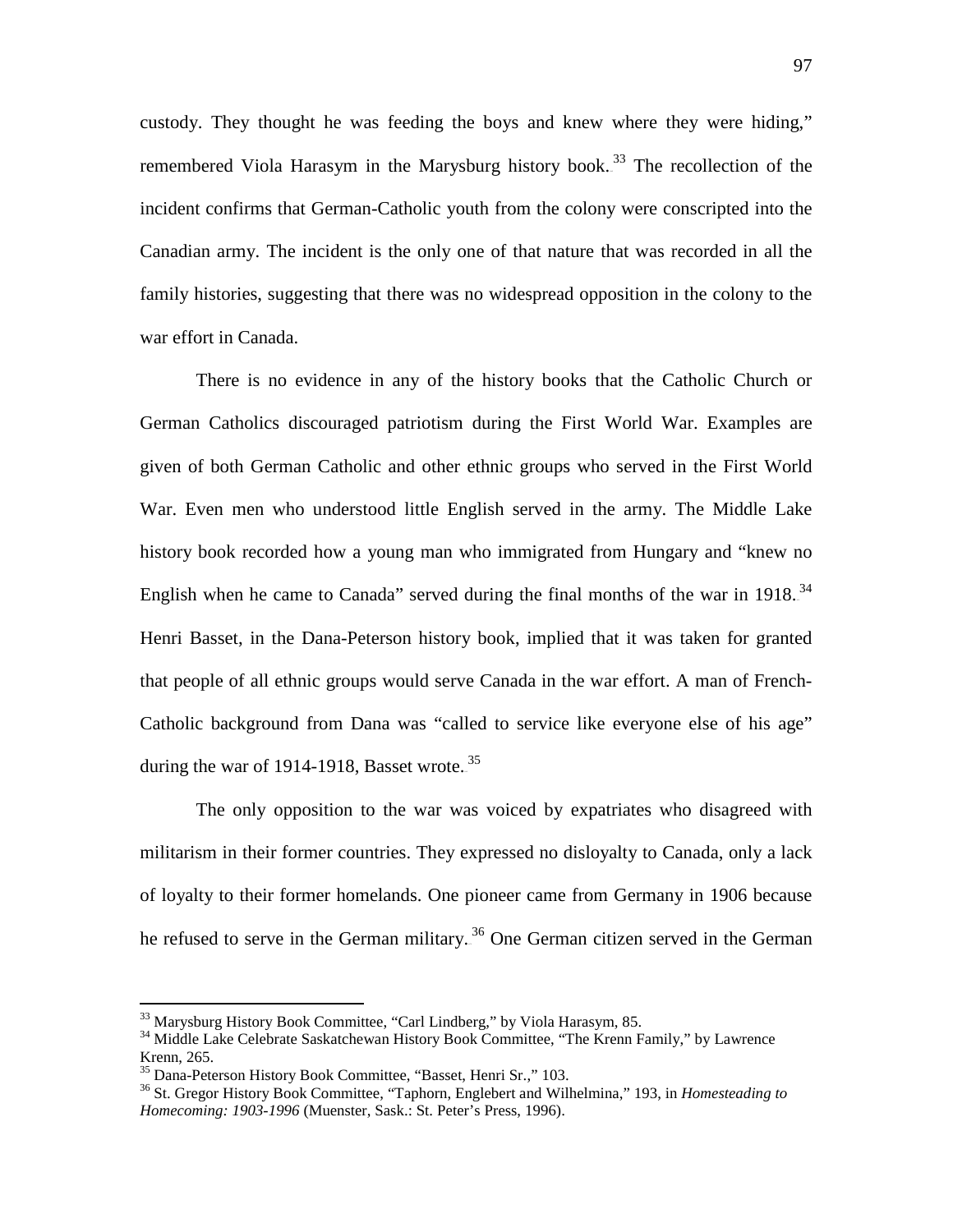custody. They thought he was feeding the boys and knew where they were hiding," remembered Viola Harasym in the Marysburg history book.[33] The recollection of the incident confirms that German-Catholic youth from the colony were conscripted into the Canadian army. The incident is the only one of that nature that was recorded in all the family histories, suggesting that there was no widespread opposition in the colony to the war effort in Canada.

There is no evidence in any of the history books that the Catholic Church or German Catholics discouraged patriotism during the First World War. Examples are given of both German Catholic and other ethnic groups who served in the First World War. Even men who understood little English served in the army. The Middle Lake history book recorded how a young man who immigrated from Hungary and "knew no English when he came to Canada" served during the final months of the war in 1918.[34] Henri Basset, in the Dana-Peterson history book, implied that it was taken for granted that people of all ethnic groups would serve Canada in the war effort. A man of French-Catholic background from Dana was "called to service like everyone else of his age" during the war of 1914-1918, Basset wrote.[35]

The only opposition to the war was voiced by expatriates who disagreed with militarism in their former countries. They expressed no disloyalty to Canada, only a lack of loyalty to their former homelands. One pioneer came from Germany in 1906 because he refused to serve in the German military.[36] One German citizen served in the German

---

[33] Marysburg History Book Committee, "Carl Lindberg," by Viola Harasym, 85.

[34] Middle Lake Celebrate Saskatchewan History Book Committee, "The Krenn Family," by Lawrence Krenn, 265.

[35] Dana-Peterson History Book Committee, "Basset, Henri Sr.," 103.

[36] St. Gregor History Book Committee, "Taphorn, Englebert and Wilhelmina," 193, in *Homesteading to Homecoming: 1903-1996* (Muenster, Sask.: St. Peter's Press, 1996).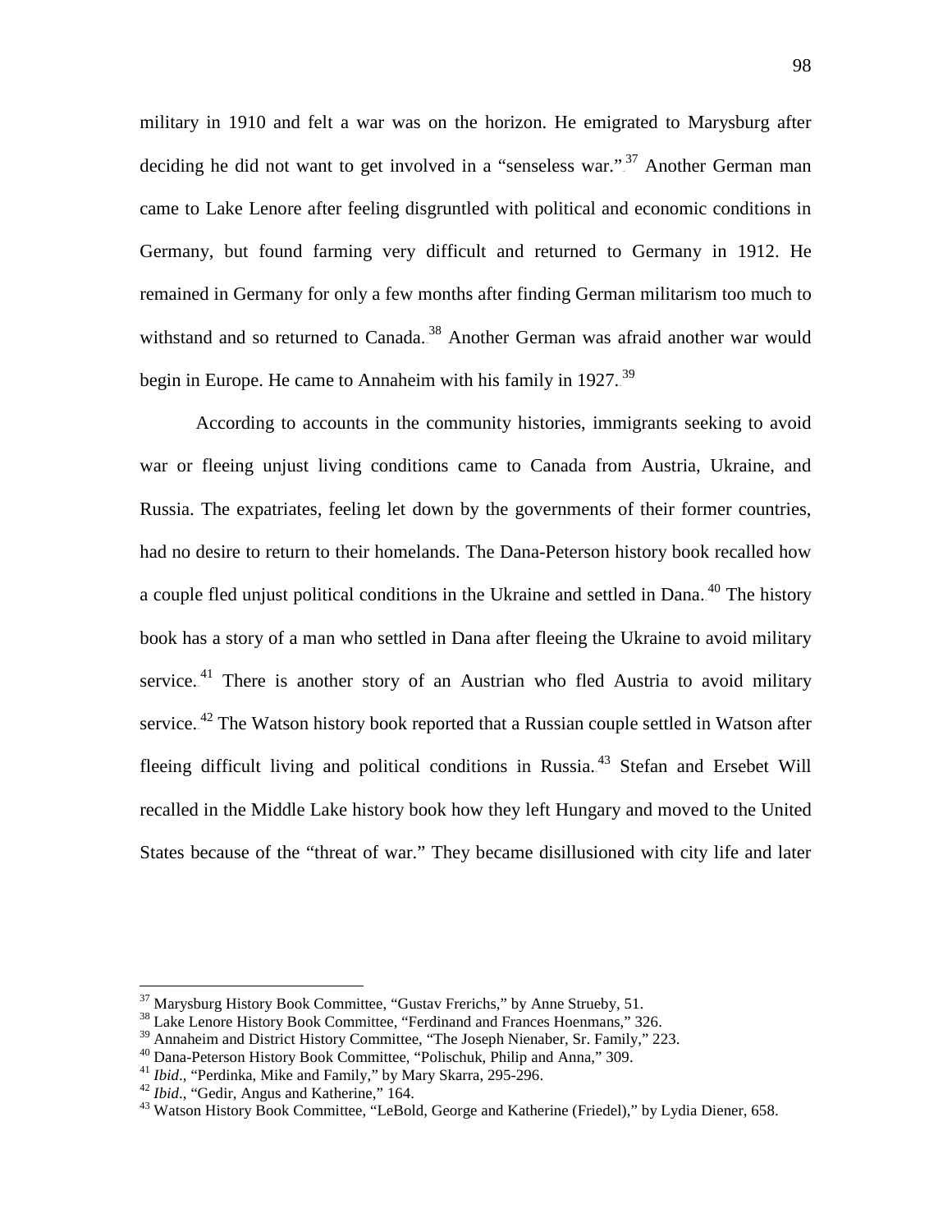military in 1910 and felt a war was on the horizon. He emigrated to Marysburg after deciding he did not want to get involved in a "senseless war."[37] Another German man came to Lake Lenore after feeling disgruntled with political and economic conditions in Germany, but found farming very difficult and returned to Germany in 1912. He remained in Germany for only a few months after finding German militarism too much to withstand and so returned to Canada.[38] Another German was afraid another war would begin in Europe. He came to Annaheim with his family in 1927.[39]

According to accounts in the community histories, immigrants seeking to avoid war or fleeing unjust living conditions came to Canada from Austria, Ukraine, and Russia. The expatriates, feeling let down by the governments of their former countries, had no desire to return to their homelands. The Dana-Peterson history book recalled how a couple fled unjust political conditions in the Ukraine and settled in Dana.[40] The history book has a story of a man who settled in Dana after fleeing the Ukraine to avoid military service.[41] There is another story of an Austrian who fled Austria to avoid military service.[42] The Watson history book reported that a Russian couple settled in Watson after fleeing difficult living and political conditions in Russia.[43] Stefan and Ersebet Will recalled in the Middle Lake history book how they left Hungary and moved to the United States because of the "threat of war." They became disillusioned with city life and later

---

[37] Marysburg History Book Committee, "Gustav Frerichs," by Anne Strueby, 51.
[38] Lake Lenore History Book Committee, "Ferdinand and Frances Hoenmans," 326.
[39] Annaheim and District History Committee, "The Joseph Nienaber, Sr. Family," 223.
[40] Dana-Peterson History Book Committee, "Polischuk, Philip and Anna," 309.
[41] *Ibid*., "Perdinka, Mike and Family," by Mary Skarra, 295-296.
[42] *Ibid*., "Gedir, Angus and Katherine," 164.
[43] Watson History Book Committee, "LeBold, George and Katherine (Friedel)," by Lydia Diener, 658.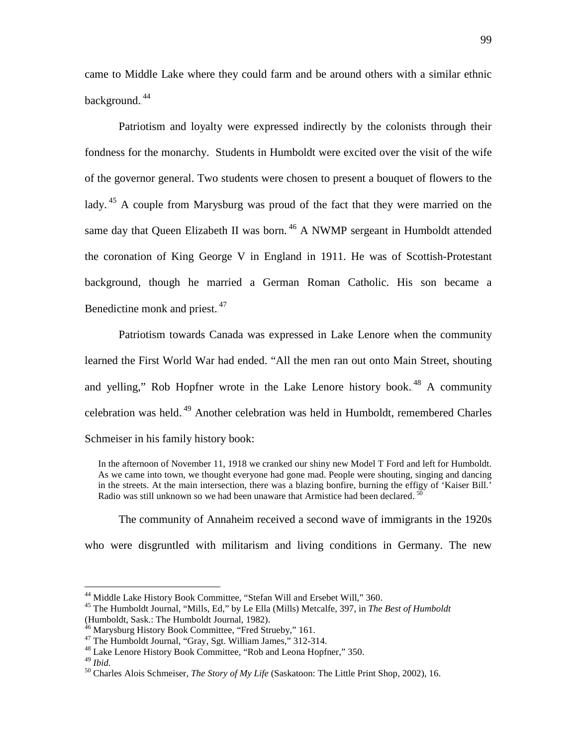came to Middle Lake where they could farm and be around others with a similar ethnic background.[44]

Patriotism and loyalty were expressed indirectly by the colonists through their fondness for the monarchy. Students in Humboldt were excited over the visit of the wife of the governor general. Two students were chosen to present a bouquet of flowers to the lady.[45] A couple from Marysburg was proud of the fact that they were married on the same day that Queen Elizabeth II was born.[46] A NWMP sergeant in Humboldt attended the coronation of King George V in England in 1911. He was of Scottish-Protestant background, though he married a German Roman Catholic. His son became a Benedictine monk and priest.[47]

Patriotism towards Canada was expressed in Lake Lenore when the community learned the First World War had ended. "All the men ran out onto Main Street, shouting and yelling," Rob Hopfner wrote in the Lake Lenore history book.[48] A community celebration was held.[49] Another celebration was held in Humboldt, remembered Charles Schmeiser in his family history book:

> In the afternoon of November 11, 1918 we cranked our shiny new Model T Ford and left for Humboldt. As we came into town, we thought everyone had gone mad. People were shouting, singing and dancing in the streets. At the main intersection, there was a blazing bonfire, burning the effigy of 'Kaiser Bill.' Radio was still unknown so we had been unaware that Armistice had been declared.[50]

The community of Annaheim received a second wave of immigrants in the 1920s who were disgruntled with militarism and living conditions in Germany. The new

---

[44] Middle Lake History Book Committee, "Stefan Will and Ersebet Will," 360.
[45] The Humboldt Journal, "Mills, Ed," by Le Ella (Mills) Metcalfe, 397, in *The Best of Humboldt* (Humboldt, Sask.: The Humboldt Journal, 1982).
[46] Marysburg History Book Committee, "Fred Strueby," 161.
[47] The Humboldt Journal, "Gray, Sgt. William James," 312-314.
[48] Lake Lenore History Book Committee, "Rob and Leona Hopfner," 350.
[49] *Ibid.*
[50] Charles Alois Schmeiser, *The Story of My Life* (Saskatoon: The Little Print Shop, 2002), 16.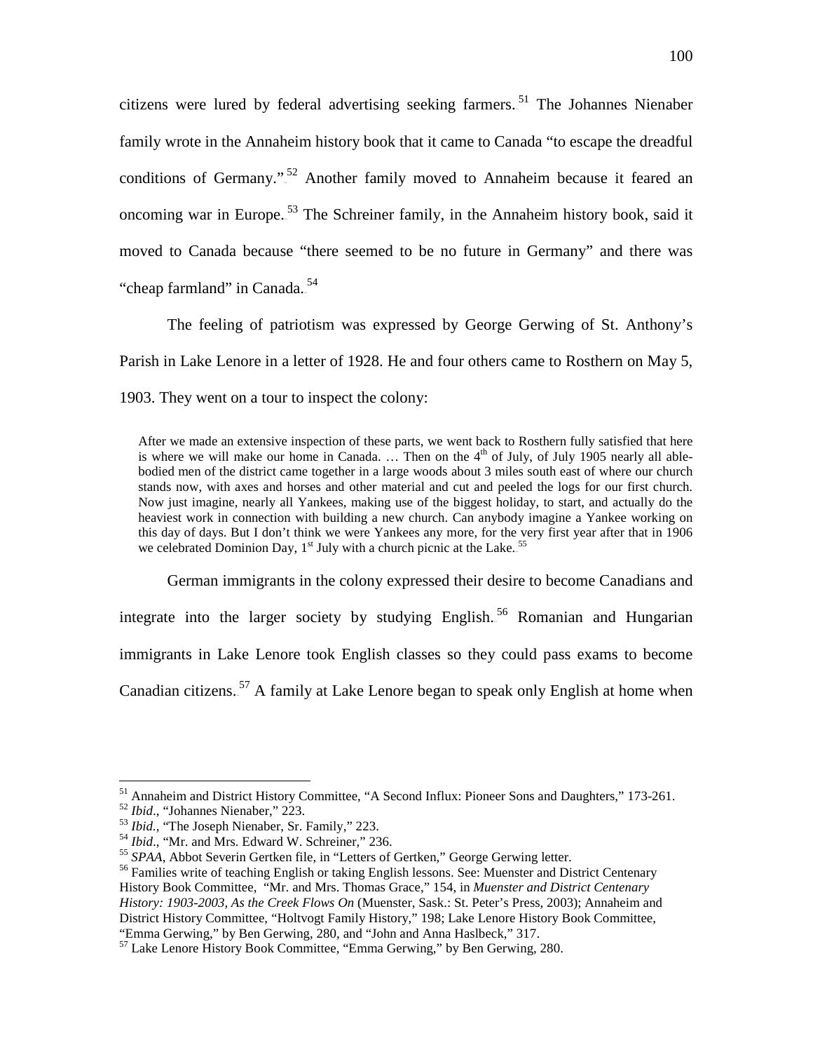citizens were lured by federal advertising seeking farmers.[51] The Johannes Nienaber family wrote in the Annaheim history book that it came to Canada "to escape the dreadful conditions of Germany."[52] Another family moved to Annaheim because it feared an oncoming war in Europe.[53] The Schreiner family, in the Annaheim history book, said it moved to Canada because "there seemed to be no future in Germany" and there was "cheap farmland" in Canada.[54]

The feeling of patriotism was expressed by George Gerwing of St. Anthony's Parish in Lake Lenore in a letter of 1928. He and four others came to Rosthern on May 5, 1903. They went on a tour to inspect the colony:

> After we made an extensive inspection of these parts, we went back to Rosthern fully satisfied that here is where we will make our home in Canada. … Then on the 4th of July, of July 1905 nearly all able-bodied men of the district came together in a large woods about 3 miles south east of where our church stands now, with axes and horses and other material and cut and peeled the logs for our first church. Now just imagine, nearly all Yankees, making use of the biggest holiday, to start, and actually do the heaviest work in connection with building a new church. Can anybody imagine a Yankee working on this day of days. But I don't think we were Yankees any more, for the very first year after that in 1906 we celebrated Dominion Day, 1st July with a church picnic at the Lake.[55]

German immigrants in the colony expressed their desire to become Canadians and integrate into the larger society by studying English.[56] Romanian and Hungarian immigrants in Lake Lenore took English classes so they could pass exams to become Canadian citizens.[57] A family at Lake Lenore began to speak only English at home when

---

[51] Annaheim and District History Committee, "A Second Influx: Pioneer Sons and Daughters," 173-261.

[52] *Ibid*., "Johannes Nienaber," 223.

[53] *Ibid*., "The Joseph Nienaber, Sr. Family," 223.

[54] *Ibid*., "Mr. and Mrs. Edward W. Schreiner," 236.

[55] *SPAA*, Abbot Severin Gertken file, in "Letters of Gertken," George Gerwing letter.

[56] Families write of teaching English or taking English lessons. See: Muenster and District Centenary History Book Committee, "Mr. and Mrs. Thomas Grace," 154, in *Muenster and District Centenary History: 1903-2003, As the Creek Flows On* (Muenster, Sask.: St. Peter's Press, 2003); Annaheim and District History Committee, "Holtvogt Family History," 198; Lake Lenore History Book Committee, "Emma Gerwing," by Ben Gerwing, 280, and "John and Anna Haslbeck," 317.

[57] Lake Lenore History Book Committee, "Emma Gerwing," by Ben Gerwing, 280.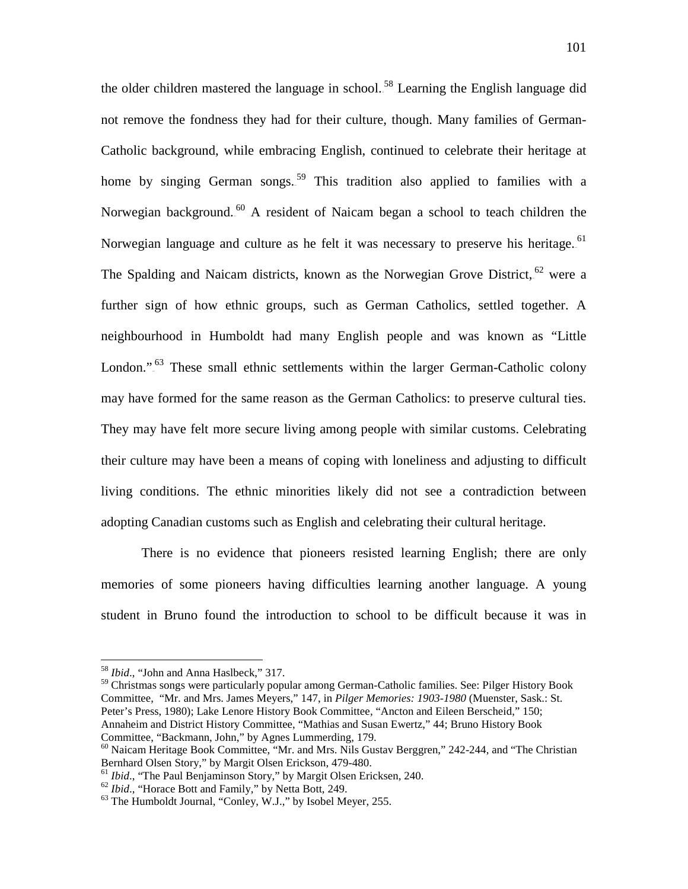the older children mastered the language in school.[58] Learning the English language did not remove the fondness they had for their culture, though. Many families of German-Catholic background, while embracing English, continued to celebrate their heritage at home by singing German songs.[59] This tradition also applied to families with a Norwegian background.[60] A resident of Naicam began a school to teach children the Norwegian language and culture as he felt it was necessary to preserve his heritage.[61] The Spalding and Naicam districts, known as the Norwegian Grove District,[62] were a further sign of how ethnic groups, such as German Catholics, settled together. A neighbourhood in Humboldt had many English people and was known as "Little London."[63] These small ethnic settlements within the larger German-Catholic colony may have formed for the same reason as the German Catholics: to preserve cultural ties. They may have felt more secure living among people with similar customs. Celebrating their culture may have been a means of coping with loneliness and adjusting to difficult living conditions. The ethnic minorities likely did not see a contradiction between adopting Canadian customs such as English and celebrating their cultural heritage.

There is no evidence that pioneers resisted learning English; there are only memories of some pioneers having difficulties learning another language. A young student in Bruno found the introduction to school to be difficult because it was in

---

[58] *Ibid*., "John and Anna Haslbeck," 317.

[59] Christmas songs were particularly popular among German-Catholic families. See: Pilger History Book Committee, "Mr. and Mrs. James Meyers," 147, in *Pilger Memories: 1903-1980* (Muenster, Sask.: St. Peter's Press, 1980); Lake Lenore History Book Committee, "Ancton and Eileen Berscheid," 150; Annaheim and District History Committee, "Mathias and Susan Ewertz," 44; Bruno History Book Committee, "Backmann, John," by Agnes Lummerding, 179.

[60] Naicam Heritage Book Committee, "Mr. and Mrs. Nils Gustav Berggren," 242-244, and "The Christian Bernhard Olsen Story," by Margit Olsen Erickson, 479-480.

[61] *Ibid*., "The Paul Benjaminson Story," by Margit Olsen Ericksen, 240.

[62] *Ibid*., "Horace Bott and Family," by Netta Bott, 249.

[63] The Humboldt Journal, "Conley, W.J.," by Isobel Meyer, 255.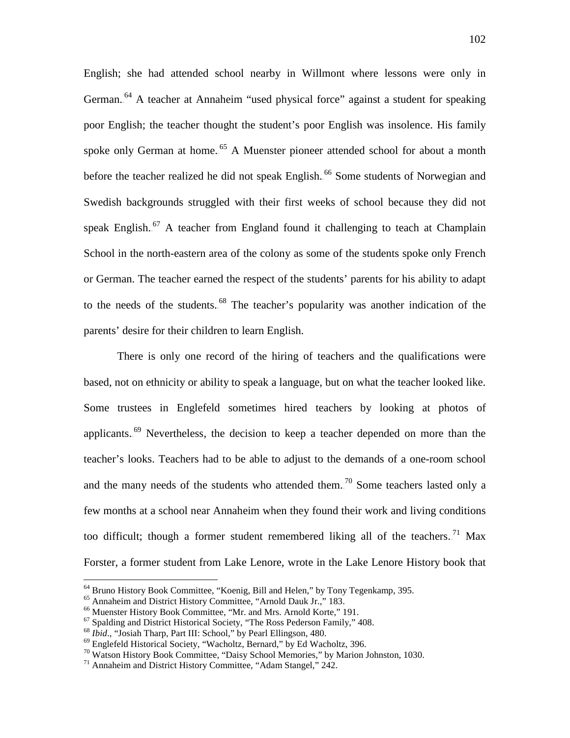English; she had attended school nearby in Willmont where lessons were only in German.[64] A teacher at Annaheim "used physical force" against a student for speaking poor English; the teacher thought the student's poor English was insolence. His family spoke only German at home.[65] A Muenster pioneer attended school for about a month before the teacher realized he did not speak English.[66] Some students of Norwegian and Swedish backgrounds struggled with their first weeks of school because they did not speak English.[67] A teacher from England found it challenging to teach at Champlain School in the north-eastern area of the colony as some of the students spoke only French or German. The teacher earned the respect of the students' parents for his ability to adapt to the needs of the students.[68] The teacher's popularity was another indication of the parents' desire for their children to learn English.

There is only one record of the hiring of teachers and the qualifications were based, not on ethnicity or ability to speak a language, but on what the teacher looked like. Some trustees in Englefeld sometimes hired teachers by looking at photos of applicants.[69] Nevertheless, the decision to keep a teacher depended on more than the teacher's looks. Teachers had to be able to adjust to the demands of a one-room school and the many needs of the students who attended them.[70] Some teachers lasted only a few months at a school near Annaheim when they found their work and living conditions too difficult; though a former student remembered liking all of the teachers.[71] Max Forster, a former student from Lake Lenore, wrote in the Lake Lenore History book that

---

[64] Bruno History Book Committee, "Koenig, Bill and Helen," by Tony Tegenkamp, 395.

[65] Annaheim and District History Committee, "Arnold Dauk Jr.," 183.

[66] Muenster History Book Committee, "Mr. and Mrs. Arnold Korte," 191.

[67] Spalding and District Historical Society, "The Ross Pederson Family," 408.

[68] *Ibid*., "Josiah Tharp, Part III: School," by Pearl Ellingson, 480.

[69] Englefeld Historical Society, "Wacholtz, Bernard," by Ed Wacholtz, 396.

[70] Watson History Book Committee, "Daisy School Memories," by Marion Johnston, 1030.

[71] Annaheim and District History Committee, "Adam Stangel," 242.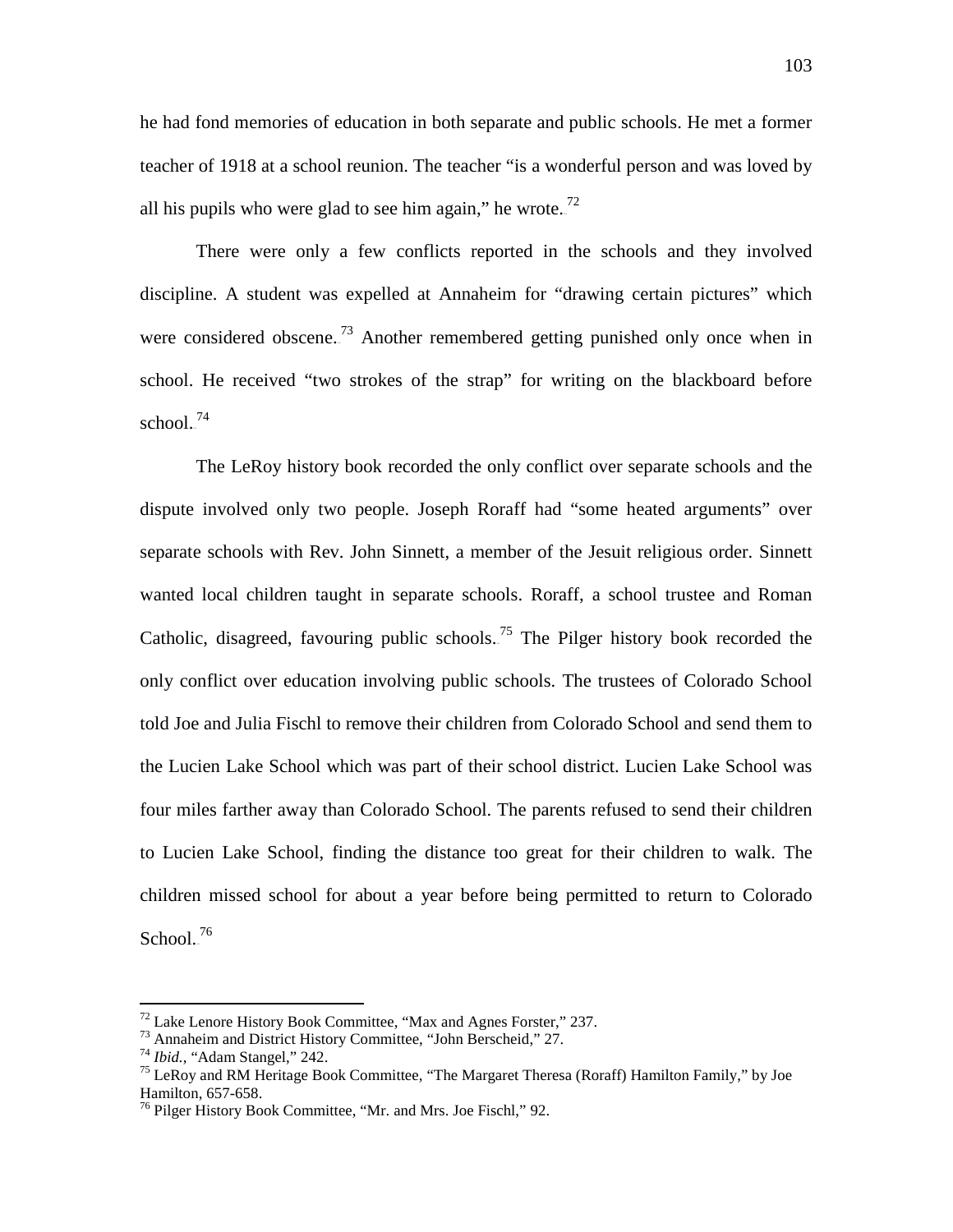he had fond memories of education in both separate and public schools. He met a former teacher of 1918 at a school reunion. The teacher "is a wonderful person and was loved by all his pupils who were glad to see him again," he wrote.[72]

There were only a few conflicts reported in the schools and they involved discipline. A student was expelled at Annaheim for "drawing certain pictures" which were considered obscene.[73] Another remembered getting punished only once when in school. He received "two strokes of the strap" for writing on the blackboard before school.[74]

The LeRoy history book recorded the only conflict over separate schools and the dispute involved only two people. Joseph Roraff had "some heated arguments" over separate schools with Rev. John Sinnett, a member of the Jesuit religious order. Sinnett wanted local children taught in separate schools. Roraff, a school trustee and Roman Catholic, disagreed, favouring public schools.[75] The Pilger history book recorded the only conflict over education involving public schools. The trustees of Colorado School told Joe and Julia Fischl to remove their children from Colorado School and send them to the Lucien Lake School which was part of their school district. Lucien Lake School was four miles farther away than Colorado School. The parents refused to send their children to Lucien Lake School, finding the distance too great for their children to walk. The children missed school for about a year before being permitted to return to Colorado School.[76]

---

[72] Lake Lenore History Book Committee, "Max and Agnes Forster," 237.
[73] Annaheim and District History Committee, "John Berscheid," 27.
[74] *Ibid.*, "Adam Stangel," 242.
[75] LeRoy and RM Heritage Book Committee, "The Margaret Theresa (Roraff) Hamilton Family," by Joe Hamilton, 657-658.
[76] Pilger History Book Committee, "Mr. and Mrs. Joe Fischl," 92.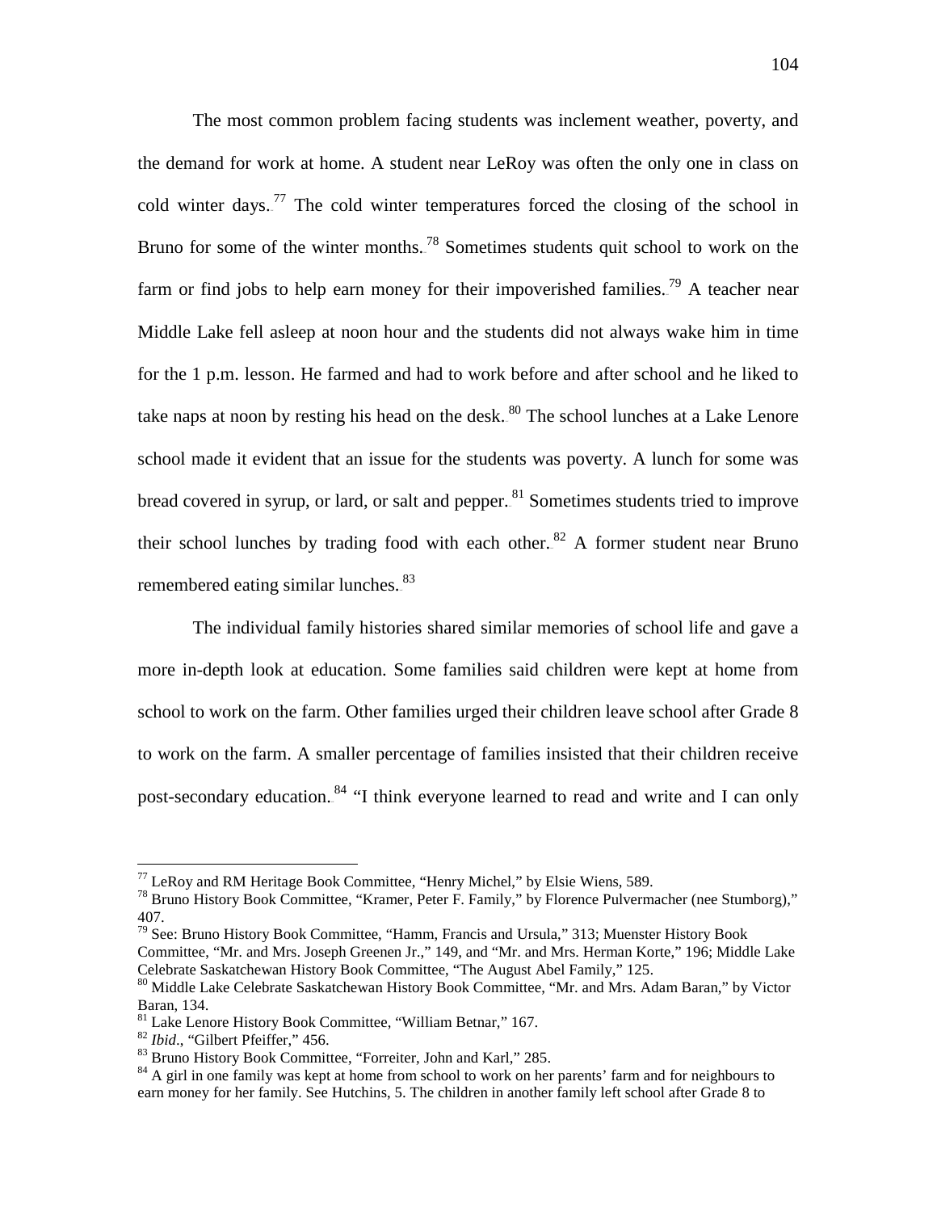The most common problem facing students was inclement weather, poverty, and the demand for work at home. A student near LeRoy was often the only one in class on cold winter days.[77] The cold winter temperatures forced the closing of the school in Bruno for some of the winter months.[78] Sometimes students quit school to work on the farm or find jobs to help earn money for their impoverished families.[79] A teacher near Middle Lake fell asleep at noon hour and the students did not always wake him in time for the 1 p.m. lesson. He farmed and had to work before and after school and he liked to take naps at noon by resting his head on the desk.[80] The school lunches at a Lake Lenore school made it evident that an issue for the students was poverty. A lunch for some was bread covered in syrup, or lard, or salt and pepper.[81] Sometimes students tried to improve their school lunches by trading food with each other.[82] A former student near Bruno remembered eating similar lunches.[83]

The individual family histories shared similar memories of school life and gave a more in-depth look at education. Some families said children were kept at home from school to work on the farm. Other families urged their children leave school after Grade 8 to work on the farm. A smaller percentage of families insisted that their children receive post-secondary education.[84] "I think everyone learned to read and write and I can only

---

[77] LeRoy and RM Heritage Book Committee, "Henry Michel," by Elsie Wiens, 589.

[78] Bruno History Book Committee, "Kramer, Peter F. Family," by Florence Pulvermacher (nee Stumborg)," 407.

[79] See: Bruno History Book Committee, "Hamm, Francis and Ursula," 313; Muenster History Book Committee, "Mr. and Mrs. Joseph Greenen Jr.," 149, and "Mr. and Mrs. Herman Korte," 196; Middle Lake Celebrate Saskatchewan History Book Committee, "The August Abel Family," 125.

[80] Middle Lake Celebrate Saskatchewan History Book Committee, "Mr. and Mrs. Adam Baran," by Victor Baran, 134.

[81] Lake Lenore History Book Committee, "William Betnar," 167.

[82] *Ibid*., "Gilbert Pfeiffer," 456.

[83] Bruno History Book Committee, "Forreiter, John and Karl," 285.

[84] A girl in one family was kept at home from school to work on her parents' farm and for neighbours to earn money for her family. See Hutchins, 5. The children in another family left school after Grade 8 to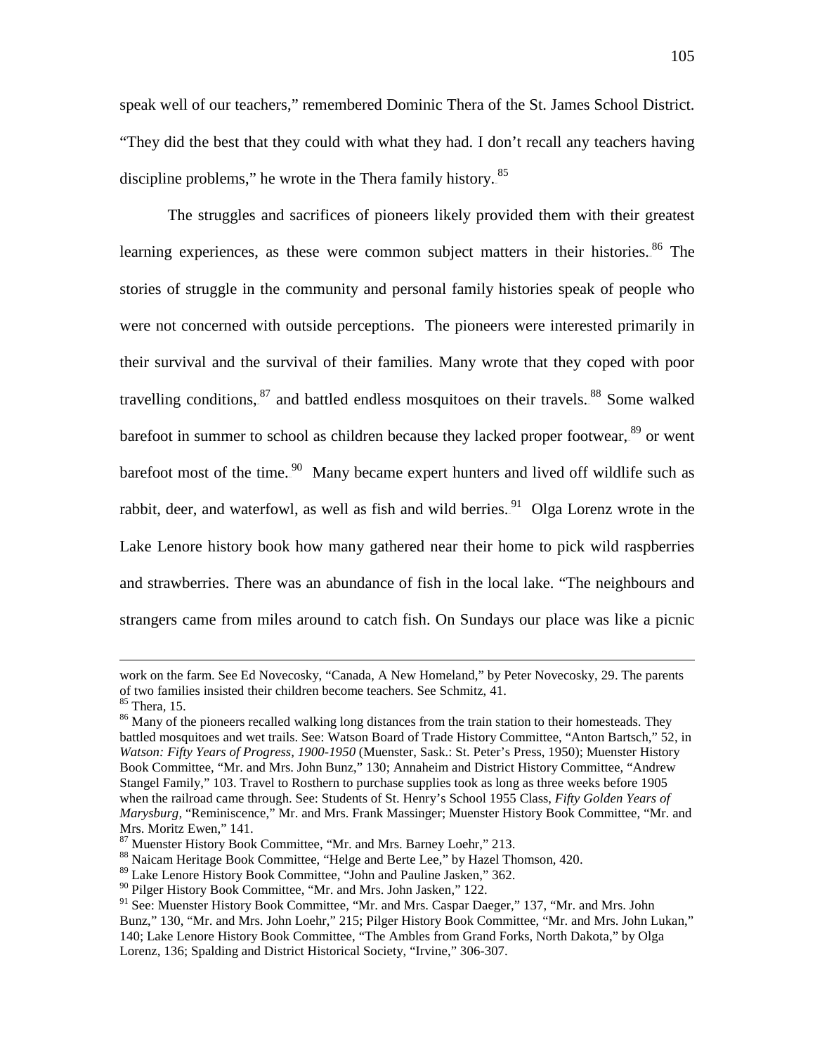speak well of our teachers," remembered Dominic Thera of the St. James School District. "They did the best that they could with what they had. I don't recall any teachers having discipline problems," he wrote in the Thera family history.[85]

The struggles and sacrifices of pioneers likely provided them with their greatest learning experiences, as these were common subject matters in their histories.[86] The stories of struggle in the community and personal family histories speak of people who were not concerned with outside perceptions. The pioneers were interested primarily in their survival and the survival of their families. Many wrote that they coped with poor travelling conditions,[87] and battled endless mosquitoes on their travels.[88] Some walked barefoot in summer to school as children because they lacked proper footwear,[89] or went barefoot most of the time.[90] Many became expert hunters and lived off wildlife such as rabbit, deer, and waterfowl, as well as fish and wild berries.[91] Olga Lorenz wrote in the Lake Lenore history book how many gathered near their home to pick wild raspberries and strawberries. There was an abundance of fish in the local lake. "The neighbours and strangers came from miles around to catch fish. On Sundays our place was like a picnic

---

work on the farm. See Ed Novecosky, "Canada, A New Homeland," by Peter Novecosky, 29. The parents of two families insisted their children become teachers. See Schmitz, 41.

[85] Thera, 15.

[86] Many of the pioneers recalled walking long distances from the train station to their homesteads. They battled mosquitoes and wet trails. See: Watson Board of Trade History Committee, "Anton Bartsch," 52, in *Watson: Fifty Years of Progress, 1900-1950* (Muenster, Sask.: St. Peter's Press, 1950); Muenster History Book Committee, "Mr. and Mrs. John Bunz," 130; Annaheim and District History Committee, "Andrew Stangel Family," 103. Travel to Rosthern to purchase supplies took as long as three weeks before 1905 when the railroad came through. See: Students of St. Henry's School 1955 Class, *Fifty Golden Years of Marysburg*, "Reminiscence," Mr. and Mrs. Frank Massinger; Muenster History Book Committee, "Mr. and Mrs. Moritz Ewen," 141.

[87] Muenster History Book Committee, "Mr. and Mrs. Barney Loehr," 213.

[88] Naicam Heritage Book Committee, "Helge and Berte Lee," by Hazel Thomson, 420.

[89] Lake Lenore History Book Committee, "John and Pauline Jasken," 362.

[90] Pilger History Book Committee, "Mr. and Mrs. John Jasken," 122.

[91] See: Muenster History Book Committee, "Mr. and Mrs. Caspar Daeger," 137, "Mr. and Mrs. John Bunz," 130, "Mr. and Mrs. John Loehr," 215; Pilger History Book Committee, "Mr. and Mrs. John Lukan," 140; Lake Lenore History Book Committee, "The Ambles from Grand Forks, North Dakota," by Olga Lorenz, 136; Spalding and District Historical Society, "Irvine," 306-307.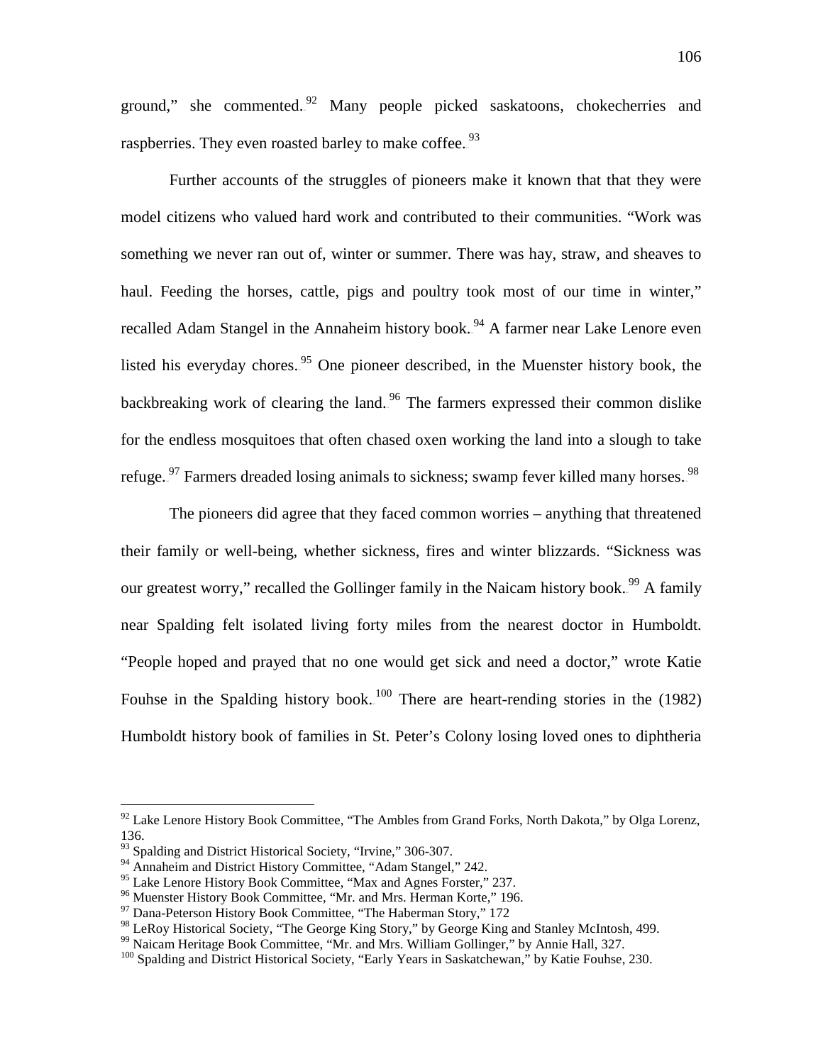ground," she commented.[92] Many people picked saskatoons, chokecherries and raspberries. They even roasted barley to make coffee.[93]

Further accounts of the struggles of pioneers make it known that that they were model citizens who valued hard work and contributed to their communities. "Work was something we never ran out of, winter or summer. There was hay, straw, and sheaves to haul. Feeding the horses, cattle, pigs and poultry took most of our time in winter," recalled Adam Stangel in the Annaheim history book.[94] A farmer near Lake Lenore even listed his everyday chores.[95] One pioneer described, in the Muenster history book, the backbreaking work of clearing the land.[96] The farmers expressed their common dislike for the endless mosquitoes that often chased oxen working the land into a slough to take refuge.[97] Farmers dreaded losing animals to sickness; swamp fever killed many horses.[98]

The pioneers did agree that they faced common worries – anything that threatened their family or well-being, whether sickness, fires and winter blizzards. "Sickness was our greatest worry," recalled the Gollinger family in the Naicam history book.[99] A family near Spalding felt isolated living forty miles from the nearest doctor in Humboldt. "People hoped and prayed that no one would get sick and need a doctor," wrote Katie Fouhse in the Spalding history book.[100] There are heart-rending stories in the (1982) Humboldt history book of families in St. Peter's Colony losing loved ones to diphtheria

---

[92] Lake Lenore History Book Committee, "The Ambles from Grand Forks, North Dakota," by Olga Lorenz, 136.
[93] Spalding and District Historical Society, "Irvine," 306-307.
[94] Annaheim and District History Committee, "Adam Stangel," 242.
[95] Lake Lenore History Book Committee, "Max and Agnes Forster," 237.
[96] Muenster History Book Committee, "Mr. and Mrs. Herman Korte," 196.
[97] Dana-Peterson History Book Committee, "The Haberman Story," 172
[98] LeRoy Historical Society, "The George King Story," by George King and Stanley McIntosh, 499.
[99] Naicam Heritage Book Committee, "Mr. and Mrs. William Gollinger," by Annie Hall, 327.
[100] Spalding and District Historical Society, "Early Years in Saskatchewan," by Katie Fouhse, 230.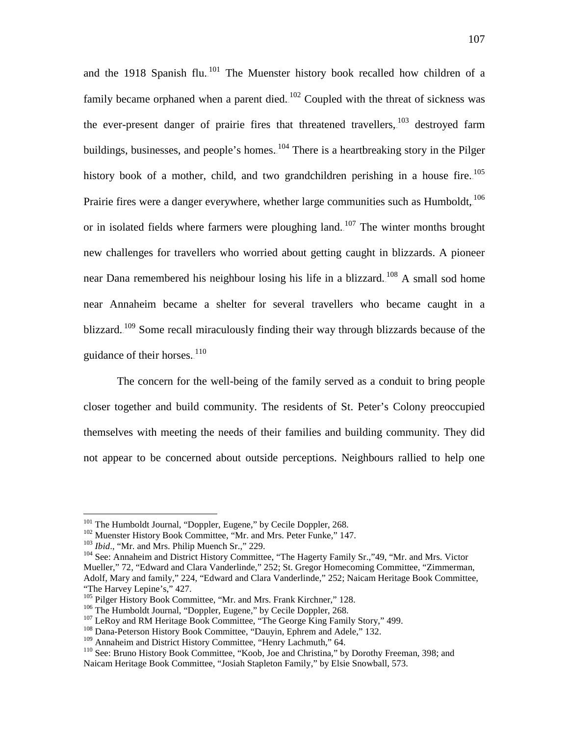and the 1918 Spanish flu.[101] The Muenster history book recalled how children of a family became orphaned when a parent died.[102] Coupled with the threat of sickness was the ever-present danger of prairie fires that threatened travellers,[103] destroyed farm buildings, businesses, and people's homes.[104] There is a heartbreaking story in the Pilger history book of a mother, child, and two grandchildren perishing in a house fire.[105] Prairie fires were a danger everywhere, whether large communities such as Humboldt,[106] or in isolated fields where farmers were ploughing land.[107] The winter months brought new challenges for travellers who worried about getting caught in blizzards. A pioneer near Dana remembered his neighbour losing his life in a blizzard.[108] A small sod home near Annaheim became a shelter for several travellers who became caught in a blizzard.[109] Some recall miraculously finding their way through blizzards because of the guidance of their horses.[110]

The concern for the well-being of the family served as a conduit to bring people closer together and build community. The residents of St. Peter's Colony preoccupied themselves with meeting the needs of their families and building community. They did not appear to be concerned about outside perceptions. Neighbours rallied to help one

---

[101] The Humboldt Journal, "Doppler, Eugene," by Cecile Doppler, 268.

[102] Muenster History Book Committee, "Mr. and Mrs. Peter Funke," 147.

[103] *Ibid*., "Mr. and Mrs. Philip Muench Sr.," 229.

[104] See: Annaheim and District History Committee, "The Hagerty Family Sr.,"49, "Mr. and Mrs. Victor Mueller," 72, "Edward and Clara Vanderlinde," 252; St. Gregor Homecoming Committee, "Zimmerman, Adolf, Mary and family," 224, "Edward and Clara Vanderlinde," 252; Naicam Heritage Book Committee, "The Harvey Lepine's," 427.

[105] Pilger History Book Committee, "Mr. and Mrs. Frank Kirchner," 128.

[106] The Humboldt Journal, "Doppler, Eugene," by Cecile Doppler, 268.

[107] LeRoy and RM Heritage Book Committee, "The George King Family Story," 499.

[108] Dana-Peterson History Book Committee, "Dauyin, Ephrem and Adele," 132.

[109] Annaheim and District History Committee, "Henry Lachmuth," 64.

[110] See: Bruno History Book Committee, "Koob, Joe and Christina," by Dorothy Freeman, 398; and Naicam Heritage Book Committee, "Josiah Stapleton Family," by Elsie Snowball, 573.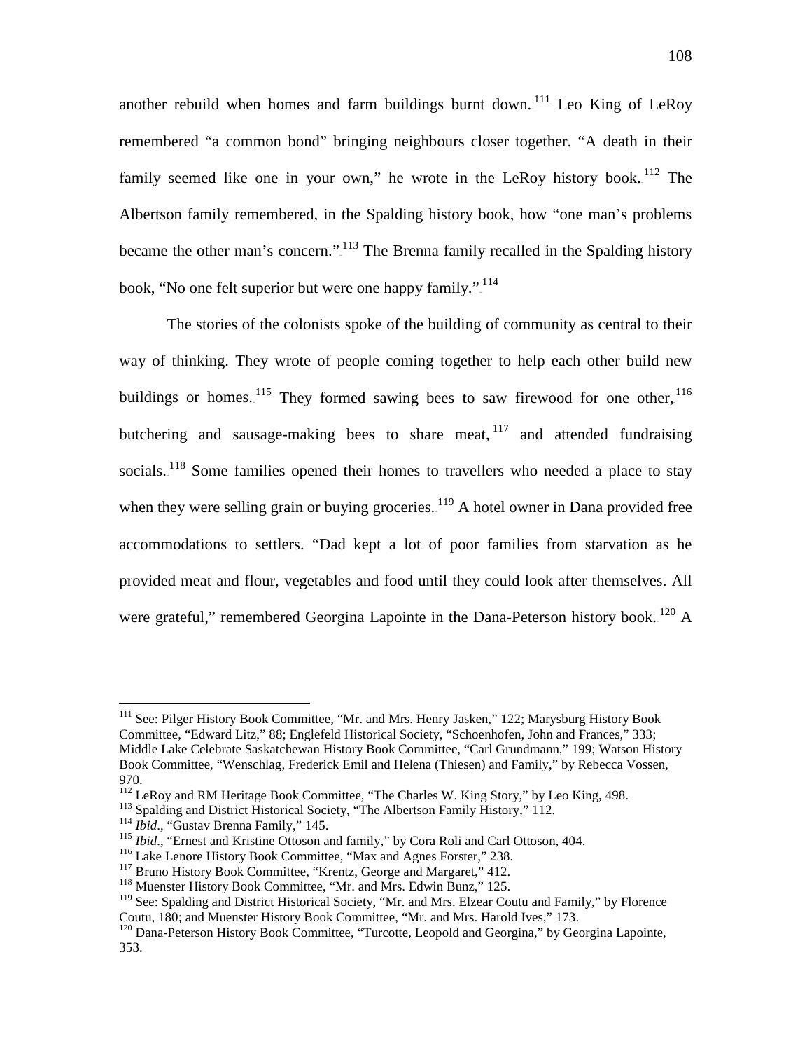another rebuild when homes and farm buildings burnt down.[111] Leo King of LeRoy remembered "a common bond" bringing neighbours closer together. "A death in their family seemed like one in your own," he wrote in the LeRoy history book.[112] The Albertson family remembered, in the Spalding history book, how "one man's problems became the other man's concern."[113] The Brenna family recalled in the Spalding history book, "No one felt superior but were one happy family."[114]

The stories of the colonists spoke of the building of community as central to their way of thinking. They wrote of people coming together to help each other build new buildings or homes.[115] They formed sawing bees to saw firewood for one other,[116] butchering and sausage-making bees to share meat,[117] and attended fundraising socials.[118] Some families opened their homes to travellers who needed a place to stay when they were selling grain or buying groceries.[119] A hotel owner in Dana provided free accommodations to settlers. "Dad kept a lot of poor families from starvation as he provided meat and flour, vegetables and food until they could look after themselves. All were grateful," remembered Georgina Lapointe in the Dana-Peterson history book.[120] A

---

[111] See: Pilger History Book Committee, "Mr. and Mrs. Henry Jasken," 122; Marysburg History Book Committee, "Edward Litz," 88; Englefeld Historical Society, "Schoenhofen, John and Frances," 333; Middle Lake Celebrate Saskatchewan History Book Committee, "Carl Grundmann," 199; Watson History Book Committee, "Wenschlag, Frederick Emil and Helena (Thiesen) and Family," by Rebecca Vossen, 970.

[112] LeRoy and RM Heritage Book Committee, "The Charles W. King Story," by Leo King, 498.

[113] Spalding and District Historical Society, "The Albertson Family History," 112.

[114] *Ibid*., "Gustav Brenna Family," 145.

[115] *Ibid*., "Ernest and Kristine Ottoson and family," by Cora Roli and Carl Ottoson, 404.

[116] Lake Lenore History Book Committee, "Max and Agnes Forster," 238.

[117] Bruno History Book Committee, "Krentz, George and Margaret," 412.

[118] Muenster History Book Committee, "Mr. and Mrs. Edwin Bunz," 125.

[119] See: Spalding and District Historical Society, "Mr. and Mrs. Elzear Coutu and Family," by Florence Coutu, 180; and Muenster History Book Committee, "Mr. and Mrs. Harold Ives," 173.

[120] Dana-Peterson History Book Committee, "Turcotte, Leopold and Georgina," by Georgina Lapointe, 353.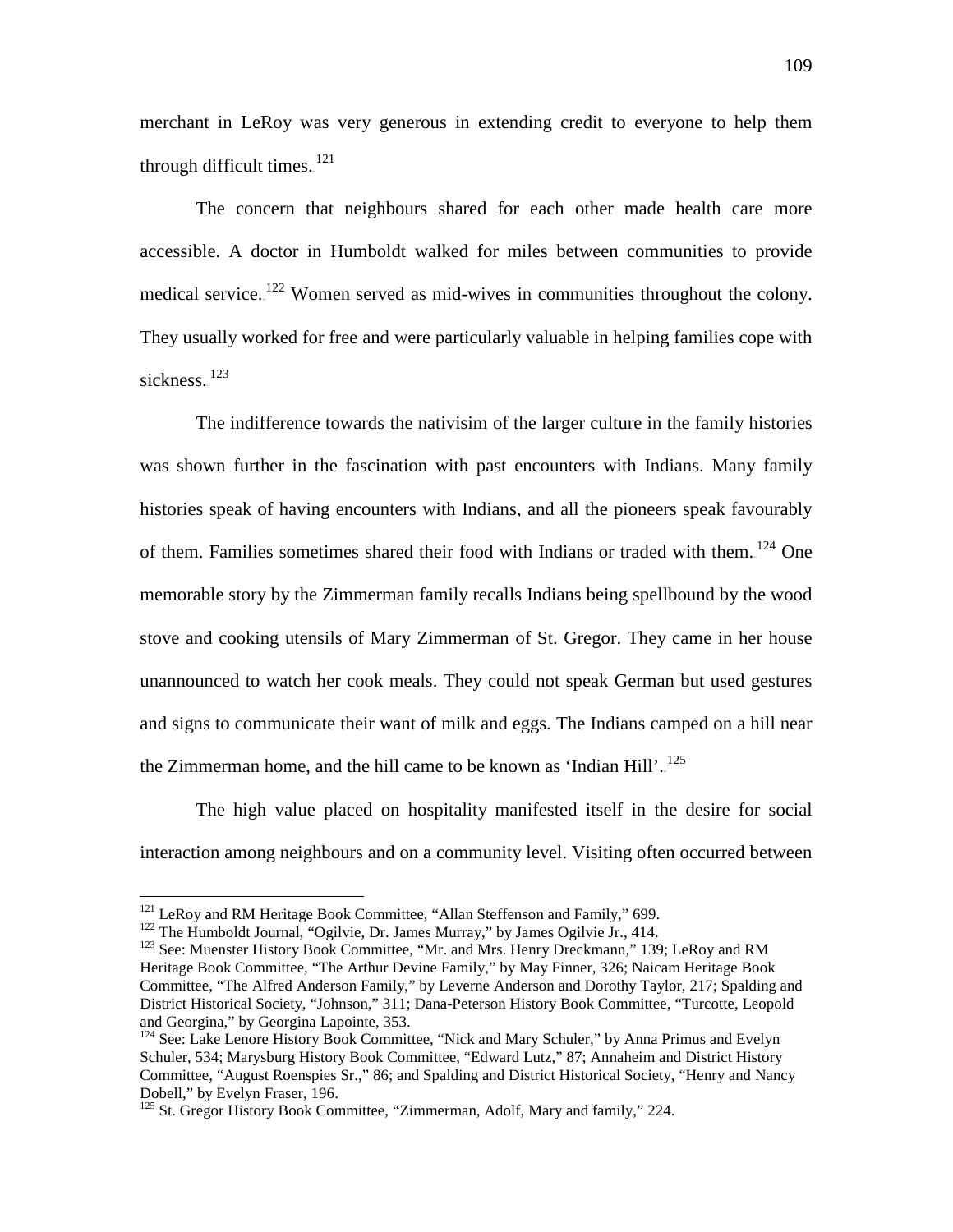merchant in LeRoy was very generous in extending credit to everyone to help them through difficult times.[121]

The concern that neighbours shared for each other made health care more accessible. A doctor in Humboldt walked for miles between communities to provide medical service.[122] Women served as mid-wives in communities throughout the colony. They usually worked for free and were particularly valuable in helping families cope with sickness.[123]

The indifference towards the nativisim of the larger culture in the family histories was shown further in the fascination with past encounters with Indians. Many family histories speak of having encounters with Indians, and all the pioneers speak favourably of them. Families sometimes shared their food with Indians or traded with them.[124] One memorable story by the Zimmerman family recalls Indians being spellbound by the wood stove and cooking utensils of Mary Zimmerman of St. Gregor. They came in her house unannounced to watch her cook meals. They could not speak German but used gestures and signs to communicate their want of milk and eggs. The Indians camped on a hill near the Zimmerman home, and the hill came to be known as 'Indian Hill'.[125]

The high value placed on hospitality manifested itself in the desire for social interaction among neighbours and on a community level. Visiting often occurred between

---

[121] LeRoy and RM Heritage Book Committee, "Allan Steffenson and Family," 699.

[122] The Humboldt Journal, "Ogilvie, Dr. James Murray," by James Ogilvie Jr., 414.

[123] See: Muenster History Book Committee, "Mr. and Mrs. Henry Dreckmann," 139; LeRoy and RM Heritage Book Committee, "The Arthur Devine Family," by May Finner, 326; Naicam Heritage Book Committee, "The Alfred Anderson Family," by Leverne Anderson and Dorothy Taylor, 217; Spalding and District Historical Society, "Johnson," 311; Dana-Peterson History Book Committee, "Turcotte, Leopold and Georgina," by Georgina Lapointe, 353.

[124] See: Lake Lenore History Book Committee, "Nick and Mary Schuler," by Anna Primus and Evelyn Schuler, 534; Marysburg History Book Committee, "Edward Lutz," 87; Annaheim and District History Committee, "August Roenspies Sr.," 86; and Spalding and District Historical Society, "Henry and Nancy Dobell," by Evelyn Fraser, 196.

[125] St. Gregor History Book Committee, "Zimmerman, Adolf, Mary and family," 224.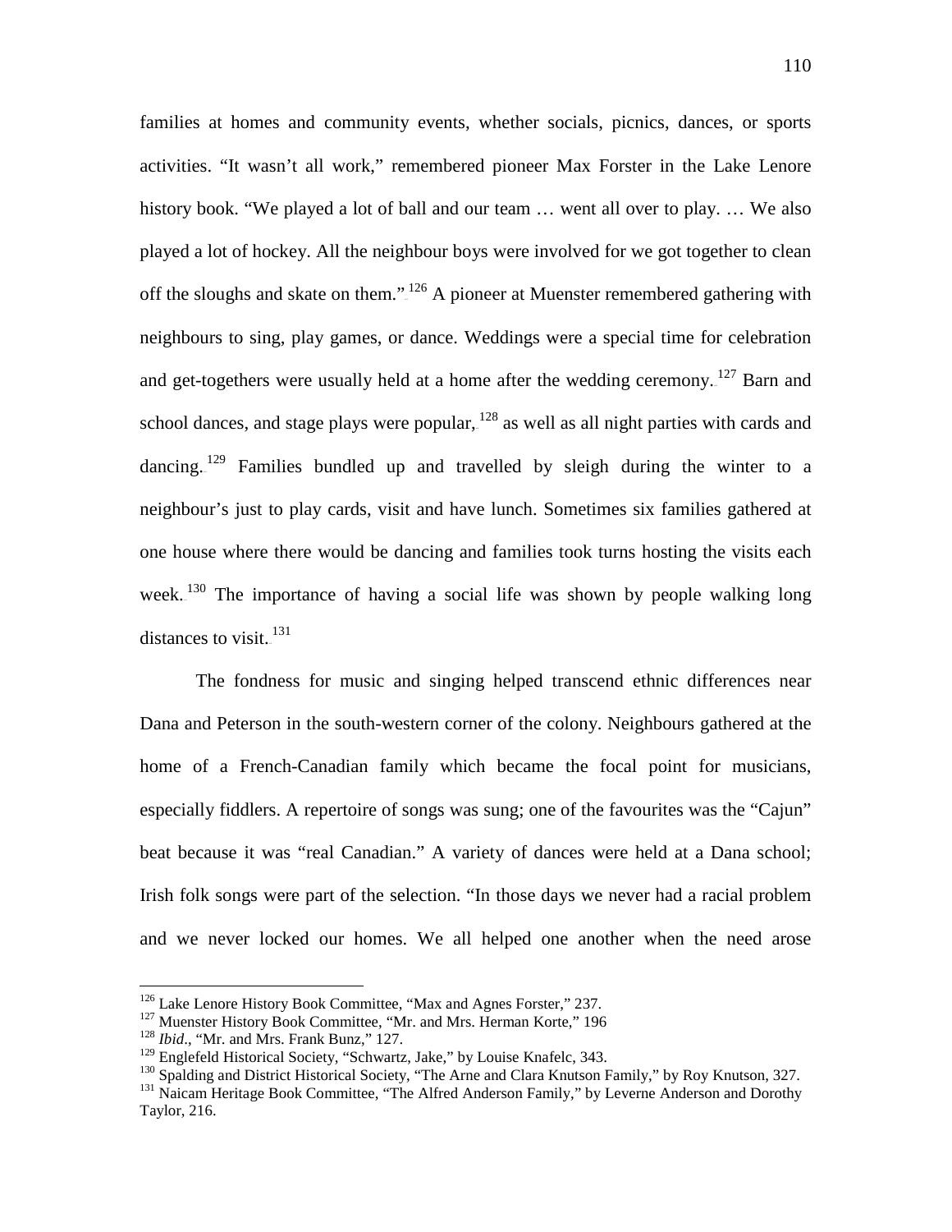families at homes and community events, whether socials, picnics, dances, or sports activities. "It wasn't all work," remembered pioneer Max Forster in the Lake Lenore history book. "We played a lot of ball and our team … went all over to play. … We also played a lot of hockey. All the neighbour boys were involved for we got together to clean off the sloughs and skate on them."[126] A pioneer at Muenster remembered gathering with neighbours to sing, play games, or dance. Weddings were a special time for celebration and get-togethers were usually held at a home after the wedding ceremony.[127] Barn and school dances, and stage plays were popular,[128] as well as all night parties with cards and dancing.[129] Families bundled up and travelled by sleigh during the winter to a neighbour's just to play cards, visit and have lunch. Sometimes six families gathered at one house where there would be dancing and families took turns hosting the visits each week.[130] The importance of having a social life was shown by people walking long distances to visit.[131]

The fondness for music and singing helped transcend ethnic differences near Dana and Peterson in the south-western corner of the colony. Neighbours gathered at the home of a French-Canadian family which became the focal point for musicians, especially fiddlers. A repertoire of songs was sung; one of the favourites was the "Cajun" beat because it was "real Canadian." A variety of dances were held at a Dana school; Irish folk songs were part of the selection. "In those days we never had a racial problem and we never locked our homes. We all helped one another when the need arose

---

[126] Lake Lenore History Book Committee, "Max and Agnes Forster," 237.
[127] Muenster History Book Committee, "Mr. and Mrs. Herman Korte," 196
[128] *Ibid*., "Mr. and Mrs. Frank Bunz," 127.
[129] Englefeld Historical Society, "Schwartz, Jake," by Louise Knafelc, 343.
[130] Spalding and District Historical Society, "The Arne and Clara Knutson Family," by Roy Knutson, 327.
[131] Naicam Heritage Book Committee, "The Alfred Anderson Family," by Leverne Anderson and Dorothy Taylor, 216.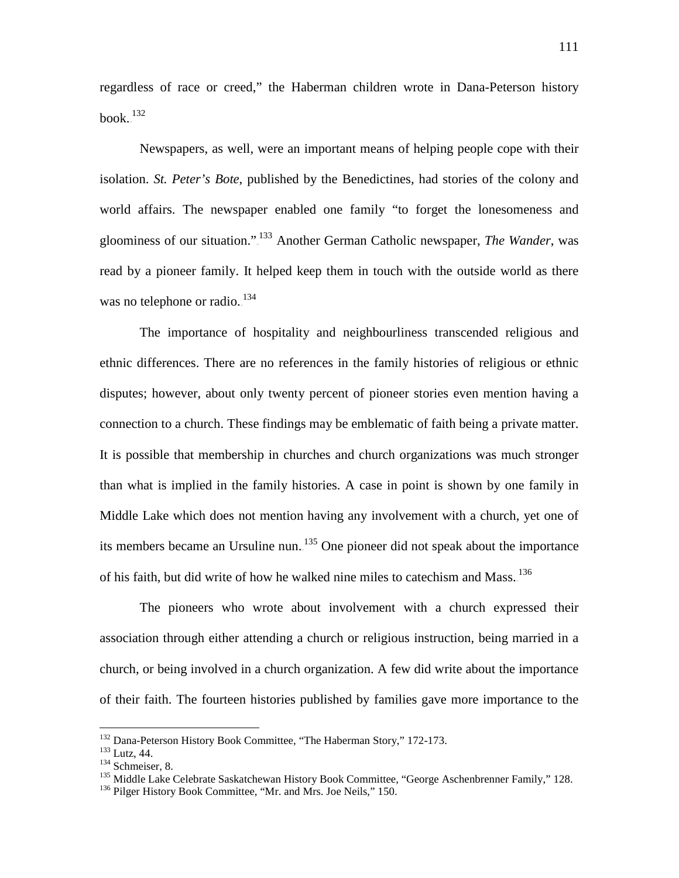regardless of race or creed," the Haberman children wrote in Dana-Peterson history book.[132]

Newspapers, as well, were an important means of helping people cope with their isolation. *St. Peter's Bote*, published by the Benedictines, had stories of the colony and world affairs. The newspaper enabled one family "to forget the lonesomeness and gloominess of our situation."[133] Another German Catholic newspaper, *The Wander*, was read by a pioneer family. It helped keep them in touch with the outside world as there was no telephone or radio.[134]

The importance of hospitality and neighbourliness transcended religious and ethnic differences. There are no references in the family histories of religious or ethnic disputes; however, about only twenty percent of pioneer stories even mention having a connection to a church. These findings may be emblematic of faith being a private matter. It is possible that membership in churches and church organizations was much stronger than what is implied in the family histories. A case in point is shown by one family in Middle Lake which does not mention having any involvement with a church, yet one of its members became an Ursuline nun.[135] One pioneer did not speak about the importance of his faith, but did write of how he walked nine miles to catechism and Mass.[136]

The pioneers who wrote about involvement with a church expressed their association through either attending a church or religious instruction, being married in a church, or being involved in a church organization. A few did write about the importance of their faith. The fourteen histories published by families gave more importance to the

---

[132] Dana-Peterson History Book Committee, "The Haberman Story," 172-173.
[133] Lutz, 44.
[134] Schmeiser, 8.
[135] Middle Lake Celebrate Saskatchewan History Book Committee, "George Aschenbrenner Family," 128.
[136] Pilger History Book Committee, "Mr. and Mrs. Joe Neils," 150.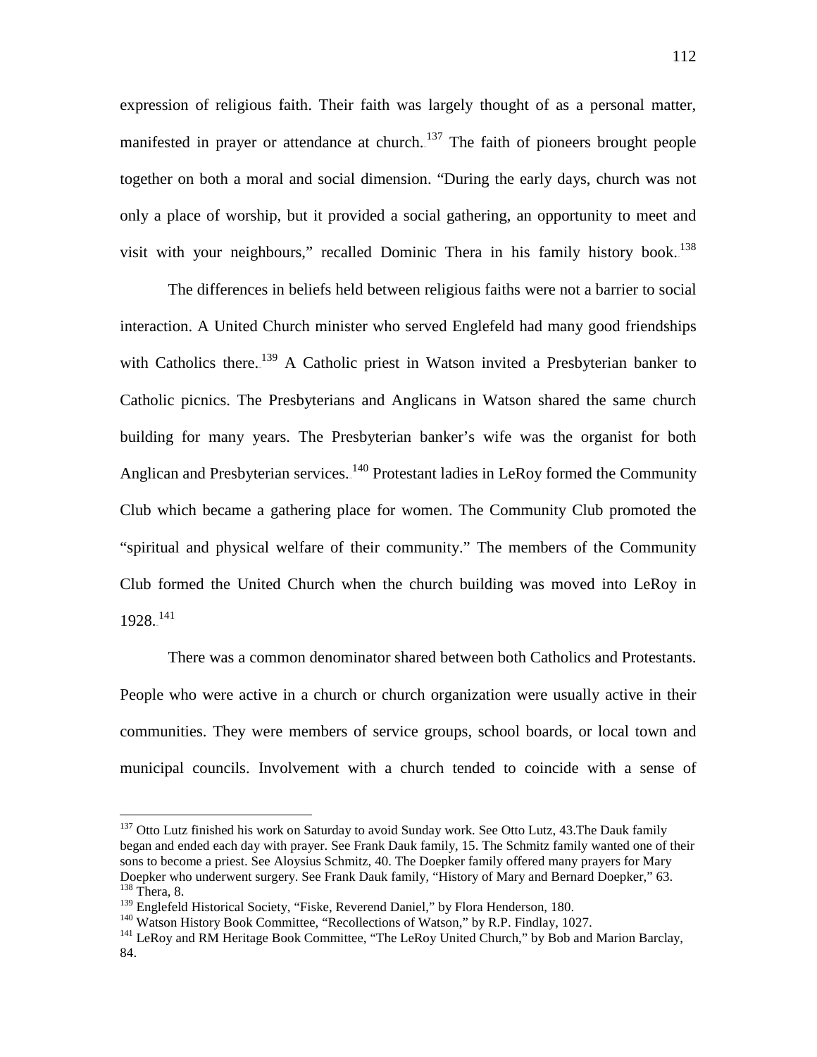expression of religious faith. Their faith was largely thought of as a personal matter, manifested in prayer or attendance at church.[137] The faith of pioneers brought people together on both a moral and social dimension. "During the early days, church was not only a place of worship, but it provided a social gathering, an opportunity to meet and visit with your neighbours," recalled Dominic Thera in his family history book.[138]

The differences in beliefs held between religious faiths were not a barrier to social interaction. A United Church minister who served Englefeld had many good friendships with Catholics there.[139] A Catholic priest in Watson invited a Presbyterian banker to Catholic picnics. The Presbyterians and Anglicans in Watson shared the same church building for many years. The Presbyterian banker's wife was the organist for both Anglican and Presbyterian services.[140] Protestant ladies in LeRoy formed the Community Club which became a gathering place for women. The Community Club promoted the "spiritual and physical welfare of their community." The members of the Community Club formed the United Church when the church building was moved into LeRoy in 1928.[141]

There was a common denominator shared between both Catholics and Protestants. People who were active in a church or church organization were usually active in their communities. They were members of service groups, school boards, or local town and municipal councils. Involvement with a church tended to coincide with a sense of

---

[137] Otto Lutz finished his work on Saturday to avoid Sunday work. See Otto Lutz, 43.The Dauk family began and ended each day with prayer. See Frank Dauk family, 15. The Schmitz family wanted one of their sons to become a priest. See Aloysius Schmitz, 40. The Doepker family offered many prayers for Mary Doepker who underwent surgery. See Frank Dauk family, "History of Mary and Bernard Doepker," 63.

[138] Thera, 8.

[139] Englefeld Historical Society, "Fiske, Reverend Daniel," by Flora Henderson, 180.

[140] Watson History Book Committee, "Recollections of Watson," by R.P. Findlay, 1027.

[141] LeRoy and RM Heritage Book Committee, "The LeRoy United Church," by Bob and Marion Barclay, 84.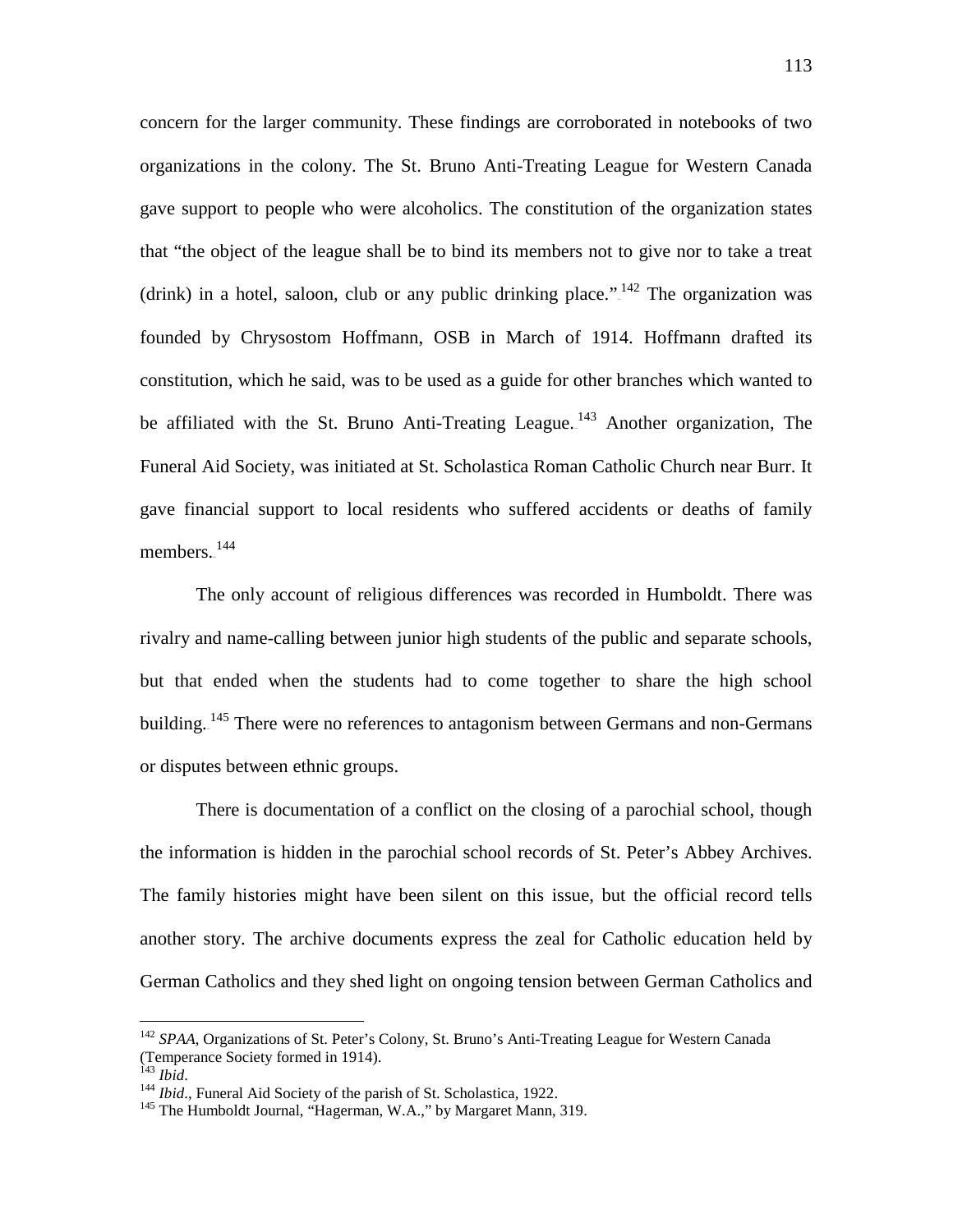concern for the larger community. These findings are corroborated in notebooks of two organizations in the colony. The St. Bruno Anti-Treating League for Western Canada gave support to people who were alcoholics. The constitution of the organization states that "the object of the league shall be to bind its members not to give nor to take a treat (drink) in a hotel, saloon, club or any public drinking place."[142] The organization was founded by Chrysostom Hoffmann, OSB in March of 1914. Hoffmann drafted its constitution, which he said, was to be used as a guide for other branches which wanted to be affiliated with the St. Bruno Anti-Treating League.[143] Another organization, The Funeral Aid Society, was initiated at St. Scholastica Roman Catholic Church near Burr. It gave financial support to local residents who suffered accidents or deaths of family members.[144]

The only account of religious differences was recorded in Humboldt. There was rivalry and name-calling between junior high students of the public and separate schools, but that ended when the students had to come together to share the high school building.[145] There were no references to antagonism between Germans and non-Germans or disputes between ethnic groups.

There is documentation of a conflict on the closing of a parochial school, though the information is hidden in the parochial school records of St. Peter's Abbey Archives. The family histories might have been silent on this issue, but the official record tells another story. The archive documents express the zeal for Catholic education held by German Catholics and they shed light on ongoing tension between German Catholics and

---

[142] *SPAA*, Organizations of St. Peter's Colony, St. Bruno's Anti-Treating League for Western Canada (Temperance Society formed in 1914).

[143] *Ibid*.

[144] *Ibid*., Funeral Aid Society of the parish of St. Scholastica, 1922.

[145] The Humboldt Journal, "Hagerman, W.A.," by Margaret Mann, 319.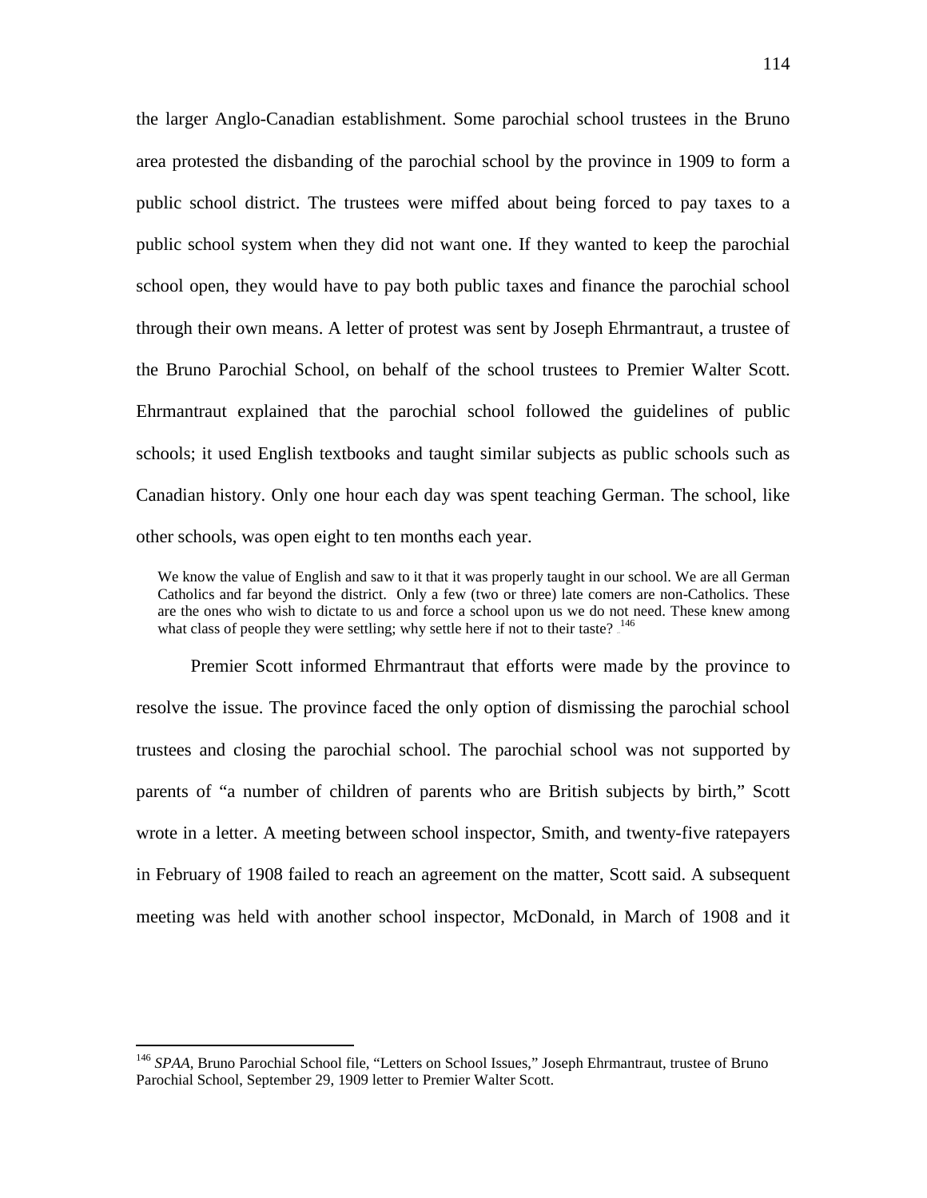the larger Anglo-Canadian establishment. Some parochial school trustees in the Bruno area protested the disbanding of the parochial school by the province in 1909 to form a public school district. The trustees were miffed about being forced to pay taxes to a public school system when they did not want one. If they wanted to keep the parochial school open, they would have to pay both public taxes and finance the parochial school through their own means. A letter of protest was sent by Joseph Ehrmantraut, a trustee of the Bruno Parochial School, on behalf of the school trustees to Premier Walter Scott. Ehrmantraut explained that the parochial school followed the guidelines of public schools; it used English textbooks and taught similar subjects as public schools such as Canadian history. Only one hour each day was spent teaching German. The school, like other schools, was open eight to ten months each year.

> We know the value of English and saw to it that it was properly taught in our school. We are all German Catholics and far beyond the district. Only a few (two or three) late comers are non-Catholics. These are the ones who wish to dictate to us and force a school upon us we do not need. These knew among what class of people they were settling; why settle here if not to their taste? [146]

Premier Scott informed Ehrmantraut that efforts were made by the province to resolve the issue. The province faced the only option of dismissing the parochial school trustees and closing the parochial school. The parochial school was not supported by parents of "a number of children of parents who are British subjects by birth," Scott wrote in a letter. A meeting between school inspector, Smith, and twenty-five ratepayers in February of 1908 failed to reach an agreement on the matter, Scott said. A subsequent meeting was held with another school inspector, McDonald, in March of 1908 and it

---

[146] *SPAA*, Bruno Parochial School file, "Letters on School Issues," Joseph Ehrmantraut, trustee of Bruno Parochial School, September 29, 1909 letter to Premier Walter Scott.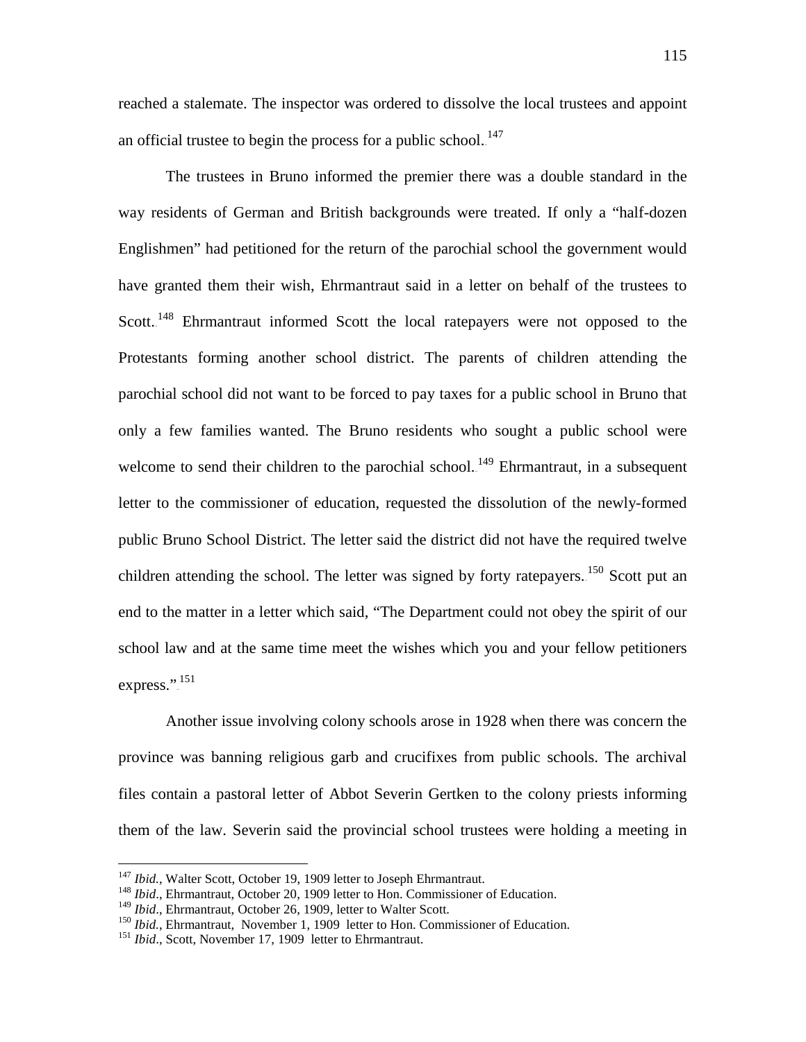reached a stalemate. The inspector was ordered to dissolve the local trustees and appoint an official trustee to begin the process for a public school.[147]

The trustees in Bruno informed the premier there was a double standard in the way residents of German and British backgrounds were treated. If only a "half-dozen Englishmen" had petitioned for the return of the parochial school the government would have granted them their wish, Ehrmantraut said in a letter on behalf of the trustees to Scott.[148] Ehrmantraut informed Scott the local ratepayers were not opposed to the Protestants forming another school district. The parents of children attending the parochial school did not want to be forced to pay taxes for a public school in Bruno that only a few families wanted. The Bruno residents who sought a public school were welcome to send their children to the parochial school.[149] Ehrmantraut, in a subsequent letter to the commissioner of education, requested the dissolution of the newly-formed public Bruno School District. The letter said the district did not have the required twelve children attending the school. The letter was signed by forty ratepayers.[150] Scott put an end to the matter in a letter which said, "The Department could not obey the spirit of our school law and at the same time meet the wishes which you and your fellow petitioners express."[151]

Another issue involving colony schools arose in 1928 when there was concern the province was banning religious garb and crucifixes from public schools. The archival files contain a pastoral letter of Abbot Severin Gertken to the colony priests informing them of the law. Severin said the provincial school trustees were holding a meeting in

---

[147] *Ibid.*, Walter Scott, October 19, 1909 letter to Joseph Ehrmantraut.
[148] *Ibid*., Ehrmantraut, October 20, 1909 letter to Hon. Commissioner of Education.
[149] *Ibid*., Ehrmantraut, October 26, 1909, letter to Walter Scott.
[150] *Ibid.*, Ehrmantraut, November 1, 1909 letter to Hon. Commissioner of Education.
[151] *Ibid*., Scott, November 17, 1909 letter to Ehrmantraut.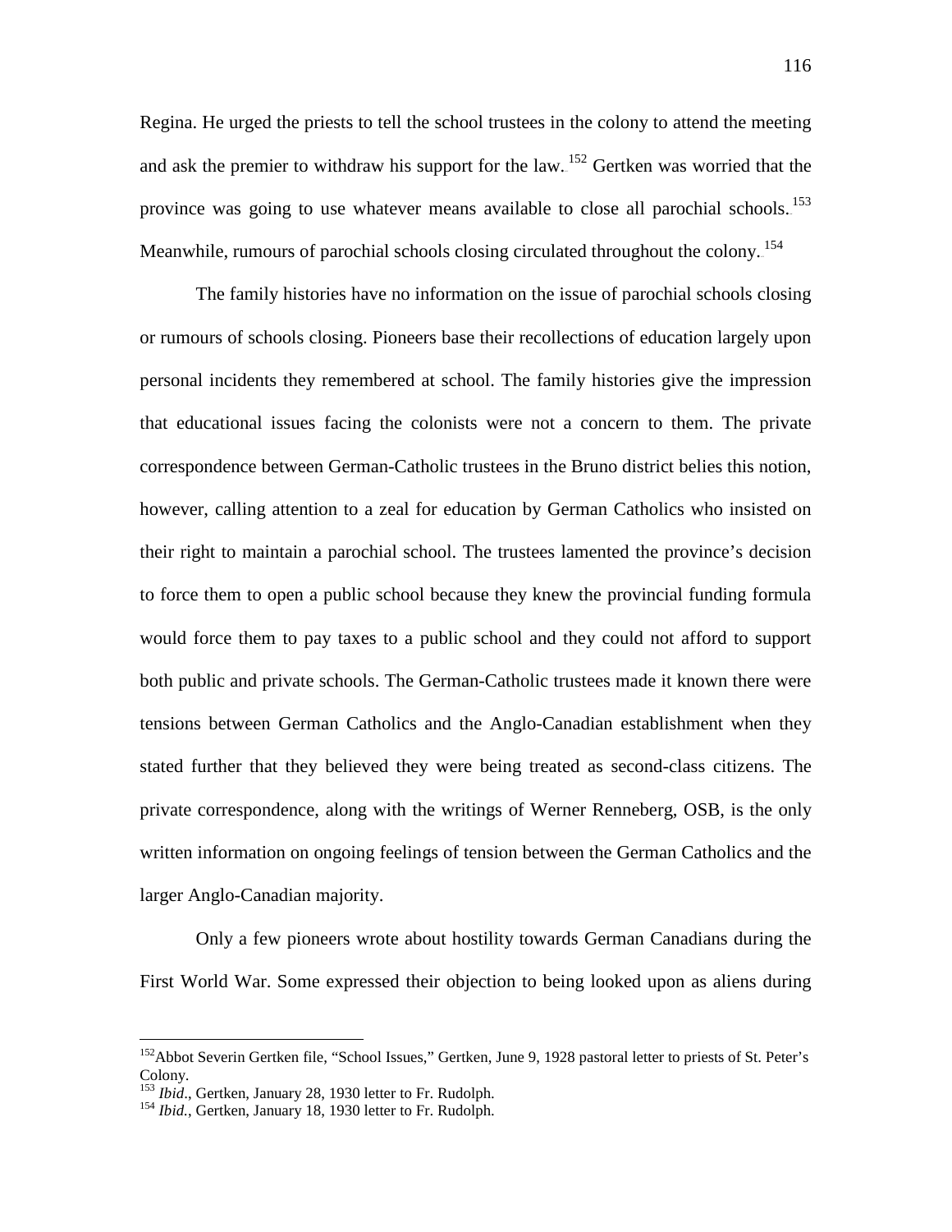Regina. He urged the priests to tell the school trustees in the colony to attend the meeting and ask the premier to withdraw his support for the law.[152] Gertken was worried that the province was going to use whatever means available to close all parochial schools.[153] Meanwhile, rumours of parochial schools closing circulated throughout the colony.[154]

The family histories have no information on the issue of parochial schools closing or rumours of schools closing. Pioneers base their recollections of education largely upon personal incidents they remembered at school. The family histories give the impression that educational issues facing the colonists were not a concern to them. The private correspondence between German-Catholic trustees in the Bruno district belies this notion, however, calling attention to a zeal for education by German Catholics who insisted on their right to maintain a parochial school. The trustees lamented the province's decision to force them to open a public school because they knew the provincial funding formula would force them to pay taxes to a public school and they could not afford to support both public and private schools. The German-Catholic trustees made it known there were tensions between German Catholics and the Anglo-Canadian establishment when they stated further that they believed they were being treated as second-class citizens. The private correspondence, along with the writings of Werner Renneberg, OSB, is the only written information on ongoing feelings of tension between the German Catholics and the larger Anglo-Canadian majority.

Only a few pioneers wrote about hostility towards German Canadians during the First World War. Some expressed their objection to being looked upon as aliens during

---

[152] Abbot Severin Gertken file, "School Issues," Gertken, June 9, 1928 pastoral letter to priests of St. Peter's Colony.

[153] *Ibid*., Gertken, January 28, 1930 letter to Fr. Rudolph.

[154] *Ibid.*, Gertken, January 18, 1930 letter to Fr. Rudolph.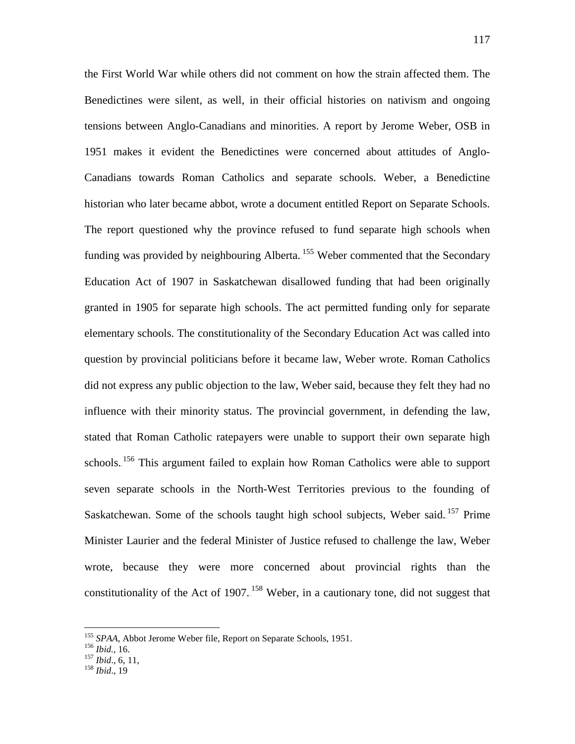the First World War while others did not comment on how the strain affected them. The Benedictines were silent, as well, in their official histories on nativism and ongoing tensions between Anglo-Canadians and minorities. A report by Jerome Weber, OSB in 1951 makes it evident the Benedictines were concerned about attitudes of Anglo-Canadians towards Roman Catholics and separate schools. Weber, a Benedictine historian who later became abbot, wrote a document entitled Report on Separate Schools. The report questioned why the province refused to fund separate high schools when funding was provided by neighbouring Alberta.[155] Weber commented that the Secondary Education Act of 1907 in Saskatchewan disallowed funding that had been originally granted in 1905 for separate high schools. The act permitted funding only for separate elementary schools. The constitutionality of the Secondary Education Act was called into question by provincial politicians before it became law, Weber wrote. Roman Catholics did not express any public objection to the law, Weber said, because they felt they had no influence with their minority status. The provincial government, in defending the law, stated that Roman Catholic ratepayers were unable to support their own separate high schools.[156] This argument failed to explain how Roman Catholics were able to support seven separate schools in the North-West Territories previous to the founding of Saskatchewan. Some of the schools taught high school subjects, Weber said.[157] Prime Minister Laurier and the federal Minister of Justice refused to challenge the law, Weber wrote, because they were more concerned about provincial rights than the constitutionality of the Act of 1907.[158] Weber, in a cautionary tone, did not suggest that

---

[155] *SPAA*, Abbot Jerome Weber file, Report on Separate Schools, 1951.

[156] *Ibid.*, 16.

[157] *Ibid*., 6, 11,

[158] *Ibid*., 19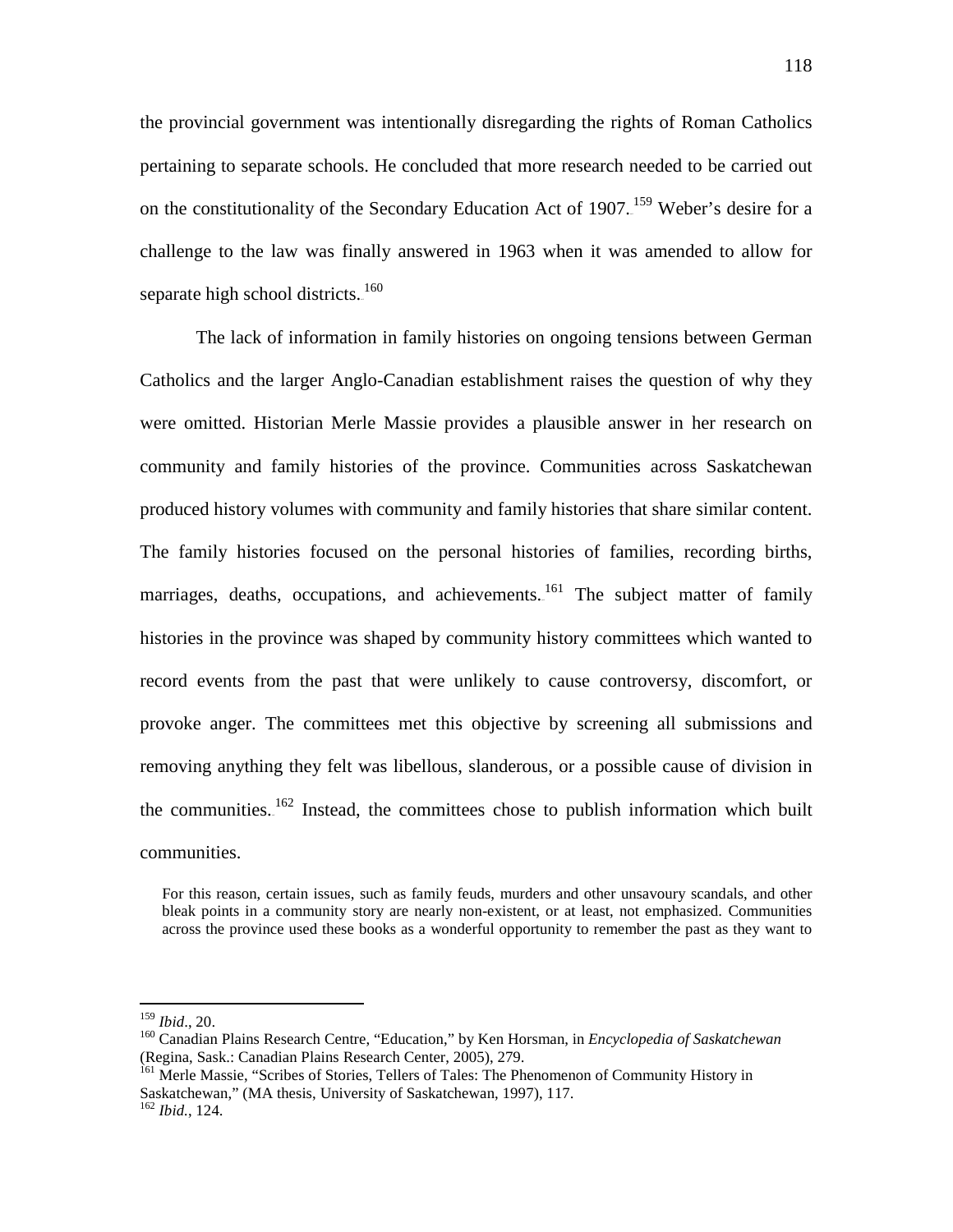the provincial government was intentionally disregarding the rights of Roman Catholics pertaining to separate schools. He concluded that more research needed to be carried out on the constitutionality of the Secondary Education Act of 1907.[159] Weber's desire for a challenge to the law was finally answered in 1963 when it was amended to allow for separate high school districts.[160]

The lack of information in family histories on ongoing tensions between German Catholics and the larger Anglo-Canadian establishment raises the question of why they were omitted. Historian Merle Massie provides a plausible answer in her research on community and family histories of the province. Communities across Saskatchewan produced history volumes with community and family histories that share similar content. The family histories focused on the personal histories of families, recording births, marriages, deaths, occupations, and achievements.[161] The subject matter of family histories in the province was shaped by community history committees which wanted to record events from the past that were unlikely to cause controversy, discomfort, or provoke anger. The committees met this objective by screening all submissions and removing anything they felt was libellous, slanderous, or a possible cause of division in the communities.[162] Instead, the committees chose to publish information which built communities.

> For this reason, certain issues, such as family feuds, murders and other unsavoury scandals, and other bleak points in a community story are nearly non-existent, or at least, not emphasized. Communities across the province used these books as a wonderful opportunity to remember the past as they want to

---

[159] *Ibid*., 20.

[160] Canadian Plains Research Centre, "Education," by Ken Horsman, in *Encyclopedia of Saskatchewan* (Regina, Sask.: Canadian Plains Research Center, 2005), 279.

[161] Merle Massie, "Scribes of Stories, Tellers of Tales: The Phenomenon of Community History in Saskatchewan," (MA thesis, University of Saskatchewan, 1997), 117.

[162] *Ibid.*, 124.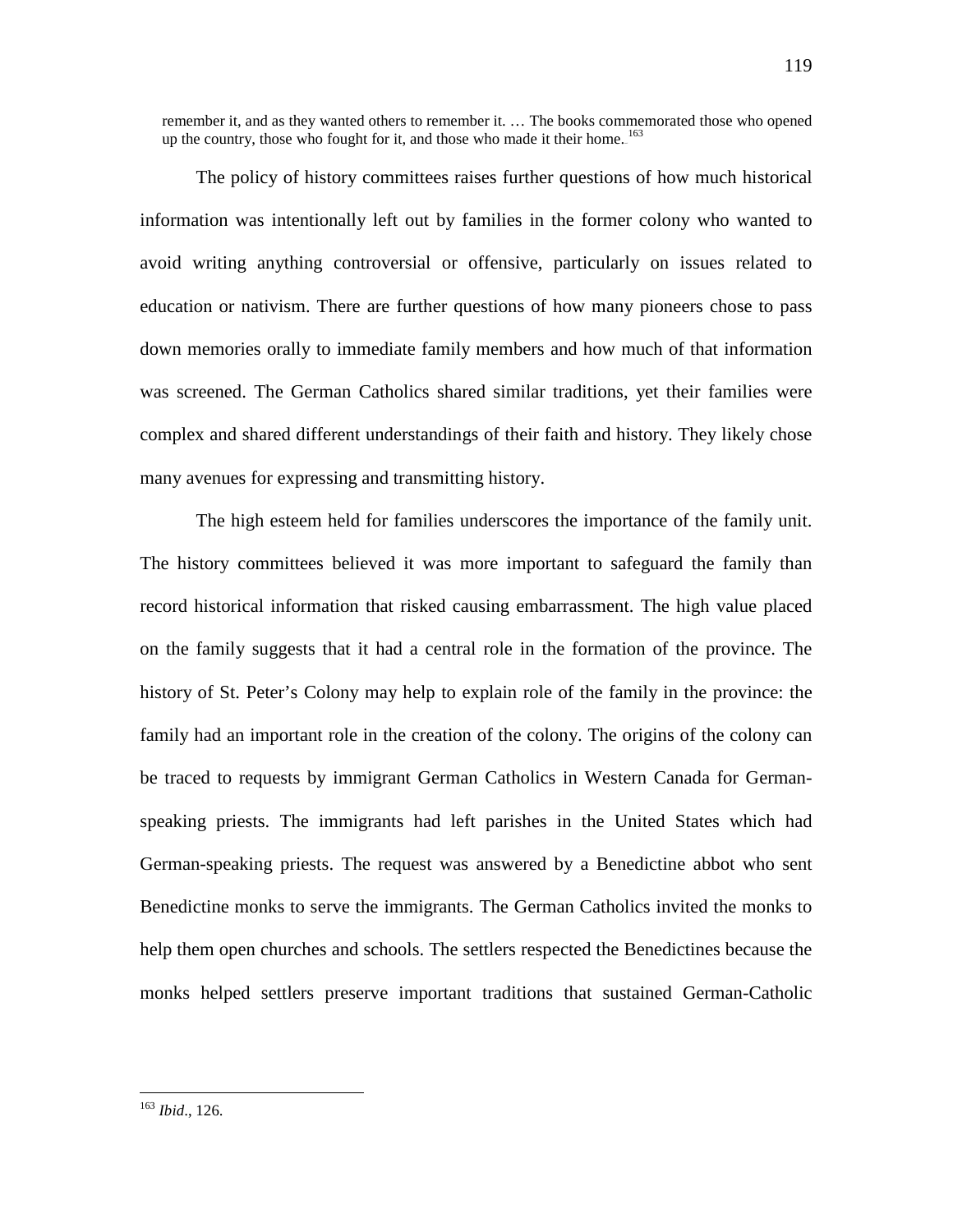> remember it, and as they wanted others to remember it. … The books commemorated those who opened up the country, those who fought for it, and those who made it their home.[163]

The policy of history committees raises further questions of how much historical information was intentionally left out by families in the former colony who wanted to avoid writing anything controversial or offensive, particularly on issues related to education or nativism. There are further questions of how many pioneers chose to pass down memories orally to immediate family members and how much of that information was screened. The German Catholics shared similar traditions, yet their families were complex and shared different understandings of their faith and history. They likely chose many avenues for expressing and transmitting history.

The high esteem held for families underscores the importance of the family unit. The history committees believed it was more important to safeguard the family than record historical information that risked causing embarrassment. The high value placed on the family suggests that it had a central role in the formation of the province. The history of St. Peter's Colony may help to explain role of the family in the province: the family had an important role in the creation of the colony. The origins of the colony can be traced to requests by immigrant German Catholics in Western Canada for German-speaking priests. The immigrants had left parishes in the United States which had German-speaking priests. The request was answered by a Benedictine abbot who sent Benedictine monks to serve the immigrants. The German Catholics invited the monks to help them open churches and schools. The settlers respected the Benedictines because the monks helped settlers preserve important traditions that sustained German-Catholic

[163] *Ibid*., 126.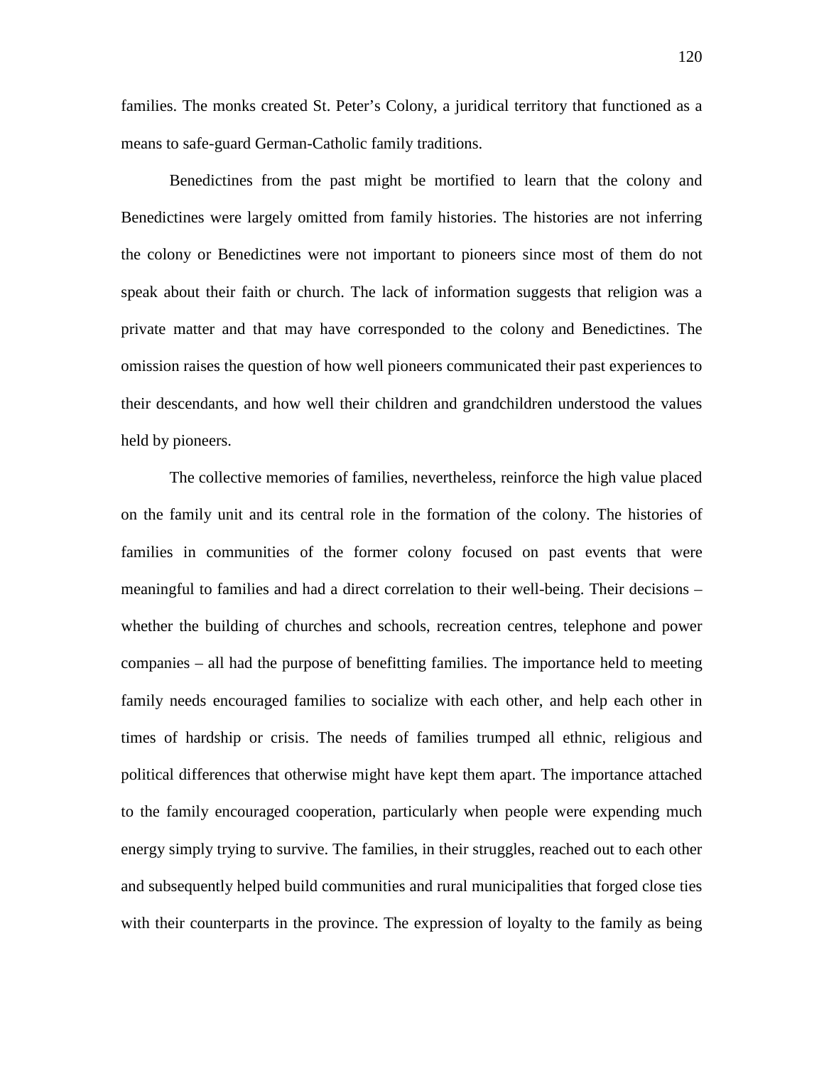families. The monks created St. Peter's Colony, a juridical territory that functioned as a means to safe-guard German-Catholic family traditions.

Benedictines from the past might be mortified to learn that the colony and Benedictines were largely omitted from family histories. The histories are not inferring the colony or Benedictines were not important to pioneers since most of them do not speak about their faith or church. The lack of information suggests that religion was a private matter and that may have corresponded to the colony and Benedictines. The omission raises the question of how well pioneers communicated their past experiences to their descendants, and how well their children and grandchildren understood the values held by pioneers.

The collective memories of families, nevertheless, reinforce the high value placed on the family unit and its central role in the formation of the colony. The histories of families in communities of the former colony focused on past events that were meaningful to families and had a direct correlation to their well-being. Their decisions – whether the building of churches and schools, recreation centres, telephone and power companies – all had the purpose of benefitting families. The importance held to meeting family needs encouraged families to socialize with each other, and help each other in times of hardship or crisis. The needs of families trumped all ethnic, religious and political differences that otherwise might have kept them apart. The importance attached to the family encouraged cooperation, particularly when people were expending much energy simply trying to survive. The families, in their struggles, reached out to each other and subsequently helped build communities and rural municipalities that forged close ties with their counterparts in the province. The expression of loyalty to the family as being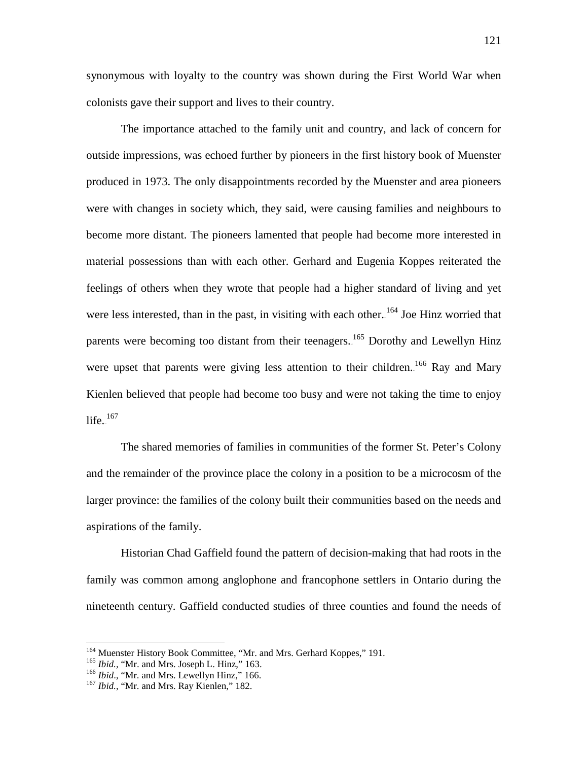synonymous with loyalty to the country was shown during the First World War when colonists gave their support and lives to their country.

The importance attached to the family unit and country, and lack of concern for outside impressions, was echoed further by pioneers in the first history book of Muenster produced in 1973. The only disappointments recorded by the Muenster and area pioneers were with changes in society which, they said, were causing families and neighbours to become more distant. The pioneers lamented that people had become more interested in material possessions than with each other. Gerhard and Eugenia Koppes reiterated the feelings of others when they wrote that people had a higher standard of living and yet were less interested, than in the past, in visiting with each other.[164] Joe Hinz worried that parents were becoming too distant from their teenagers.[165] Dorothy and Lewellyn Hinz were upset that parents were giving less attention to their children.[166] Ray and Mary Kienlen believed that people had become too busy and were not taking the time to enjoy life.[167]

The shared memories of families in communities of the former St. Peter's Colony and the remainder of the province place the colony in a position to be a microcosm of the larger province: the families of the colony built their communities based on the needs and aspirations of the family.

Historian Chad Gaffield found the pattern of decision-making that had roots in the family was common among anglophone and francophone settlers in Ontario during the nineteenth century. Gaffield conducted studies of three counties and found the needs of

---

[164] Muenster History Book Committee, "Mr. and Mrs. Gerhard Koppes," 191.

[165] *Ibid.*, "Mr. and Mrs. Joseph L. Hinz," 163.

[166] *Ibid*., "Mr. and Mrs. Lewellyn Hinz," 166.

[167] *Ibid.*, "Mr. and Mrs. Ray Kienlen," 182.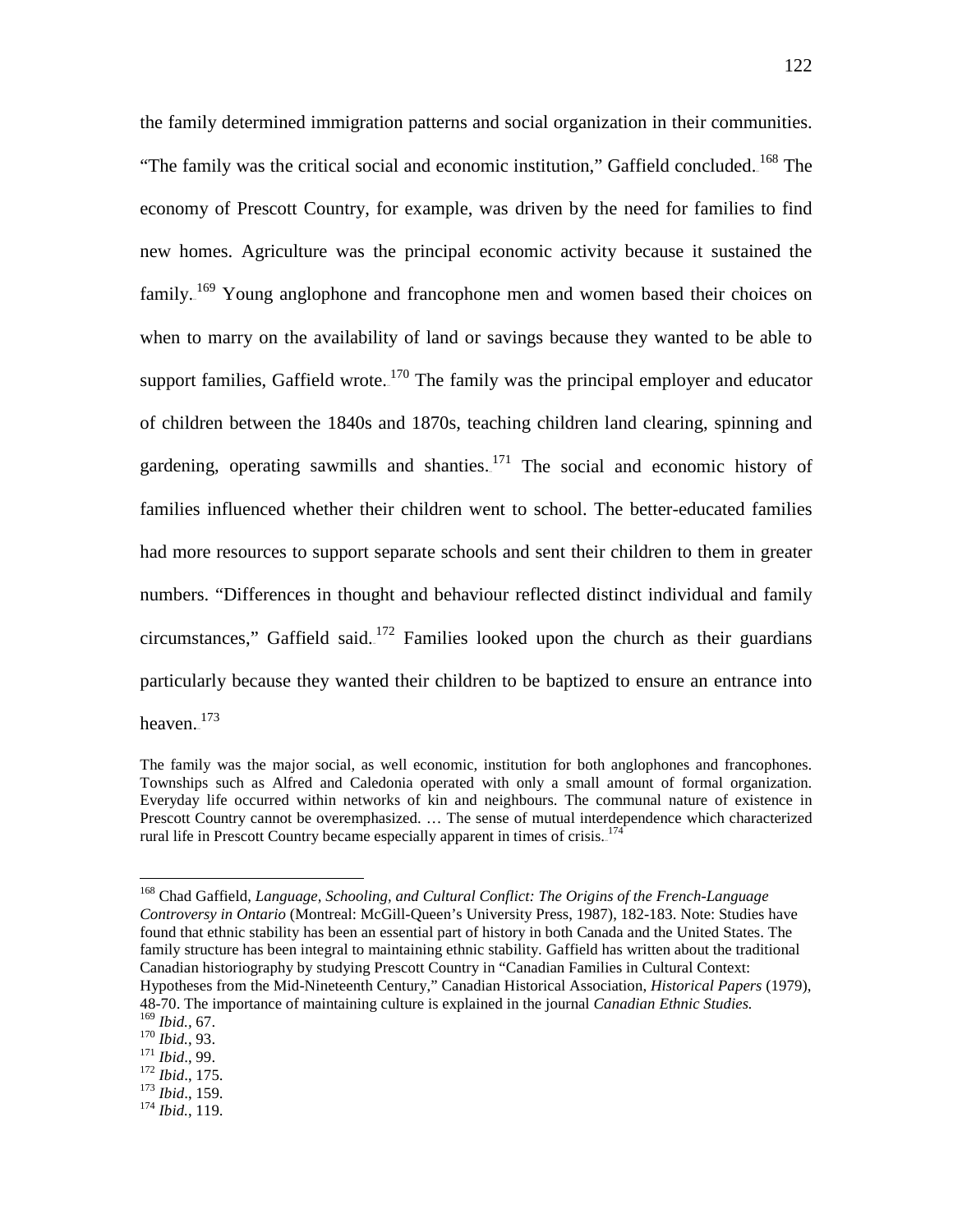the family determined immigration patterns and social organization in their communities. "The family was the critical social and economic institution," Gaffield concluded.[168] The economy of Prescott Country, for example, was driven by the need for families to find new homes. Agriculture was the principal economic activity because it sustained the family.[169] Young anglophone and francophone men and women based their choices on when to marry on the availability of land or savings because they wanted to be able to support families, Gaffield wrote.[170] The family was the principal employer and educator of children between the 1840s and 1870s, teaching children land clearing, spinning and gardening, operating sawmills and shanties.[171] The social and economic history of families influenced whether their children went to school. The better-educated families had more resources to support separate schools and sent their children to them in greater numbers. "Differences in thought and behaviour reflected distinct individual and family circumstances," Gaffield said.[172] Families looked upon the church as their guardians particularly because they wanted their children to be baptized to ensure an entrance into heaven.[173]

> The family was the major social, as well economic, institution for both anglophones and francophones. Townships such as Alfred and Caledonia operated with only a small amount of formal organization. Everyday life occurred within networks of kin and neighbours. The communal nature of existence in Prescott Country cannot be overemphasized. … The sense of mutual interdependence which characterized rural life in Prescott Country became especially apparent in times of crisis.[174]

---

[168] Chad Gaffield, *Language, Schooling, and Cultural Conflict: The Origins of the French-Language Controversy in Ontario* (Montreal: McGill-Queen's University Press, 1987), 182-183. Note: Studies have found that ethnic stability has been an essential part of history in both Canada and the United States. The family structure has been integral to maintaining ethnic stability. Gaffield has written about the traditional Canadian historiography by studying Prescott Country in "Canadian Families in Cultural Context: Hypotheses from the Mid-Nineteenth Century," Canadian Historical Association, *Historical Papers* (1979), 48-70. The importance of maintaining culture is explained in the journal *Canadian Ethnic Studies.*

[169] *Ibid.*, 67.

[170] *Ibid.*, 93.

[171] *Ibid*., 99.

[172] *Ibid*., 175.

[173] *Ibid*., 159.

[174] *Ibid.*, 119.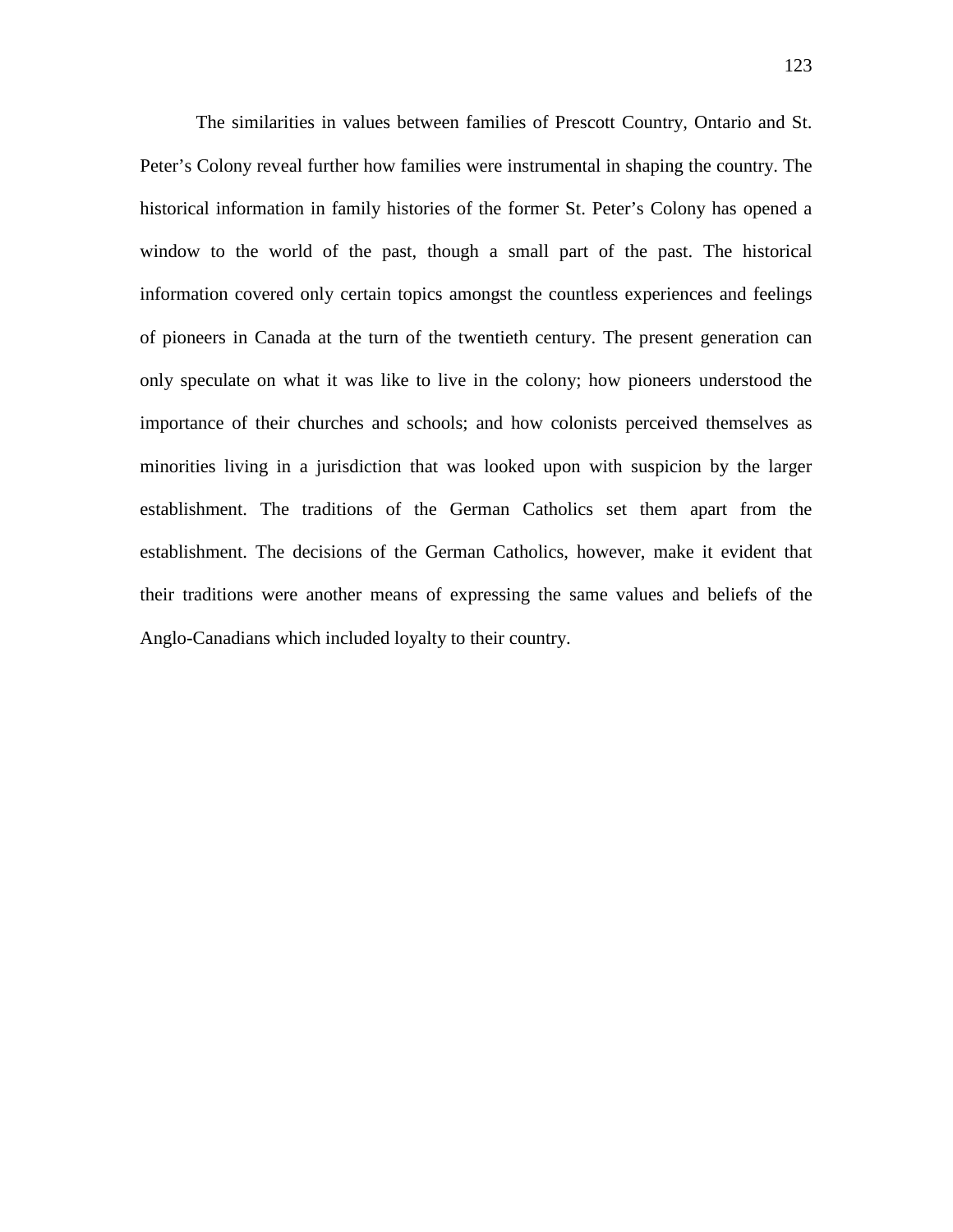The similarities in values between families of Prescott Country, Ontario and St. Peter's Colony reveal further how families were instrumental in shaping the country. The historical information in family histories of the former St. Peter's Colony has opened a window to the world of the past, though a small part of the past. The historical information covered only certain topics amongst the countless experiences and feelings of pioneers in Canada at the turn of the twentieth century. The present generation can only speculate on what it was like to live in the colony; how pioneers understood the importance of their churches and schools; and how colonists perceived themselves as minorities living in a jurisdiction that was looked upon with suspicion by the larger establishment. The traditions of the German Catholics set them apart from the establishment. The decisions of the German Catholics, however, make it evident that their traditions were another means of expressing the same values and beliefs of the Anglo-Canadians which included loyalty to their country.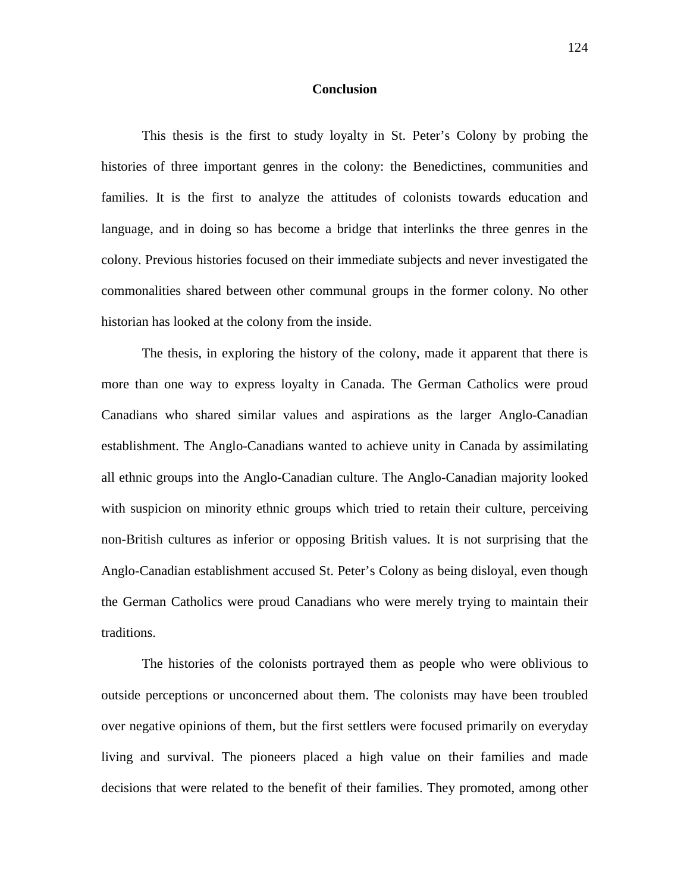# Conclusion

This thesis is the first to study loyalty in St. Peter's Colony by probing the histories of three important genres in the colony: the Benedictines, communities and families. It is the first to analyze the attitudes of colonists towards education and language, and in doing so has become a bridge that interlinks the three genres in the colony. Previous histories focused on their immediate subjects and never investigated the commonalities shared between other communal groups in the former colony. No other historian has looked at the colony from the inside.

The thesis, in exploring the history of the colony, made it apparent that there is more than one way to express loyalty in Canada. The German Catholics were proud Canadians who shared similar values and aspirations as the larger Anglo-Canadian establishment. The Anglo-Canadians wanted to achieve unity in Canada by assimilating all ethnic groups into the Anglo-Canadian culture. The Anglo-Canadian majority looked with suspicion on minority ethnic groups which tried to retain their culture, perceiving non-British cultures as inferior or opposing British values. It is not surprising that the Anglo-Canadian establishment accused St. Peter's Colony as being disloyal, even though the German Catholics were proud Canadians who were merely trying to maintain their traditions.

The histories of the colonists portrayed them as people who were oblivious to outside perceptions or unconcerned about them. The colonists may have been troubled over negative opinions of them, but the first settlers were focused primarily on everyday living and survival. The pioneers placed a high value on their families and made decisions that were related to the benefit of their families. They promoted, among other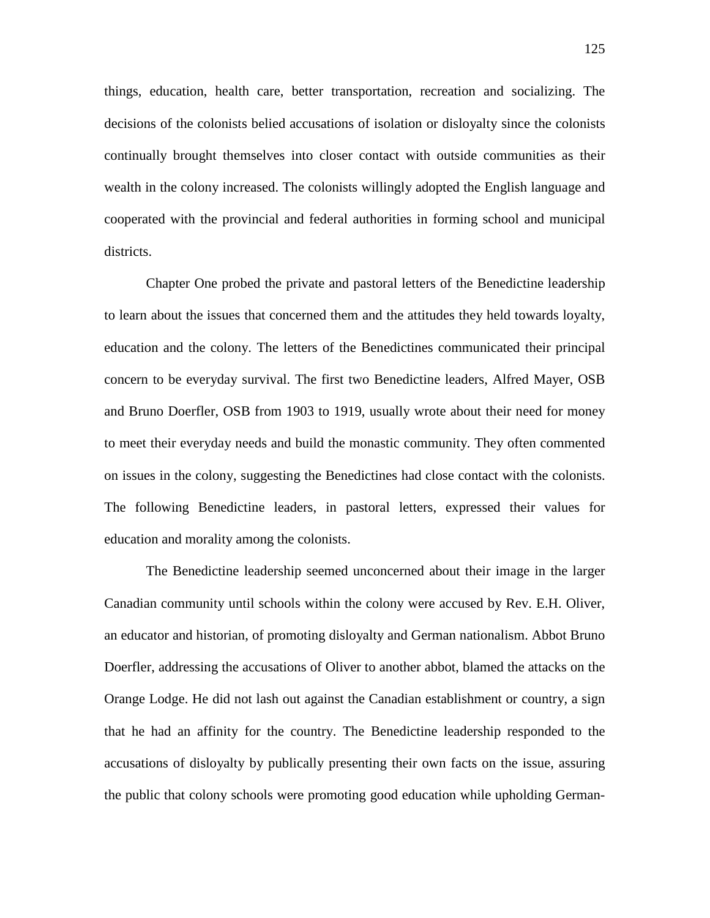things, education, health care, better transportation, recreation and socializing. The decisions of the colonists belied accusations of isolation or disloyalty since the colonists continually brought themselves into closer contact with outside communities as their wealth in the colony increased. The colonists willingly adopted the English language and cooperated with the provincial and federal authorities in forming school and municipal districts.

Chapter One probed the private and pastoral letters of the Benedictine leadership to learn about the issues that concerned them and the attitudes they held towards loyalty, education and the colony. The letters of the Benedictines communicated their principal concern to be everyday survival. The first two Benedictine leaders, Alfred Mayer, OSB and Bruno Doerfler, OSB from 1903 to 1919, usually wrote about their need for money to meet their everyday needs and build the monastic community. They often commented on issues in the colony, suggesting the Benedictines had close contact with the colonists. The following Benedictine leaders, in pastoral letters, expressed their values for education and morality among the colonists.

The Benedictine leadership seemed unconcerned about their image in the larger Canadian community until schools within the colony were accused by Rev. E.H. Oliver, an educator and historian, of promoting disloyalty and German nationalism. Abbot Bruno Doerfler, addressing the accusations of Oliver to another abbot, blamed the attacks on the Orange Lodge. He did not lash out against the Canadian establishment or country, a sign that he had an affinity for the country. The Benedictine leadership responded to the accusations of disloyalty by publically presenting their own facts on the issue, assuring the public that colony schools were promoting good education while upholding German-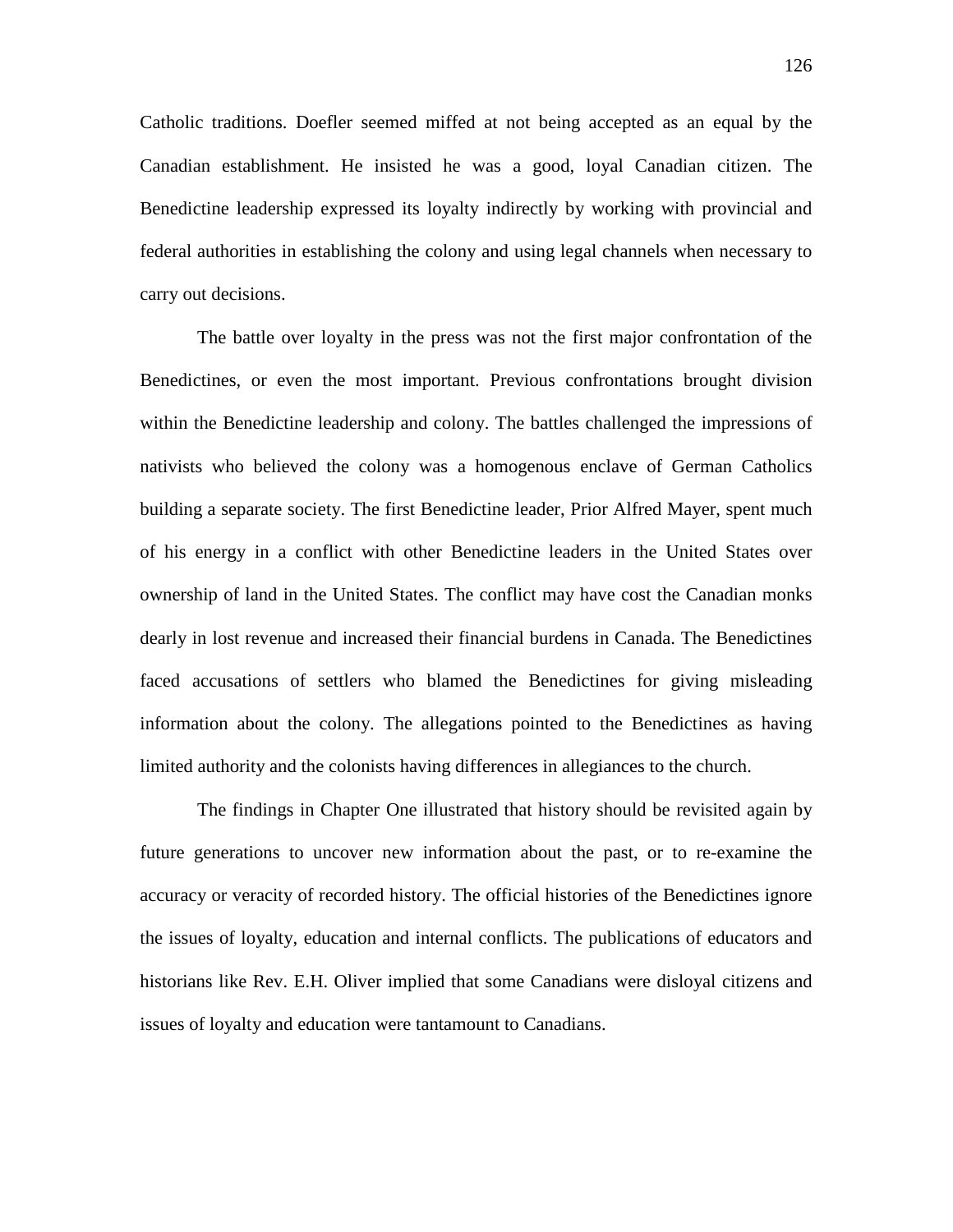Catholic traditions. Doefler seemed miffed at not being accepted as an equal by the Canadian establishment. He insisted he was a good, loyal Canadian citizen. The Benedictine leadership expressed its loyalty indirectly by working with provincial and federal authorities in establishing the colony and using legal channels when necessary to carry out decisions.

The battle over loyalty in the press was not the first major confrontation of the Benedictines, or even the most important. Previous confrontations brought division within the Benedictine leadership and colony. The battles challenged the impressions of nativists who believed the colony was a homogenous enclave of German Catholics building a separate society. The first Benedictine leader, Prior Alfred Mayer, spent much of his energy in a conflict with other Benedictine leaders in the United States over ownership of land in the United States. The conflict may have cost the Canadian monks dearly in lost revenue and increased their financial burdens in Canada. The Benedictines faced accusations of settlers who blamed the Benedictines for giving misleading information about the colony. The allegations pointed to the Benedictines as having limited authority and the colonists having differences in allegiances to the church.

The findings in Chapter One illustrated that history should be revisited again by future generations to uncover new information about the past, or to re-examine the accuracy or veracity of recorded history. The official histories of the Benedictines ignore the issues of loyalty, education and internal conflicts. The publications of educators and historians like Rev. E.H. Oliver implied that some Canadians were disloyal citizens and issues of loyalty and education were tantamount to Canadians.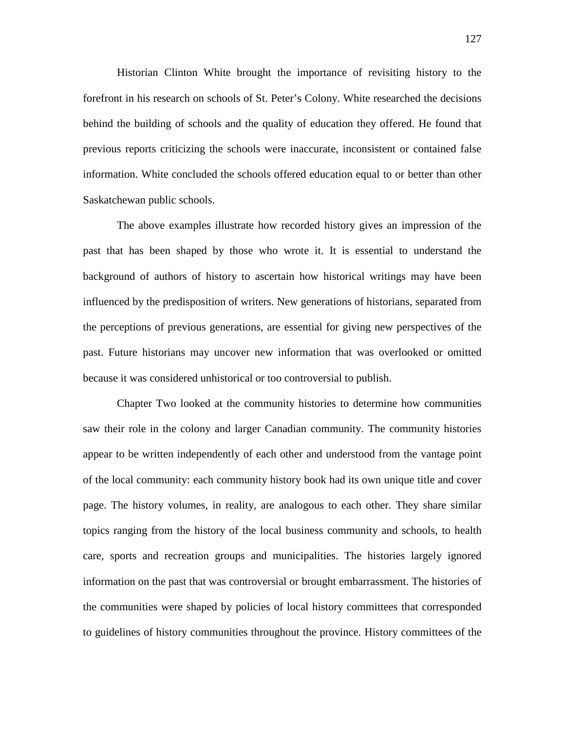Historian Clinton White brought the importance of revisiting history to the forefront in his research on schools of St. Peter's Colony. White researched the decisions behind the building of schools and the quality of education they offered. He found that previous reports criticizing the schools were inaccurate, inconsistent or contained false information. White concluded the schools offered education equal to or better than other Saskatchewan public schools.

The above examples illustrate how recorded history gives an impression of the past that has been shaped by those who wrote it. It is essential to understand the background of authors of history to ascertain how historical writings may have been influenced by the predisposition of writers. New generations of historians, separated from the perceptions of previous generations, are essential for giving new perspectives of the past. Future historians may uncover new information that was overlooked or omitted because it was considered unhistorical or too controversial to publish.

Chapter Two looked at the community histories to determine how communities saw their role in the colony and larger Canadian community. The community histories appear to be written independently of each other and understood from the vantage point of the local community: each community history book had its own unique title and cover page. The history volumes, in reality, are analogous to each other. They share similar topics ranging from the history of the local business community and schools, to health care, sports and recreation groups and municipalities. The histories largely ignored information on the past that was controversial or brought embarrassment. The histories of the communities were shaped by policies of local history committees that corresponded to guidelines of history communities throughout the province. History committees of the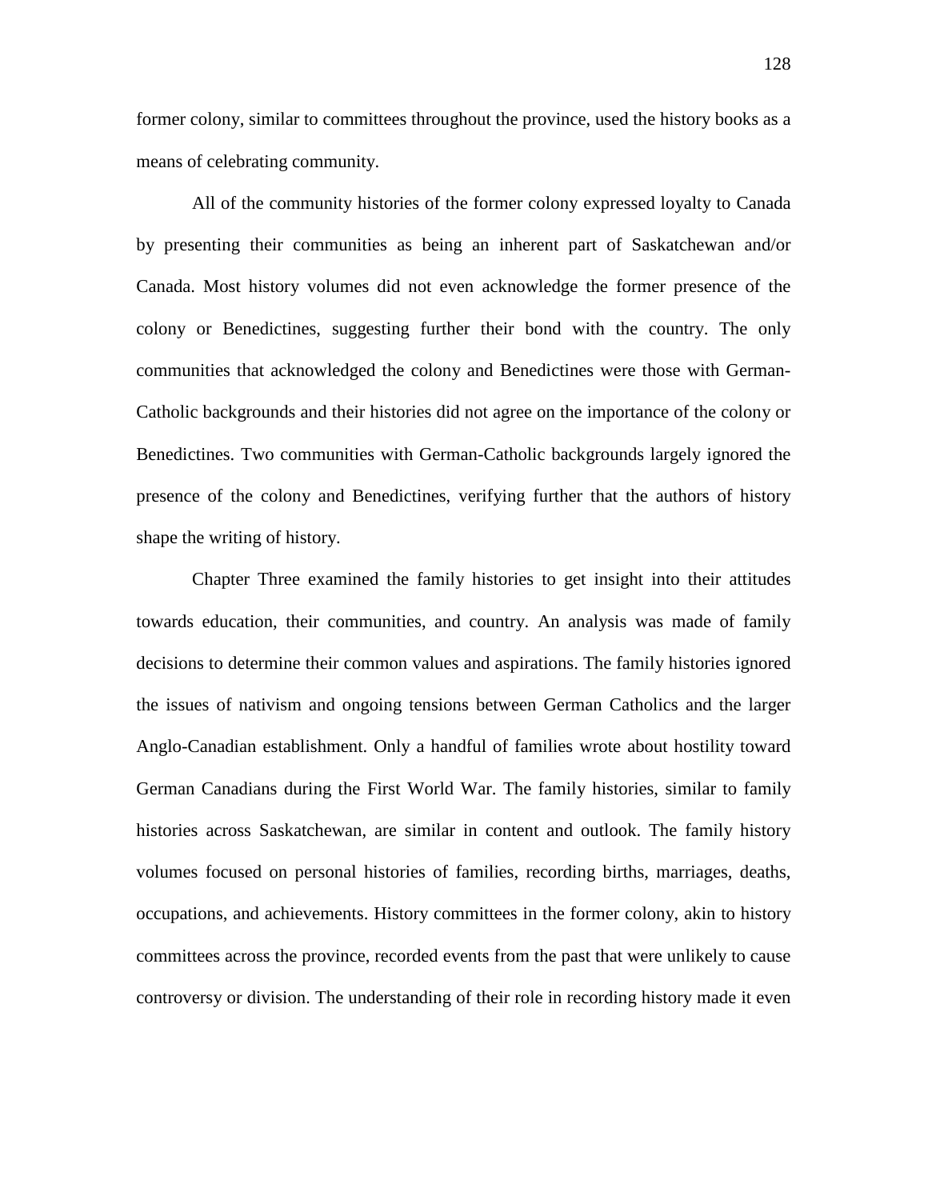former colony, similar to committees throughout the province, used the history books as a means of celebrating community.

All of the community histories of the former colony expressed loyalty to Canada by presenting their communities as being an inherent part of Saskatchewan and/or Canada. Most history volumes did not even acknowledge the former presence of the colony or Benedictines, suggesting further their bond with the country. The only communities that acknowledged the colony and Benedictines were those with German-Catholic backgrounds and their histories did not agree on the importance of the colony or Benedictines. Two communities with German-Catholic backgrounds largely ignored the presence of the colony and Benedictines, verifying further that the authors of history shape the writing of history.

Chapter Three examined the family histories to get insight into their attitudes towards education, their communities, and country. An analysis was made of family decisions to determine their common values and aspirations. The family histories ignored the issues of nativism and ongoing tensions between German Catholics and the larger Anglo-Canadian establishment. Only a handful of families wrote about hostility toward German Canadians during the First World War. The family histories, similar to family histories across Saskatchewan, are similar in content and outlook. The family history volumes focused on personal histories of families, recording births, marriages, deaths, occupations, and achievements. History committees in the former colony, akin to history committees across the province, recorded events from the past that were unlikely to cause controversy or division. The understanding of their role in recording history made it even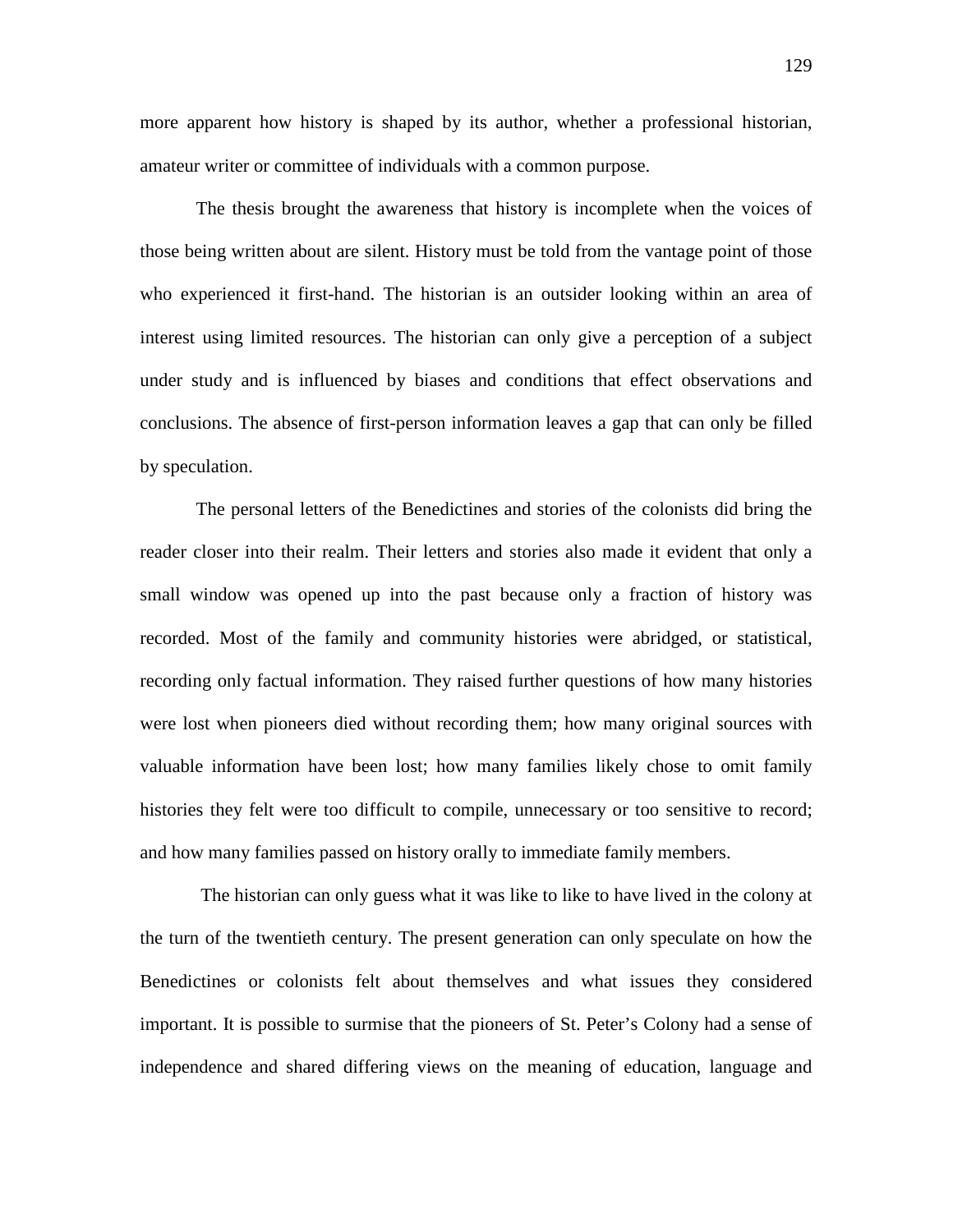more apparent how history is shaped by its author, whether a professional historian, amateur writer or committee of individuals with a common purpose.

The thesis brought the awareness that history is incomplete when the voices of those being written about are silent. History must be told from the vantage point of those who experienced it first-hand. The historian is an outsider looking within an area of interest using limited resources. The historian can only give a perception of a subject under study and is influenced by biases and conditions that effect observations and conclusions. The absence of first-person information leaves a gap that can only be filled by speculation.

The personal letters of the Benedictines and stories of the colonists did bring the reader closer into their realm. Their letters and stories also made it evident that only a small window was opened up into the past because only a fraction of history was recorded. Most of the family and community histories were abridged, or statistical, recording only factual information. They raised further questions of how many histories were lost when pioneers died without recording them; how many original sources with valuable information have been lost; how many families likely chose to omit family histories they felt were too difficult to compile, unnecessary or too sensitive to record; and how many families passed on history orally to immediate family members.

The historian can only guess what it was like to like to have lived in the colony at the turn of the twentieth century. The present generation can only speculate on how the Benedictines or colonists felt about themselves and what issues they considered important. It is possible to surmise that the pioneers of St. Peter's Colony had a sense of independence and shared differing views on the meaning of education, language and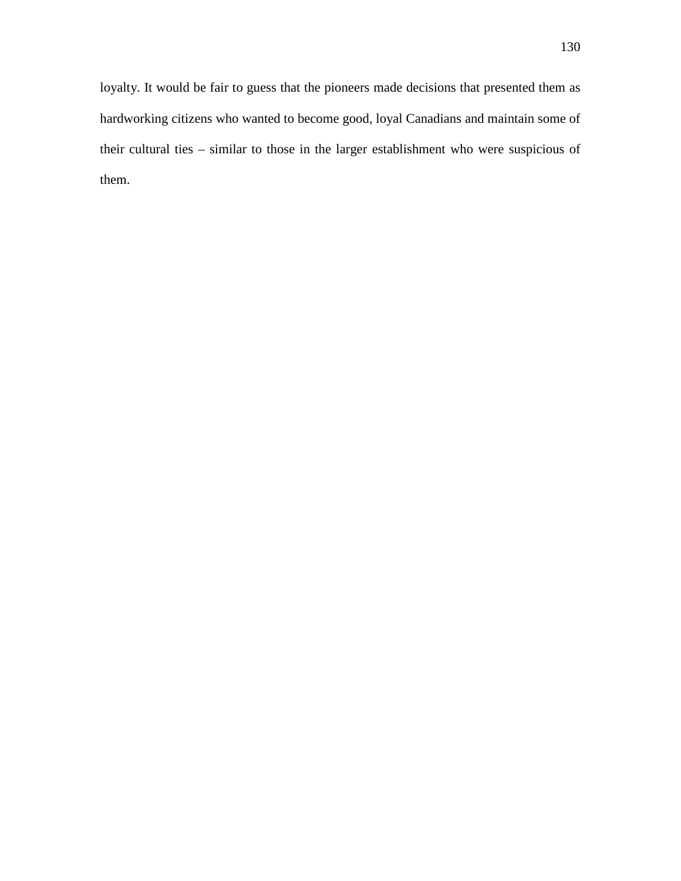loyalty. It would be fair to guess that the pioneers made decisions that presented them as hardworking citizens who wanted to become good, loyal Canadians and maintain some of their cultural ties – similar to those in the larger establishment who were suspicious of them.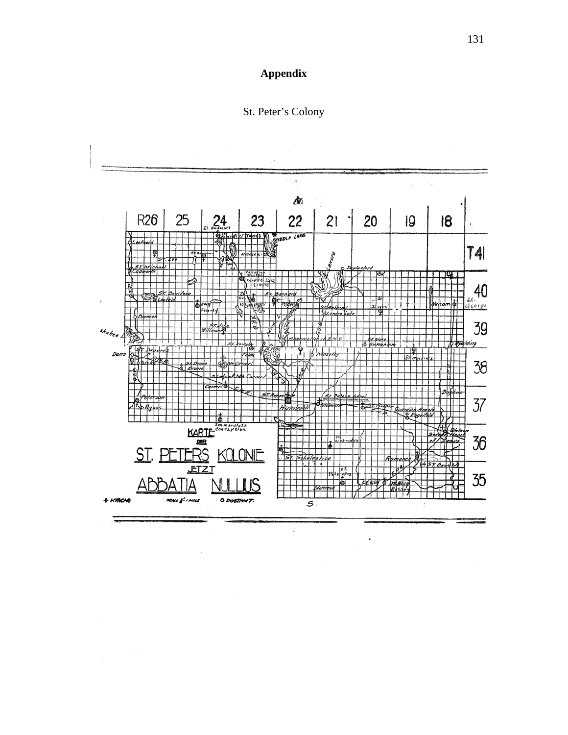# Appendix

St. Peter's Colony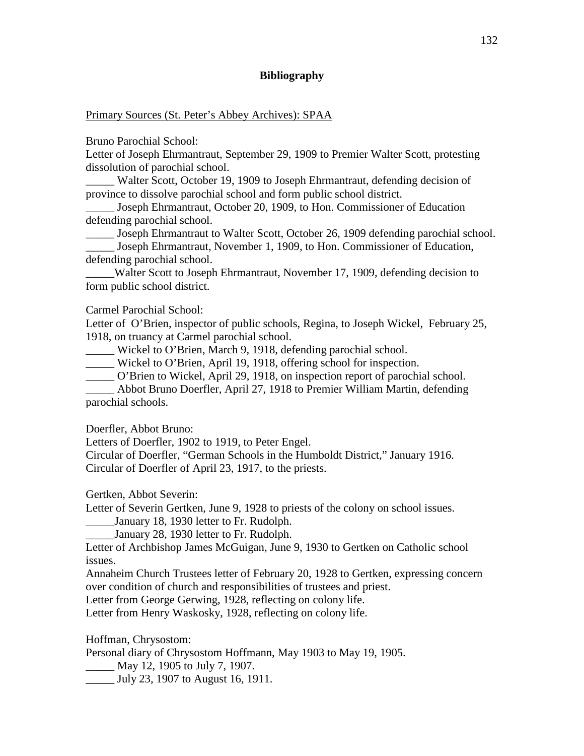## Bibliography

Primary Sources (St. Peter's Abbey Archives): SPAA

Bruno Parochial School:
Letter of Joseph Ehrmantraut, September 29, 1909 to Premier Walter Scott, protesting dissolution of parochial school.
_____ Walter Scott, October 19, 1909 to Joseph Ehrmantraut, defending decision of province to dissolve parochial school and form public school district.
_____ Joseph Ehrmantraut, October 20, 1909, to Hon. Commissioner of Education defending parochial school.
_____ Joseph Ehrmantraut to Walter Scott, October 26, 1909 defending parochial school.
_____ Joseph Ehrmantraut, November 1, 1909, to Hon. Commissioner of Education, defending parochial school.
_____Walter Scott to Joseph Ehrmantraut, November 17, 1909, defending decision to form public school district.

Carmel Parochial School:
Letter of O'Brien, inspector of public schools, Regina, to Joseph Wickel, February 25, 1918, on truancy at Carmel parochial school.
_____ Wickel to O'Brien, March 9, 1918, defending parochial school.
_____ Wickel to O'Brien, April 19, 1918, offering school for inspection.
_____ O'Brien to Wickel, April 29, 1918, on inspection report of parochial school.
_____ Abbot Bruno Doerfler, April 27, 1918 to Premier William Martin, defending parochial schools.

Doerfler, Abbot Bruno:
Letters of Doerfler, 1902 to 1919, to Peter Engel.
Circular of Doerfler, "German Schools in the Humboldt District," January 1916.
Circular of Doerfler of April 23, 1917, to the priests.

Gertken, Abbot Severin:
Letter of Severin Gertken, June 9, 1928 to priests of the colony on school issues.
_____January 18, 1930 letter to Fr. Rudolph.
_____January 28, 1930 letter to Fr. Rudolph.
Letter of Archbishop James McGuigan, June 9, 1930 to Gertken on Catholic school issues.
Annaheim Church Trustees letter of February 20, 1928 to Gertken, expressing concern over condition of church and responsibilities of trustees and priest.
Letter from George Gerwing, 1928, reflecting on colony life.
Letter from Henry Waskosky, 1928, reflecting on colony life.

Hoffman, Chrysostom:
Personal diary of Chrysostom Hoffmann, May 1903 to May 19, 1905.
_____ May 12, 1905 to July 7, 1907.
_____ July 23, 1907 to August 16, 1911.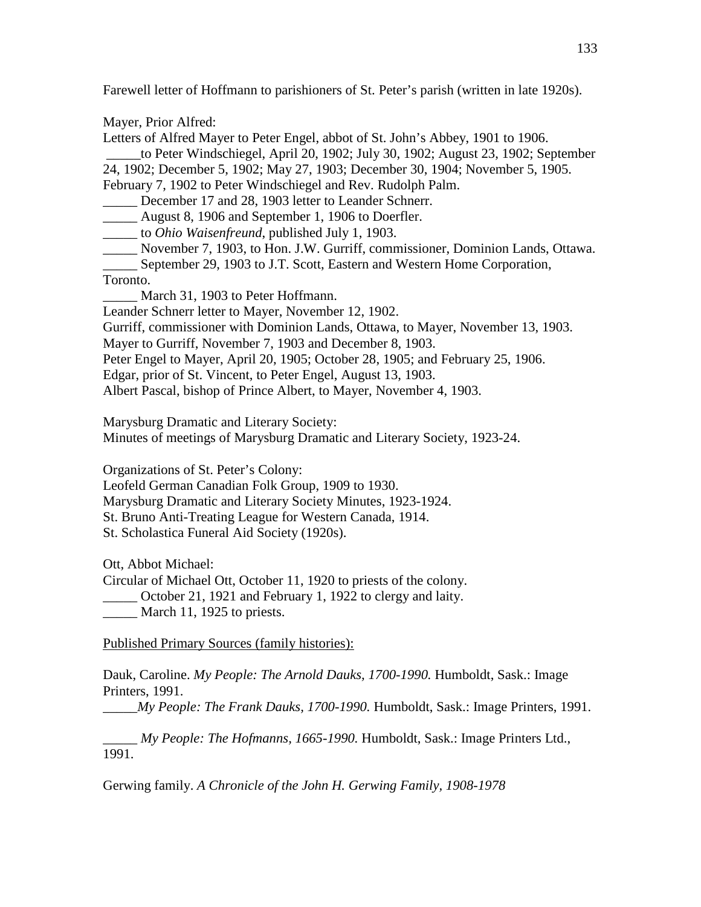Farewell letter of Hoffmann to parishioners of St. Peter's parish (written in late 1920s).

Mayer, Prior Alfred:
Letters of Alfred Mayer to Peter Engel, abbot of St. John's Abbey, 1901 to 1906.
_____to Peter Windschiegel, April 20, 1902; July 30, 1902; August 23, 1902; September 24, 1902; December 5, 1902; May 27, 1903; December 30, 1904; November 5, 1905.
February 7, 1902 to Peter Windschiegel and Rev. Rudolph Palm.
_____ December 17 and 28, 1903 letter to Leander Schnerr.
_____ August 8, 1906 and September 1, 1906 to Doerfler.
_____ to *Ohio Waisenfreund*, published July 1, 1903.
_____ November 7, 1903, to Hon. J.W. Gurriff, commissioner, Dominion Lands, Ottawa.
_____ September 29, 1903 to J.T. Scott, Eastern and Western Home Corporation, Toronto.
_____ March 31, 1903 to Peter Hoffmann.
Leander Schnerr letter to Mayer, November 12, 1902.
Gurriff, commissioner with Dominion Lands, Ottawa, to Mayer, November 13, 1903.
Mayer to Gurriff, November 7, 1903 and December 8, 1903.
Peter Engel to Mayer, April 20, 1905; October 28, 1905; and February 25, 1906.
Edgar, prior of St. Vincent, to Peter Engel, August 13, 1903.
Albert Pascal, bishop of Prince Albert, to Mayer, November 4, 1903.

Marysburg Dramatic and Literary Society:
Minutes of meetings of Marysburg Dramatic and Literary Society, 1923-24.

Organizations of St. Peter's Colony:
Leofeld German Canadian Folk Group, 1909 to 1930.
Marysburg Dramatic and Literary Society Minutes, 1923-1924.
St. Bruno Anti-Treating League for Western Canada, 1914.
St. Scholastica Funeral Aid Society (1920s).

Ott, Abbot Michael:
Circular of Michael Ott, October 11, 1920 to priests of the colony.
_____ October 21, 1921 and February 1, 1922 to clergy and laity.
_____ March 11, 1925 to priests.

<u>Published Primary Sources (family histories):</u>

Dauk, Caroline. *My People: The Arnold Dauks, 1700-1990.* Humboldt, Sask.: Image Printers, 1991.
_____*My People: The Frank Dauks, 1700-1990.* Humboldt, Sask.: Image Printers, 1991.

_____ *My People: The Hofmanns, 1665-1990.* Humboldt, Sask.: Image Printers Ltd., 1991.

Gerwing family. *A Chronicle of the John H. Gerwing Family, 1908-1978*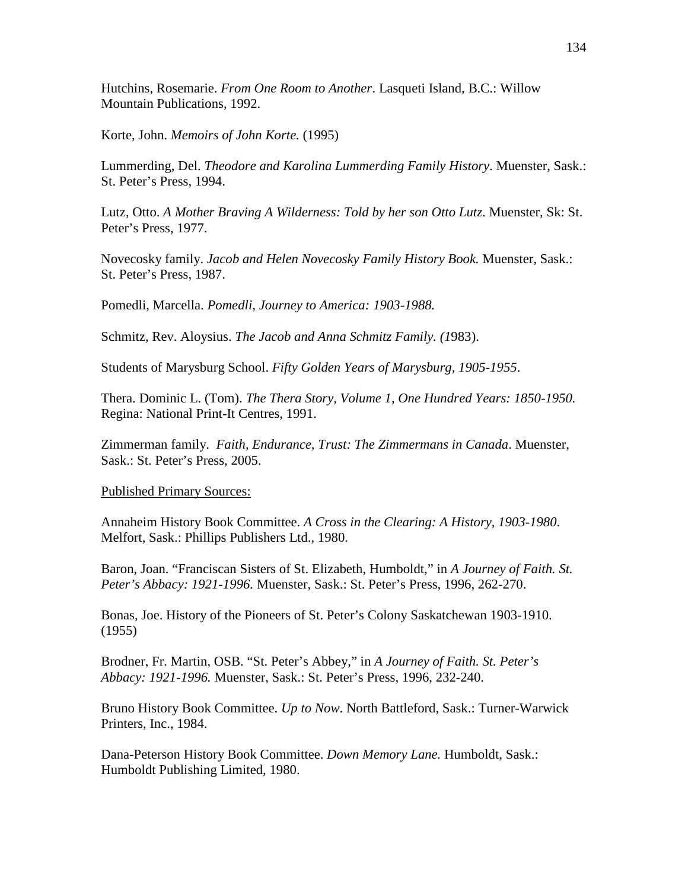Hutchins, Rosemarie. *From One Room to Another*. Lasqueti Island, B.C.: Willow Mountain Publications, 1992.

Korte, John. *Memoirs of John Korte.* (1995)

Lummerding, Del. *Theodore and Karolina Lummerding Family History*. Muenster, Sask.: St. Peter's Press, 1994.

Lutz, Otto. *A Mother Braving A Wilderness: Told by her son Otto Lutz*. Muenster, Sk: St. Peter's Press, 1977.

Novecosky family. *Jacob and Helen Novecosky Family History Book.* Muenster, Sask.: St. Peter's Press, 1987.

Pomedli, Marcella. *Pomedli, Journey to America: 1903-1988.*

Schmitz, Rev. Aloysius. *The Jacob and Anna Schmitz Family. (1*983).

Students of Marysburg School. *Fifty Golden Years of Marysburg, 1905-1955*.

Thera. Dominic L. (Tom). *The Thera Story, Volume 1, One Hundred Years: 1850-1950.* Regina: National Print-It Centres, 1991.

Zimmerman family. *Faith, Endurance, Trust: The Zimmermans in Canada*. Muenster, Sask.: St. Peter's Press, 2005.

Published Primary Sources:

Annaheim History Book Committee. *A Cross in the Clearing: A History, 1903-1980*. Melfort, Sask.: Phillips Publishers Ltd., 1980.

Baron, Joan. "Franciscan Sisters of St. Elizabeth, Humboldt," in *A Journey of Faith. St. Peter's Abbacy: 1921-1996.* Muenster, Sask.: St. Peter's Press, 1996, 262-270.

Bonas, Joe. History of the Pioneers of St. Peter's Colony Saskatchewan 1903-1910. (1955)

Brodner, Fr. Martin, OSB. "St. Peter's Abbey," in *A Journey of Faith. St. Peter's Abbacy: 1921-1996.* Muenster, Sask.: St. Peter's Press, 1996, 232-240.

Bruno History Book Committee. *Up to Now*. North Battleford, Sask.: Turner-Warwick Printers, Inc., 1984.

Dana-Peterson History Book Committee. *Down Memory Lane.* Humboldt, Sask.: Humboldt Publishing Limited, 1980.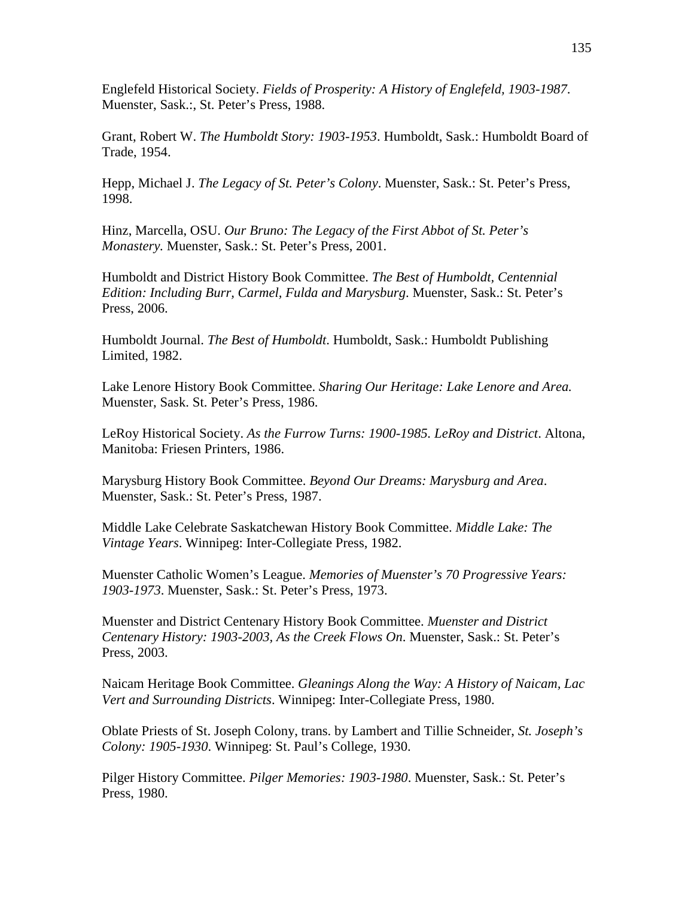Englefeld Historical Society. *Fields of Prosperity: A History of Englefeld, 1903-1987*. Muenster, Sask.:, St. Peter's Press, 1988.

Grant, Robert W. *The Humboldt Story: 1903-1953*. Humboldt, Sask.: Humboldt Board of Trade, 1954.

Hepp, Michael J. *The Legacy of St. Peter's Colony*. Muenster, Sask.: St. Peter's Press, 1998.

Hinz, Marcella, OSU. *Our Bruno: The Legacy of the First Abbot of St. Peter's Monastery.* Muenster, Sask.: St. Peter's Press, 2001.

Humboldt and District History Book Committee. *The Best of Humboldt, Centennial Edition: Including Burr, Carmel, Fulda and Marysburg*. Muenster, Sask.: St. Peter's Press, 2006.

Humboldt Journal. *The Best of Humboldt*. Humboldt, Sask.: Humboldt Publishing Limited, 1982.

Lake Lenore History Book Committee. *Sharing Our Heritage: Lake Lenore and Area.* Muenster, Sask. St. Peter's Press, 1986.

LeRoy Historical Society. *As the Furrow Turns: 1900-1985. LeRoy and District*. Altona, Manitoba: Friesen Printers, 1986.

Marysburg History Book Committee. *Beyond Our Dreams: Marysburg and Area*. Muenster, Sask.: St. Peter's Press, 1987.

Middle Lake Celebrate Saskatchewan History Book Committee. *Middle Lake: The Vintage Years*. Winnipeg: Inter-Collegiate Press, 1982.

Muenster Catholic Women's League. *Memories of Muenster's 70 Progressive Years: 1903-1973*. Muenster, Sask.: St. Peter's Press, 1973.

Muenster and District Centenary History Book Committee. *Muenster and District Centenary History: 1903-2003, As the Creek Flows On*. Muenster, Sask.: St. Peter's Press, 2003.

Naicam Heritage Book Committee. *Gleanings Along the Way: A History of Naicam, Lac Vert and Surrounding Districts*. Winnipeg: Inter-Collegiate Press, 1980.

Oblate Priests of St. Joseph Colony, trans. by Lambert and Tillie Schneider, *St. Joseph's Colony: 1905-1930*. Winnipeg: St. Paul's College, 1930.

Pilger History Committee. *Pilger Memories: 1903-1980*. Muenster, Sask.: St. Peter's Press, 1980.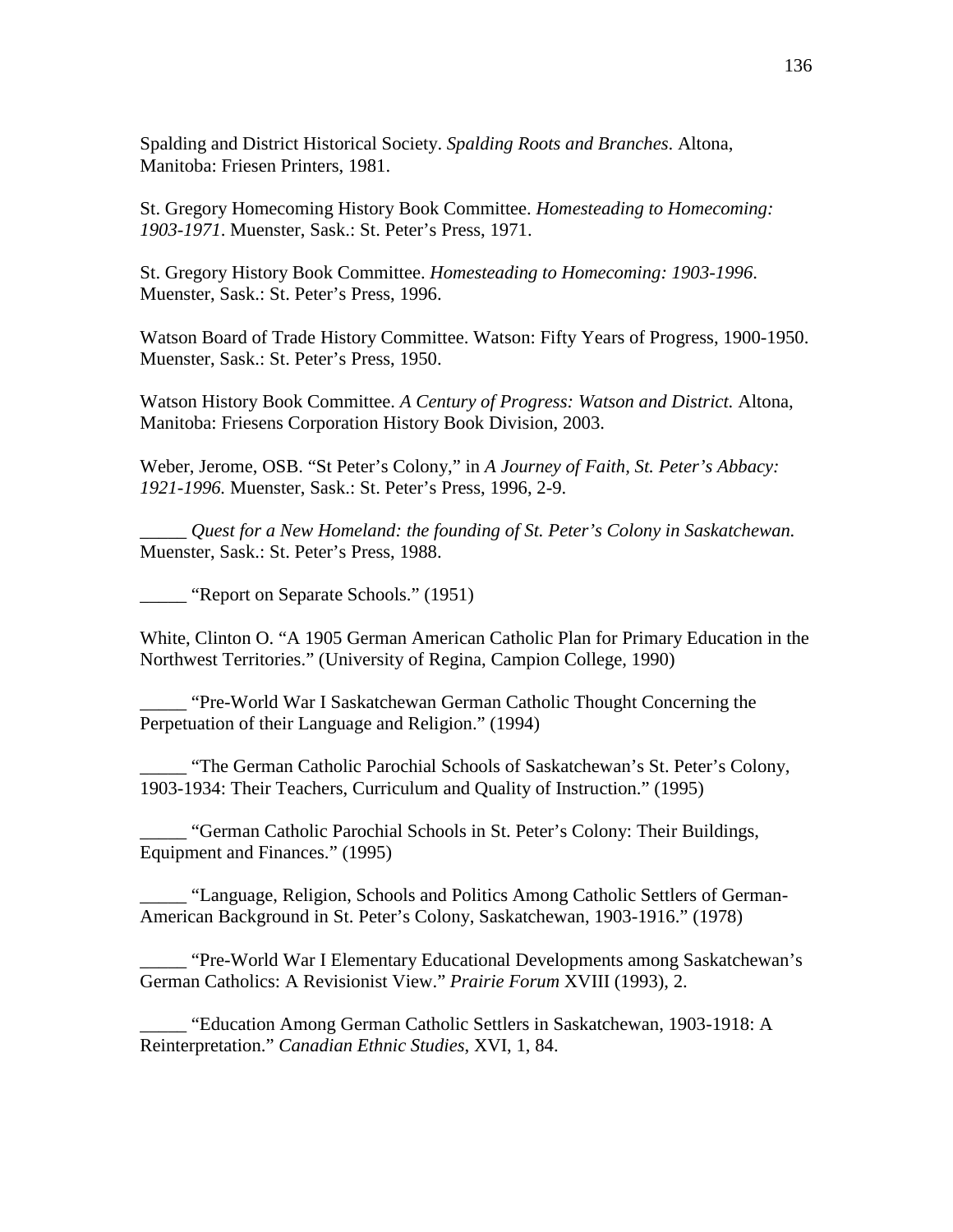Spalding and District Historical Society. *Spalding Roots and Branches.* Altona, Manitoba: Friesen Printers, 1981.

St. Gregory Homecoming History Book Committee. *Homesteading to Homecoming: 1903-1971.* Muenster, Sask.: St. Peter's Press, 1971.

St. Gregory History Book Committee. *Homesteading to Homecoming: 1903-1996.* Muenster, Sask.: St. Peter's Press, 1996.

Watson Board of Trade History Committee. Watson: Fifty Years of Progress, 1900-1950. Muenster, Sask.: St. Peter's Press, 1950.

Watson History Book Committee. *A Century of Progress: Watson and District.* Altona, Manitoba: Friesens Corporation History Book Division, 2003.

Weber, Jerome, OSB. "St Peter's Colony," in *A Journey of Faith, St. Peter's Abbacy: 1921-1996.* Muenster, Sask.: St. Peter's Press, 1996, 2-9.

_____ *Quest for a New Homeland: the founding of St. Peter's Colony in Saskatchewan.* Muenster, Sask.: St. Peter's Press, 1988.

_____ "Report on Separate Schools." (1951)

White, Clinton O. "A 1905 German American Catholic Plan for Primary Education in the Northwest Territories." (University of Regina, Campion College, 1990)

_____ "Pre-World War I Saskatchewan German Catholic Thought Concerning the Perpetuation of their Language and Religion." (1994)

_____ "The German Catholic Parochial Schools of Saskatchewan's St. Peter's Colony, 1903-1934: Their Teachers, Curriculum and Quality of Instruction." (1995)

_____ "German Catholic Parochial Schools in St. Peter's Colony: Their Buildings, Equipment and Finances." (1995)

_____ "Language, Religion, Schools and Politics Among Catholic Settlers of German-American Background in St. Peter's Colony, Saskatchewan, 1903-1916." (1978)

_____ "Pre-World War I Elementary Educational Developments among Saskatchewan's German Catholics: A Revisionist View." *Prairie Forum* XVIII (1993), 2.

_____ "Education Among German Catholic Settlers in Saskatchewan, 1903-1918: A Reinterpretation." *Canadian Ethnic Studies*, XVI, 1, 84.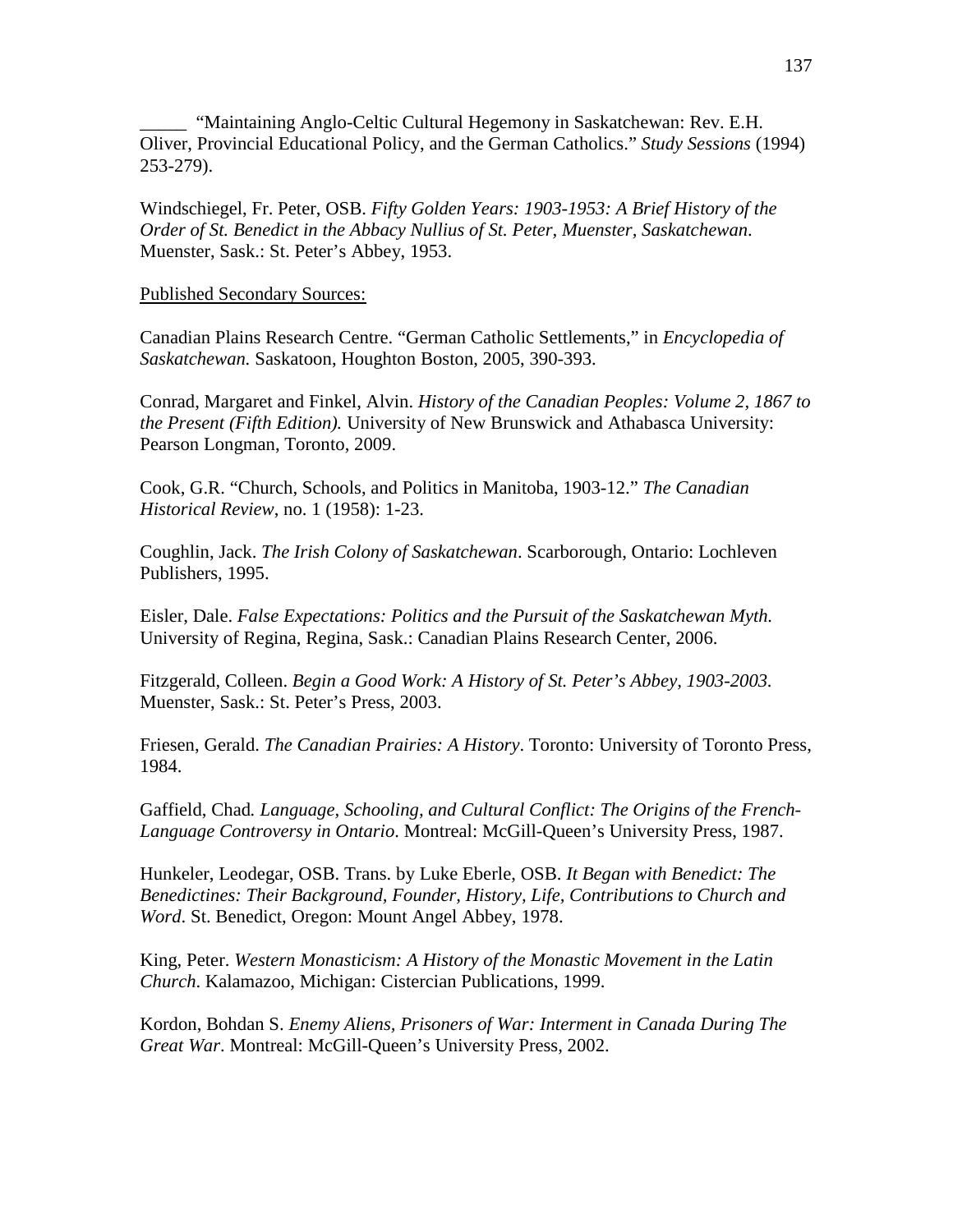_____ "Maintaining Anglo-Celtic Cultural Hegemony in Saskatchewan: Rev. E.H. Oliver, Provincial Educational Policy, and the German Catholics." *Study Sessions* (1994) 253-279).

Windschiegel, Fr. Peter, OSB. *Fifty Golden Years: 1903-1953: A Brief History of the Order of St. Benedict in the Abbacy Nullius of St. Peter, Muenster, Saskatchewan*. Muenster, Sask.: St. Peter's Abbey, 1953.

<u>Published Secondary Sources:</u>

Canadian Plains Research Centre. "German Catholic Settlements," in *Encyclopedia of Saskatchewan.* Saskatoon, Houghton Boston, 2005, 390-393.

Conrad, Margaret and Finkel, Alvin. *History of the Canadian Peoples: Volume 2, 1867 to the Present (Fifth Edition).* University of New Brunswick and Athabasca University: Pearson Longman, Toronto, 2009.

Cook, G.R. "Church, Schools, and Politics in Manitoba, 1903-12." *The Canadian Historical Review*, no. 1 (1958): 1-23.

Coughlin, Jack. *The Irish Colony of Saskatchewan*. Scarborough, Ontario: Lochleven Publishers, 1995.

Eisler, Dale. *False Expectations: Politics and the Pursuit of the Saskatchewan Myth.* University of Regina, Regina, Sask.: Canadian Plains Research Center, 2006.

Fitzgerald, Colleen. *Begin a Good Work: A History of St. Peter's Abbey, 1903-2003.* Muenster, Sask.: St. Peter's Press, 2003.

Friesen, Gerald. *The Canadian Prairies: A History*. Toronto: University of Toronto Press, 1984.

Gaffield, Chad*. Language, Schooling, and Cultural Conflict: The Origins of the French-Language Controversy in Ontario*. Montreal: McGill-Queen's University Press, 1987.

Hunkeler, Leodegar, OSB. Trans. by Luke Eberle, OSB. *It Began with Benedict: The Benedictines: Their Background, Founder, History, Life, Contributions to Church and Word*. St. Benedict, Oregon: Mount Angel Abbey, 1978.

King, Peter. *Western Monasticism: A History of the Monastic Movement in the Latin Church*. Kalamazoo, Michigan: Cistercian Publications, 1999.

Kordon, Bohdan S. *Enemy Aliens, Prisoners of War: Interment in Canada During The Great War*. Montreal: McGill-Queen's University Press, 2002.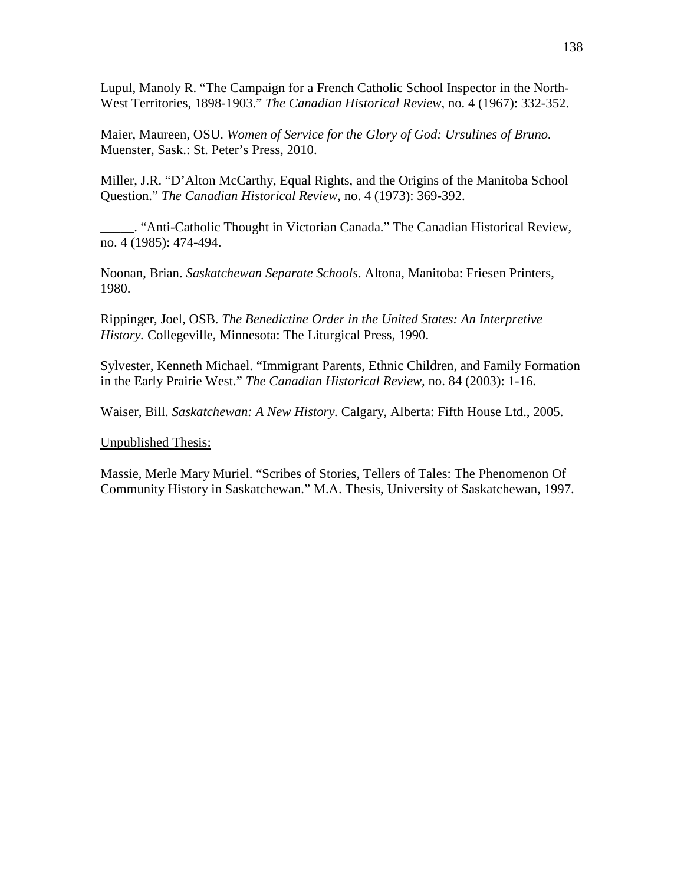Lupul, Manoly R. "The Campaign for a French Catholic School Inspector in the North-West Territories, 1898-1903." *The Canadian Historical Review,* no. 4 (1967): 332-352.

Maier, Maureen, OSU. *Women of Service for the Glory of God: Ursulines of Bruno.* Muenster, Sask.: St. Peter's Press, 2010.

Miller, J.R. "D'Alton McCarthy, Equal Rights, and the Origins of the Manitoba School Question." *The Canadian Historical Review*, no. 4 (1973): 369-392.

_____. "Anti-Catholic Thought in Victorian Canada." The Canadian Historical Review, no. 4 (1985): 474-494.

Noonan, Brian. *Saskatchewan Separate Schools*. Altona, Manitoba: Friesen Printers, 1980.

Rippinger, Joel, OSB. *The Benedictine Order in the United States: An Interpretive History.* Collegeville, Minnesota: The Liturgical Press, 1990.

Sylvester, Kenneth Michael. "Immigrant Parents, Ethnic Children, and Family Formation in the Early Prairie West." *The Canadian Historical Review,* no. 84 (2003): 1-16.

Waiser, Bill. *Saskatchewan: A New History.* Calgary, Alberta: Fifth House Ltd., 2005.

<u>Unpublished Thesis:</u>

Massie, Merle Mary Muriel. "Scribes of Stories, Tellers of Tales: The Phenomenon Of Community History in Saskatchewan." M.A. Thesis, University of Saskatchewan, 1997.